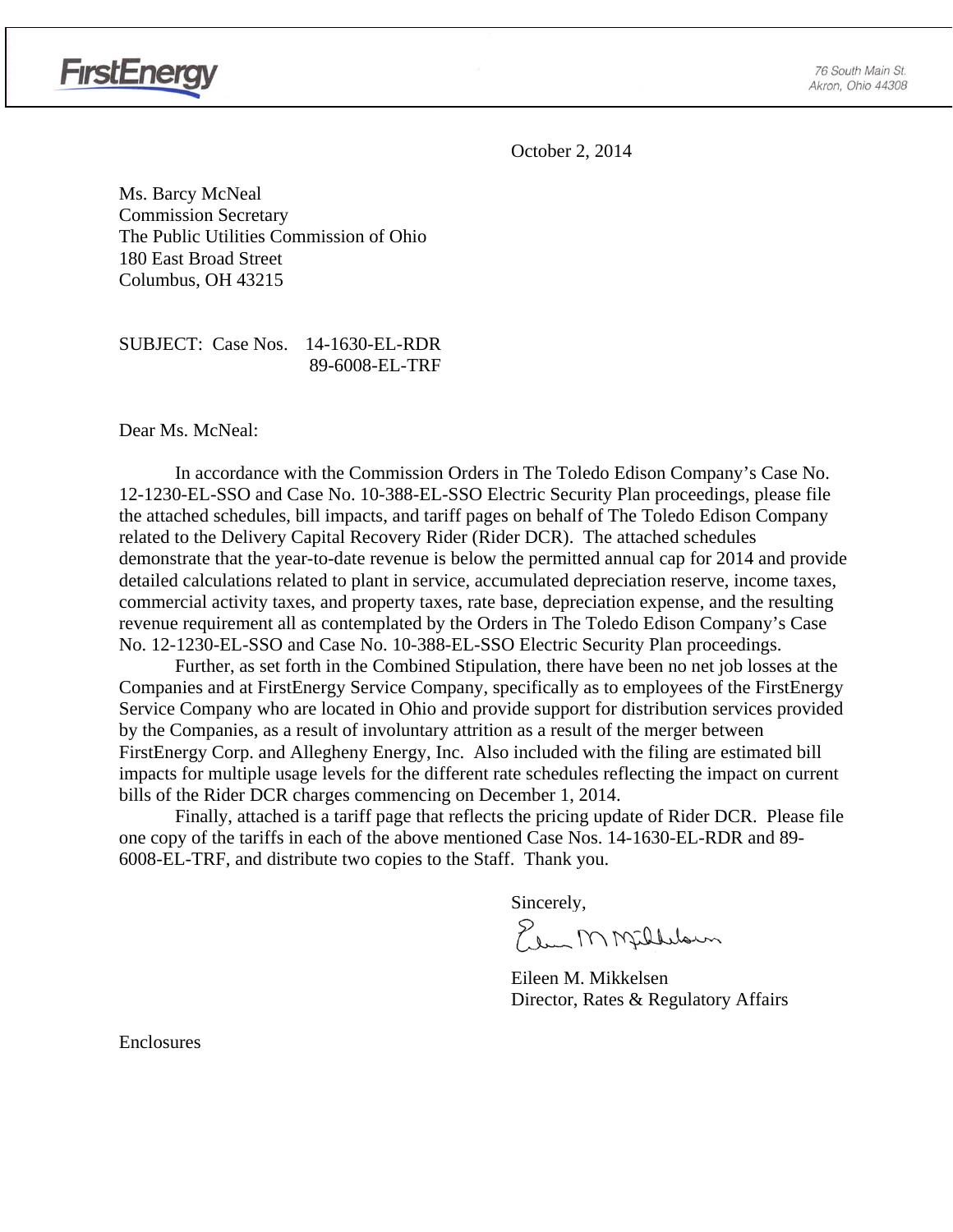FirstEnergy

76 South Main St.
Akron, Ohio 44308

October 2, 2014

Ms. Barcy McNeal
Commission Secretary
The Public Utilities Commission of Ohio
180 East Broad Street
Columbus, OH 43215

SUBJECT: Case Nos. 14-1630-EL-RDR
89-6008-EL-TRF

Dear Ms. McNeal:

In accordance with the Commission Orders in The Toledo Edison Company's Case No. 12-1230-EL-SSO and Case No. 10-388-EL-SSO Electric Security Plan proceedings, please file the attached schedules, bill impacts, and tariff pages on behalf of The Toledo Edison Company related to the Delivery Capital Recovery Rider (Rider DCR). The attached schedules demonstrate that the year-to-date revenue is below the permitted annual cap for 2014 and provide detailed calculations related to plant in service, accumulated depreciation reserve, income taxes, commercial activity taxes, and property taxes, rate base, depreciation expense, and the resulting revenue requirement all as contemplated by the Orders in The Toledo Edison Company's Case No. 12-1230-EL-SSO and Case No. 10-388-EL-SSO Electric Security Plan proceedings.

Further, as set forth in the Combined Stipulation, there have been no net job losses at the Companies and at FirstEnergy Service Company, specifically as to employees of the FirstEnergy Service Company who are located in Ohio and provide support for distribution services provided by the Companies, as a result of involuntary attrition as a result of the merger between FirstEnergy Corp. and Allegheny Energy, Inc. Also included with the filing are estimated bill impacts for multiple usage levels for the different rate schedules reflecting the impact on current bills of the Rider DCR charges commencing on December 1, 2014.

Finally, attached is a tariff page that reflects the pricing update of Rider DCR. Please file one copy of the tariffs in each of the above mentioned Case Nos. 14-1630-EL-RDR and 89-6008-EL-TRF, and distribute two copies to the Staff. Thank you.

Sincerely,

Eileen M. Mikkelsen
Director, Rates & Regulatory Affairs

Enclosures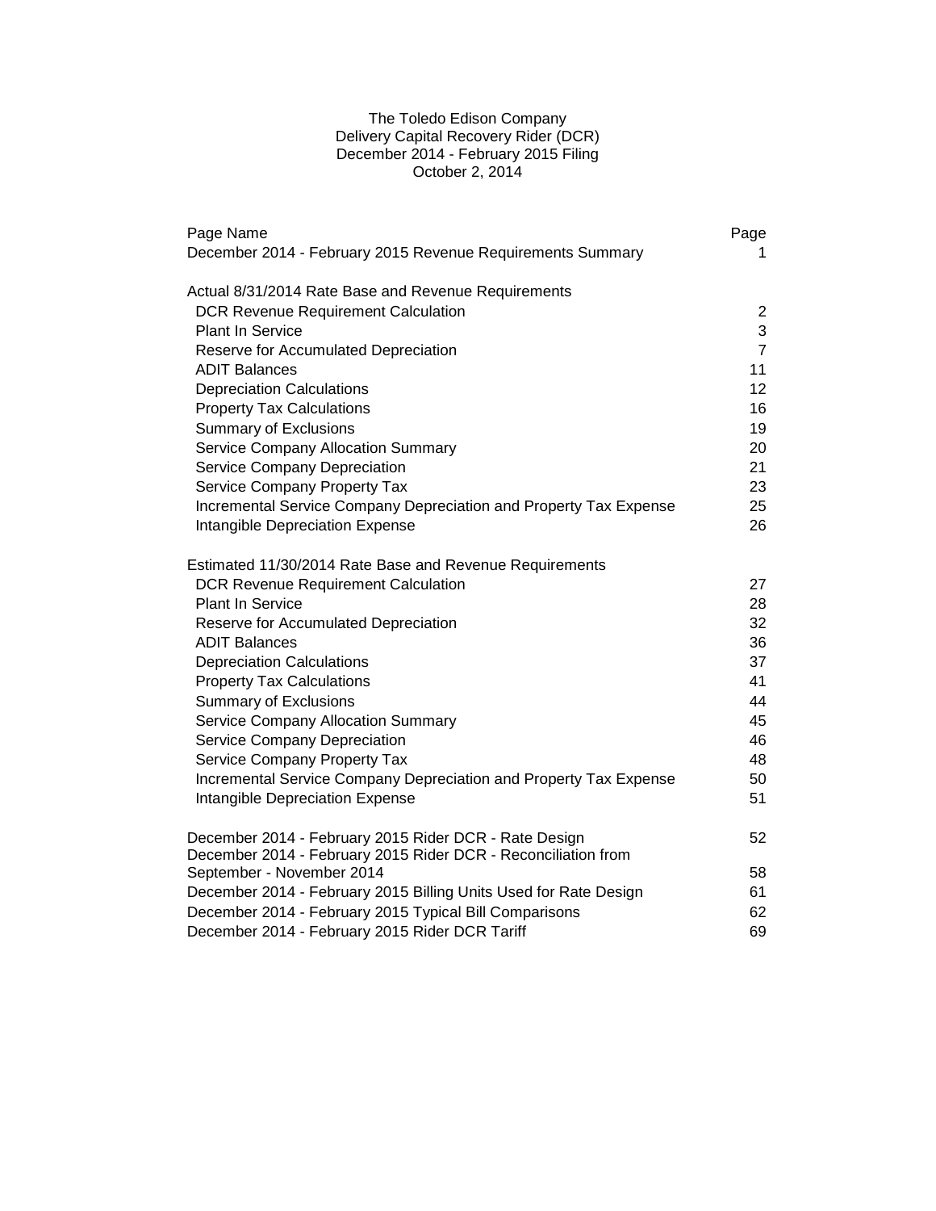# The Toledo Edison Company
## Delivery Capital Recovery Rider (DCR)
## December 2014 - February 2015 Filing
## October 2, 2014

| Page Name | Page |
|---|---|
| December 2014 - February 2015 Revenue Requirements Summary | 1 |
| | |
| **Actual 8/31/2014 Rate Base and Revenue Requirements** | |
| DCR Revenue Requirement Calculation | 2 |
| Plant In Service | 3 |
| Reserve for Accumulated Depreciation | 7 |
| ADIT Balances | 11 |
| Depreciation Calculations | 12 |
| Property Tax Calculations | 16 |
| Summary of Exclusions | 19 |
| Service Company Allocation Summary | 20 |
| Service Company Depreciation | 21 |
| Service Company Property Tax | 23 |
| Incremental Service Company Depreciation and Property Tax Expense | 25 |
| Intangible Depreciation Expense | 26 |
| | |
| **Estimated 11/30/2014 Rate Base and Revenue Requirements** | |
| DCR Revenue Requirement Calculation | 27 |
| Plant In Service | 28 |
| Reserve for Accumulated Depreciation | 32 |
| ADIT Balances | 36 |
| Depreciation Calculations | 37 |
| Property Tax Calculations | 41 |
| Summary of Exclusions | 44 |
| Service Company Allocation Summary | 45 |
| Service Company Depreciation | 46 |
| Service Company Property Tax | 48 |
| Incremental Service Company Depreciation and Property Tax Expense | 50 |
| Intangible Depreciation Expense | 51 |
| | |
| December 2014 - February 2015 Rider DCR - Rate Design | 52 |
| December 2014 - February 2015 Rider DCR - Reconciliation from September - November 2014 | 58 |
| December 2014 - February 2015 Billing Units Used for Rate Design | 61 |
| December 2014 - February 2015 Typical Bill Comparisons | 62 |
| December 2014 - February 2015 Rider DCR Tariff | 69 |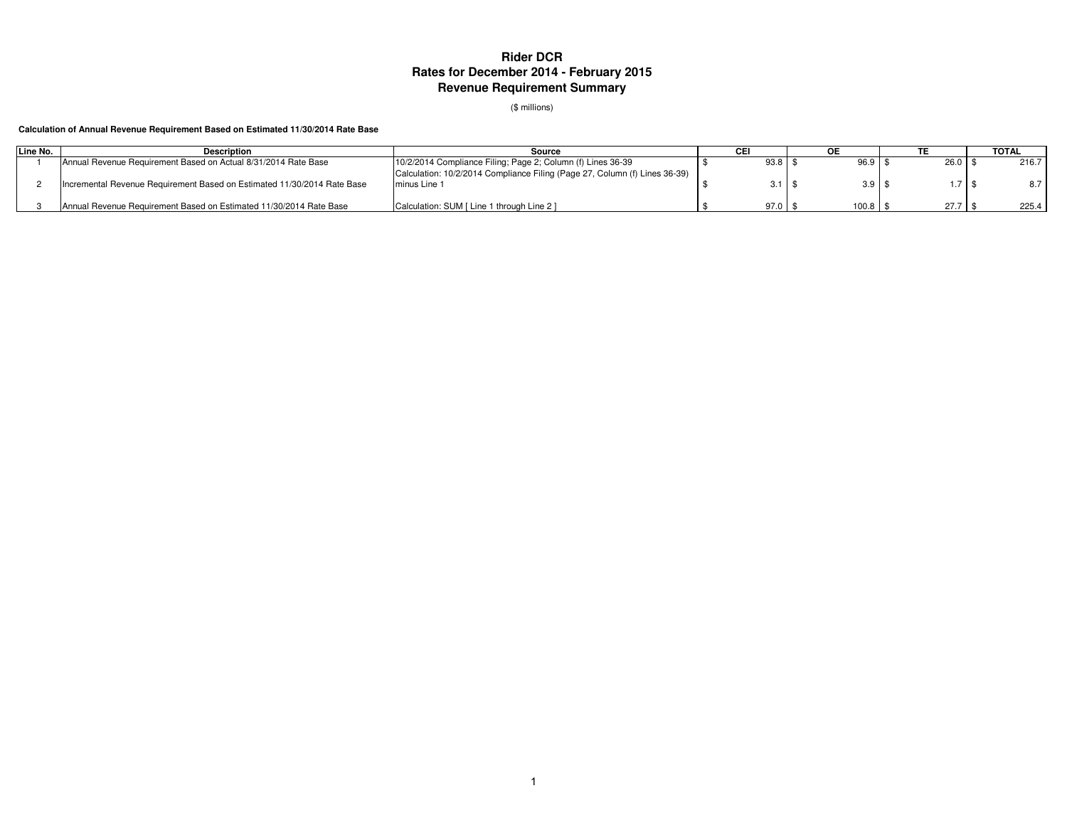# Rider DCR
## Rates for December 2014 - February 2015
## Revenue Requirement Summary

($ millions)

**Calculation of Annual Revenue Requirement Based on Estimated 11/30/2014 Rate Base**

| Line No. | Description | Source | CEI | OE | TE | TOTAL |
|---|---|---|---|---|---|---|
| 1 | Annual Revenue Requirement Based on Actual 8/31/2014 Rate Base | 10/2/2014 Compliance Filing; Page 2; Column (f) Lines 36-39 | $ 93.8 | $ 96.9 | $ 26.0 | $ 216.7 |
| 2 | Incremental Revenue Requirement Based on Estimated 11/30/2014 Rate Base | Calculation: 10/2/2014 Compliance Filing (Page 27, Column (f) Lines 36-39) minus Line 1 | $ 3.1 | $ 3.9 | $ 1.7 | $ 8.7 |
| 3 | Annual Revenue Requirement Based on Estimated 11/30/2014 Rate Base | Calculation: SUM [ Line 1 through Line 2 ] | $ 97.0 | $ 100.8 | $ 27.7 | $ 225.4 |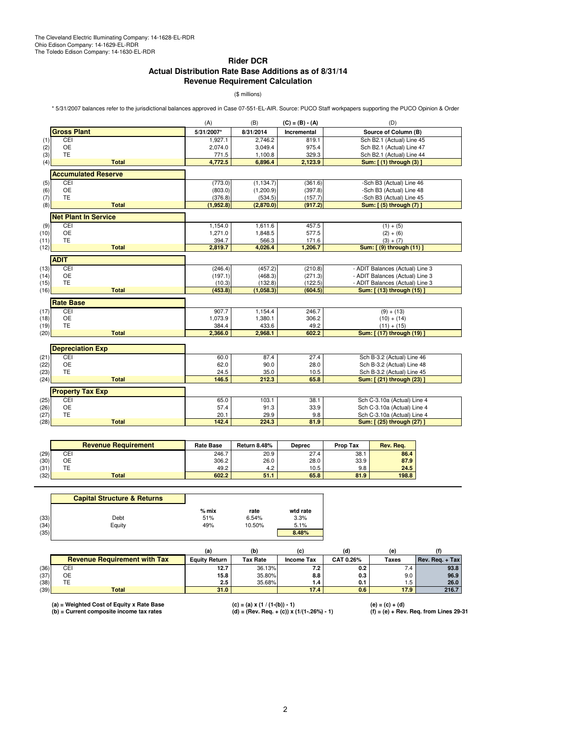The Cleveland Electric Illuminating Company: 14-1628-EL-RDR
Ohio Edison Company: 14-1629-EL-RDR
The Toledo Edison Company: 14-1630-EL-RDR

## Rider DCR
## Actual Distribution Rate Base Additions as of 8/31/14
## Revenue Requirement Calculation

($ millions)

* 5/31/2007 balances refer to the jurisdictional balances approved in Case 07-551-EL-AIR. Source: PUCO Staff workpapers supporting the PUCO Opinion & Order

| | | (A) | (B) | (C) = (B) - (A) | (D) |
|---|---|---|---|---|---|
| | **Gross Plant** | **5/31/2007*** | **8/31/2014** | **Incremental** | **Source of Column (B)** |
| (1) | CEI | 1,927.1 | 2,746.2 | 819.1 | Sch B2.1 (Actual) Line 45 |
| (2) | OE | 2,074.0 | 3,049.4 | 975.4 | Sch B2.1 (Actual) Line 47 |
| (3) | TE | 771.5 | 1,100.8 | 329.3 | Sch B2.1 (Actual) Line 44 |
| (4) | **Total** | **4,772.5** | **6,896.4** | **2,123.9** | **Sum: [ (1) through (3) ]** |
| | **Accumulated Reserve** | | | | |
| (5) | CEI | (773.0) | (1,134.7) | (361.6) | -Sch B3 (Actual) Line 46 |
| (6) | OE | (803.0) | (1,200.9) | (397.8) | -Sch B3 (Actual) Line 48 |
| (7) | TE | (376.8) | (534.5) | (157.7) | -Sch B3 (Actual) Line 45 |
| (8) | **Total** | **(1,952.8)** | **(2,870.0)** | **(917.2)** | **Sum: [ (5) through (7) ]** |
| | **Net Plant In Service** | | | | |
| (9) | CEI | 1,154.0 | 1,611.6 | 457.5 | (1) + (5) |
| (10) | OE | 1,271.0 | 1,848.5 | 577.5 | (2) + (6) |
| (11) | TE | 394.7 | 566.3 | 171.6 | (3) + (7) |
| (12) | **Total** | **2,819.7** | **4,026.4** | **1,206.7** | **Sum: [ (9) through (11) ]** |
| | **ADIT** | | | | |
| (13) | CEI | (246.4) | (457.2) | (210.8) | - ADIT Balances (Actual) Line 3 |
| (14) | OE | (197.1) | (468.3) | (271.3) | - ADIT Balances (Actual) Line 3 |
| (15) | TE | (10.3) | (132.8) | (122.5) | - ADIT Balances (Actual) Line 3 |
| (16) | **Total** | **(453.8)** | **(1,058.3)** | **(604.5)** | **Sum: [ (13) through (15) ]** |
| | **Rate Base** | | | | |
| (17) | CEI | 907.7 | 1,154.4 | 246.7 | (9) + (13) |
| (18) | OE | 1,073.9 | 1,380.1 | 306.2 | (10) + (14) |
| (19) | TE | 384.4 | 433.6 | 49.2 | (11) + (15) |
| (20) | **Total** | **2,366.0** | **2,968.1** | **602.2** | **Sum: [ (17) through (19) ]** |
| | **Depreciation Exp** | | | | |
| (21) | CEI | 60.0 | 87.4 | 27.4 | Sch B-3.2 (Actual) Line 46 |
| (22) | OE | 62.0 | 90.0 | 28.0 | Sch B-3.2 (Actual) Line 48 |
| (23) | TE | 24.5 | 35.0 | 10.5 | Sch B-3.2 (Actual) Line 45 |
| (24) | **Total** | **146.5** | **212.3** | **65.8** | **Sum: [ (21) through (23) ]** |
| | **Property Tax Exp** | | | | |
| (25) | CEI | 65.0 | 103.1 | 38.1 | Sch C-3.10a (Actual) Line 4 |
| (26) | OE | 57.4 | 91.3 | 33.9 | Sch C-3.10a (Actual) Line 4 |
| (27) | TE | 20.1 | 29.9 | 9.8 | Sch C-3.10a (Actual) Line 4 |
| (28) | **Total** | **142.4** | **224.3** | **81.9** | **Sum: [ (25) through (27) ]** |

| | **Revenue Requirement** | **Rate Base** | **Return 8.48%** | **Deprec** | **Prop Tax** | **Rev. Req.** |
|---|---|---|---|---|---|---|
| (29) | CEI | 246.7 | 20.9 | 27.4 | 38.1 | **86.4** |
| (30) | OE | 306.2 | 26.0 | 28.0 | 33.9 | **87.9** |
| (31) | TE | 49.2 | 4.2 | 10.5 | 9.8 | **24.5** |
| (32) | **Total** | **602.2** | **51.1** | **65.8** | **81.9** | **198.8** |

| | **Capital Structure & Returns** | % mix | rate | wtd rate |
|---|---|---|---|---|
| (33) | Debt | 51% | 6.54% | 3.3% |
| (34) | Equity | 49% | 10.50% | 5.1% |
| (35) | | | | **8.48%** |

| | | (a) | (b) | (c) | (d) | (e) | (f) |
|---|---|---|---|---|---|---|---|
| | **Revenue Requirement with Tax** | **Equity Return** | **Tax Rate** | **Income Tax** | **CAT 0.26%** | **Taxes** | **Rev. Req. + Tax** |
| (36) | CEI | **12.7** | 36.13% | **7.2** | **0.2** | 7.4 | **93.8** |
| (37) | OE | **15.8** | 35.80% | **8.8** | **0.3** | 9.0 | **96.9** |
| (38) | TE | **2.5** | 35.68% | **1.4** | **0.1** | 1.5 | **26.0** |
| (39) | **Total** | **31.0** | | **17.4** | **0.6** | **17.9** | **216.7** |

**(a) = Weighted Cost of Equity x Rate Base**
**(b) = Current composite income tax rates**
**(c) = (a) x (1 / (1-(b)) - 1)**
**(d) = (Rev. Req. + (c)) x (1/(1-.26%) - 1)**
**(e) = (c) + (d)**
**(f) = (e) + Rev. Req. from Lines 29-31**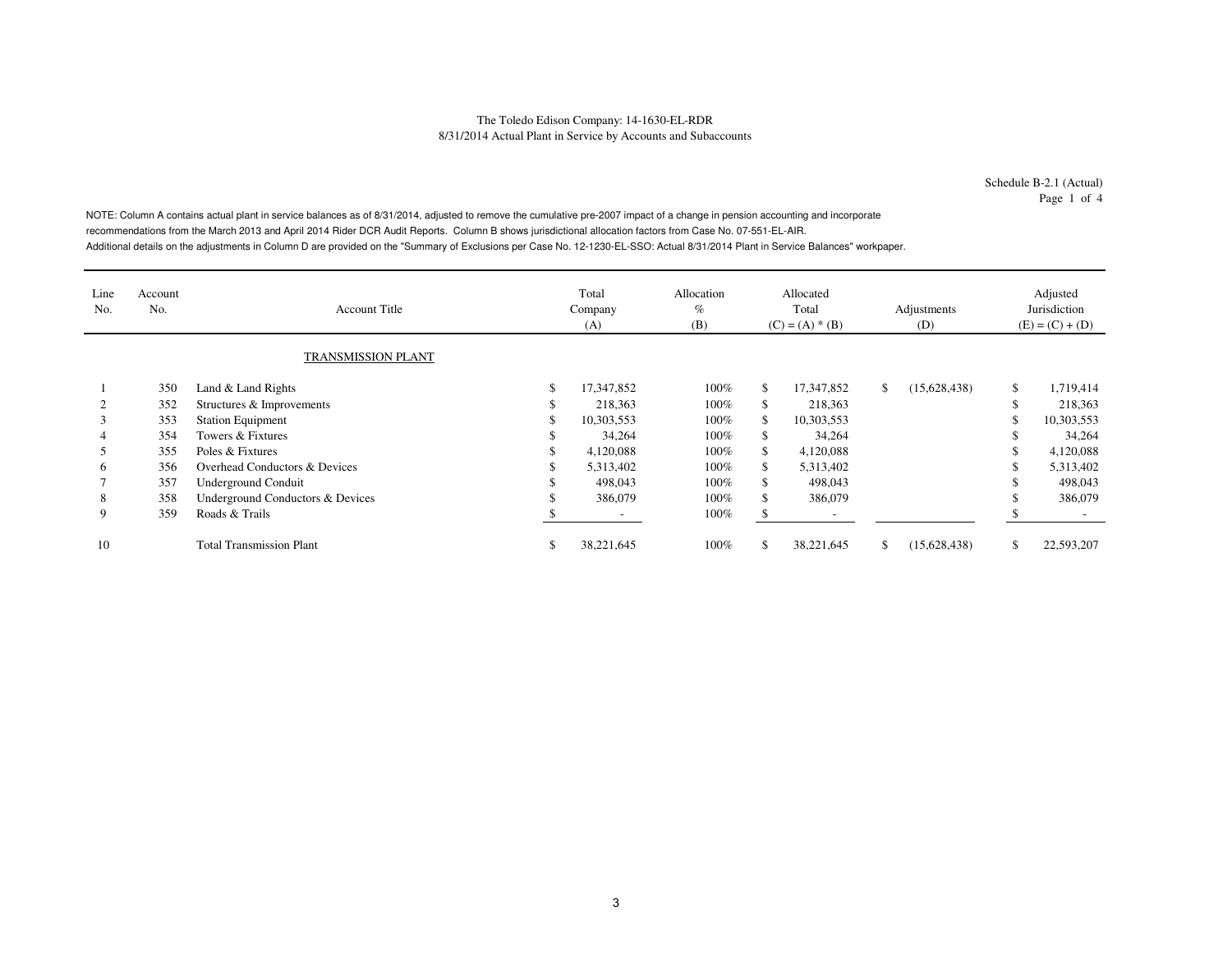The Toledo Edison Company: 14-1630-EL-RDR
8/31/2014 Actual Plant in Service by Accounts and Subaccounts

Schedule B-2.1 (Actual)
Page 1 of 4

NOTE: Column A contains actual plant in service balances as of 8/31/2014, adjusted to remove the cumulative pre-2007 impact of a change in pension accounting and incorporate recommendations from the March 2013 and April 2014 Rider DCR Audit Reports. Column B shows jurisdictional allocation factors from Case No. 07-551-EL-AIR.
Additional details on the adjustments in Column D are provided on the "Summary of Exclusions per Case No. 12-1230-EL-SSO: Actual 8/31/2014 Plant in Service Balances" workpaper.

| Line No. | Account No. | Account Title | Total Company (A) | Allocation % (B) | Allocated Total (C) = (A) * (B) | Adjustments (D) | Adjusted Jurisdiction (E) = (C) + (D) |
|---|---|---|---|---|---|---|---|
| | | TRANSMISSION PLANT | | | | | |
| 1 | 350 | Land & Land Rights | $ 17,347,852 | 100% | $ 17,347,852 | $ (15,628,438) | $ 1,719,414 |
| 2 | 352 | Structures & Improvements | $ 218,363 | 100% | $ 218,363 | | $ 218,363 |
| 3 | 353 | Station Equipment | $ 10,303,553 | 100% | $ 10,303,553 | | $ 10,303,553 |
| 4 | 354 | Towers & Fixtures | $ 34,264 | 100% | $ 34,264 | | $ 34,264 |
| 5 | 355 | Poles & Fixtures | $ 4,120,088 | 100% | $ 4,120,088 | | $ 4,120,088 |
| 6 | 356 | Overhead Conductors & Devices | $ 5,313,402 | 100% | $ 5,313,402 | | $ 5,313,402 |
| 7 | 357 | Underground Conduit | $ 498,043 | 100% | $ 498,043 | | $ 498,043 |
| 8 | 358 | Underground Conductors & Devices | $ 386,079 | 100% | $ 386,079 | | $ 386,079 |
| 9 | 359 | Roads & Trails | $ - | 100% | $ - | | $ - |
| 10 | | Total Transmission Plant | $ 38,221,645 | 100% | $ 38,221,645 | $ (15,628,438) | $ 22,593,207 |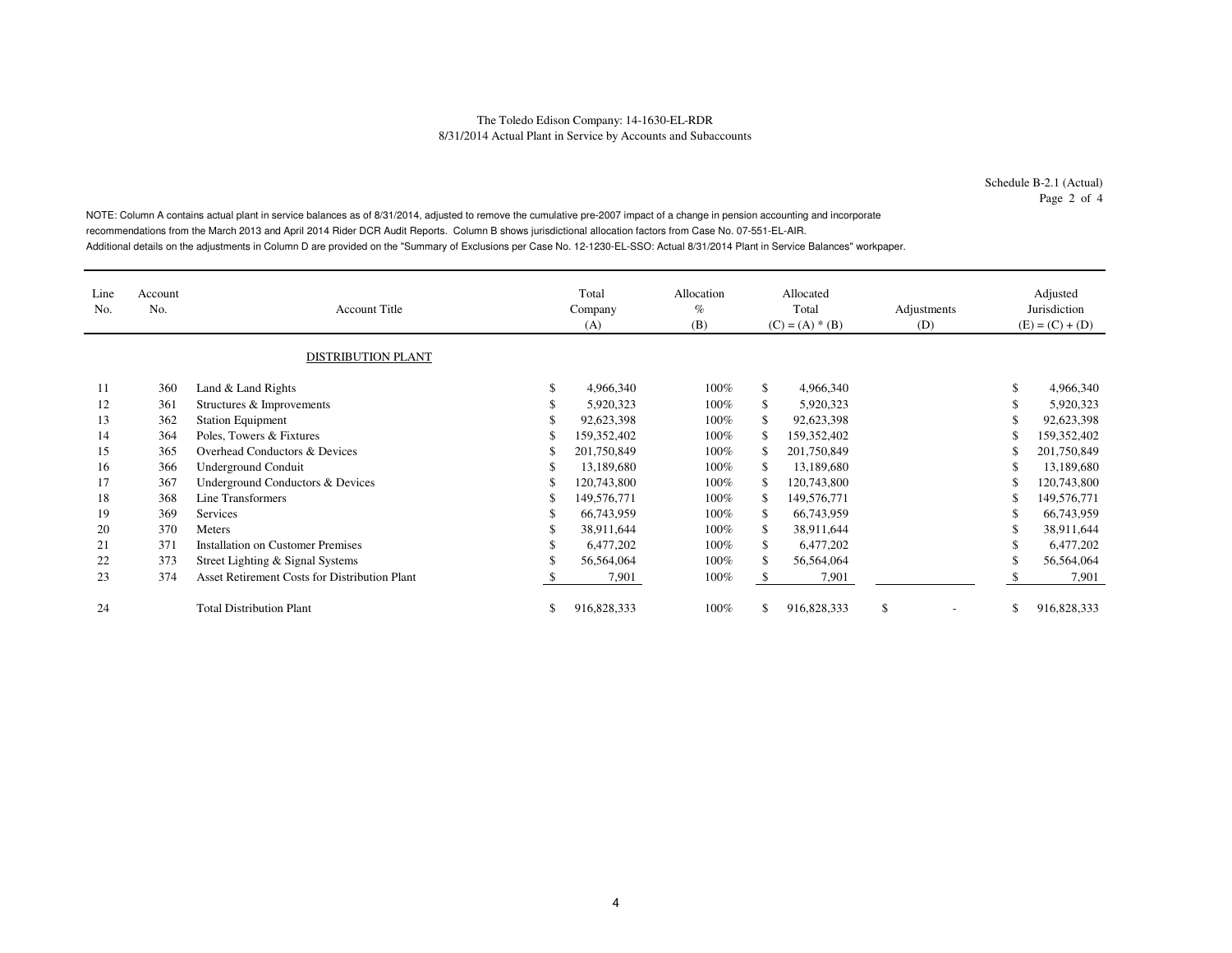The Toledo Edison Company: 14-1630-EL-RDR

8/31/2014 Actual Plant in Service by Accounts and Subaccounts

Schedule B-2.1 (Actual)
Page 2 of 4

NOTE: Column A contains actual plant in service balances as of 8/31/2014, adjusted to remove the cumulative pre-2007 impact of a change in pension accounting and incorporate recommendations from the March 2013 and April 2014 Rider DCR Audit Reports. Column B shows jurisdictional allocation factors from Case No. 07-551-EL-AIR. Additional details on the adjustments in Column D are provided on the "Summary of Exclusions per Case No. 12-1230-EL-SSO: Actual 8/31/2014 Plant in Service Balances" workpaper.

| Line No. | Account No. | Account Title | Total Company (A) | Allocation % (B) | Allocated Total (C) = (A) * (B) | Adjustments (D) | Adjusted Jurisdiction (E) = (C) + (D) |
|---|---|---|---|---|---|---|---|
| | | DISTRIBUTION PLANT | | | | | |
| 11 | 360 | Land & Land Rights | $ 4,966,340 | 100% | $ 4,966,340 | | $ 4,966,340 |
| 12 | 361 | Structures & Improvements | $ 5,920,323 | 100% | $ 5,920,323 | | $ 5,920,323 |
| 13 | 362 | Station Equipment | $ 92,623,398 | 100% | $ 92,623,398 | | $ 92,623,398 |
| 14 | 364 | Poles, Towers & Fixtures | $ 159,352,402 | 100% | $ 159,352,402 | | $ 159,352,402 |
| 15 | 365 | Overhead Conductors & Devices | $ 201,750,849 | 100% | $ 201,750,849 | | $ 201,750,849 |
| 16 | 366 | Underground Conduit | $ 13,189,680 | 100% | $ 13,189,680 | | $ 13,189,680 |
| 17 | 367 | Underground Conductors & Devices | $ 120,743,800 | 100% | $ 120,743,800 | | $ 120,743,800 |
| 18 | 368 | Line Transformers | $ 149,576,771 | 100% | $ 149,576,771 | | $ 149,576,771 |
| 19 | 369 | Services | $ 66,743,959 | 100% | $ 66,743,959 | | $ 66,743,959 |
| 20 | 370 | Meters | $ 38,911,644 | 100% | $ 38,911,644 | | $ 38,911,644 |
| 21 | 371 | Installation on Customer Premises | $ 6,477,202 | 100% | $ 6,477,202 | | $ 6,477,202 |
| 22 | 373 | Street Lighting & Signal Systems | $ 56,564,064 | 100% | $ 56,564,064 | | $ 56,564,064 |
| 23 | 374 | Asset Retirement Costs for Distribution Plant | $ 7,901 | 100% | $ 7,901 | | $ 7,901 |
| 24 | | Total Distribution Plant | $ 916,828,333 | 100% | $ 916,828,333 | $ - | $ 916,828,333 |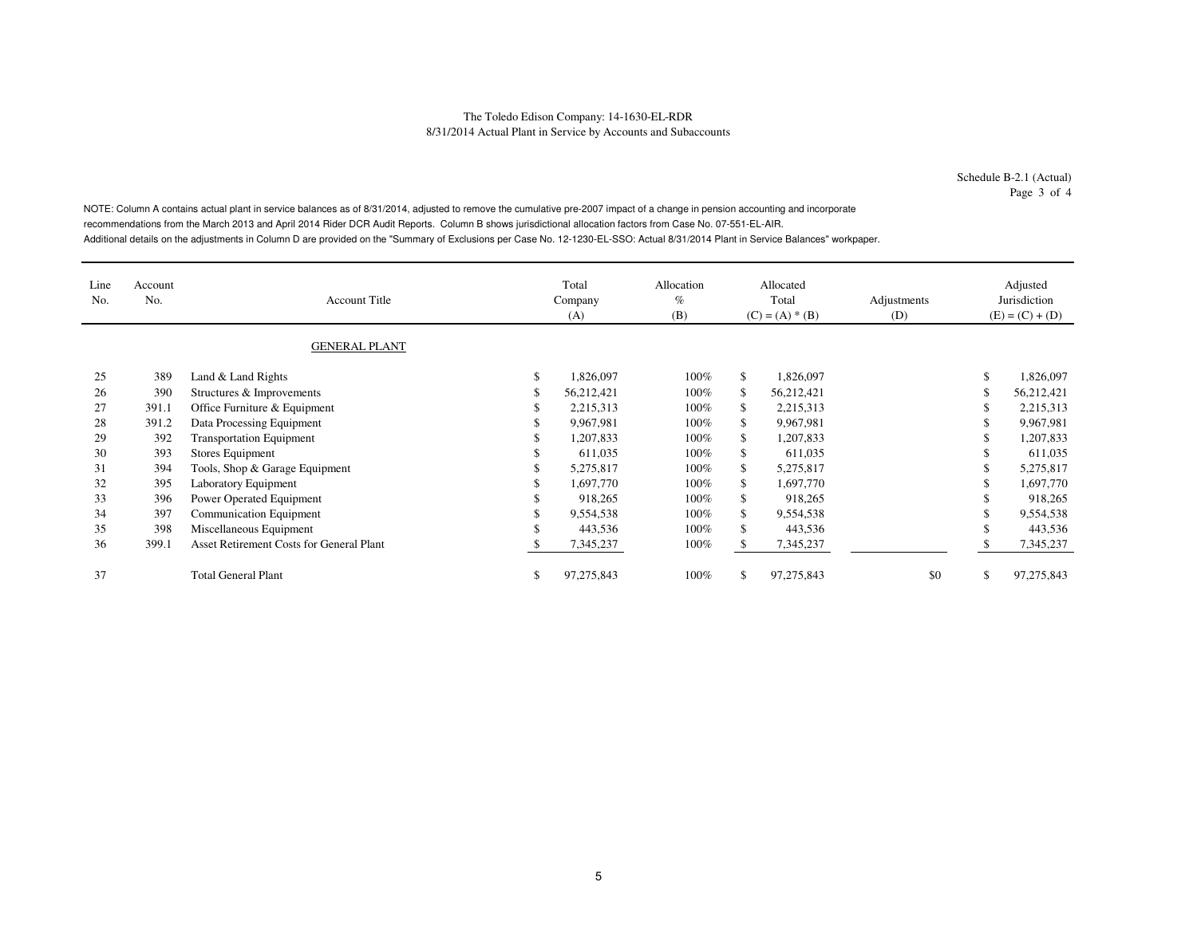The Toledo Edison Company: 14-1630-EL-RDR
8/31/2014 Actual Plant in Service by Accounts and Subaccounts

Schedule B-2.1 (Actual)
Page 3 of 4

NOTE: Column A contains actual plant in service balances as of 8/31/2014, adjusted to remove the cumulative pre-2007 impact of a change in pension accounting and incorporate recommendations from the March 2013 and April 2014 Rider DCR Audit Reports. Column B shows jurisdictional allocation factors from Case No. 07-551-EL-AIR.
Additional details on the adjustments in Column D are provided on the "Summary of Exclusions per Case No. 12-1230-EL-SSO: Actual 8/31/2014 Plant in Service Balances" workpaper.

| Line No. | Account No. | Account Title | Total Company (A) | Allocation % (B) | Allocated Total (C) = (A) * (B) | Adjustments (D) | Adjusted Jurisdiction (E) = (C) + (D) |
|---|---|---|---|---|---|---|---|
| | | GENERAL PLANT | | | | | |
| 25 | 389 | Land & Land Rights | $ 1,826,097 | 100% | $ 1,826,097 | | $ 1,826,097 |
| 26 | 390 | Structures & Improvements | $ 56,212,421 | 100% | $ 56,212,421 | | $ 56,212,421 |
| 27 | 391.1 | Office Furniture & Equipment | $ 2,215,313 | 100% | $ 2,215,313 | | $ 2,215,313 |
| 28 | 391.2 | Data Processing Equipment | $ 9,967,981 | 100% | $ 9,967,981 | | $ 9,967,981 |
| 29 | 392 | Transportation Equipment | $ 1,207,833 | 100% | $ 1,207,833 | | $ 1,207,833 |
| 30 | 393 | Stores Equipment | $ 611,035 | 100% | $ 611,035 | | $ 611,035 |
| 31 | 394 | Tools, Shop & Garage Equipment | $ 5,275,817 | 100% | $ 5,275,817 | | $ 5,275,817 |
| 32 | 395 | Laboratory Equipment | $ 1,697,770 | 100% | $ 1,697,770 | | $ 1,697,770 |
| 33 | 396 | Power Operated Equipment | $ 918,265 | 100% | $ 918,265 | | $ 918,265 |
| 34 | 397 | Communication Equipment | $ 9,554,538 | 100% | $ 9,554,538 | | $ 9,554,538 |
| 35 | 398 | Miscellaneous Equipment | $ 443,536 | 100% | $ 443,536 | | $ 443,536 |
| 36 | 399.1 | Asset Retirement Costs for General Plant | $ 7,345,237 | 100% | $ 7,345,237 | | $ 7,345,237 |
| 37 | | Total General Plant | $ 97,275,843 | 100% | $ 97,275,843 | $0 | $ 97,275,843 |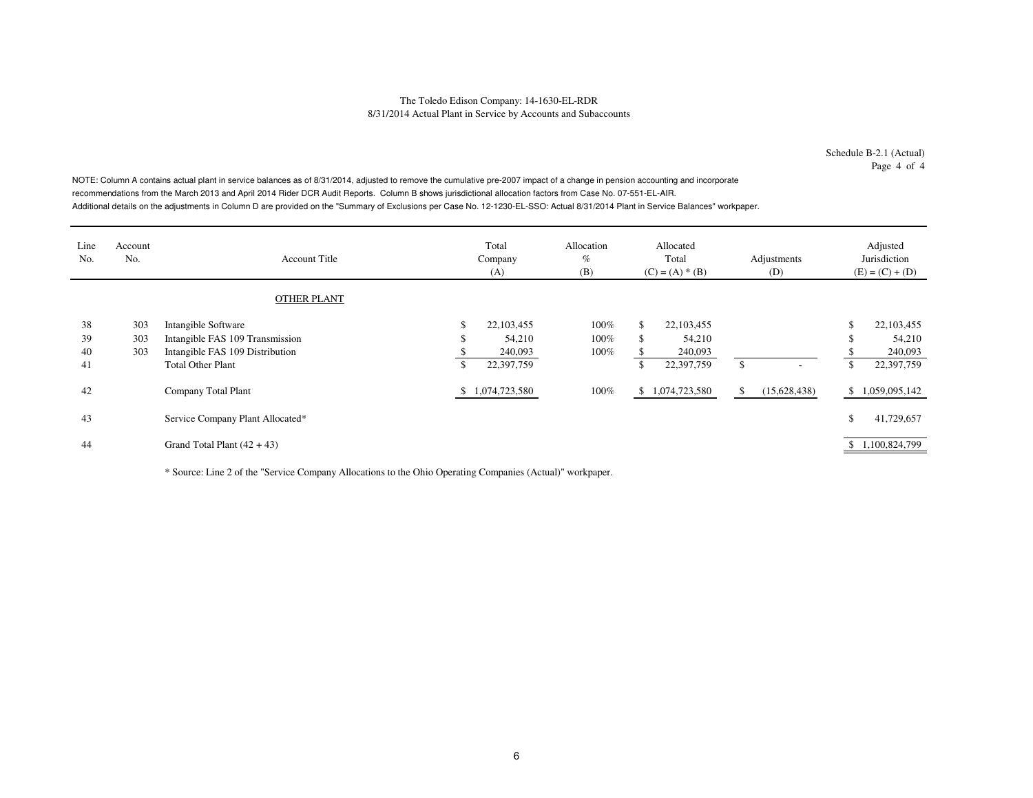The Toledo Edison Company: 14-1630-EL-RDR
8/31/2014 Actual Plant in Service by Accounts and Subaccounts

Schedule B-2.1 (Actual)
Page 4 of 4

NOTE: Column A contains actual plant in service balances as of 8/31/2014, adjusted to remove the cumulative pre-2007 impact of a change in pension accounting and incorporate recommendations from the March 2013 and April 2014 Rider DCR Audit Reports. Column B shows jurisdictional allocation factors from Case No. 07-551-EL-AIR.
Additional details on the adjustments in Column D are provided on the "Summary of Exclusions per Case No. 12-1230-EL-SSO: Actual 8/31/2014 Plant in Service Balances" workpaper.

| Line No. | Account No. | Account Title | Total Company (A) | Allocation % (B) | Allocated Total (C) = (A) * (B) | Adjustments (D) | Adjusted Jurisdiction (E) = (C) + (D) |
|---|---|---|---|---|---|---|---|
| | | OTHER PLANT | | | | | |
| 38 | 303 | Intangible Software | $ 22,103,455 | 100% | $ 22,103,455 | | $ 22,103,455 |
| 39 | 303 | Intangible FAS 109 Transmission | $ 54,210 | 100% | $ 54,210 | | $ 54,210 |
| 40 | 303 | Intangible FAS 109 Distribution | $ 240,093 | 100% | $ 240,093 | | $ 240,093 |
| 41 | | Total Other Plant | $ 22,397,759 | | $ 22,397,759 | $ - | $ 22,397,759 |
| 42 | | Company Total Plant | $ 1,074,723,580 | 100% | $ 1,074,723,580 | $ (15,628,438) | $ 1,059,095,142 |
| 43 | | Service Company Plant Allocated* | | | | | $ 41,729,657 |
| 44 | | Grand Total Plant (42 + 43) | | | | | $ 1,100,824,799 |

* Source: Line 2 of the "Service Company Allocations to the Ohio Operating Companies (Actual)" workpaper.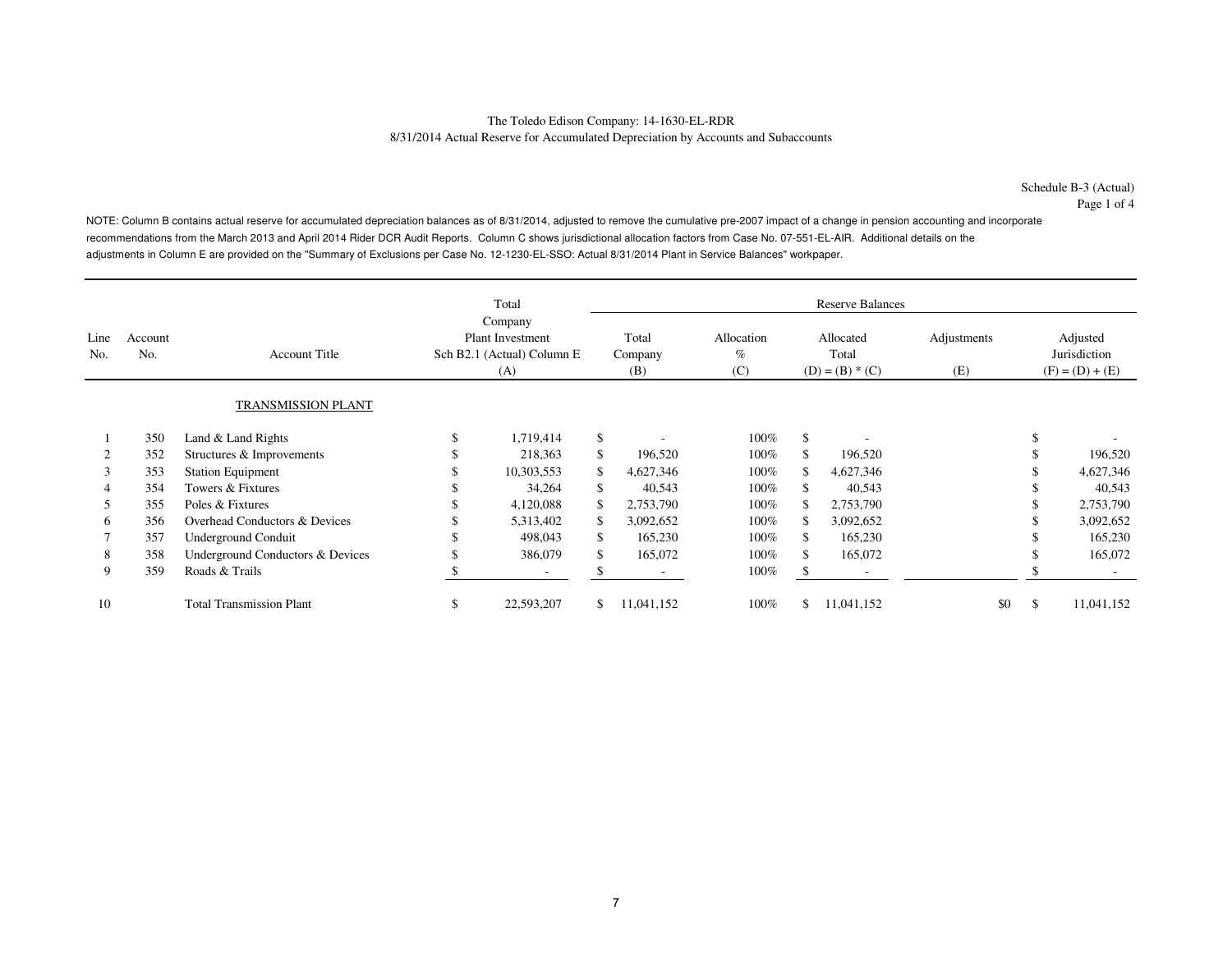The Toledo Edison Company: 14-1630-EL-RDR
8/31/2014 Actual Reserve for Accumulated Depreciation by Accounts and Subaccounts

Schedule B-3 (Actual)
Page 1 of 4

NOTE: Column B contains actual reserve for accumulated depreciation balances as of 8/31/2014, adjusted to remove the cumulative pre-2007 impact of a change in pension accounting and incorporate recommendations from the March 2013 and April 2014 Rider DCR Audit Reports. Column C shows jurisdictional allocation factors from Case No. 07-551-EL-AIR. Additional details on the adjustments in Column E are provided on the "Summary of Exclusions per Case No. 12-1230-EL-SSO: Actual 8/31/2014 Plant in Service Balances" workpaper.

| | | | Total Company | Reserve Balances | | | | |
|---|---|---|---|---|---|---|---|---|
| Line No. | Account No. | Account Title | Plant Investment Sch B2.1 (Actual) Column E (A) | Total Company (B) | Allocation % (C) | Allocated Total (D) = (B) * (C) | Adjustments (E) | Adjusted Jurisdiction (F) = (D) + (E) |
| | | TRANSMISSION PLANT | | | | | | |
| 1 | 350 | Land & Land Rights | $ 1,719,414 | $ - | 100% | $ - | | $ - |
| 2 | 352 | Structures & Improvements | $ 218,363 | $ 196,520 | 100% | $ 196,520 | | $ 196,520 |
| 3 | 353 | Station Equipment | $ 10,303,553 | $ 4,627,346 | 100% | $ 4,627,346 | | $ 4,627,346 |
| 4 | 354 | Towers & Fixtures | $ 34,264 | $ 40,543 | 100% | $ 40,543 | | $ 40,543 |
| 5 | 355 | Poles & Fixtures | $ 4,120,088 | $ 2,753,790 | 100% | $ 2,753,790 | | $ 2,753,790 |
| 6 | 356 | Overhead Conductors & Devices | $ 5,313,402 | $ 3,092,652 | 100% | $ 3,092,652 | | $ 3,092,652 |
| 7 | 357 | Underground Conduit | $ 498,043 | $ 165,230 | 100% | $ 165,230 | | $ 165,230 |
| 8 | 358 | Underground Conductors & Devices | $ 386,079 | $ 165,072 | 100% | $ 165,072 | | $ 165,072 |
| 9 | 359 | Roads & Trails | $ - | $ - | 100% | $ - | | $ - |
| 10 | | Total Transmission Plant | $ 22,593,207 | $ 11,041,152 | 100% | $ 11,041,152 | $0 | $ 11,041,152 |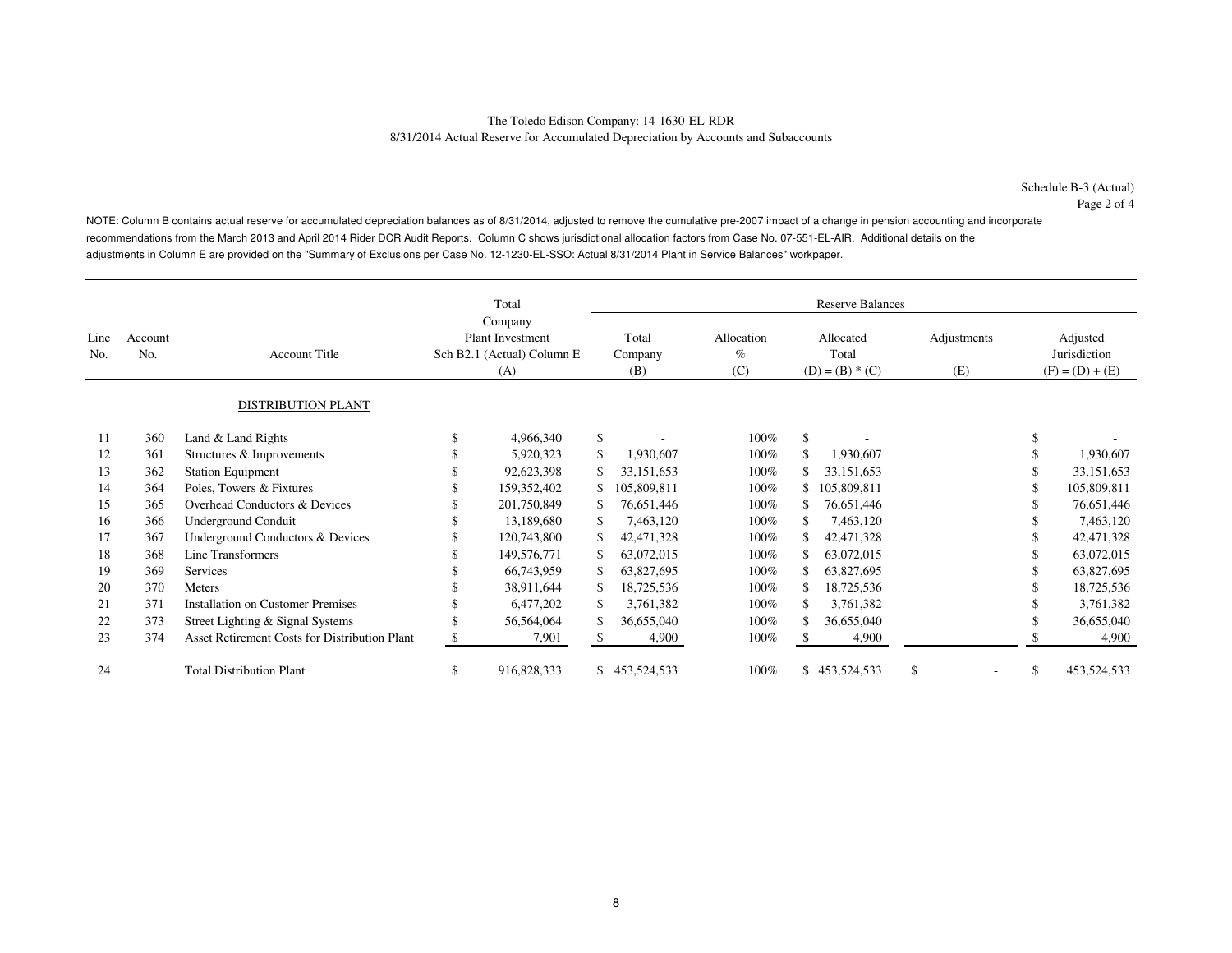The Toledo Edison Company: 14-1630-EL-RDR
8/31/2014 Actual Reserve for Accumulated Depreciation by Accounts and Subaccounts

Schedule B-3 (Actual)
Page 2 of 4

NOTE: Column B contains actual reserve for accumulated depreciation balances as of 8/31/2014, adjusted to remove the cumulative pre-2007 impact of a change in pension accounting and incorporate recommendations from the March 2013 and April 2014 Rider DCR Audit Reports. Column C shows jurisdictional allocation factors from Case No. 07-551-EL-AIR. Additional details on the adjustments in Column E are provided on the "Summary of Exclusions per Case No. 12-1230-EL-SSO: Actual 8/31/2014 Plant in Service Balances" workpaper.

| Line No. | Account No. | Account Title | Total Company Plant Investment Sch B2.1 (Actual) Column E (A) | Reserve Balances: Total Company (B) | Allocation % (C) | Allocated Total (D) = (B) * (C) | Adjustments (E) | Adjusted Jurisdiction (F) = (D) + (E) |
|---|---|---|---|---|---|---|---|---|
| | | DISTRIBUTION PLANT | | | | | | |
| 11 | 360 | Land & Land Rights | $ 4,966,340 | $ - | 100% | $ - | | $ - |
| 12 | 361 | Structures & Improvements | $ 5,920,323 | $ 1,930,607 | 100% | $ 1,930,607 | | $ 1,930,607 |
| 13 | 362 | Station Equipment | $ 92,623,398 | $ 33,151,653 | 100% | $ 33,151,653 | | $ 33,151,653 |
| 14 | 364 | Poles, Towers & Fixtures | $ 159,352,402 | $ 105,809,811 | 100% | $ 105,809,811 | | $ 105,809,811 |
| 15 | 365 | Overhead Conductors & Devices | $ 201,750,849 | $ 76,651,446 | 100% | $ 76,651,446 | | $ 76,651,446 |
| 16 | 366 | Underground Conduit | $ 13,189,680 | $ 7,463,120 | 100% | $ 7,463,120 | | $ 7,463,120 |
| 17 | 367 | Underground Conductors & Devices | $ 120,743,800 | $ 42,471,328 | 100% | $ 42,471,328 | | $ 42,471,328 |
| 18 | 368 | Line Transformers | $ 149,576,771 | $ 63,072,015 | 100% | $ 63,072,015 | | $ 63,072,015 |
| 19 | 369 | Services | $ 66,743,959 | $ 63,827,695 | 100% | $ 63,827,695 | | $ 63,827,695 |
| 20 | 370 | Meters | $ 38,911,644 | $ 18,725,536 | 100% | $ 18,725,536 | | $ 18,725,536 |
| 21 | 371 | Installation on Customer Premises | $ 6,477,202 | $ 3,761,382 | 100% | $ 3,761,382 | | $ 3,761,382 |
| 22 | 373 | Street Lighting & Signal Systems | $ 56,564,064 | $ 36,655,040 | 100% | $ 36,655,040 | | $ 36,655,040 |
| 23 | 374 | Asset Retirement Costs for Distribution Plant | $ 7,901 | $ 4,900 | 100% | $ 4,900 | | $ 4,900 |
| 24 | | Total Distribution Plant | $ 916,828,333 | $ 453,524,533 | 100% | $ 453,524,533 | $ - | $ 453,524,533 |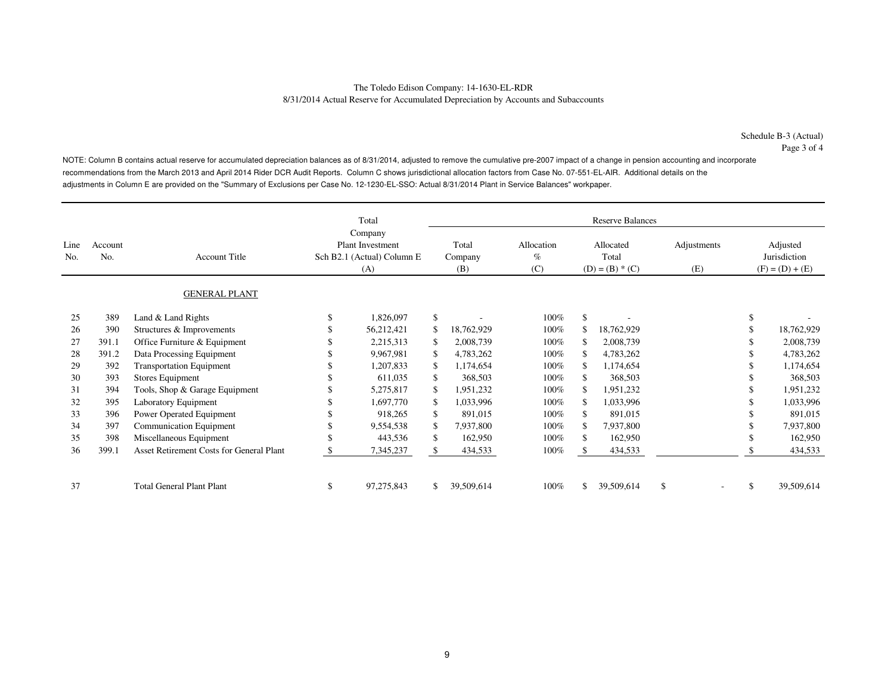The Toledo Edison Company: 14-1630-EL-RDR
8/31/2014 Actual Reserve for Accumulated Depreciation by Accounts and Subaccounts

Schedule B-3 (Actual)
Page 3 of 4

NOTE: Column B contains actual reserve for accumulated depreciation balances as of 8/31/2014, adjusted to remove the cumulative pre-2007 impact of a change in pension accounting and incorporate recommendations from the March 2013 and April 2014 Rider DCR Audit Reports. Column C shows jurisdictional allocation factors from Case No. 07-551-EL-AIR. Additional details on the adjustments in Column E are provided on the "Summary of Exclusions per Case No. 12-1230-EL-SSO: Actual 8/31/2014 Plant in Service Balances" workpaper.

| | | | Total | Reserve Balances | | | | |
|---|---|---|---|---|---|---|---|---|
| Line No. | Account No. | Account Title | Company Plant Investment Sch B2.1 (Actual) Column E (A) | Total Company (B) | Allocation % (C) | Allocated Total (D) = (B) * (C) | Adjustments (E) | Adjusted Jurisdiction (F) = (D) + (E) |
| | | GENERAL PLANT | | | | | | |
| 25 | 389 | Land & Land Rights | $ 1,826,097 | $ - | 100% | $ - | | $ - |
| 26 | 390 | Structures & Improvements | $ 56,212,421 | $ 18,762,929 | 100% | $ 18,762,929 | | $ 18,762,929 |
| 27 | 391.1 | Office Furniture & Equipment | $ 2,215,313 | $ 2,008,739 | 100% | $ 2,008,739 | | $ 2,008,739 |
| 28 | 391.2 | Data Processing Equipment | $ 9,967,981 | $ 4,783,262 | 100% | $ 4,783,262 | | $ 4,783,262 |
| 29 | 392 | Transportation Equipment | $ 1,207,833 | $ 1,174,654 | 100% | $ 1,174,654 | | $ 1,174,654 |
| 30 | 393 | Stores Equipment | $ 611,035 | $ 368,503 | 100% | $ 368,503 | | $ 368,503 |
| 31 | 394 | Tools, Shop & Garage Equipment | $ 5,275,817 | $ 1,951,232 | 100% | $ 1,951,232 | | $ 1,951,232 |
| 32 | 395 | Laboratory Equipment | $ 1,697,770 | $ 1,033,996 | 100% | $ 1,033,996 | | $ 1,033,996 |
| 33 | 396 | Power Operated Equipment | $ 918,265 | $ 891,015 | 100% | $ 891,015 | | $ 891,015 |
| 34 | 397 | Communication Equipment | $ 9,554,538 | $ 7,937,800 | 100% | $ 7,937,800 | | $ 7,937,800 |
| 35 | 398 | Miscellaneous Equipment | $ 443,536 | $ 162,950 | 100% | $ 162,950 | | $ 162,950 |
| 36 | 399.1 | Asset Retirement Costs for General Plant | $ 7,345,237 | $ 434,533 | 100% | $ 434,533 | | $ 434,533 |
| 37 | | Total General Plant Plant | $ 97,275,843 | $ 39,509,614 | 100% | $ 39,509,614 | $ - | $ 39,509,614 |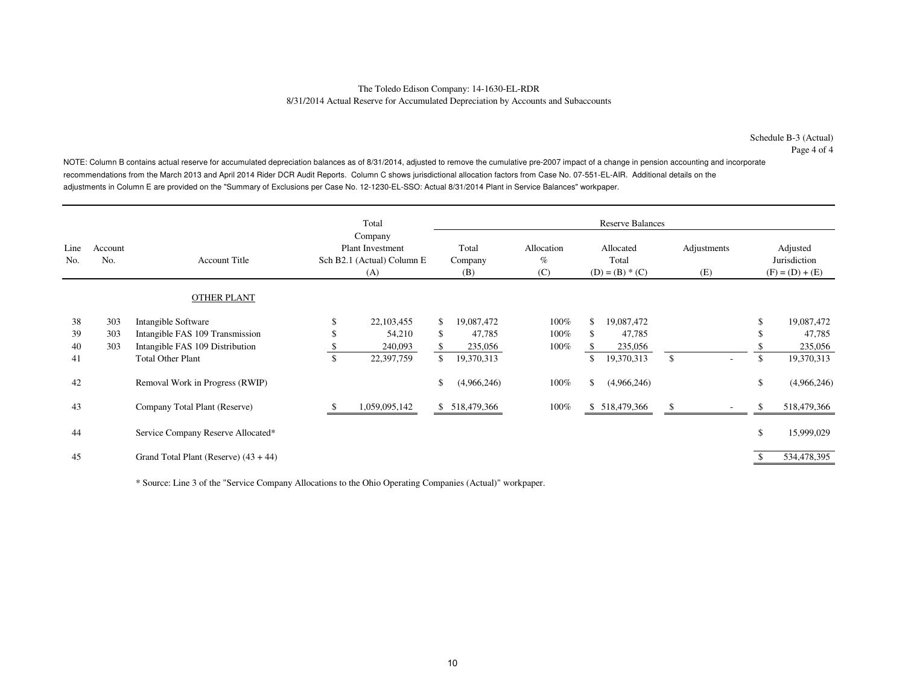The Toledo Edison Company: 14-1630-EL-RDR
8/31/2014 Actual Reserve for Accumulated Depreciation by Accounts and Subaccounts

Schedule B-3 (Actual)
Page 4 of 4

NOTE: Column B contains actual reserve for accumulated depreciation balances as of 8/31/2014, adjusted to remove the cumulative pre-2007 impact of a change in pension accounting and incorporate recommendations from the March 2013 and April 2014 Rider DCR Audit Reports. Column C shows jurisdictional allocation factors from Case No. 07-551-EL-AIR. Additional details on the adjustments in Column E are provided on the "Summary of Exclusions per Case No. 12-1230-EL-SSO: Actual 8/31/2014 Plant in Service Balances" workpaper.

| | | | Total Company | Reserve Balances | | | | |
|---|---|---|---|---|---|---|---|---|
| Line No. | Account No. | Account Title | Plant Investment Sch B2.1 (Actual) Column E (A) | Total Company (B) | Allocation % (C) | Allocated Total (D) = (B) * (C) | Adjustments (E) | Adjusted Jurisdiction (F) = (D) + (E) |
| | | OTHER PLANT | | | | | | |
| 38 | 303 | Intangible Software | $ 22,103,455 | $ 19,087,472 | 100% | $ 19,087,472 | | $ 19,087,472 |
| 39 | 303 | Intangible FAS 109 Transmission | $ 54,210 | $ 47,785 | 100% | $ 47,785 | | $ 47,785 |
| 40 | 303 | Intangible FAS 109 Distribution | $ 240,093 | $ 235,056 | 100% | $ 235,056 | | $ 235,056 |
| 41 | | Total Other Plant | $ 22,397,759 | $ 19,370,313 | | $ 19,370,313 | $ - | $ 19,370,313 |
| 42 | | Removal Work in Progress (RWIP) | | $ (4,966,246) | 100% | $ (4,966,246) | | $ (4,966,246) |
| 43 | | Company Total Plant (Reserve) | $ 1,059,095,142 | $ 518,479,366 | 100% | $ 518,479,366 | $ - | $ 518,479,366 |
| 44 | | Service Company Reserve Allocated* | | | | | | $ 15,999,029 |
| 45 | | Grand Total Plant (Reserve) (43 + 44) | | | | | | $ 534,478,395 |

* Source: Line 3 of the "Service Company Allocations to the Ohio Operating Companies (Actual)" workpaper.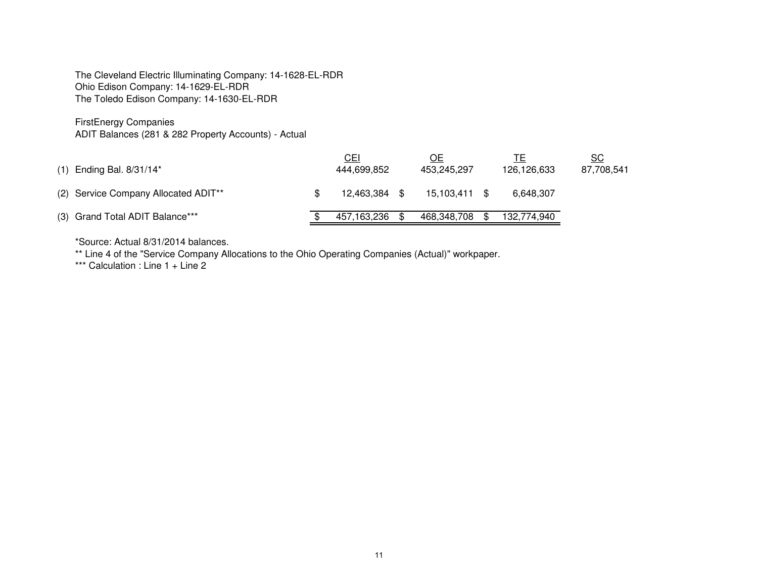The Cleveland Electric Illuminating Company: 14-1628-EL-RDR
Ohio Edison Company: 14-1629-EL-RDR
The Toledo Edison Company: 14-1630-EL-RDR

FirstEnergy Companies
ADIT Balances (281 & 282 Property Accounts) - Actual

| | CEI | OE | TE | SC |
|---|---|---|---|---|
| (1) Ending Bal. 8/31/14* | 444,699,852 | 453,245,297 | 126,126,633 | 87,708,541 |
| (2) Service Company Allocated ADIT** | $ 12,463,384 | $ 15,103,411 | $ 6,648,307 | |
| (3) Grand Total ADIT Balance*** | $ 457,163,236 | $ 468,348,708 | $ 132,774,940 | |

*Source: Actual 8/31/2014 balances.

** Line 4 of the "Service Company Allocations to the Ohio Operating Companies (Actual)" workpaper.

*** Calculation : Line 1 + Line 2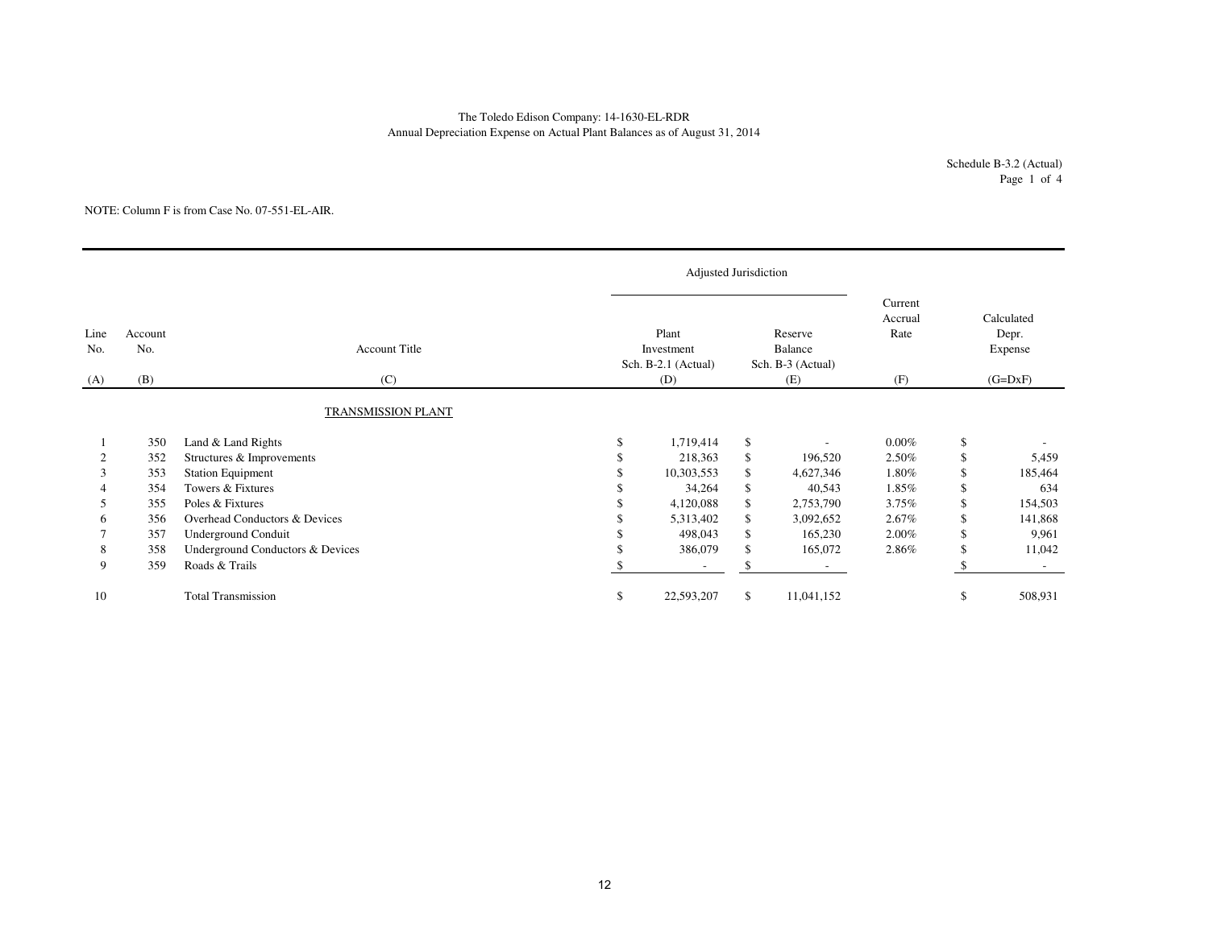The Toledo Edison Company: 14-1630-EL-RDR
Annual Depreciation Expense on Actual Plant Balances as of August 31, 2014

Schedule B-3.2 (Actual)
Page 1 of 4

NOTE: Column F is from Case No. 07-551-EL-AIR.

| | | | Adjusted Jurisdiction | | | |
|---|---|---|---|---|---|---|
| Line No. | Account No. | Account Title | Plant Investment Sch. B-2.1 (Actual) | Reserve Balance Sch. B-3 (Actual) | Current Accrual Rate | Calculated Depr. Expense |
| (A) | (B) | (C) | (D) | (E) | (F) | (G=DxF) |
| | | TRANSMISSION PLANT | | | | |
| 1 | 350 | Land & Land Rights | $ 1,719,414 | $ - | 0.00% | $ - |
| 2 | 352 | Structures & Improvements | $ 218,363 | $ 196,520 | 2.50% | $ 5,459 |
| 3 | 353 | Station Equipment | $ 10,303,553 | $ 4,627,346 | 1.80% | $ 185,464 |
| 4 | 354 | Towers & Fixtures | $ 34,264 | $ 40,543 | 1.85% | $ 634 |
| 5 | 355 | Poles & Fixtures | $ 4,120,088 | $ 2,753,790 | 3.75% | $ 154,503 |
| 6 | 356 | Overhead Conductors & Devices | $ 5,313,402 | $ 3,092,652 | 2.67% | $ 141,868 |
| 7 | 357 | Underground Conduit | $ 498,043 | $ 165,230 | 2.00% | $ 9,961 |
| 8 | 358 | Underground Conductors & Devices | $ 386,079 | $ 165,072 | 2.86% | $ 11,042 |
| 9 | 359 | Roads & Trails | $ - | $ - | | $ - |
| 10 | | Total Transmission | $ 22,593,207 | $ 11,041,152 | | $ 508,931 |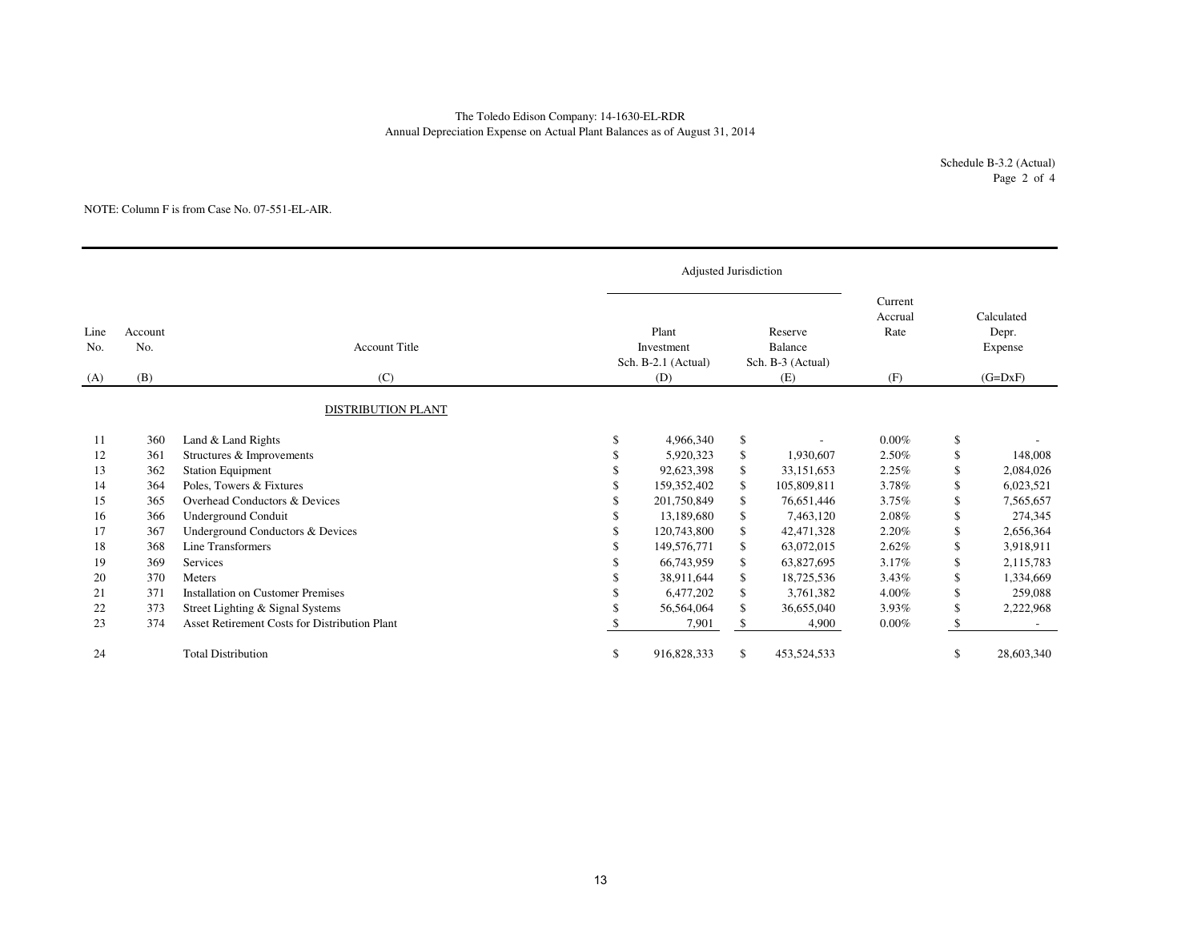The Toledo Edison Company: 14-1630-EL-RDR
Annual Depreciation Expense on Actual Plant Balances as of August 31, 2014

Schedule B-3.2 (Actual)
Page 2 of 4

NOTE: Column F is from Case No. 07-551-EL-AIR.

| Line No. | Account No. | Account Title | Adjusted Jurisdiction: Plant Investment Sch. B-2.1 (Actual) | Adjusted Jurisdiction: Reserve Balance Sch. B-3 (Actual) | Current Accrual Rate | Calculated Depr. Expense |
|---|---|---|---|---|---|---|
| (A) | (B) | (C) | (D) | (E) | (F) | (G=DxF) |
| | | DISTRIBUTION PLANT | | | | |
| 11 | 360 | Land & Land Rights | $ 4,966,340 | $ - | 0.00% | $ - |
| 12 | 361 | Structures & Improvements | $ 5,920,323 | $ 1,930,607 | 2.50% | $ 148,008 |
| 13 | 362 | Station Equipment | $ 92,623,398 | $ 33,151,653 | 2.25% | $ 2,084,026 |
| 14 | 364 | Poles, Towers & Fixtures | $ 159,352,402 | $ 105,809,811 | 3.78% | $ 6,023,521 |
| 15 | 365 | Overhead Conductors & Devices | $ 201,750,849 | $ 76,651,446 | 3.75% | $ 7,565,657 |
| 16 | 366 | Underground Conduit | $ 13,189,680 | $ 7,463,120 | 2.08% | $ 274,345 |
| 17 | 367 | Underground Conductors & Devices | $ 120,743,800 | $ 42,471,328 | 2.20% | $ 2,656,364 |
| 18 | 368 | Line Transformers | $ 149,576,771 | $ 63,072,015 | 2.62% | $ 3,918,911 |
| 19 | 369 | Services | $ 66,743,959 | $ 63,827,695 | 3.17% | $ 2,115,783 |
| 20 | 370 | Meters | $ 38,911,644 | $ 18,725,536 | 3.43% | $ 1,334,669 |
| 21 | 371 | Installation on Customer Premises | $ 6,477,202 | $ 3,761,382 | 4.00% | $ 259,088 |
| 22 | 373 | Street Lighting & Signal Systems | $ 56,564,064 | $ 36,655,040 | 3.93% | $ 2,222,968 |
| 23 | 374 | Asset Retirement Costs for Distribution Plant | $ 7,901 | $ 4,900 | 0.00% | $ - |
| 24 | | Total Distribution | $ 916,828,333 | $ 453,524,533 | | $ 28,603,340 |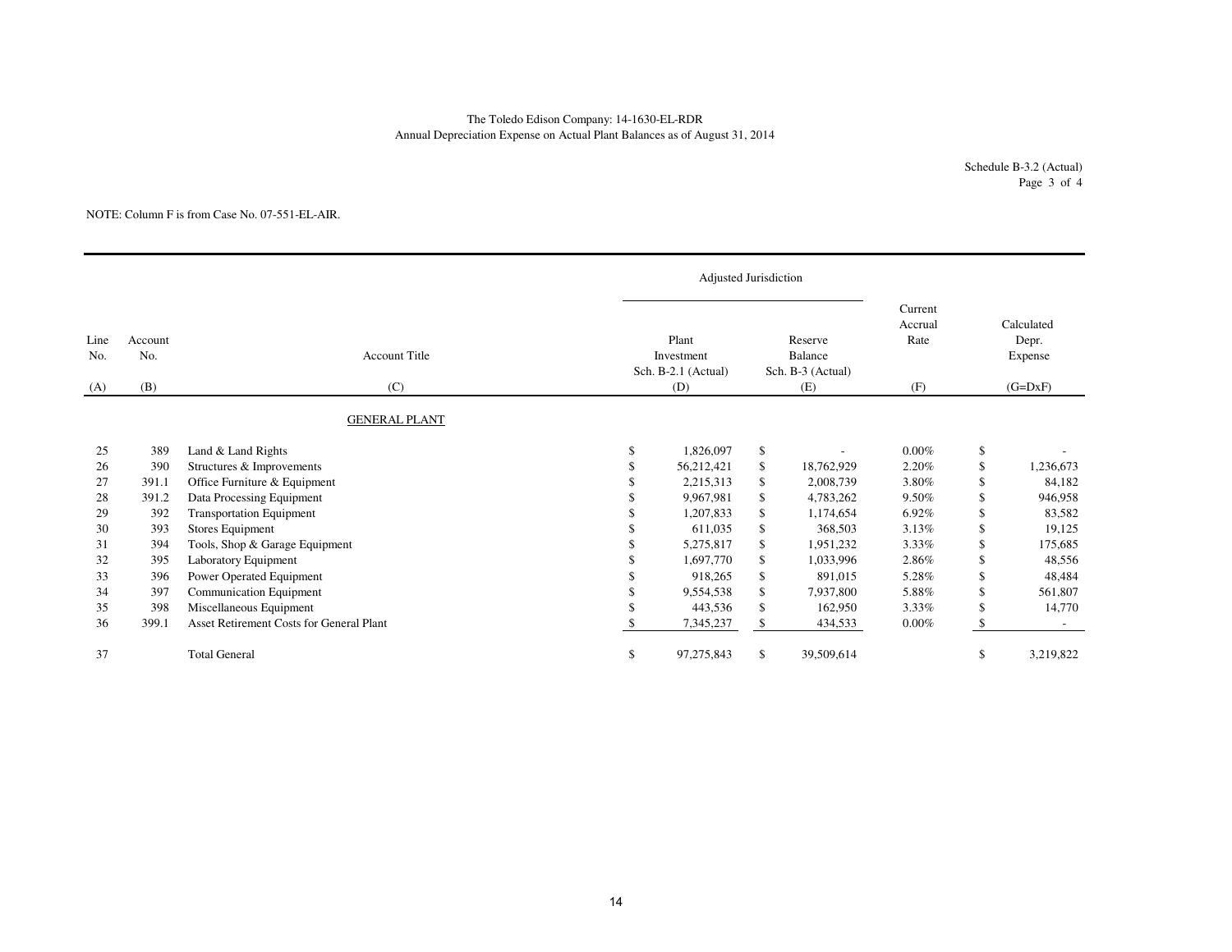The Toledo Edison Company: 14-1630-EL-RDR
Annual Depreciation Expense on Actual Plant Balances as of August 31, 2014

Schedule B-3.2 (Actual)
Page 3 of 4

NOTE: Column F is from Case No. 07-551-EL-AIR.

| Line No. | Account No. | Account Title | Adjusted Jurisdiction: Plant Investment Sch. B-2.1 (Actual) | Adjusted Jurisdiction: Reserve Balance Sch. B-3 (Actual) | Current Accrual Rate | Calculated Depr. Expense |
|---|---|---|---|---|---|---|
| (A) | (B) | (C) | (D) | (E) | (F) | (G=DxF) |
| | | GENERAL PLANT | | | | |
| 25 | 389 | Land & Land Rights | $ 1,826,097 | $ - | 0.00% | $ - |
| 26 | 390 | Structures & Improvements | $ 56,212,421 | $ 18,762,929 | 2.20% | $ 1,236,673 |
| 27 | 391.1 | Office Furniture & Equipment | $ 2,215,313 | $ 2,008,739 | 3.80% | $ 84,182 |
| 28 | 391.2 | Data Processing Equipment | $ 9,967,981 | $ 4,783,262 | 9.50% | $ 946,958 |
| 29 | 392 | Transportation Equipment | $ 1,207,833 | $ 1,174,654 | 6.92% | $ 83,582 |
| 30 | 393 | Stores Equipment | $ 611,035 | $ 368,503 | 3.13% | $ 19,125 |
| 31 | 394 | Tools, Shop & Garage Equipment | $ 5,275,817 | $ 1,951,232 | 3.33% | $ 175,685 |
| 32 | 395 | Laboratory Equipment | $ 1,697,770 | $ 1,033,996 | 2.86% | $ 48,556 |
| 33 | 396 | Power Operated Equipment | $ 918,265 | $ 891,015 | 5.28% | $ 48,484 |
| 34 | 397 | Communication Equipment | $ 9,554,538 | $ 7,937,800 | 5.88% | $ 561,807 |
| 35 | 398 | Miscellaneous Equipment | $ 443,536 | $ 162,950 | 3.33% | $ 14,770 |
| 36 | 399.1 | Asset Retirement Costs for General Plant | $ 7,345,237 | $ 434,533 | 0.00% | $ - |
| 37 | | Total General | $ 97,275,843 | $ 39,509,614 | | $ 3,219,822 |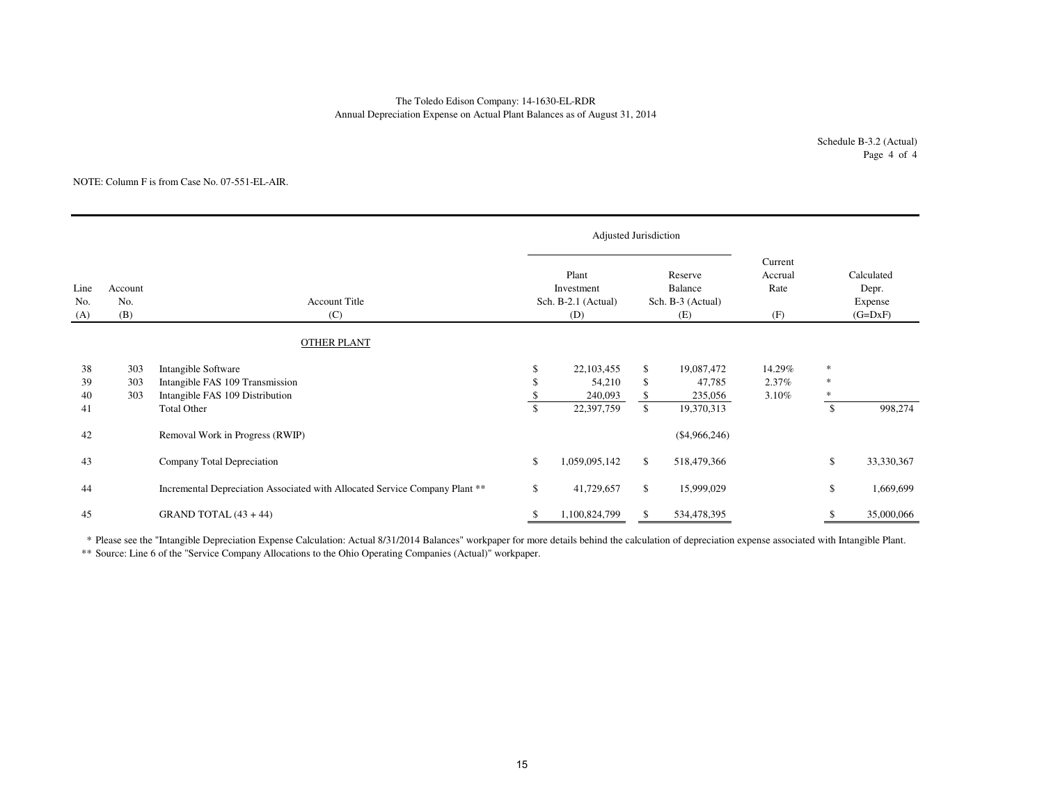The Toledo Edison Company: 14-1630-EL-RDR
Annual Depreciation Expense on Actual Plant Balances as of August 31, 2014

Schedule B-3.2 (Actual)
Page 4 of 4

NOTE: Column F is from Case No. 07-551-EL-AIR.

| | | | Adjusted Jurisdiction | | | | |
|---|---|---|---|---|---|---|---|
| Line No. (A) | Account No. (B) | Account Title (C) | Plant Investment Sch. B-2.1 (Actual) (D) | Reserve Balance Sch. B-3 (Actual) (E) | Current Accrual Rate (F) | | Calculated Depr. Expense (G=DxF) |
| | | OTHER PLANT | | | | | |
| 38 | 303 | Intangible Software | $ 22,103,455 | $ 19,087,472 | 14.29% | * | |
| 39 | 303 | Intangible FAS 109 Transmission | $ 54,210 | $ 47,785 | 2.37% | * | |
| 40 | 303 | Intangible FAS 109 Distribution | $ 240,093 | $ 235,056 | 3.10% | * | |
| 41 | | Total Other | $ 22,397,759 | $ 19,370,313 | | | $ 998,274 |
| 42 | | Removal Work in Progress (RWIP) | | ($4,966,246) | | | |
| 43 | | Company Total Depreciation | $ 1,059,095,142 | $ 518,479,366 | | | $ 33,330,367 |
| 44 | | Incremental Depreciation Associated with Allocated Service Company Plant ** | $ 41,729,657 | $ 15,999,029 | | | $ 1,669,699 |
| 45 | | GRAND TOTAL (43 + 44) | $ 1,100,824,799 | $ 534,478,395 | | | $ 35,000,066 |

\* Please see the "Intangible Depreciation Expense Calculation: Actual 8/31/2014 Balances" workpaper for more details behind the calculation of depreciation expense associated with Intangible Plant.

** Source: Line 6 of the "Service Company Allocations to the Ohio Operating Companies (Actual)" workpaper.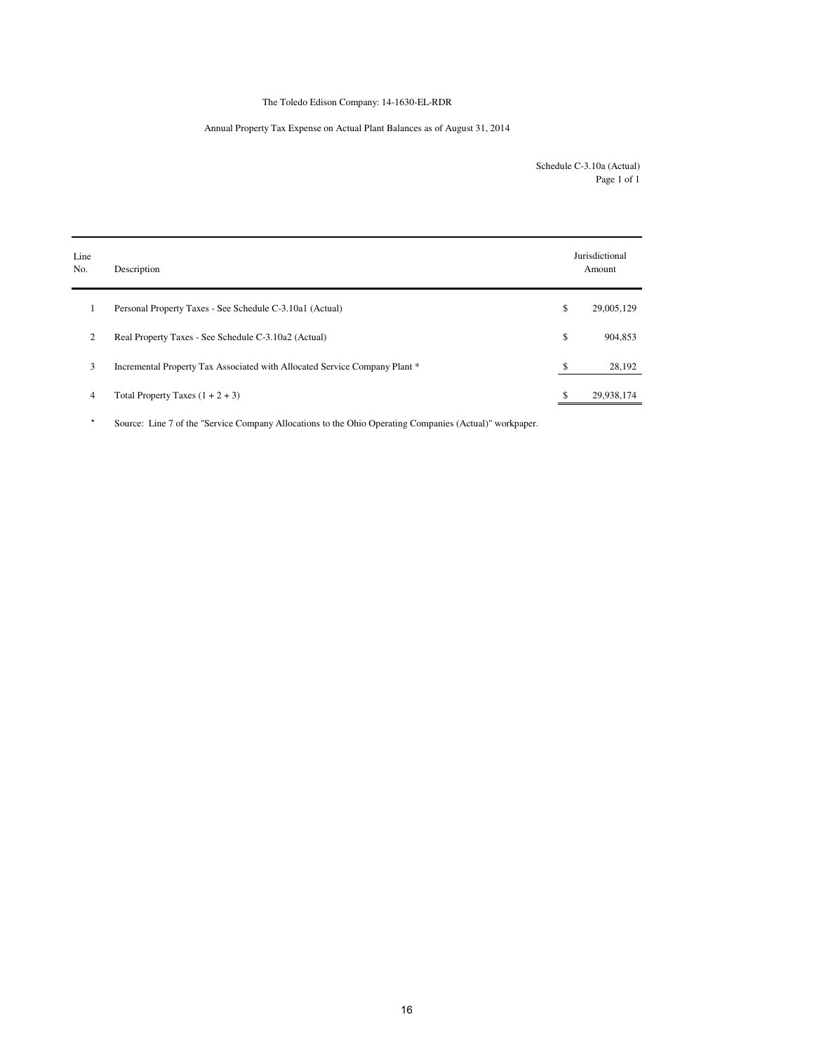The Toledo Edison Company: 14-1630-EL-RDR

Annual Property Tax Expense on Actual Plant Balances as of August 31, 2014

Schedule C-3.10a (Actual)
Page 1 of 1

| Line No. | Description | | Jurisdictional Amount |
|---|---|---|---|
| 1 | Personal Property Taxes - See Schedule C-3.10a1 (Actual) | $ | 29,005,129 |
| 2 | Real Property Taxes - See Schedule C-3.10a2 (Actual) | $ | 904,853 |
| 3 | Incremental Property Tax Associated with Allocated Service Company Plant * | $ | 28,192 |
| 4 | Total Property Taxes (1 + 2 + 3) | $ | 29,938,174 |

\* Source: Line 7 of the "Service Company Allocations to the Ohio Operating Companies (Actual)" workpaper.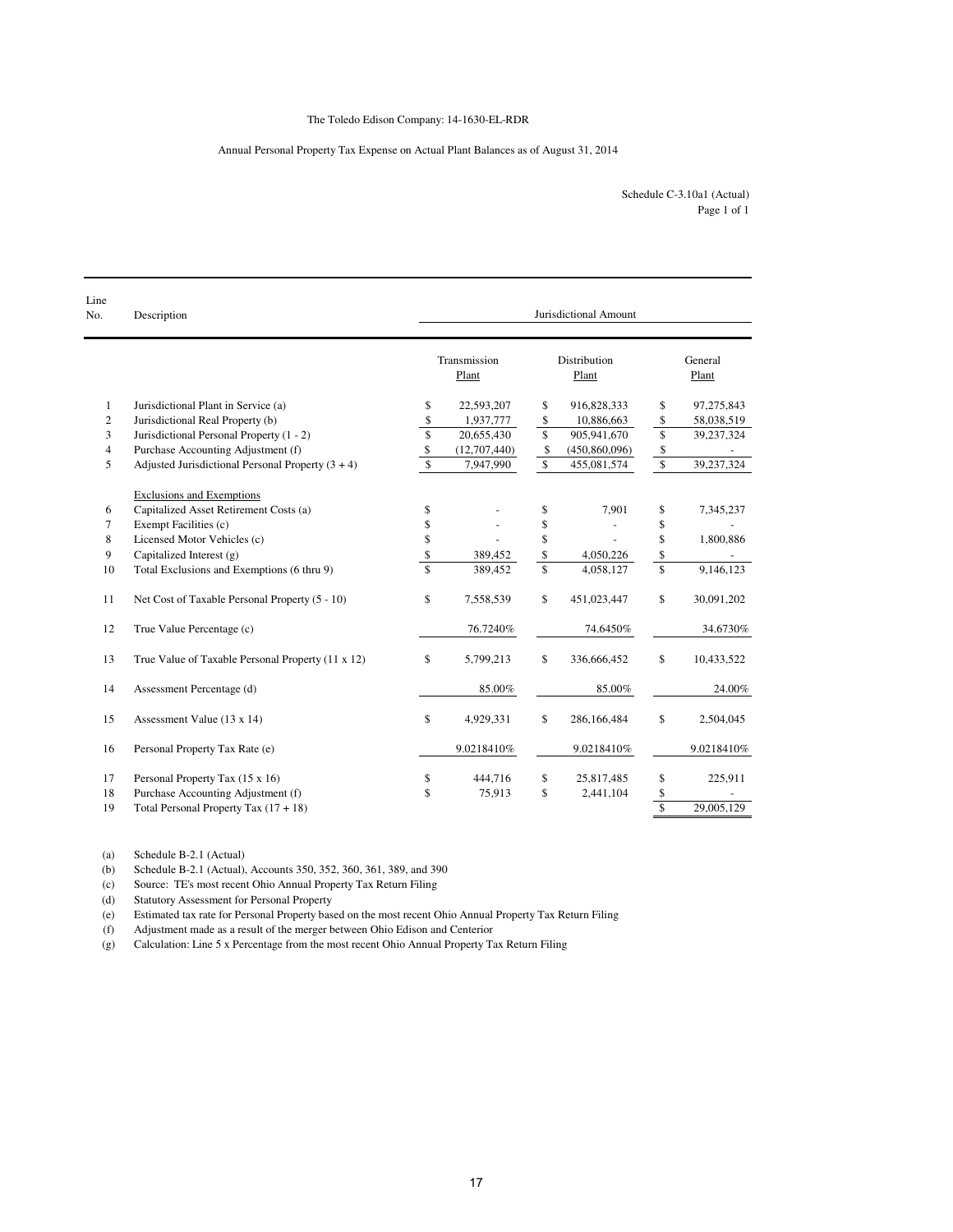The Toledo Edison Company: 14-1630-EL-RDR

Annual Personal Property Tax Expense on Actual Plant Balances as of August 31, 2014

Schedule C-3.10a1 (Actual)
Page 1 of 1

| Line No. | Description | Jurisdictional Amount | | |
|---|---|---|---|---|
| | | Transmission Plant | Distribution Plant | General Plant |
| 1 | Jurisdictional Plant in Service (a) | $ 22,593,207 | $ 916,828,333 | $ 97,275,843 |
| 2 | Jurisdictional Real Property (b) | $ 1,937,777 | $ 10,886,663 | $ 58,038,519 |
| 3 | Jurisdictional Personal Property (1 - 2) | $ 20,655,430 | $ 905,941,670 | $ 39,237,324 |
| 4 | Purchase Accounting Adjustment (f) | $ (12,707,440) | $ (450,860,096) | $ - |
| 5 | Adjusted Jurisdictional Personal Property (3 + 4) | $ 7,947,990 | $ 455,081,574 | $ 39,237,324 |
| | Exclusions and Exemptions | | | |
| 6 | Capitalized Asset Retirement Costs (a) | $ - | $ 7,901 | $ 7,345,237 |
| 7 | Exempt Facilities (c) | $ - | $ - | $ - |
| 8 | Licensed Motor Vehicles (c) | $ - | $ - | $ 1,800,886 |
| 9 | Capitalized Interest (g) | $ 389,452 | $ 4,050,226 | $ - |
| 10 | Total Exclusions and Exemptions (6 thru 9) | $ 389,452 | $ 4,058,127 | $ 9,146,123 |
| 11 | Net Cost of Taxable Personal Property (5 - 10) | $ 7,558,539 | $ 451,023,447 | $ 30,091,202 |
| 12 | True Value Percentage (c) | 76.7240% | 74.6450% | 34.6730% |
| 13 | True Value of Taxable Personal Property (11 x 12) | $ 5,799,213 | $ 336,666,452 | $ 10,433,522 |
| 14 | Assessment Percentage (d) | 85.00% | 85.00% | 24.00% |
| 15 | Assessment Value (13 x 14) | $ 4,929,331 | $ 286,166,484 | $ 2,504,045 |
| 16 | Personal Property Tax Rate (e) | 9.0218410% | 9.0218410% | 9.0218410% |
| 17 | Personal Property Tax (15 x 16) | $ 444,716 | $ 25,817,485 | $ 225,911 |
| 18 | Purchase Accounting Adjustment (f) | $ 75,913 | $ 2,441,104 | $ - |
| 19 | Total Personal Property Tax (17 + 18) | | | $ 29,005,129 |

(a) Schedule B-2.1 (Actual)
(b) Schedule B-2.1 (Actual), Accounts 350, 352, 360, 361, 389, and 390
(c) Source: TE's most recent Ohio Annual Property Tax Return Filing
(d) Statutory Assessment for Personal Property
(e) Estimated tax rate for Personal Property based on the most recent Ohio Annual Property Tax Return Filing
(f) Adjustment made as a result of the merger between Ohio Edison and Centerior
(g) Calculation: Line 5 x Percentage from the most recent Ohio Annual Property Tax Return Filing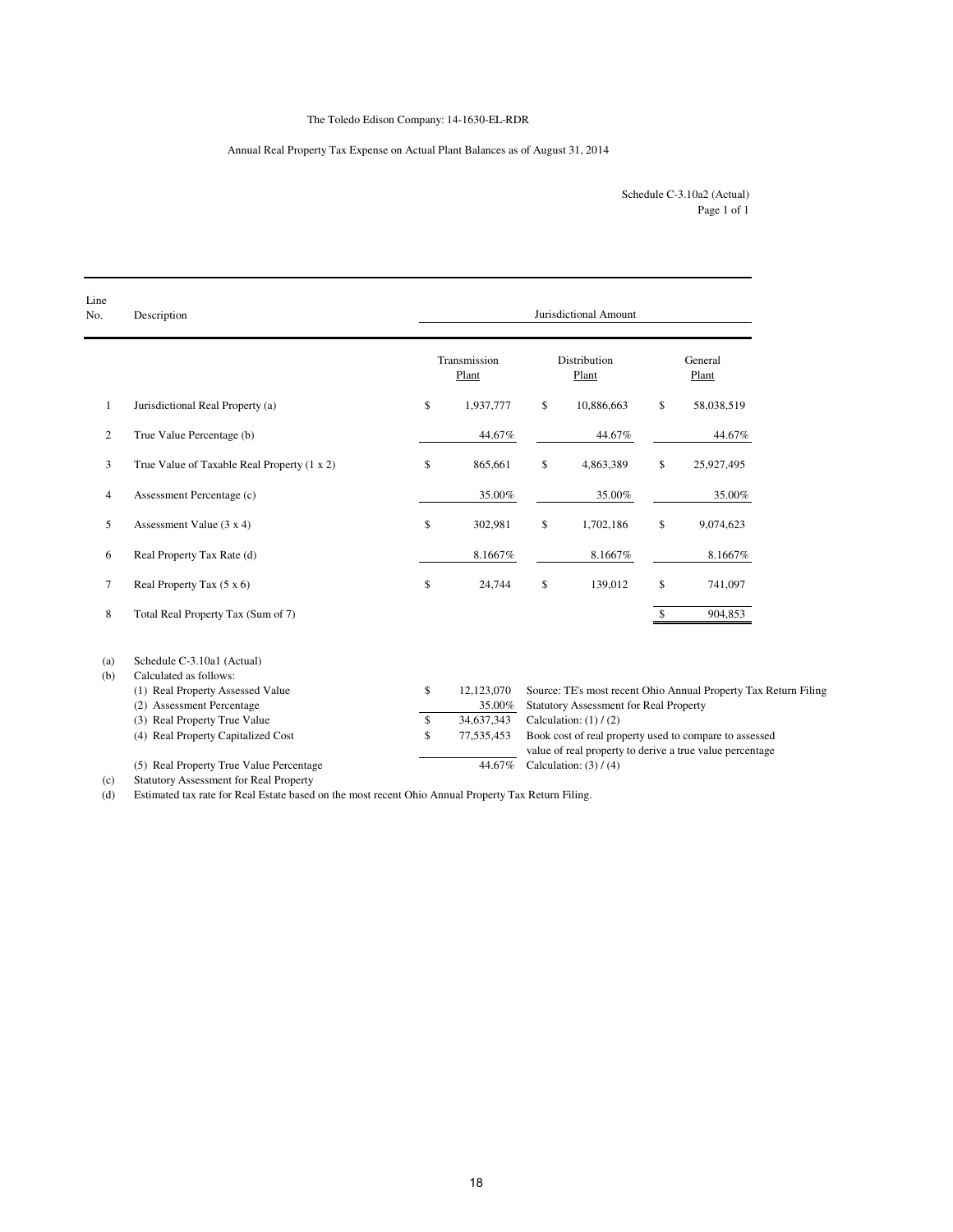The Toledo Edison Company: 14-1630-EL-RDR

Annual Real Property Tax Expense on Actual Plant Balances as of August 31, 2014

Schedule C-3.10a2 (Actual)
Page 1 of 1

| Line No. | Description | Jurisdictional Amount | | |
|---|---|---|---|---|
| | | Transmission Plant | Distribution Plant | General Plant |
| 1 | Jurisdictional Real Property (a) | $ 1,937,777 | $ 10,886,663 | $ 58,038,519 |
| 2 | True Value Percentage (b) | 44.67% | 44.67% | 44.67% |
| 3 | True Value of Taxable Real Property (1 x 2) | $ 865,661 | $ 4,863,389 | $ 25,927,495 |
| 4 | Assessment Percentage (c) | 35.00% | 35.00% | 35.00% |
| 5 | Assessment Value (3 x 4) | $ 302,981 | $ 1,702,186 | $ 9,074,623 |
| 6 | Real Property Tax Rate (d) | 8.1667% | 8.1667% | 8.1667% |
| 7 | Real Property Tax (5 x 6) | $ 24,744 | $ 139,012 | $ 741,097 |
| 8 | Total Real Property Tax (Sum of 7) | | | $ 904,853 |

(a) Schedule C-3.10a1 (Actual)

(b) Calculated as follows:

| | Amount | Note |
|---|---|---|
| (1) Real Property Assessed Value | $ 12,123,070 | Source: TE's most recent Ohio Annual Property Tax Return Filing |
| (2) Assessment Percentage | 35.00% | Statutory Assessment for Real Property |
| (3) Real Property True Value | $ 34,637,343 | Calculation: (1) / (2) |
| (4) Real Property Capitalized Cost | $ 77,535,453 | Book cost of real property used to compare to assessed value of real property to derive a true value percentage |
| (5) Real Property True Value Percentage | 44.67% | Calculation: (3) / (4) |

(c) Statutory Assessment for Real Property

(d) Estimated tax rate for Real Estate based on the most recent Ohio Annual Property Tax Return Filing.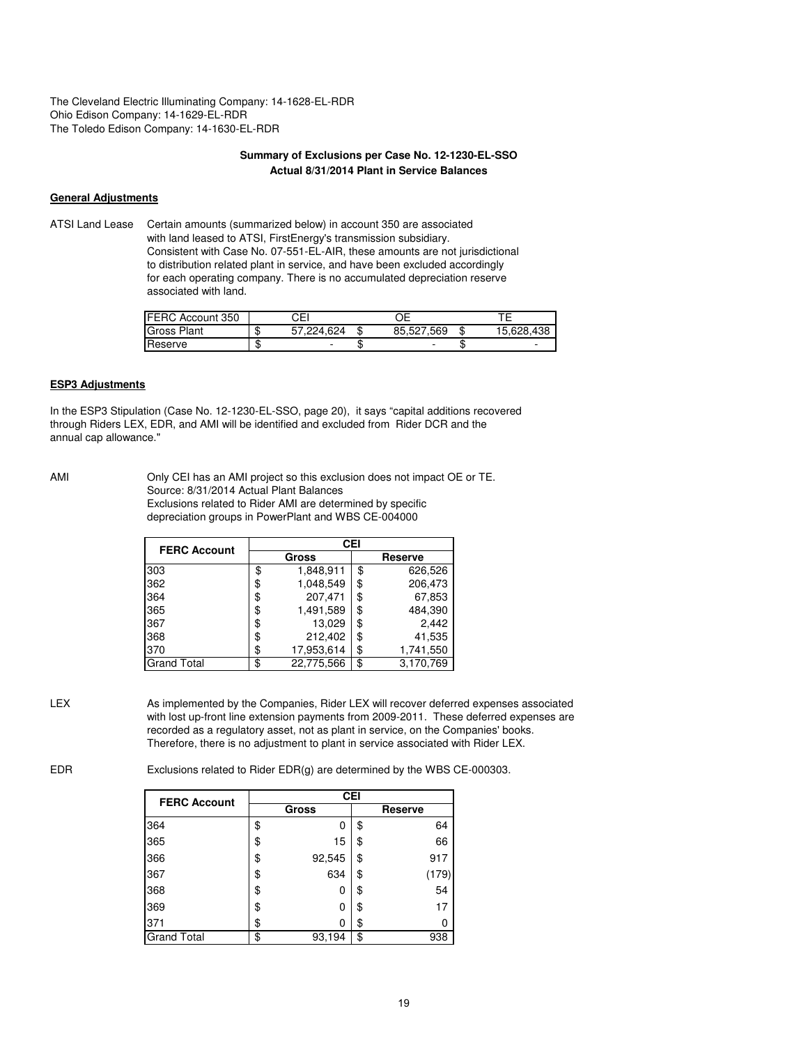The Cleveland Electric Illuminating Company: 14-1628-EL-RDR
Ohio Edison Company: 14-1629-EL-RDR
The Toledo Edison Company: 14-1630-EL-RDR

**Summary of Exclusions per Case No. 12-1230-EL-SSO**
**Actual 8/31/2014 Plant in Service Balances**

**General Adjustments**

ATSI Land Lease — Certain amounts (summarized below) in account 350 are associated with land leased to ATSI, FirstEnergy's transmission subsidiary. Consistent with Case No. 07-551-EL-AIR, these amounts are not jurisdictional to distribution related plant in service, and have been excluded accordingly for each operating company. There is no accumulated depreciation reserve associated with land.

| FERC Account 350 | CEI | OE | TE |
|---|---|---|---|
| Gross Plant | $ 57,224,624 | $ 85,527,569 | $ 15,628,438 |
| Reserve | $ - | $ - | $ - |

**ESP3 Adjustments**

In the ESP3 Stipulation (Case No. 12-1230-EL-SSO, page 20), it says "capital additions recovered through Riders LEX, EDR, and AMI will be identified and excluded from Rider DCR and the annual cap allowance."

AMI — Only CEI has an AMI project so this exclusion does not impact OE or TE.
Source: 8/31/2014 Actual Plant Balances
Exclusions related to Rider AMI are determined by specific depreciation groups in PowerPlant and WBS CE-004000

| FERC Account | CEI | |
|---|---|---|
| | Gross | Reserve |
| 303 | $ 1,848,911 | $ 626,526 |
| 362 | $ 1,048,549 | $ 206,473 |
| 364 | $ 207,471 | $ 67,853 |
| 365 | $ 1,491,589 | $ 484,390 |
| 367 | $ 13,029 | $ 2,442 |
| 368 | $ 212,402 | $ 41,535 |
| 370 | $ 17,953,614 | $ 1,741,550 |
| Grand Total | $ 22,775,566 | $ 3,170,769 |

LEX — As implemented by the Companies, Rider LEX will recover deferred expenses associated with lost up-front line extension payments from 2009-2011. These deferred expenses are recorded as a regulatory asset, not as plant in service, on the Companies' books. Therefore, there is no adjustment to plant in service associated with Rider LEX.

EDR — Exclusions related to Rider EDR(g) are determined by the WBS CE-000303.

| FERC Account | CEI | |
|---|---|---|
| | Gross | Reserve |
| 364 | $ 0 | $ 64 |
| 365 | $ 15 | $ 66 |
| 366 | $ 92,545 | $ 917 |
| 367 | $ 634 | $ (179) |
| 368 | $ 0 | $ 54 |
| 369 | $ 0 | $ 17 |
| 371 | $ 0 | $ 0 |
| Grand Total | $ 93,194 | $ 938 |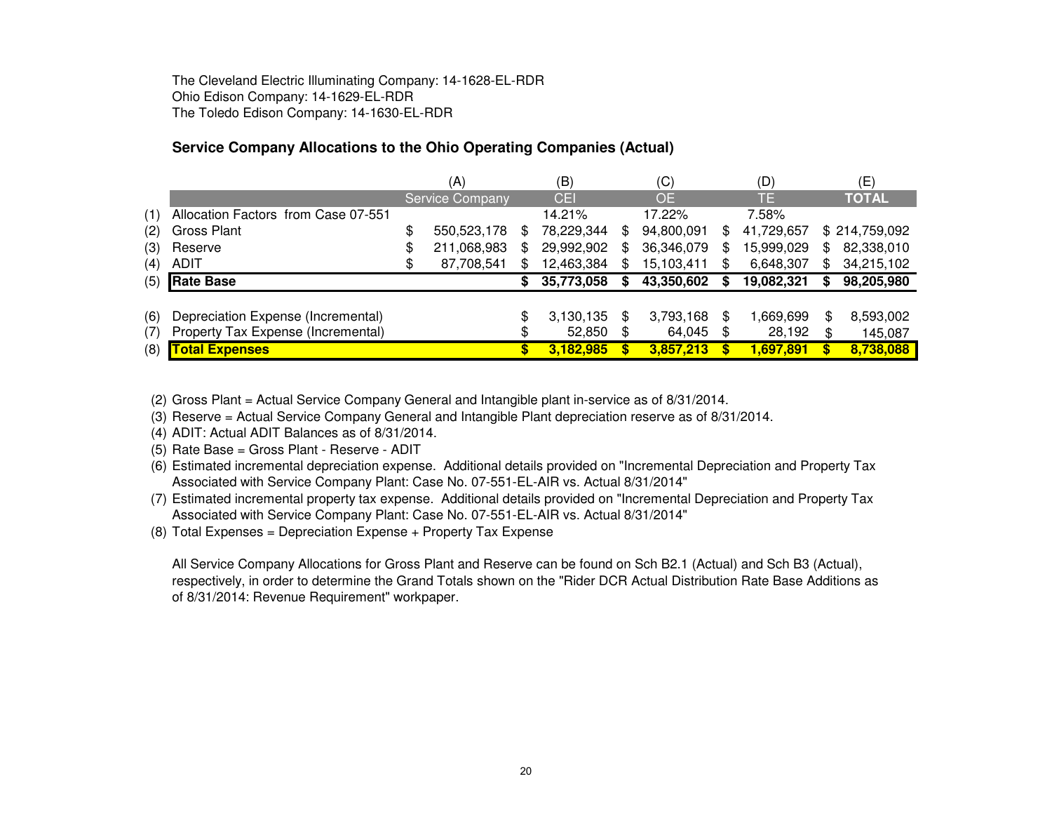The Cleveland Electric Illuminating Company: 14-1628-EL-RDR
Ohio Edison Company: 14-1629-EL-RDR
The Toledo Edison Company: 14-1630-EL-RDR

**Service Company Allocations to the Ohio Operating Companies (Actual)**

| | | (A) | (B) | (C) | (D) | (E) |
|---|---|---|---|---|---|---|
| | | Service Company | CEI | OE | TE | **TOTAL** |
| (1) | Allocation Factors from Case 07-551 | | 14.21% | 17.22% | 7.58% | |
| (2) | Gross Plant | $ 550,523,178 | $ 78,229,344 | $ 94,800,091 | $ 41,729,657 | $ 214,759,092 |
| (3) | Reserve | $ 211,068,983 | $ 29,992,902 | $ 36,346,079 | $ 15,999,029 | $ 82,338,010 |
| (4) | ADIT | $ 87,708,541 | $ 12,463,384 | $ 15,103,411 | $ 6,648,307 | $ 34,215,102 |
| (5) | **Rate Base** | | **$ 35,773,058** | **$ 43,350,602** | **$ 19,082,321** | **$ 98,205,980** |
| | | | | | | |
| (6) | Depreciation Expense (Incremental) | | $ 3,130,135 | $ 3,793,168 | $ 1,669,699 | $ 8,593,002 |
| (7) | Property Tax Expense (Incremental) | | $ 52,850 | $ 64,045 | $ 28,192 | $ 145,087 |
| (8) | **Total Expenses** | | **$ 3,182,985** | **$ 3,857,213** | **$ 1,697,891** | **$ 8,738,088** |

(2) Gross Plant = Actual Service Company General and Intangible plant in-service as of 8/31/2014.
(3) Reserve = Actual Service Company General and Intangible Plant depreciation reserve as of 8/31/2014.
(4) ADIT: Actual ADIT Balances as of 8/31/2014.
(5) Rate Base = Gross Plant - Reserve - ADIT
(6) Estimated incremental depreciation expense. Additional details provided on "Incremental Depreciation and Property Tax Associated with Service Company Plant: Case No. 07-551-EL-AIR vs. Actual 8/31/2014"
(7) Estimated incremental property tax expense. Additional details provided on "Incremental Depreciation and Property Tax Associated with Service Company Plant: Case No. 07-551-EL-AIR vs. Actual 8/31/2014"
(8) Total Expenses = Depreciation Expense + Property Tax Expense

All Service Company Allocations for Gross Plant and Reserve can be found on Sch B2.1 (Actual) and Sch B3 (Actual), respectively, in order to determine the Grand Totals shown on the "Rider DCR Actual Distribution Rate Base Additions as of 8/31/2014: Revenue Requirement" workpaper.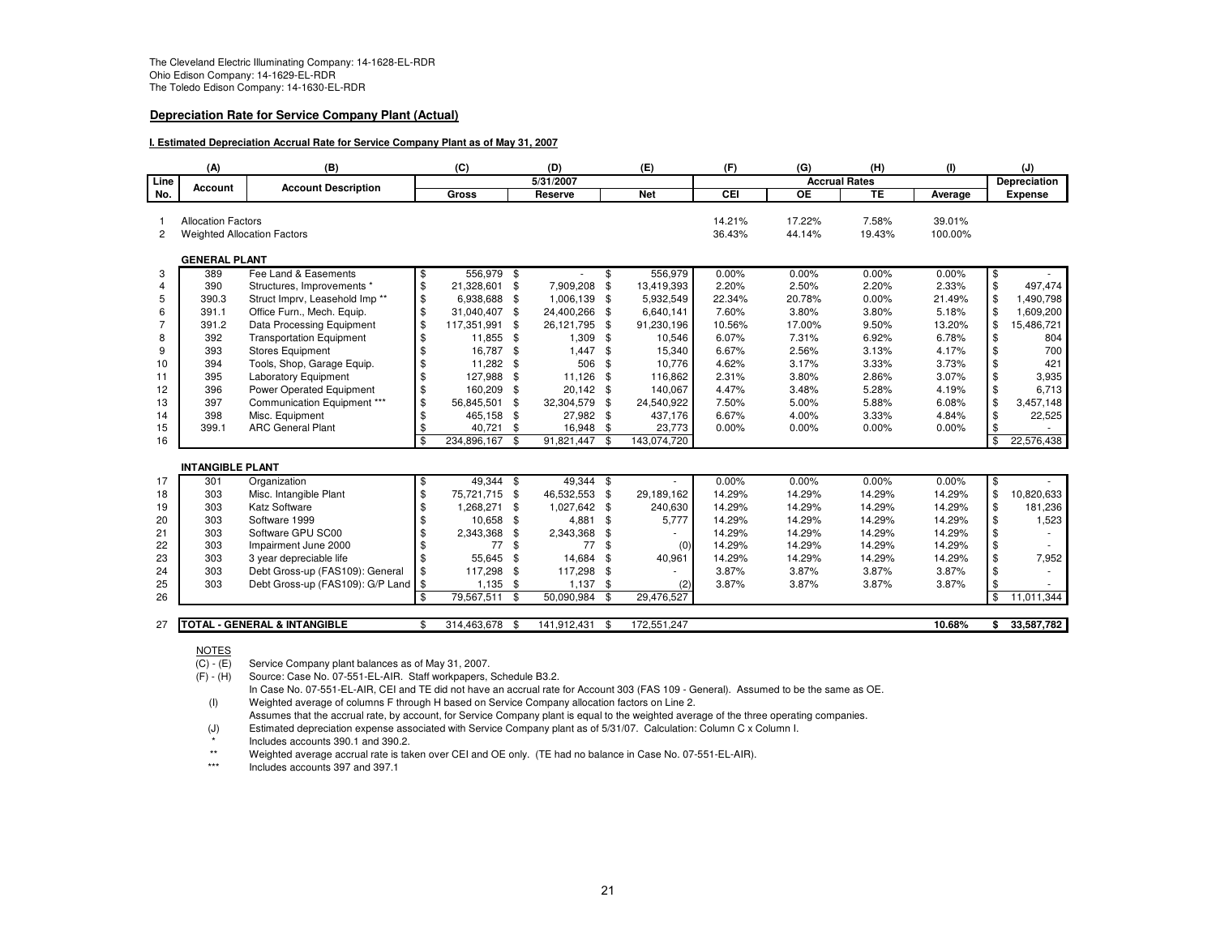The Cleveland Electric Illuminating Company: 14-1628-EL-RDR
Ohio Edison Company: 14-1629-EL-RDR
The Toledo Edison Company: 14-1630-EL-RDR

## **Depreciation Rate for Service Company Plant (Actual)**

**I. Estimated Depreciation Accrual Rate for Service Company Plant as of May 31, 2007**

| | (A) | (B) | (C) | (D) | (E) | (F) | (G) | (H) | (I) | (J) |
|---|---|---|---|---|---|---|---|---|---|---|
| Line No. | Account | Account Description | 5/31/2007 Gross | Reserve | Net | Accrual Rates CEI | OE | TE | Average | Depreciation Expense |
| 1 | Allocation Factors | | | | | 14.21% | 17.22% | 7.58% | 39.01% | |
| 2 | Weighted Allocation Factors | | | | | 36.43% | 44.14% | 19.43% | 100.00% | |
| | **GENERAL PLANT** | | | | | | | | | |
| 3 | 389 | Fee Land & Easements | $ 556,979 | $ - | $ 556,979 | 0.00% | 0.00% | 0.00% | 0.00% | $ - |
| 4 | 390 | Structures, Improvements * | $ 21,328,601 | $ 7,909,208 | $ 13,419,393 | 2.20% | 2.50% | 2.20% | 2.33% | $ 497,474 |
| 5 | 390.3 | Struct Imprv, Leasehold Imp ** | $ 6,938,688 | $ 1,006,139 | $ 5,932,549 | 22.34% | 20.78% | 0.00% | 21.49% | $ 1,490,798 |
| 6 | 391.1 | Office Furn., Mech. Equip. | $ 31,040,407 | $ 24,400,266 | $ 6,640,141 | 7.60% | 3.80% | 3.80% | 5.18% | $ 1,609,200 |
| 7 | 391.2 | Data Processing Equipment | $ 117,351,991 | $ 26,121,795 | $ 91,230,196 | 10.56% | 17.00% | 9.50% | 13.20% | $ 15,486,721 |
| 8 | 392 | Transportation Equipment | $ 11,855 | $ 1,309 | $ 10,546 | 6.07% | 7.31% | 6.92% | 6.78% | $ 804 |
| 9 | 393 | Stores Equipment | $ 16,787 | $ 1,447 | $ 15,340 | 6.67% | 2.56% | 3.13% | 4.17% | $ 700 |
| 10 | 394 | Tools, Shop, Garage Equip. | $ 11,282 | $ 506 | $ 10,776 | 4.62% | 3.17% | 3.33% | 3.73% | $ 421 |
| 11 | 395 | Laboratory Equipment | $ 127,988 | $ 11,126 | $ 116,862 | 2.31% | 3.80% | 2.86% | 3.07% | $ 3,935 |
| 12 | 396 | Power Operated Equipment | $ 160,209 | $ 20,142 | $ 140,067 | 4.47% | 3.48% | 5.28% | 4.19% | $ 6,713 |
| 13 | 397 | Communication Equipment *** | $ 56,845,501 | $ 32,304,579 | $ 24,540,922 | 7.50% | 5.00% | 5.88% | 6.08% | $ 3,457,148 |
| 14 | 398 | Misc. Equipment | $ 465,158 | $ 27,982 | $ 437,176 | 6.67% | 4.00% | 3.33% | 4.84% | $ 22,525 |
| 15 | 399.1 | ARC General Plant | $ 40,721 | $ 16,948 | $ 23,773 | 0.00% | 0.00% | 0.00% | 0.00% | $ - |
| 16 | | | $ 234,896,167 | $ 91,821,447 | $ 143,074,720 | | | | | $ 22,576,438 |
| | **INTANGIBLE PLANT** | | | | | | | | | |
| 17 | 301 | Organization | $ 49,344 | $ 49,344 | $ - | 0.00% | 0.00% | 0.00% | 0.00% | $ - |
| 18 | 303 | Misc. Intangible Plant | $ 75,721,715 | $ 46,532,553 | $ 29,189,162 | 14.29% | 14.29% | 14.29% | 14.29% | $ 10,820,633 |
| 19 | 303 | Katz Software | $ 1,268,271 | $ 1,027,642 | $ 240,630 | 14.29% | 14.29% | 14.29% | 14.29% | $ 181,236 |
| 20 | 303 | Software 1999 | $ 10,658 | $ 4,881 | $ 5,777 | 14.29% | 14.29% | 14.29% | 14.29% | $ 1,523 |
| 21 | 303 | Software GPU SC00 | $ 2,343,368 | $ 2,343,368 | $ - | 14.29% | 14.29% | 14.29% | 14.29% | $ - |
| 22 | 303 | Impairment June 2000 | $ 77 | $ 77 | $ (0) | 14.29% | 14.29% | 14.29% | 14.29% | $ - |
| 23 | 303 | 3 year depreciable life | $ 55,645 | $ 14,684 | $ 40,961 | 14.29% | 14.29% | 14.29% | 14.29% | $ 7,952 |
| 24 | 303 | Debt Gross-up (FAS109): General | $ 117,298 | $ 117,298 | $ - | 3.87% | 3.87% | 3.87% | 3.87% | $ - |
| 25 | 303 | Debt Gross-up (FAS109): G/P Land | $ 1,135 | $ 1,137 | $ (2) | 3.87% | 3.87% | 3.87% | 3.87% | $ - |
| 26 | | | $ 79,567,511 | $ 50,090,984 | $ 29,476,527 | | | | | $ 11,011,344 |
| 27 | **TOTAL - GENERAL & INTANGIBLE** | | $ 314,463,678 | $ 141,912,431 | $ 172,551,247 | | | | **10.68%** | **$ 33,587,782** |

NOTES

(C) - (E) Service Company plant balances as of May 31, 2007.

(F) - (H) Source: Case No. 07-551-EL-AIR. Staff workpapers, Schedule B3.2.
In Case No. 07-551-EL-AIR, CEI and TE did not have an accrual rate for Account 303 (FAS 109 - General). Assumed to be the same as OE.

(I) Weighted average of columns F through H based on Service Company allocation factors on Line 2.
Assumes that the accrual rate, by account, for Service Company plant is equal to the weighted average of the three operating companies.

(J) Estimated depreciation expense associated with Service Company plant as of 5/31/07. Calculation: Column C x Column I.

\* Includes accounts 390.1 and 390.2.

\*\* Weighted average accrual rate is taken over CEI and OE only. (TE had no balance in Case No. 07-551-EL-AIR).

\*\*\* Includes accounts 397 and 397.1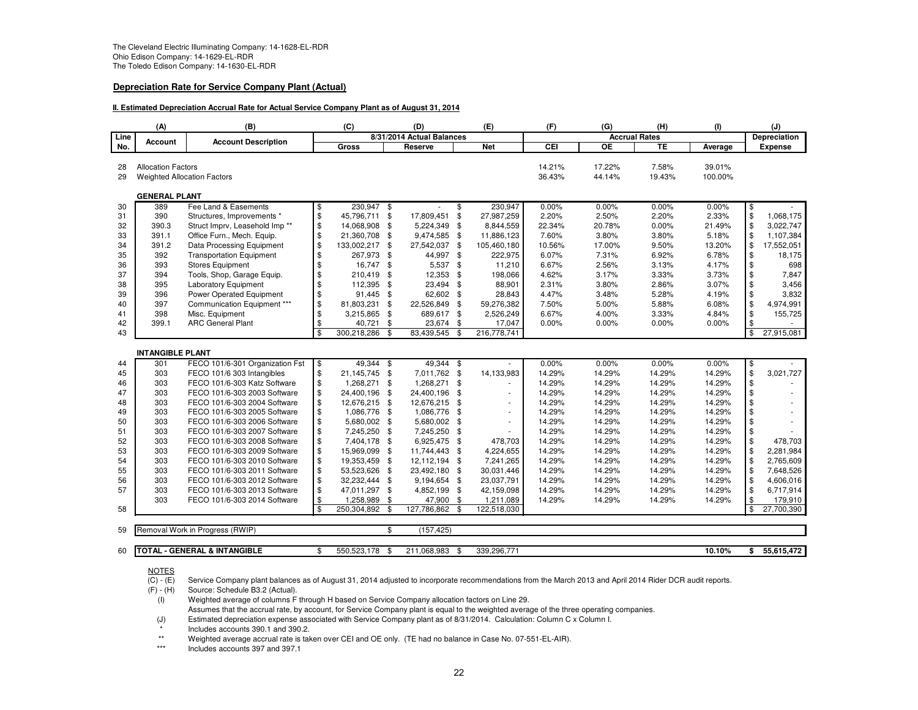The Cleveland Electric Illuminating Company: 14-1628-EL-RDR
Ohio Edison Company: 14-1629-EL-RDR
The Toledo Edison Company: 14-1630-EL-RDR

## Depreciation Rate for Service Company Plant (Actual)

### II. Estimated Depreciation Accrual Rate for Actual Service Company Plant as of August 31, 2014

| | (A) | (B) | (C) | (D) | (E) | (F) | (G) | (H) | (I) | (J) |
|---|---|---|---|---|---|---|---|---|---|---|
| Line No. | Account | Account Description | 8/31/2014 Actual Balances | | | Accrual Rates | | | | Depreciation |
| | | | Gross | Reserve | Net | CEI | OE | TE | Average | Expense |
| 28 | Allocation Factors | | | | | 14.21% | 17.22% | 7.58% | 39.01% | |
| 29 | Weighted Allocation Factors | | | | | 36.43% | 44.14% | 19.43% | 100.00% | |
| | **GENERAL PLANT** | | | | | | | | | |
| 30 | 389 | Fee Land & Easements | $ 230,947 | $ - | $ 230,947 | 0.00% | 0.00% | 0.00% | 0.00% | $ - |
| 31 | 390 | Structures, Improvements * | $ 45,796,711 | $ 17,809,451 | $ 27,987,259 | 2.20% | 2.50% | 2.20% | 2.33% | $ 1,068,175 |
| 32 | 390.3 | Struct Imprv, Leasehold Imp ** | $ 14,068,908 | $ 5,224,349 | $ 8,844,559 | 22.34% | 20.78% | 0.00% | 21.49% | $ 3,022,747 |
| 33 | 391.1 | Office Furn., Mech. Equip. | $ 21,360,708 | $ 9,474,585 | $ 11,886,123 | 7.60% | 3.80% | 3.80% | 5.18% | $ 1,107,384 |
| 34 | 391.2 | Data Processing Equipment | $ 133,002,217 | $ 27,542,037 | $ 105,460,180 | 10.56% | 17.00% | 9.50% | 13.20% | $ 17,552,051 |
| 35 | 392 | Transportation Equipment | $ 267,973 | $ 44,997 | $ 222,975 | 6.07% | 7.31% | 6.92% | 6.78% | $ 18,175 |
| 36 | 393 | Stores Equipment | $ 16,747 | $ 5,537 | $ 11,210 | 6.67% | 2.56% | 3.13% | 4.17% | $ 698 |
| 37 | 394 | Tools, Shop, Garage Equip. | $ 210,419 | $ 12,353 | $ 198,066 | 4.62% | 3.17% | 3.33% | 3.73% | $ 7,847 |
| 38 | 395 | Laboratory Equipment | $ 112,395 | $ 23,494 | $ 88,901 | 2.31% | 3.80% | 2.86% | 3.07% | $ 3,456 |
| 39 | 396 | Power Operated Equipment | $ 91,445 | $ 62,602 | $ 28,843 | 4.47% | 3.48% | 5.28% | 4.19% | $ 3,832 |
| 40 | 397 | Communication Equipment *** | $ 81,803,231 | $ 22,526,849 | $ 59,276,382 | 7.50% | 5.00% | 5.88% | 6.08% | $ 4,974,991 |
| 41 | 398 | Misc. Equipment | $ 3,215,865 | $ 689,617 | $ 2,526,249 | 6.67% | 4.00% | 3.33% | 4.84% | $ 155,725 |
| 42 | 399.1 | ARC General Plant | $ 40,721 | $ 23,674 | $ 17,047 | 0.00% | 0.00% | 0.00% | 0.00% | $ - |
| 43 | | | $ 300,218,286 | $ 83,439,545 | $ 216,778,741 | | | | | $ 27,915,081 |
| | **INTANGIBLE PLANT** | | | | | | | | | |
| 44 | 301 | FECO 101/6-301 Organization Fst | $ 49,344 | $ 49,344 | $ - | 0.00% | 0.00% | 0.00% | 0.00% | $ - |
| 45 | 303 | FECO 101/6 303 Intangibles | $ 21,145,745 | $ 7,011,762 | $ 14,133,983 | 14.29% | 14.29% | 14.29% | 14.29% | $ 3,021,727 |
| 46 | 303 | FECO 101/6-303 Katz Software | $ 1,268,271 | $ 1,268,271 | $ - | 14.29% | 14.29% | 14.29% | 14.29% | $ - |
| 47 | 303 | FECO 101/6-303 2003 Software | $ 24,400,196 | $ 24,400,196 | $ - | 14.29% | 14.29% | 14.29% | 14.29% | $ - |
| 48 | 303 | FECO 101/6-303 2004 Software | $ 12,676,215 | $ 12,676,215 | $ - | 14.29% | 14.29% | 14.29% | 14.29% | $ - |
| 49 | 303 | FECO 101/6-303 2005 Software | $ 1,086,776 | $ 1,086,776 | $ - | 14.29% | 14.29% | 14.29% | 14.29% | $ - |
| 50 | 303 | FECO 101/6-303 2006 Software | $ 5,680,002 | $ 5,680,002 | $ - | 14.29% | 14.29% | 14.29% | 14.29% | $ - |
| 51 | 303 | FECO 101/6-303 2007 Software | $ 7,245,250 | $ 7,245,250 | $ - | 14.29% | 14.29% | 14.29% | 14.29% | $ - |
| 52 | 303 | FECO 101/6-303 2008 Software | $ 7,404,178 | $ 6,925,475 | $ 478,703 | 14.29% | 14.29% | 14.29% | 14.29% | $ 478,703 |
| 53 | 303 | FECO 101/6-303 2009 Software | $ 15,969,099 | $ 11,744,443 | $ 4,224,655 | 14.29% | 14.29% | 14.29% | 14.29% | $ 2,281,984 |
| 54 | 303 | FECO 101/6-303 2010 Software | $ 19,353,459 | $ 12,112,194 | $ 7,241,265 | 14.29% | 14.29% | 14.29% | 14.29% | $ 2,765,609 |
| 55 | 303 | FECO 101/6-303 2011 Software | $ 53,523,626 | $ 23,492,180 | $ 30,031,446 | 14.29% | 14.29% | 14.29% | 14.29% | $ 7,648,526 |
| 56 | 303 | FECO 101/6-303 2012 Software | $ 32,232,444 | $ 9,194,654 | $ 23,037,791 | 14.29% | 14.29% | 14.29% | 14.29% | $ 4,606,016 |
| 57 | 303 | FECO 101/6-303 2013 Software | $ 47,011,297 | $ 4,852,199 | $ 42,159,098 | 14.29% | 14.29% | 14.29% | 14.29% | $ 6,717,914 |
| | 303 | FECO 101/6-303 2014 Software | $ 1,258,989 | $ 47,900 | $ 1,211,089 | 14.29% | 14.29% | 14.29% | 14.29% | $ 179,910 |
| 58 | | | $ 250,304,892 | $ 127,786,862 | $ 122,518,030 | | | | | $ 27,700,390 |
| 59 | Removal Work in Progress (RWIP) | | | $ (157,425) | | | | | | |
| 60 | **TOTAL - GENERAL & INTANGIBLE** | | $ 550,523,178 | $ 211,068,983 | $ 339,296,771 | | | | 10.10% | $ 55,615,472 |

NOTES

(C) - (E) Service Company plant balances as of August 31, 2014 adjusted to incorporate recommendations from the March 2013 and April 2014 Rider DCR audit reports.

(F) - (H) Source: Schedule B3.2 (Actual).

(I) Weighted average of columns F through H based on Service Company allocation factors on Line 29.
Assumes that the accrual rate, by account, for Service Company plant is equal to the weighted average of the three operating companies.

(J) Estimated depreciation expense associated with Service Company plant as of 8/31/2014. Calculation: Column C x Column I.

\* Includes accounts 390.1 and 390.2.

\*\* Weighted average accrual rate is taken over CEI and OE only. (TE had no balance in Case No. 07-551-EL-AIR).

\*\*\* Includes accounts 397 and 397.1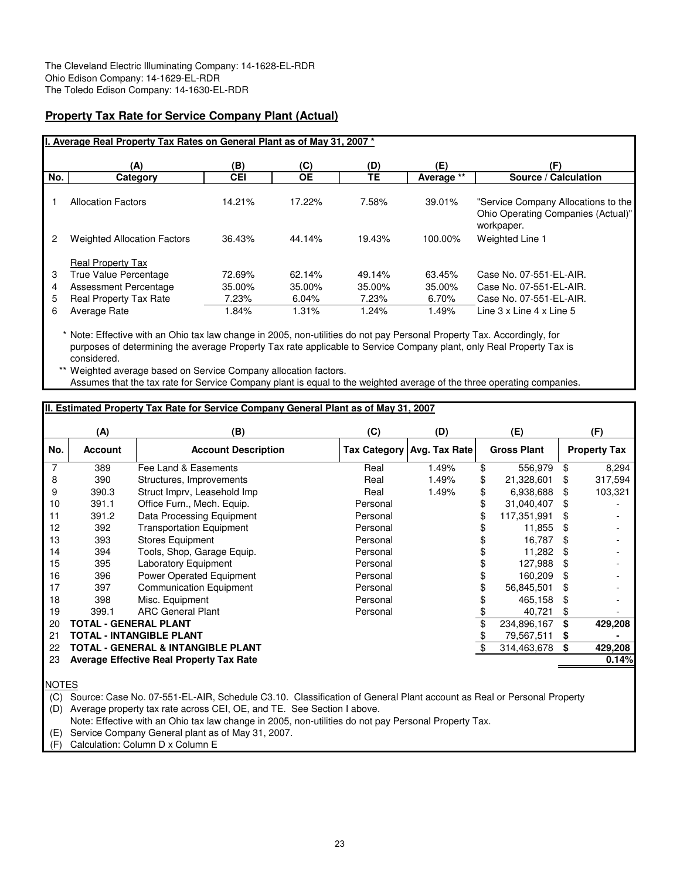The Cleveland Electric Illuminating Company: 14-1628-EL-RDR
Ohio Edison Company: 14-1629-EL-RDR
The Toledo Edison Company: 14-1630-EL-RDR

## Property Tax Rate for Service Company Plant (Actual)

**I. Average Real Property Tax Rates on General Plant as of May 31, 2007 ***

| | (A) | (B) | (C) | (D) | (E) | (F) |
|---|---|---|---|---|---|---|
| **No.** | **Category** | **CEI** | **OE** | **TE** | **Average **** | **Source / Calculation** |
| 1 | Allocation Factors | 14.21% | 17.22% | 7.58% | 39.01% | "Service Company Allocations to the Ohio Operating Companies (Actual)" workpaper. |
| 2 | Weighted Allocation Factors | 36.43% | 44.14% | 19.43% | 100.00% | Weighted Line 1 |
| | Real Property Tax | | | | | |
| 3 | True Value Percentage | 72.69% | 62.14% | 49.14% | 63.45% | Case No. 07-551-EL-AIR. |
| 4 | Assessment Percentage | 35.00% | 35.00% | 35.00% | 35.00% | Case No. 07-551-EL-AIR. |
| 5 | Real Property Tax Rate | 7.23% | 6.04% | 7.23% | 6.70% | Case No. 07-551-EL-AIR. |
| 6 | Average Rate | 1.84% | 1.31% | 1.24% | 1.49% | Line 3 x Line 4 x Line 5 |

\* Note: Effective with an Ohio tax law change in 2005, non-utilities do not pay Personal Property Tax. Accordingly, for purposes of determining the average Property Tax rate applicable to Service Company plant, only Real Property Tax is considered.

** Weighted average based on Service Company allocation factors.
Assumes that the tax rate for Service Company plant is equal to the weighted average of the three operating companies.

**II. Estimated Property Tax Rate for Service Company General Plant as of May 31, 2007**

| | (A) | (B) | (C) | (D) | (E) | (F) |
|---|---|---|---|---|---|---|
| **No.** | **Account** | **Account Description** | **Tax Category** | **Avg. Tax Rate** | **Gross Plant** | **Property Tax** |
| 7 | 389 | Fee Land & Easements | Real | 1.49% | $ 556,979 | $ 8,294 |
| 8 | 390 | Structures, Improvements | Real | 1.49% | $ 21,328,601 | $ 317,594 |
| 9 | 390.3 | Struct Imprv, Leasehold Imp | Real | 1.49% | $ 6,938,688 | $ 103,321 |
| 10 | 391.1 | Office Furn., Mech. Equip. | Personal | | $ 31,040,407 | $ - |
| 11 | 391.2 | Data Processing Equipment | Personal | | $ 117,351,991 | $ - |
| 12 | 392 | Transportation Equipment | Personal | | $ 11,855 | $ - |
| 13 | 393 | Stores Equipment | Personal | | $ 16,787 | $ - |
| 14 | 394 | Tools, Shop, Garage Equip. | Personal | | $ 11,282 | $ - |
| 15 | 395 | Laboratory Equipment | Personal | | $ 127,988 | $ - |
| 16 | 396 | Power Operated Equipment | Personal | | $ 160,209 | $ - |
| 17 | 397 | Communication Equipment | Personal | | $ 56,845,501 | $ - |
| 18 | 398 | Misc. Equipment | Personal | | $ 465,158 | $ - |
| 19 | 399.1 | ARC General Plant | Personal | | $ 40,721 | $ - |
| 20 | **TOTAL - GENERAL PLANT** | | | | $ 234,896,167 | **$ 429,208** |
| 21 | **TOTAL - INTANGIBLE PLANT** | | | | $ 79,567,511 | **$ -** |
| 22 | **TOTAL - GENERAL & INTANGIBLE PLANT** | | | | $ 314,463,678 | **$ 429,208** |
| 23 | **Average Effective Real Property Tax Rate** | | | | | **0.14%** |

NOTES
(C) Source: Case No. 07-551-EL-AIR, Schedule C3.10. Classification of General Plant account as Real or Personal Property
(D) Average property tax rate across CEI, OE, and TE. See Section I above.
Note: Effective with an Ohio tax law change in 2005, non-utilities do not pay Personal Property Tax.
(E) Service Company General plant as of May 31, 2007.
(F) Calculation: Column D x Column E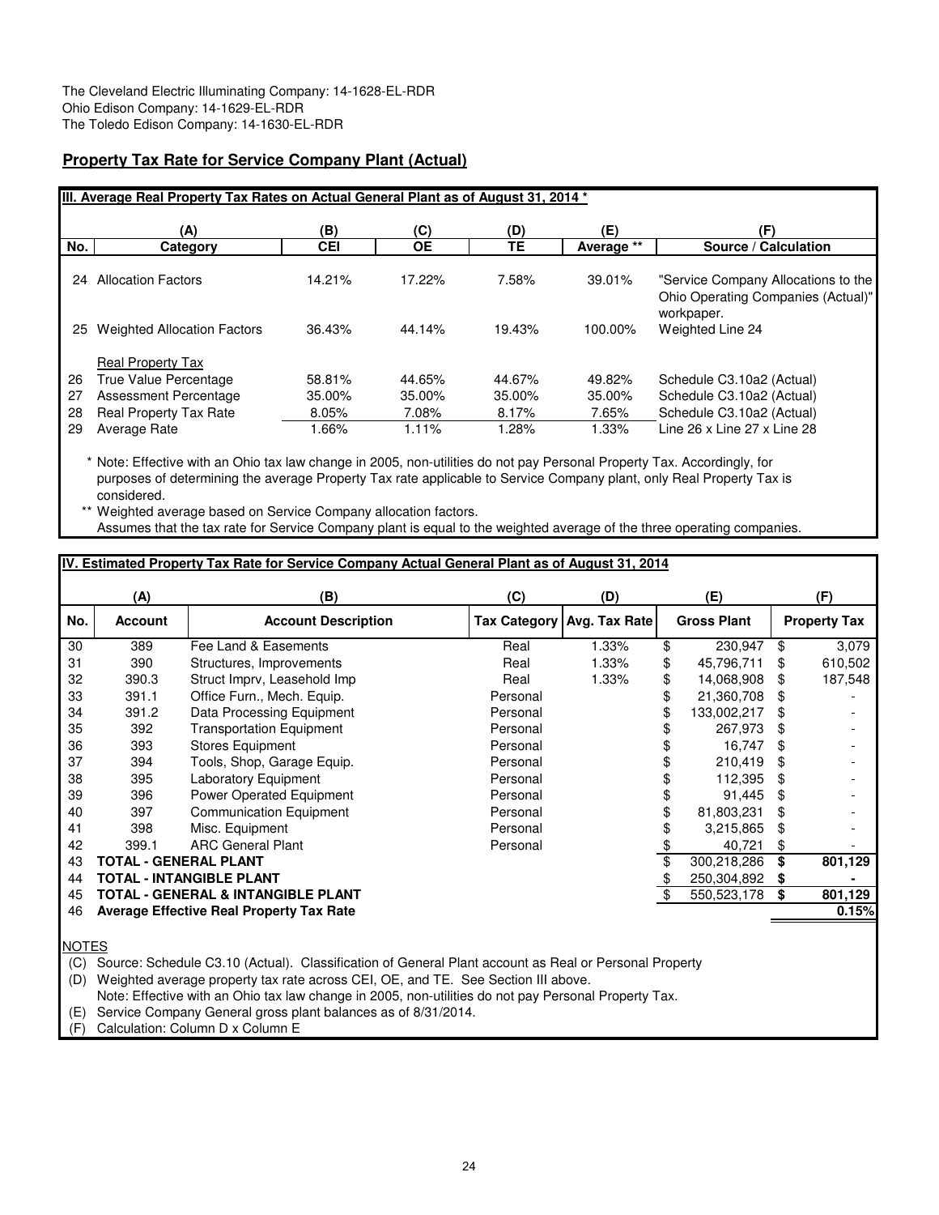The Cleveland Electric Illuminating Company: 14-1628-EL-RDR
Ohio Edison Company: 14-1629-EL-RDR
The Toledo Edison Company: 14-1630-EL-RDR

## Property Tax Rate for Service Company Plant (Actual)

**III. Average Real Property Tax Rates on Actual General Plant as of August 31, 2014 ***

| No. | (A) Category | (B) CEI | (C) OE | (D) TE | (E) Average ** | (F) Source / Calculation |
|---|---|---|---|---|---|---|
| 24 | Allocation Factors | 14.21% | 17.22% | 7.58% | 39.01% | "Service Company Allocations to the Ohio Operating Companies (Actual)" workpaper. |
| 25 | Weighted Allocation Factors | 36.43% | 44.14% | 19.43% | 100.00% | Weighted Line 24 |
| | Real Property Tax | | | | | |
| 26 | True Value Percentage | 58.81% | 44.65% | 44.67% | 49.82% | Schedule C3.10a2 (Actual) |
| 27 | Assessment Percentage | 35.00% | 35.00% | 35.00% | 35.00% | Schedule C3.10a2 (Actual) |
| 28 | Real Property Tax Rate | 8.05% | 7.08% | 8.17% | 7.65% | Schedule C3.10a2 (Actual) |
| 29 | Average Rate | 1.66% | 1.11% | 1.28% | 1.33% | Line 26 x Line 27 x Line 28 |

\* Note: Effective with an Ohio tax law change in 2005, non-utilities do not pay Personal Property Tax. Accordingly, for purposes of determining the average Property Tax rate applicable to Service Company plant, only Real Property Tax is considered.

** Weighted average based on Service Company allocation factors.
Assumes that the tax rate for Service Company plant is equal to the weighted average of the three operating companies.

**IV. Estimated Property Tax Rate for Service Company Actual General Plant as of August 31, 2014**

| No. | (A) Account | (B) Account Description | (C) Tax Category | (D) Avg. Tax Rate | (E) Gross Plant | (F) Property Tax |
|---|---|---|---|---|---|---|
| 30 | 389 | Fee Land & Easements | Real | 1.33% | $ 230,947 | $ 3,079 |
| 31 | 390 | Structures, Improvements | Real | 1.33% | $ 45,796,711 | $ 610,502 |
| 32 | 390.3 | Struct Imprv, Leasehold Imp | Real | 1.33% | $ 14,068,908 | $ 187,548 |
| 33 | 391.1 | Office Furn., Mech. Equip. | Personal | | $ 21,360,708 | $ - |
| 34 | 391.2 | Data Processing Equipment | Personal | | $ 133,002,217 | $ - |
| 35 | 392 | Transportation Equipment | Personal | | $ 267,973 | $ - |
| 36 | 393 | Stores Equipment | Personal | | $ 16,747 | $ - |
| 37 | 394 | Tools, Shop, Garage Equip. | Personal | | $ 210,419 | $ - |
| 38 | 395 | Laboratory Equipment | Personal | | $ 112,395 | $ - |
| 39 | 396 | Power Operated Equipment | Personal | | $ 91,445 | $ - |
| 40 | 397 | Communication Equipment | Personal | | $ 81,803,231 | $ - |
| 41 | 398 | Misc. Equipment | Personal | | $ 3,215,865 | $ - |
| 42 | 399.1 | ARC General Plant | Personal | | $ 40,721 | $ - |
| 43 | **TOTAL - GENERAL PLANT** | | | | $ 300,218,286 | **$ 801,129** |
| 44 | **TOTAL - INTANGIBLE PLANT** | | | | $ 250,304,892 | **$ -** |
| 45 | **TOTAL - GENERAL & INTANGIBLE PLANT** | | | | $ 550,523,178 | **$ 801,129** |
| 46 | **Average Effective Real Property Tax Rate** | | | | | **0.15%** |

NOTES

(C) Source: Schedule C3.10 (Actual). Classification of General Plant account as Real or Personal Property

(D) Weighted average property tax rate across CEI, OE, and TE. See Section III above.
Note: Effective with an Ohio tax law change in 2005, non-utilities do not pay Personal Property Tax.

(E) Service Company General gross plant balances as of 8/31/2014.

(F) Calculation: Column D x Column E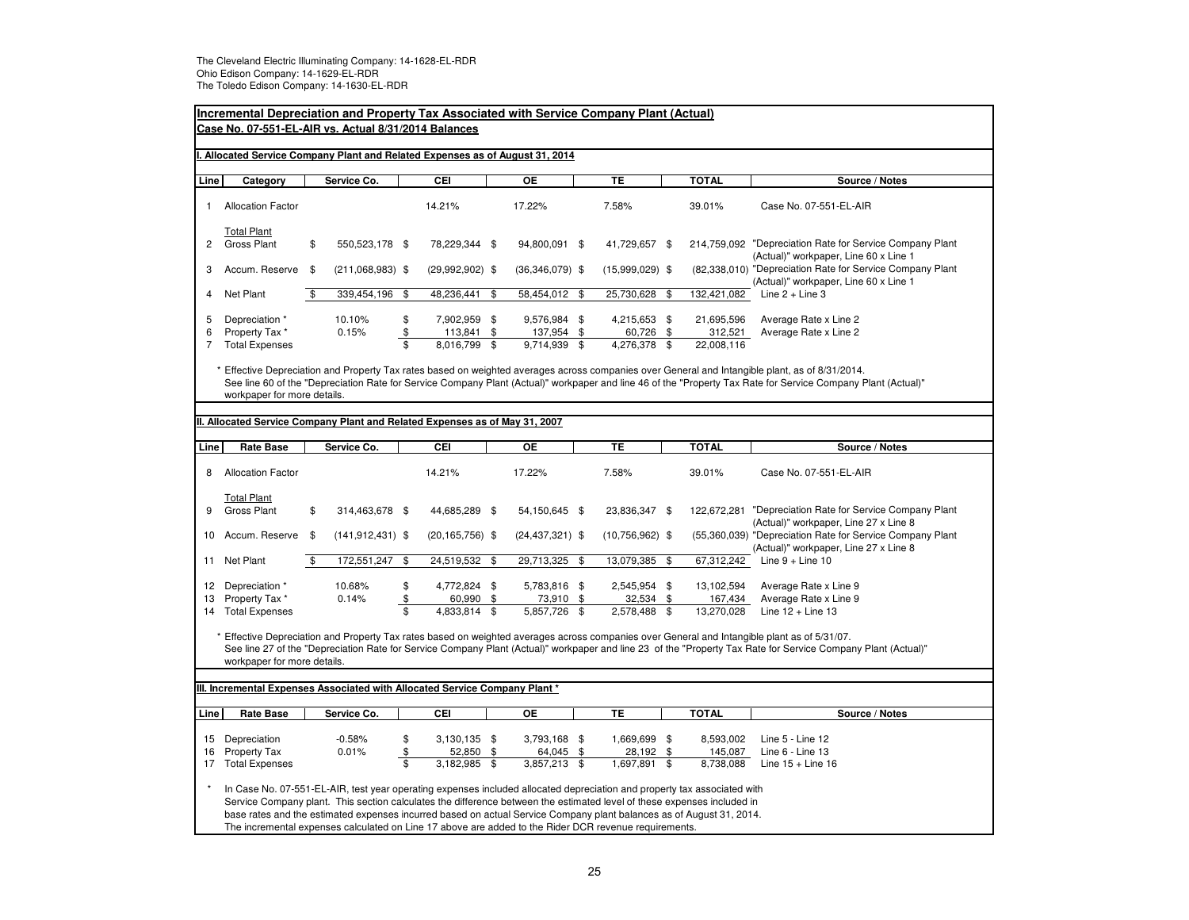The Cleveland Electric Illuminating Company: 14-1628-EL-RDR
Ohio Edison Company: 14-1629-EL-RDR
The Toledo Edison Company: 14-1630-EL-RDR

## Incremental Depreciation and Property Tax Associated with Service Company Plant (Actual)

### Case No. 07-551-EL-AIR vs. Actual 8/31/2014 Balances

#### I. Allocated Service Company Plant and Related Expenses as of August 31, 2014

| Line | Category | Service Co. | CEI | OE | TE | TOTAL | Source / Notes |
|---|---|---|---|---|---|---|---|
| 1 | Allocation Factor | | 14.21% | 17.22% | 7.58% | 39.01% | Case No. 07-551-EL-AIR |
| | Total Plant | | | | | | |
| 2 | Gross Plant | $ 550,523,178 | $ 78,229,344 | $ 94,800,091 | $ 41,729,657 | $ 214,759,092 | "Depreciation Rate for Service Company Plant (Actual)" workpaper, Line 60 x Line 1 |
| 3 | Accum. Reserve | $ (211,068,983) | $ (29,992,902) | $ (36,346,079) | $ (15,999,029) | $ (82,338,010) | "Depreciation Rate for Service Company Plant (Actual)" workpaper, Line 60 x Line 1 |
| 4 | Net Plant | $ 339,454,196 | $ 48,236,441 | $ 58,454,012 | $ 25,730,628 | $ 132,421,082 | Line 2 + Line 3 |
| 5 | Depreciation * | 10.10% | $ 7,902,959 | $ 9,576,984 | $ 4,215,653 | $ 21,695,596 | Average Rate x Line 2 |
| 6 | Property Tax * | 0.15% | $ 113,841 | $ 137,954 | $ 60,726 | $ 312,521 | Average Rate x Line 2 |
| 7 | Total Expenses | | $ 8,016,799 | $ 9,714,939 | $ 4,276,378 | $ 22,008,116 | |

\* Effective Depreciation and Property Tax rates based on weighted averages across companies over General and Intangible plant, as of 8/31/2014. See line 60 of the "Depreciation Rate for Service Company Plant (Actual)" workpaper and line 46 of the "Property Tax Rate for Service Company Plant (Actual)" workpaper for more details.

#### II. Allocated Service Company Plant and Related Expenses as of May 31, 2007

| Line | Rate Base | Service Co. | CEI | OE | TE | TOTAL | Source / Notes |
|---|---|---|---|---|---|---|---|
| 8 | Allocation Factor | | 14.21% | 17.22% | 7.58% | 39.01% | Case No. 07-551-EL-AIR |
| | Total Plant | | | | | | |
| 9 | Gross Plant | $ 314,463,678 | $ 44,685,289 | $ 54,150,645 | $ 23,836,347 | $ 122,672,281 | "Depreciation Rate for Service Company Plant (Actual)" workpaper, Line 27 x Line 8 |
| 10 | Accum. Reserve | $ (141,912,431) | $ (20,165,756) | $ (24,437,321) | $ (10,756,962) | $ (55,360,039) | "Depreciation Rate for Service Company Plant (Actual)" workpaper, Line 27 x Line 8 |
| 11 | Net Plant | $ 172,551,247 | $ 24,519,532 | $ 29,713,325 | $ 13,079,385 | $ 67,312,242 | Line 9 + Line 10 |
| 12 | Depreciation * | 10.68% | $ 4,772,824 | $ 5,783,816 | $ 2,545,954 | $ 13,102,594 | Average Rate x Line 9 |
| 13 | Property Tax * | 0.14% | $ 60,990 | $ 73,910 | $ 32,534 | $ 167,434 | Average Rate x Line 9 |
| 14 | Total Expenses | | $ 4,833,814 | $ 5,857,726 | $ 2,578,488 | $ 13,270,028 | Line 12 + Line 13 |

\* Effective Depreciation and Property Tax rates based on weighted averages across companies over General and Intangible plant as of 5/31/07. See line 27 of the "Depreciation Rate for Service Company Plant (Actual)" workpaper and line 23 of the "Property Tax Rate for Service Company Plant (Actual)" workpaper for more details.

#### III. Incremental Expenses Associated with Allocated Service Company Plant *

| Line | Rate Base | Service Co. | CEI | OE | TE | TOTAL | Source / Notes |
|---|---|---|---|---|---|---|---|
| 15 | Depreciation | -0.58% | $ 3,130,135 | $ 3,793,168 | $ 1,669,699 | $ 8,593,002 | Line 5 - Line 12 |
| 16 | Property Tax | 0.01% | $ 52,850 | $ 64,045 | $ 28,192 | $ 145,087 | Line 6 - Line 13 |
| 17 | Total Expenses | | $ 3,182,985 | $ 3,857,213 | $ 1,697,891 | $ 8,738,088 | Line 15 + Line 16 |

\* In Case No. 07-551-EL-AIR, test year operating expenses included allocated depreciation and property tax associated with Service Company plant. This section calculates the difference between the estimated level of these expenses included in base rates and the estimated expenses incurred based on actual Service Company plant balances as of August 31, 2014. The incremental expenses calculated on Line 17 above are added to the Rider DCR revenue requirements.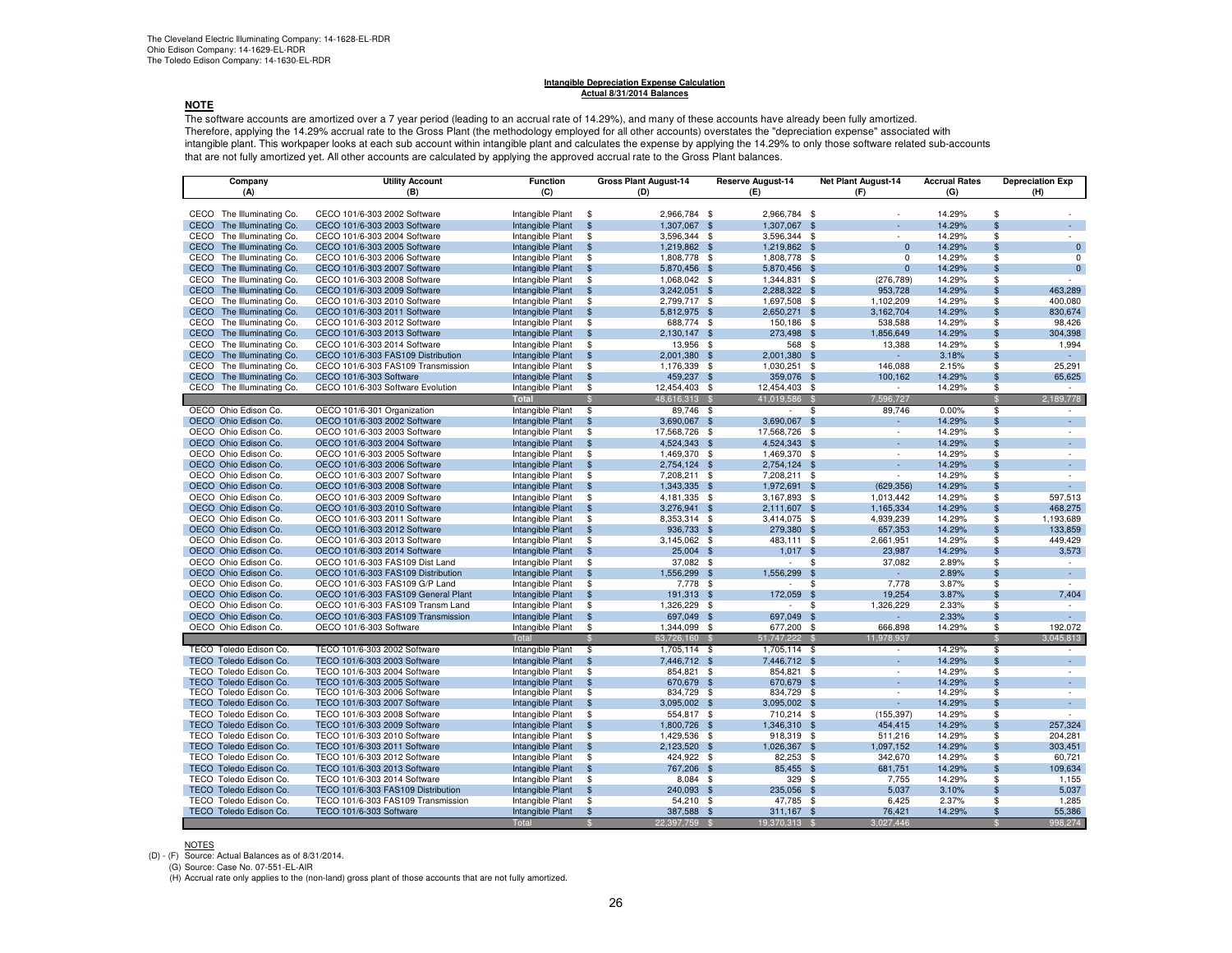The Cleveland Electric Illuminating Company: 14-1628-EL-RDR
Ohio Edison Company: 14-1629-EL-RDR
The Toledo Edison Company: 14-1630-EL-RDR

**Intangible Depreciation Expense Calculation**
**Actual 8/31/2014 Balances**

**NOTE**

The software accounts are amortized over a 7 year period (leading to an accrual rate of 14.29%), and many of these accounts have already been fully amortized. Therefore, applying the 14.29% accrual rate to the Gross Plant (the methodology employed for all other accounts) overstates the "depreciation expense" associated with intangible plant. This workpaper looks at each sub account within intangible plant and calculates the expense by applying the 14.29% to only those software related sub-accounts that are not fully amortized yet. All other accounts are calculated by applying the approved accrual rate to the Gross Plant balances.

| Company (A) | Utility Account (B) | Function (C) | Gross Plant August-14 (D) | Reserve August-14 (E) | Net Plant August-14 (F) | Accrual Rates (G) | Depreciation Exp (H) |
|---|---|---|---|---|---|---|---|
| CECO The Illuminating Co. | CECO 101/6-303 2002 Software | Intangible Plant | $ 2,966,784 | $ 2,966,784 | $ - | 14.29% | $ - |
| CECO The Illuminating Co. | CECO 101/6-303 2003 Software | Intangible Plant | $ 1,307,067 | $ 1,307,067 | $ - | 14.29% | $ - |
| CECO The Illuminating Co. | CECO 101/6-303 2004 Software | Intangible Plant | $ 3,596,344 | $ 3,596,344 | $ - | 14.29% | $ - |
| CECO The Illuminating Co. | CECO 101/6-303 2005 Software | Intangible Plant | $ 1,219,862 | $ 1,219,862 | $ 0 | 14.29% | $ 0 |
| CECO The Illuminating Co. | CECO 101/6-303 2006 Software | Intangible Plant | $ 1,808,778 | $ 1,808,778 | $ 0 | 14.29% | $ 0 |
| CECO The Illuminating Co. | CECO 101/6-303 2007 Software | Intangible Plant | $ 5,870,456 | $ 5,870,456 | $ 0 | 14.29% | $ 0 |
| CECO The Illuminating Co. | CECO 101/6-303 2008 Software | Intangible Plant | $ 1,068,042 | $ 1,344,831 | $ (276,789) | 14.29% | $ - |
| CECO The Illuminating Co. | CECO 101/6-303 2009 Software | Intangible Plant | $ 3,242,051 | $ 2,288,322 | $ 953,728 | 14.29% | $ 463,289 |
| CECO The Illuminating Co. | CECO 101/6-303 2010 Software | Intangible Plant | $ 2,799,717 | $ 1,697,508 | $ 1,102,209 | 14.29% | $ 400,080 |
| CECO The Illuminating Co. | CECO 101/6-303 2011 Software | Intangible Plant | $ 5,812,975 | $ 2,650,271 | $ 3,162,704 | 14.29% | $ 830,674 |
| CECO The Illuminating Co. | CECO 101/6-303 2012 Software | Intangible Plant | $ 688,774 | $ 150,186 | $ 538,588 | 14.29% | $ 98,426 |
| CECO The Illuminating Co. | CECO 101/6-303 2013 Software | Intangible Plant | $ 2,130,147 | $ 273,498 | $ 1,856,649 | 14.29% | $ 304,398 |
| CECO The Illuminating Co. | CECO 101/6-303 2014 Software | Intangible Plant | $ 13,956 | $ 568 | $ 13,388 | 14.29% | $ 1,994 |
| CECO The Illuminating Co. | CECO 101/6-303 FAS109 Distribution | Intangible Plant | $ 2,001,380 | $ 2,001,380 | $ - | 3.18% | $ - |
| CECO The Illuminating Co. | CECO 101/6-303 FAS109 Transmission | Intangible Plant | $ 1,176,339 | $ 1,030,251 | $ 146,088 | 2.15% | $ 25,291 |
| CECO The Illuminating Co. | CECO 101/6-303 Software | Intangible Plant | $ 459,237 | $ 359,076 | $ 100,162 | 14.29% | $ 65,625 |
| CECO The Illuminating Co. | CECO 101/6-303 Software Evolution | Intangible Plant | $ 12,454,403 | $ 12,454,403 | $ - | 14.29% | $ - |
| | | **Total** | $ 48,616,313 | $ 41,019,586 | $ 7,596,727 | | $ 2,189,778 |
| OECO Ohio Edison Co. | OECO 101/6-301 Organization | Intangible Plant | $ 89,746 | $ - | $ 89,746 | 0.00% | $ - |
| OECO Ohio Edison Co. | OECO 101/6-303 2002 Software | Intangible Plant | $ 3,690,067 | $ 3,690,067 | $ - | 14.29% | $ - |
| OECO Ohio Edison Co. | OECO 101/6-303 2003 Software | Intangible Plant | $ 17,568,726 | $ 17,568,726 | $ - | 14.29% | $ - |
| OECO Ohio Edison Co. | OECO 101/6-303 2004 Software | Intangible Plant | $ 4,524,343 | $ 4,524,343 | $ - | 14.29% | $ - |
| OECO Ohio Edison Co. | OECO 101/6-303 2005 Software | Intangible Plant | $ 1,469,370 | $ 1,469,370 | $ - | 14.29% | $ - |
| OECO Ohio Edison Co. | OECO 101/6-303 2006 Software | Intangible Plant | $ 2,754,124 | $ 2,754,124 | $ - | 14.29% | $ - |
| OECO Ohio Edison Co. | OECO 101/6-303 2007 Software | Intangible Plant | $ 7,208,211 | $ 7,208,211 | $ - | 14.29% | $ - |
| OECO Ohio Edison Co. | OECO 101/6-303 2008 Software | Intangible Plant | $ 1,343,335 | $ 1,972,691 | $ (629,356) | 14.29% | $ - |
| OECO Ohio Edison Co. | OECO 101/6-303 2009 Software | Intangible Plant | $ 4,181,335 | $ 3,167,893 | $ 1,013,442 | 14.29% | $ 597,513 |
| OECO Ohio Edison Co. | OECO 101/6-303 2010 Software | Intangible Plant | $ 3,276,941 | $ 2,111,607 | $ 1,165,334 | 14.29% | $ 468,275 |
| OECO Ohio Edison Co. | OECO 101/6-303 2011 Software | Intangible Plant | $ 8,353,314 | $ 3,414,075 | $ 4,939,239 | 14.29% | $ 1,193,689 |
| OECO Ohio Edison Co. | OECO 101/6-303 2012 Software | Intangible Plant | $ 936,733 | $ 279,380 | $ 657,353 | 14.29% | $ 133,859 |
| OECO Ohio Edison Co. | OECO 101/6-303 2013 Software | Intangible Plant | $ 3,145,062 | $ 483,111 | $ 2,661,951 | 14.29% | $ 449,429 |
| OECO Ohio Edison Co. | OECO 101/6-303 2014 Software | Intangible Plant | $ 25,004 | $ 1,017 | $ 23,987 | 14.29% | $ 3,573 |
| OECO Ohio Edison Co. | OECO 101/6-303 FAS109 Dist Land | Intangible Plant | $ 37,082 | $ - | $ 37,082 | 2.89% | $ - |
| OECO Ohio Edison Co. | OECO 101/6-303 FAS109 Distribution | Intangible Plant | $ 1,556,299 | $ 1,556,299 | $ - | 2.89% | $ - |
| OECO Ohio Edison Co. | OECO 101/6-303 FAS109 G/P Land | Intangible Plant | $ 7,778 | $ - | $ 7,778 | 3.87% | $ - |
| OECO Ohio Edison Co. | OECO 101/6-303 FAS109 General Plant | Intangible Plant | $ 191,313 | $ 172,059 | $ 19,254 | 3.87% | $ 7,404 |
| OECO Ohio Edison Co. | OECO 101/6-303 FAS109 Transm Land | Intangible Plant | $ 1,326,229 | $ - | $ 1,326,229 | 2.33% | $ - |
| OECO Ohio Edison Co. | OECO 101/6-303 FAS109 Transmission | Intangible Plant | $ 697,049 | $ 697,049 | $ - | 2.33% | $ - |
| OECO Ohio Edison Co. | OECO 101/6-303 Software | Intangible Plant | $ 1,344,099 | $ 677,200 | $ 666,898 | 14.29% | $ 192,072 |
| | | Total | $ 63,726,160 | $ 51,747,222 | $ 11,978,937 | | $ 3,045,813 |
| TECO Toledo Edison Co. | TECO 101/6-303 2002 Software | Intangible Plant | $ 1,705,114 | $ 1,705,114 | $ - | 14.29% | $ - |
| TECO Toledo Edison Co. | TECO 101/6-303 2003 Software | Intangible Plant | $ 7,446,712 | $ 7,446,712 | $ - | 14.29% | $ - |
| TECO Toledo Edison Co. | TECO 101/6-303 2004 Software | Intangible Plant | $ 854,821 | $ 854,821 | $ - | 14.29% | $ - |
| TECO Toledo Edison Co. | TECO 101/6-303 2005 Software | Intangible Plant | $ 670,679 | $ 670,679 | $ - | 14.29% | $ - |
| TECO Toledo Edison Co. | TECO 101/6-303 2006 Software | Intangible Plant | $ 834,729 | $ 834,729 | $ - | 14.29% | $ - |
| TECO Toledo Edison Co. | TECO 101/6-303 2007 Software | Intangible Plant | $ 3,095,002 | $ 3,095,002 | $ - | 14.29% | $ - |
| TECO Toledo Edison Co. | TECO 101/6-303 2008 Software | Intangible Plant | $ 554,817 | $ 710,214 | $ (155,397) | 14.29% | $ - |
| TECO Toledo Edison Co. | TECO 101/6-303 2009 Software | Intangible Plant | $ 1,800,726 | $ 1,346,310 | $ 454,415 | 14.29% | $ 257,324 |
| TECO Toledo Edison Co. | TECO 101/6-303 2010 Software | Intangible Plant | $ 1,429,536 | $ 918,319 | $ 511,216 | 14.29% | $ 204,281 |
| TECO Toledo Edison Co. | TECO 101/6-303 2011 Software | Intangible Plant | $ 2,123,520 | $ 1,026,367 | $ 1,097,152 | 14.29% | $ 303,451 |
| TECO Toledo Edison Co. | TECO 101/6-303 2012 Software | Intangible Plant | $ 424,922 | $ 82,253 | $ 342,670 | 14.29% | $ 60,721 |
| TECO Toledo Edison Co. | TECO 101/6-303 2013 Software | Intangible Plant | $ 767,206 | $ 85,455 | $ 681,751 | 14.29% | $ 109,634 |
| TECO Toledo Edison Co. | TECO 101/6-303 2014 Software | Intangible Plant | $ 8,084 | $ 329 | $ 7,755 | 14.29% | $ 1,155 |
| TECO Toledo Edison Co. | TECO 101/6-303 FAS109 Distribution | Intangible Plant | $ 240,093 | $ 235,056 | $ 5,037 | 3.10% | $ 5,037 |
| TECO Toledo Edison Co. | TECO 101/6-303 FAS109 Transmission | Intangible Plant | $ 54,210 | $ 47,785 | $ 6,425 | 2.37% | $ 1,285 |
| TECO Toledo Edison Co. | TECO 101/6-303 Software | Intangible Plant | $ 387,588 | $ 311,167 | $ 76,421 | 14.29% | $ 55,386 |
| | | Total | $ 22,397,759 | $ 19,370,313 | $ 3,027,446 | | $ 998,274 |

NOTES

(D) - (F) Source: Actual Balances as of 8/31/2014.

(G) Source: Case No. 07-551-EL-AIR

(H) Accrual rate only applies to the (non-land) gross plant of those accounts that are not fully amortized.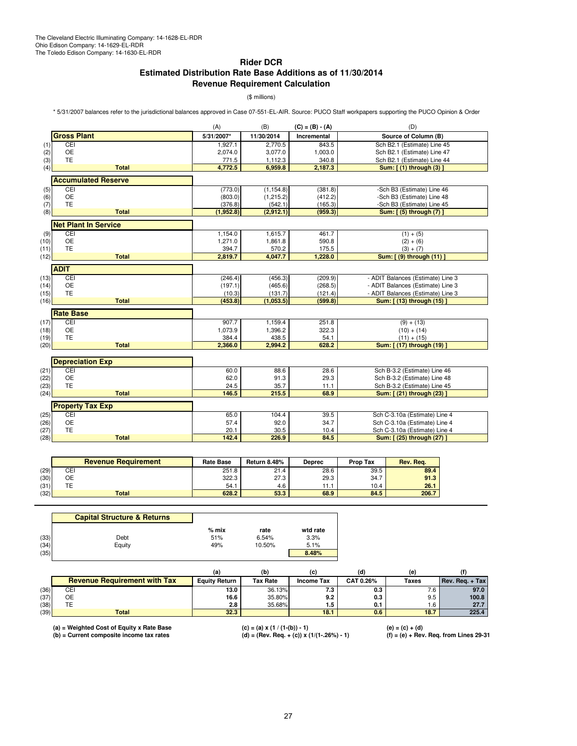The Cleveland Electric Illuminating Company: 14-1628-EL-RDR
Ohio Edison Company: 14-1629-EL-RDR
The Toledo Edison Company: 14-1630-EL-RDR

## Rider DCR
## Estimated Distribution Rate Base Additions as of 11/30/2014
## Revenue Requirement Calculation

($ millions)

\* 5/31/2007 balances refer to the jurisdictional balances approved in Case 07-551-EL-AIR. Source: PUCO Staff workpapers supporting the PUCO Opinion & Order

| | | (A) | (B) | (C) = (B) - (A) | (D) |
|---|---|---|---|---|---|
| | **Gross Plant** | 5/31/2007* | 11/30/2014 | Incremental | Source of Column (B) |
| (1) | CEI | 1,927.1 | 2,770.5 | 843.5 | Sch B2.1 (Estimate) Line 45 |
| (2) | OE | 2,074.0 | 3,077.0 | 1,003.0 | Sch B2.1 (Estimate) Line 47 |
| (3) | TE | 771.5 | 1,112.3 | 340.8 | Sch B2.1 (Estimate) Line 44 |
| (4) | **Total** | **4,772.5** | **6,959.8** | **2,187.3** | **Sum: [ (1) through (3) ]** |
| | **Accumulated Reserve** | | | | |
| (5) | CEI | (773.0) | (1,154.8) | (381.8) | -Sch B3 (Estimate) Line 46 |
| (6) | OE | (803.0) | (1,215.2) | (412.2) | -Sch B3 (Estimate) Line 48 |
| (7) | TE | (376.8) | (542.1) | (165.3) | -Sch B3 (Estimate) Line 45 |
| (8) | **Total** | **(1,952.8)** | **(2,912.1)** | **(959.3)** | **Sum: [ (5) through (7) ]** |
| | **Net Plant In Service** | | | | |
| (9) | CEI | 1,154.0 | 1,615.7 | 461.7 | (1) + (5) |
| (10) | OE | 1,271.0 | 1,861.8 | 590.8 | (2) + (6) |
| (11) | TE | 394.7 | 570.2 | 175.5 | (3) + (7) |
| (12) | **Total** | **2,819.7** | **4,047.7** | **1,228.0** | **Sum: [ (9) through (11) ]** |
| | **ADIT** | | | | |
| (13) | CEI | (246.4) | (456.3) | (209.9) | - ADIT Balances (Estimate) Line 3 |
| (14) | OE | (197.1) | (465.6) | (268.5) | - ADIT Balances (Estimate) Line 3 |
| (15) | TE | (10.3) | (131.7) | (121.4) | - ADIT Balances (Estimate) Line 3 |
| (16) | **Total** | **(453.8)** | **(1,053.5)** | **(599.8)** | **Sum: [ (13) through (15) ]** |
| | **Rate Base** | | | | |
| (17) | CEI | 907.7 | 1,159.4 | 251.8 | (9) + (13) |
| (18) | OE | 1,073.9 | 1,396.2 | 322.3 | (10) + (14) |
| (19) | TE | 384.4 | 438.5 | 54.1 | (11) + (15) |
| (20) | **Total** | **2,366.0** | **2,994.2** | **628.2** | **Sum: [ (17) through (19) ]** |
| | **Depreciation Exp** | | | | |
| (21) | CEI | 60.0 | 88.6 | 28.6 | Sch B-3.2 (Estimate) Line 46 |
| (22) | OE | 62.0 | 91.3 | 29.3 | Sch B-3.2 (Estimate) Line 48 |
| (23) | TE | 24.5 | 35.7 | 11.1 | Sch B-3.2 (Estimate) Line 45 |
| (24) | **Total** | **146.5** | **215.5** | **68.9** | **Sum: [ (21) through (23) ]** |
| | **Property Tax Exp** | | | | |
| (25) | CEI | 65.0 | 104.4 | 39.5 | Sch C-3.10a (Estimate) Line 4 |
| (26) | OE | 57.4 | 92.0 | 34.7 | Sch C-3.10a (Estimate) Line 4 |
| (27) | TE | 20.1 | 30.5 | 10.4 | Sch C-3.10a (Estimate) Line 4 |
| (28) | **Total** | **142.4** | **226.9** | **84.5** | **Sum: [ (25) through (27) ]** |

| | Revenue Requirement | Rate Base | Return 8.48% | Deprec | Prop Tax | Rev. Req. |
|---|---|---|---|---|---|---|
| (29) | CEI | 251.8 | 21.4 | 28.6 | 39.5 | **89.4** |
| (30) | OE | 322.3 | 27.3 | 29.3 | 34.7 | **91.3** |
| (31) | TE | 54.1 | 4.6 | 11.1 | 10.4 | **26.1** |
| (32) | **Total** | **628.2** | **53.3** | **68.9** | **84.5** | **206.7** |

| | Capital Structure & Returns | % mix | rate | wtd rate |
|---|---|---|---|---|
| (33) | Debt | 51% | 6.54% | 3.3% |
| (34) | Equity | 49% | 10.50% | 5.1% |
| (35) | | | | **8.48%** |

| | | (a) | (b) | (c) | (d) | (e) | (f) |
|---|---|---|---|---|---|---|---|
| | **Revenue Requirement with Tax** | Equity Return | Tax Rate | Income Tax | CAT 0.26% | Taxes | Rev. Req. + Tax |
| (36) | CEI | **13.0** | 36.13% | **7.3** | **0.3** | 7.6 | **97.0** |
| (37) | OE | **16.6** | 35.80% | **9.2** | **0.3** | 9.5 | **100.8** |
| (38) | TE | **2.8** | 35.68% | **1.5** | **0.1** | 1.6 | **27.7** |
| (39) | **Total** | **32.3** | | **18.1** | **0.6** | **18.7** | **225.4** |

**(a) = Weighted Cost of Equity x Rate Base**
**(b) = Current composite income tax rates**
**(c) = (a) x (1 / (1-(b)) - 1)**
**(d) = (Rev. Req. + (c)) x (1/(1-.26%) - 1)**
**(e) = (c) + (d)**
**(f) = (e) + Rev. Req. from Lines 29-31**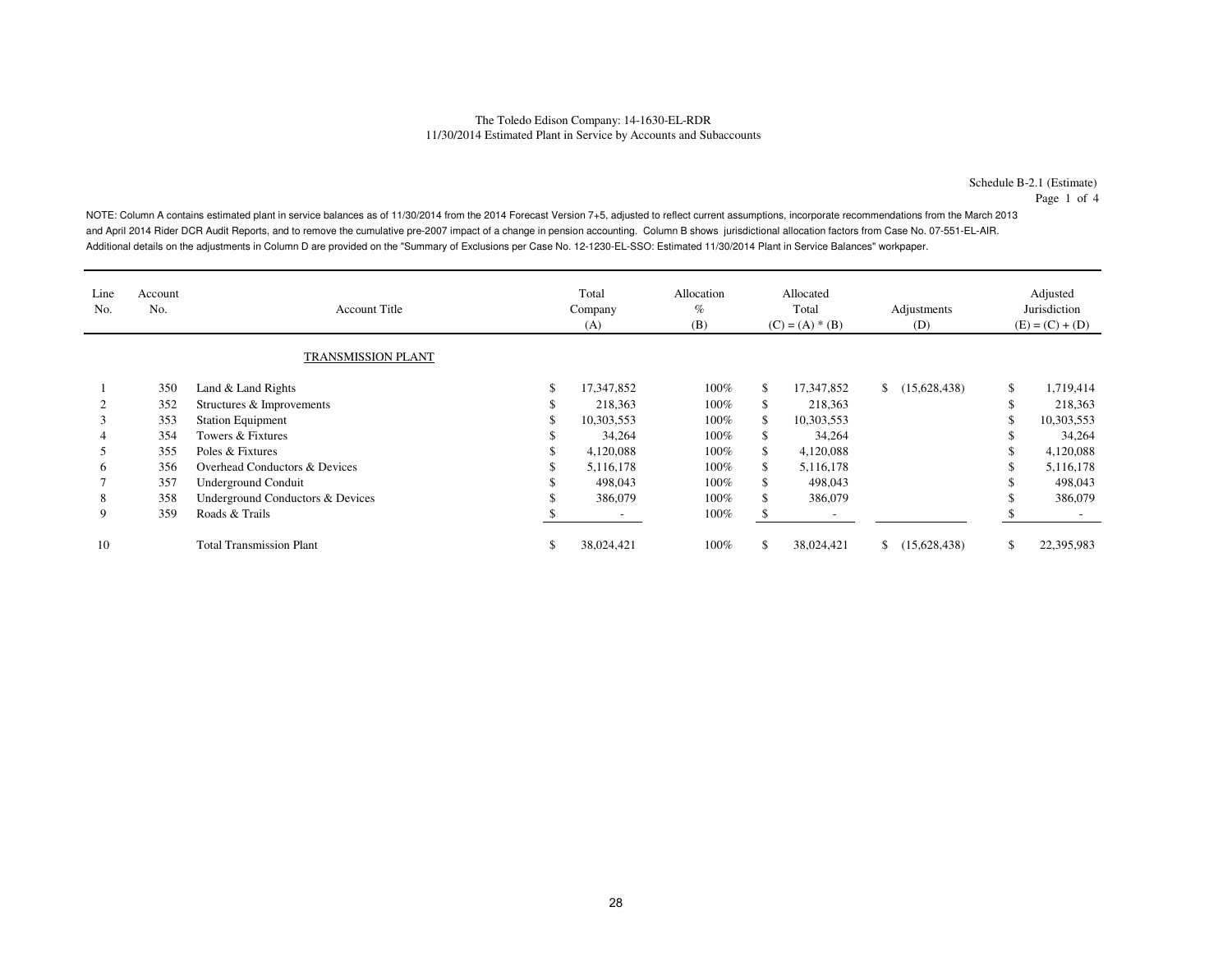The Toledo Edison Company: 14-1630-EL-RDR
11/30/2014 Estimated Plant in Service by Accounts and Subaccounts

Schedule B-2.1 (Estimate)
Page 1 of 4

NOTE: Column A contains estimated plant in service balances as of 11/30/2014 from the 2014 Forecast Version 7+5, adjusted to reflect current assumptions, incorporate recommendations from the March 2013 and April 2014 Rider DCR Audit Reports, and to remove the cumulative pre-2007 impact of a change in pension accounting. Column B shows jurisdictional allocation factors from Case No. 07-551-EL-AIR. Additional details on the adjustments in Column D are provided on the "Summary of Exclusions per Case No. 12-1230-EL-SSO: Estimated 11/30/2014 Plant in Service Balances" workpaper.

| Line No. | Account No. | Account Title | Total Company (A) | Allocation % (B) | Allocated Total (C) = (A) * (B) | Adjustments (D) | Adjusted Jurisdiction (E) = (C) + (D) |
|---|---|---|---|---|---|---|---|
| | | TRANSMISSION PLANT | | | | | |
| 1 | 350 | Land & Land Rights | $ 17,347,852 | 100% | $ 17,347,852 | $ (15,628,438) | $ 1,719,414 |
| 2 | 352 | Structures & Improvements | $ 218,363 | 100% | $ 218,363 | | $ 218,363 |
| 3 | 353 | Station Equipment | $ 10,303,553 | 100% | $ 10,303,553 | | $ 10,303,553 |
| 4 | 354 | Towers & Fixtures | $ 34,264 | 100% | $ 34,264 | | $ 34,264 |
| 5 | 355 | Poles & Fixtures | $ 4,120,088 | 100% | $ 4,120,088 | | $ 4,120,088 |
| 6 | 356 | Overhead Conductors & Devices | $ 5,116,178 | 100% | $ 5,116,178 | | $ 5,116,178 |
| 7 | 357 | Underground Conduit | $ 498,043 | 100% | $ 498,043 | | $ 498,043 |
| 8 | 358 | Underground Conductors & Devices | $ 386,079 | 100% | $ 386,079 | | $ 386,079 |
| 9 | 359 | Roads & Trails | $ - | 100% | $ - | | $ - |
| 10 | | Total Transmission Plant | $ 38,024,421 | 100% | $ 38,024,421 | $ (15,628,438) | $ 22,395,983 |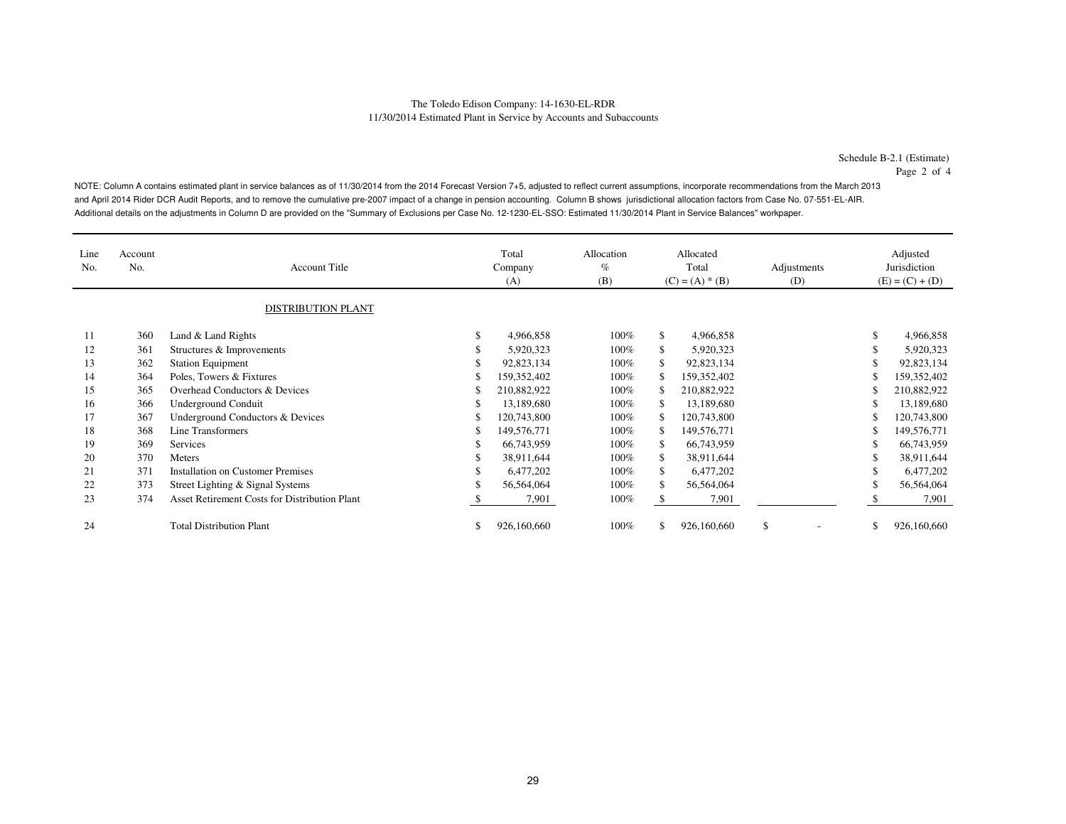The Toledo Edison Company: 14-1630-EL-RDR
11/30/2014 Estimated Plant in Service by Accounts and Subaccounts

Schedule B-2.1 (Estimate)
Page 2 of 4

NOTE: Column A contains estimated plant in service balances as of 11/30/2014 from the 2014 Forecast Version 7+5, adjusted to reflect current assumptions, incorporate recommendations from the March 2013 and April 2014 Rider DCR Audit Reports, and to remove the cumulative pre-2007 impact of a change in pension accounting. Column B shows jurisdictional allocation factors from Case No. 07-551-EL-AIR. Additional details on the adjustments in Column D are provided on the "Summary of Exclusions per Case No. 12-1230-EL-SSO: Estimated 11/30/2014 Plant in Service Balances" workpaper.

| Line No. | Account No. | Account Title | Total Company (A) | Allocation % (B) | Allocated Total (C) = (A) * (B) | Adjustments (D) | Adjusted Jurisdiction (E) = (C) + (D) |
|---|---|---|---|---|---|---|---|
| | | DISTRIBUTION PLANT | | | | | |
| 11 | 360 | Land & Land Rights | $ 4,966,858 | 100% | $ 4,966,858 | | $ 4,966,858 |
| 12 | 361 | Structures & Improvements | $ 5,920,323 | 100% | $ 5,920,323 | | $ 5,920,323 |
| 13 | 362 | Station Equipment | $ 92,823,134 | 100% | $ 92,823,134 | | $ 92,823,134 |
| 14 | 364 | Poles, Towers & Fixtures | $ 159,352,402 | 100% | $ 159,352,402 | | $ 159,352,402 |
| 15 | 365 | Overhead Conductors & Devices | $ 210,882,922 | 100% | $ 210,882,922 | | $ 210,882,922 |
| 16 | 366 | Underground Conduit | $ 13,189,680 | 100% | $ 13,189,680 | | $ 13,189,680 |
| 17 | 367 | Underground Conductors & Devices | $ 120,743,800 | 100% | $ 120,743,800 | | $ 120,743,800 |
| 18 | 368 | Line Transformers | $ 149,576,771 | 100% | $ 149,576,771 | | $ 149,576,771 |
| 19 | 369 | Services | $ 66,743,959 | 100% | $ 66,743,959 | | $ 66,743,959 |
| 20 | 370 | Meters | $ 38,911,644 | 100% | $ 38,911,644 | | $ 38,911,644 |
| 21 | 371 | Installation on Customer Premises | $ 6,477,202 | 100% | $ 6,477,202 | | $ 6,477,202 |
| 22 | 373 | Street Lighting & Signal Systems | $ 56,564,064 | 100% | $ 56,564,064 | | $ 56,564,064 |
| 23 | 374 | Asset Retirement Costs for Distribution Plant | $ 7,901 | 100% | $ 7,901 | | $ 7,901 |
| 24 | | Total Distribution Plant | $ 926,160,660 | 100% | $ 926,160,660 | $ - | $ 926,160,660 |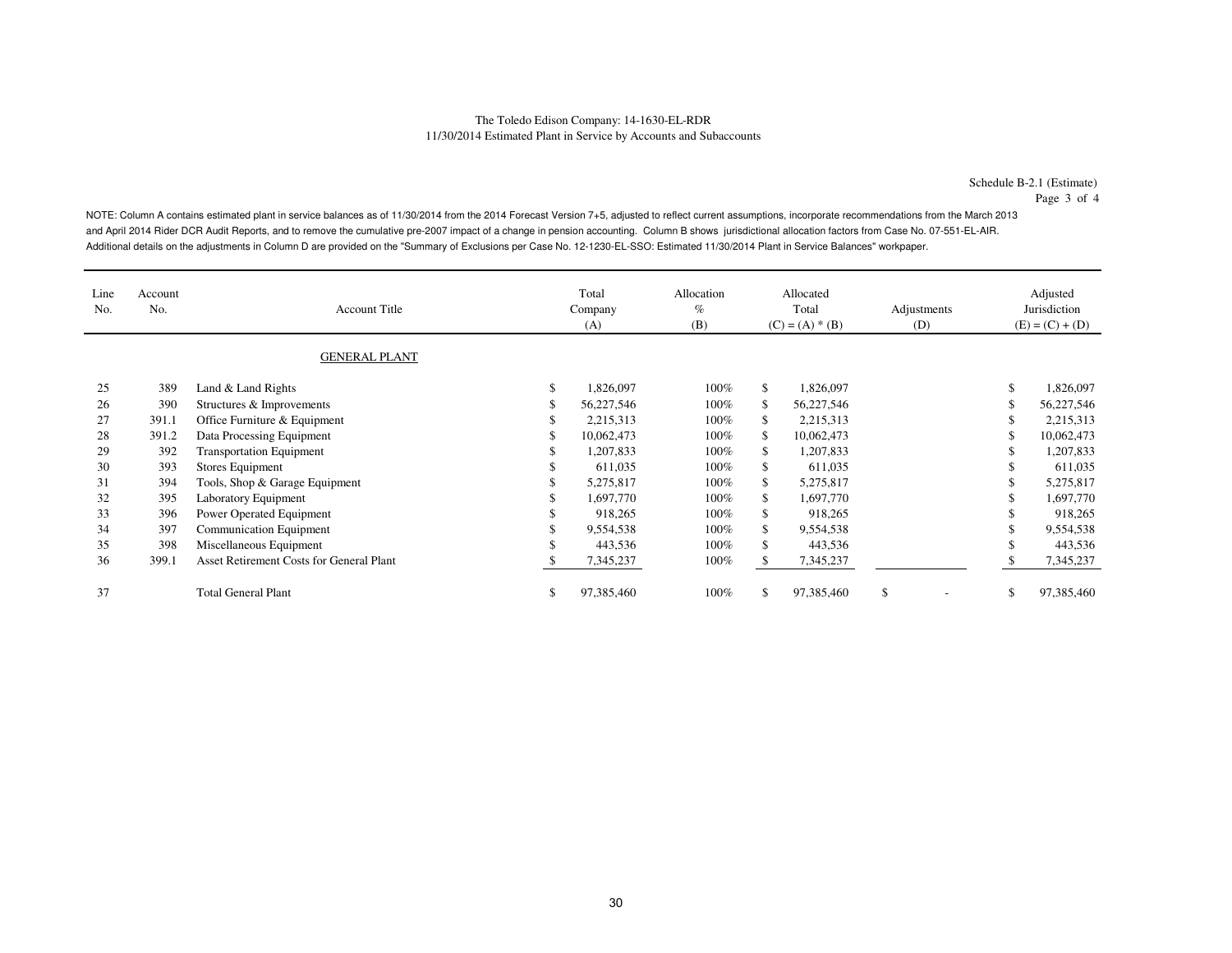The Toledo Edison Company: 14-1630-EL-RDR
11/30/2014 Estimated Plant in Service by Accounts and Subaccounts

Schedule B-2.1 (Estimate)
Page 3 of 4

NOTE: Column A contains estimated plant in service balances as of 11/30/2014 from the 2014 Forecast Version 7+5, adjusted to reflect current assumptions, incorporate recommendations from the March 2013 and April 2014 Rider DCR Audit Reports, and to remove the cumulative pre-2007 impact of a change in pension accounting. Column B shows jurisdictional allocation factors from Case No. 07-551-EL-AIR. Additional details on the adjustments in Column D are provided on the "Summary of Exclusions per Case No. 12-1230-EL-SSO: Estimated 11/30/2014 Plant in Service Balances" workpaper.

| Line No. | Account No. | Account Title | Total Company (A) | Allocation % (B) | Allocated Total (C) = (A) * (B) | Adjustments (D) | Adjusted Jurisdiction (E) = (C) + (D) |
|---|---|---|---|---|---|---|---|
| | | GENERAL PLANT | | | | | |
| 25 | 389 | Land & Land Rights | $ 1,826,097 | 100% | $ 1,826,097 | | $ 1,826,097 |
| 26 | 390 | Structures & Improvements | $ 56,227,546 | 100% | $ 56,227,546 | | $ 56,227,546 |
| 27 | 391.1 | Office Furniture & Equipment | $ 2,215,313 | 100% | $ 2,215,313 | | $ 2,215,313 |
| 28 | 391.2 | Data Processing Equipment | $ 10,062,473 | 100% | $ 10,062,473 | | $ 10,062,473 |
| 29 | 392 | Transportation Equipment | $ 1,207,833 | 100% | $ 1,207,833 | | $ 1,207,833 |
| 30 | 393 | Stores Equipment | $ 611,035 | 100% | $ 611,035 | | $ 611,035 |
| 31 | 394 | Tools, Shop & Garage Equipment | $ 5,275,817 | 100% | $ 5,275,817 | | $ 5,275,817 |
| 32 | 395 | Laboratory Equipment | $ 1,697,770 | 100% | $ 1,697,770 | | $ 1,697,770 |
| 33 | 396 | Power Operated Equipment | $ 918,265 | 100% | $ 918,265 | | $ 918,265 |
| 34 | 397 | Communication Equipment | $ 9,554,538 | 100% | $ 9,554,538 | | $ 9,554,538 |
| 35 | 398 | Miscellaneous Equipment | $ 443,536 | 100% | $ 443,536 | | $ 443,536 |
| 36 | 399.1 | Asset Retirement Costs for General Plant | $ 7,345,237 | 100% | $ 7,345,237 | | $ 7,345,237 |
| 37 | | Total General Plant | $ 97,385,460 | 100% | $ 97,385,460 | $ - | $ 97,385,460 |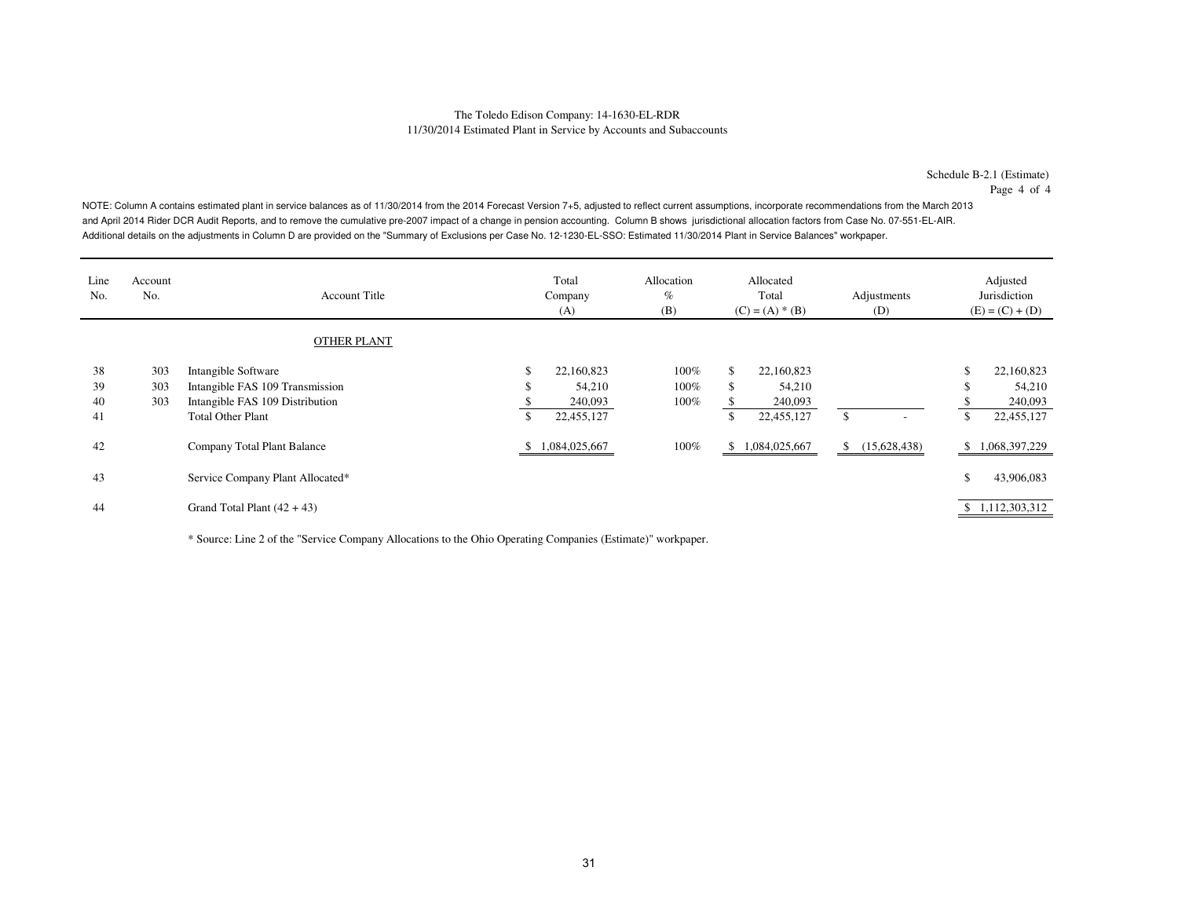The Toledo Edison Company: 14-1630-EL-RDR
11/30/2014 Estimated Plant in Service by Accounts and Subaccounts

Schedule B-2.1 (Estimate)
Page 4 of 4

NOTE: Column A contains estimated plant in service balances as of 11/30/2014 from the 2014 Forecast Version 7+5, adjusted to reflect current assumptions, incorporate recommendations from the March 2013 and April 2014 Rider DCR Audit Reports, and to remove the cumulative pre-2007 impact of a change in pension accounting. Column B shows jurisdictional allocation factors from Case No. 07-551-EL-AIR. Additional details on the adjustments in Column D are provided on the "Summary of Exclusions per Case No. 12-1230-EL-SSO: Estimated 11/30/2014 Plant in Service Balances" workpaper.

| Line No. | Account No. | Account Title | Total Company (A) | Allocation % (B) | Allocated Total (C) = (A) * (B) | Adjustments (D) | Adjusted Jurisdiction (E) = (C) + (D) |
|---|---|---|---|---|---|---|---|
| | | OTHER PLANT | | | | | |
| 38 | 303 | Intangible Software | $ 22,160,823 | 100% | $ 22,160,823 | | $ 22,160,823 |
| 39 | 303 | Intangible FAS 109 Transmission | $ 54,210 | 100% | $ 54,210 | | $ 54,210 |
| 40 | 303 | Intangible FAS 109 Distribution | $ 240,093 | 100% | $ 240,093 | | $ 240,093 |
| 41 | | Total Other Plant | $ 22,455,127 | | $ 22,455,127 | $ - | $ 22,455,127 |
| 42 | | Company Total Plant Balance | $ 1,084,025,667 | 100% | $ 1,084,025,667 | $ (15,628,438) | $ 1,068,397,229 |
| 43 | | Service Company Plant Allocated* | | | | | $ 43,906,083 |
| 44 | | Grand Total Plant (42 + 43) | | | | | $ 1,112,303,312 |

* Source: Line 2 of the "Service Company Allocations to the Ohio Operating Companies (Estimate)" workpaper.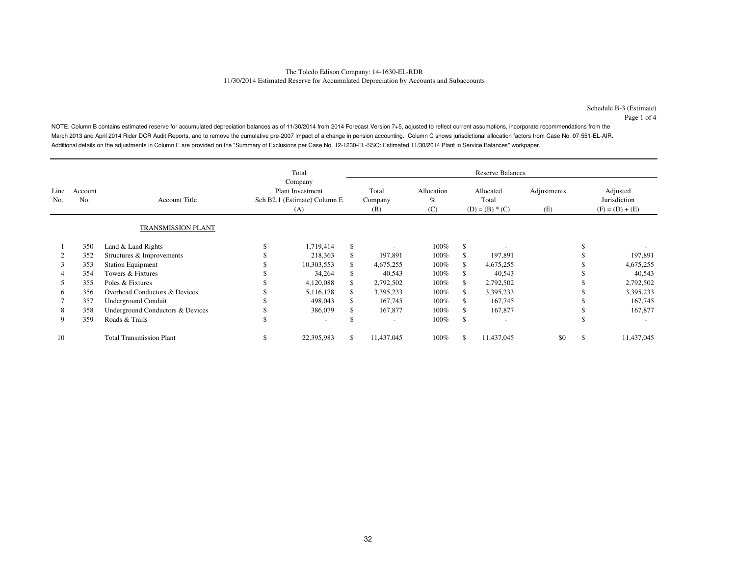The Toledo Edison Company: 14-1630-EL-RDR
11/30/2014 Estimated Reserve for Accumulated Depreciation by Accounts and Subaccounts

Schedule B-3 (Estimate)
Page 1 of 4

NOTE: Column B contains estimated reserve for accumulated depreciation balances as of 11/30/2014 from 2014 Forecast Version 7+5, adjusted to reflect current assumptions, incorporate recommendations from the March 2013 and April 2014 Rider DCR Audit Reports, and to remove the cumulative pre-2007 impact of a change in pension accounting. Column C shows jurisdictional allocation factors from Case No. 07-551-EL-AIR. Additional details on the adjustments in Column E are provided on the "Summary of Exclusions per Case No. 12-1230-EL-SSO: Estimated 11/30/2014 Plant in Service Balances" workpaper.

| | | | Total Company | Reserve Balances | | | | |
|---|---|---|---|---|---|---|---|---|
| Line No. | Account No. | Account Title | Plant Investment Sch B2.1 (Estimate) Column E (A) | Total Company (B) | Allocation % (C) | Allocated Total (D) = (B) * (C) | Adjustments (E) | Adjusted Jurisdiction (F) = (D) + (E) |
| | | TRANSMISSION PLANT | | | | | | |
| 1 | 350 | Land & Land Rights | $ 1,719,414 | $ - | 100% | $ - | | $ - |
| 2 | 352 | Structures & Improvements | $ 218,363 | $ 197,891 | 100% | $ 197,891 | | $ 197,891 |
| 3 | 353 | Station Equipment | $ 10,303,553 | $ 4,675,255 | 100% | $ 4,675,255 | | $ 4,675,255 |
| 4 | 354 | Towers & Fixtures | $ 34,264 | $ 40,543 | 100% | $ 40,543 | | $ 40,543 |
| 5 | 355 | Poles & Fixtures | $ 4,120,088 | $ 2,792,502 | 100% | $ 2,792,502 | | $ 2,792,502 |
| 6 | 356 | Overhead Conductors & Devices | $ 5,116,178 | $ 3,395,233 | 100% | $ 3,395,233 | | $ 3,395,233 |
| 7 | 357 | Underground Conduit | $ 498,043 | $ 167,745 | 100% | $ 167,745 | | $ 167,745 |
| 8 | 358 | Underground Conductors & Devices | $ 386,079 | $ 167,877 | 100% | $ 167,877 | | $ 167,877 |
| 9 | 359 | Roads & Trails | $ - | $ - | 100% | $ - | | $ - |
| 10 | | Total Transmission Plant | $ 22,395,983 | $ 11,437,045 | 100% | $ 11,437,045 | $0 | $ 11,437,045 |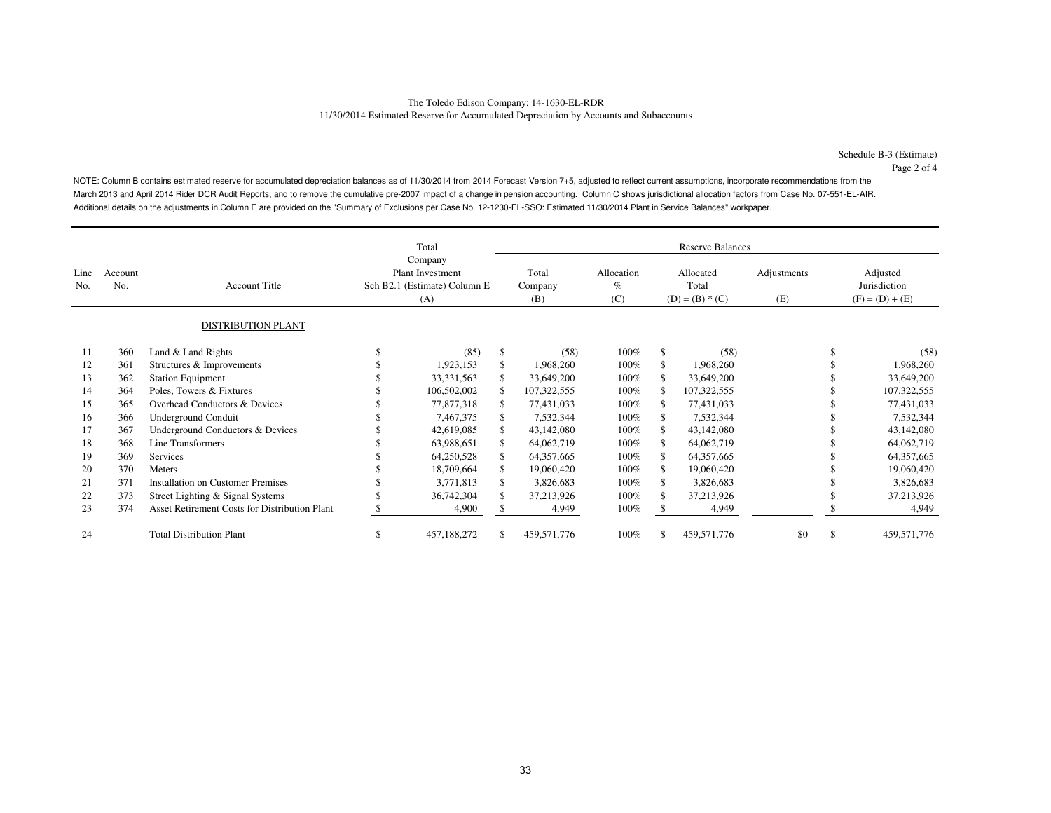The Toledo Edison Company: 14-1630-EL-RDR
11/30/2014 Estimated Reserve for Accumulated Depreciation by Accounts and Subaccounts

Schedule B-3 (Estimate)
Page 2 of 4

NOTE: Column B contains estimated reserve for accumulated depreciation balances as of 11/30/2014 from 2014 Forecast Version 7+5, adjusted to reflect current assumptions, incorporate recommendations from the March 2013 and April 2014 Rider DCR Audit Reports, and to remove the cumulative pre-2007 impact of a change in pension accounting. Column C shows jurisdictional allocation factors from Case No. 07-551-EL-AIR. Additional details on the adjustments in Column E are provided on the "Summary of Exclusions per Case No. 12-1230-EL-SSO: Estimated 11/30/2014 Plant in Service Balances" workpaper.

| | | | Total | Reserve Balances | | | | |
|---|---|---|---|---|---|---|---|---|
| Line No. | Account No. | Account Title | Company Plant Investment Sch B2.1 (Estimate) Column E (A) | Total Company (B) | Allocation % (C) | Allocated Total (D) = (B) * (C) | Adjustments (E) | Adjusted Jurisdiction (F) = (D) + (E) |
| | | DISTRIBUTION PLANT | | | | | | |
| 11 | 360 | Land & Land Rights | $ (85) | $ (58) | 100% | $ (58) | | $ (58) |
| 12 | 361 | Structures & Improvements | $ 1,923,153 | $ 1,968,260 | 100% | $ 1,968,260 | | $ 1,968,260 |
| 13 | 362 | Station Equipment | $ 33,331,563 | $ 33,649,200 | 100% | $ 33,649,200 | | $ 33,649,200 |
| 14 | 364 | Poles, Towers & Fixtures | $ 106,502,002 | $ 107,322,555 | 100% | $ 107,322,555 | | $ 107,322,555 |
| 15 | 365 | Overhead Conductors & Devices | $ 77,877,318 | $ 77,431,033 | 100% | $ 77,431,033 | | $ 77,431,033 |
| 16 | 366 | Underground Conduit | $ 7,467,375 | $ 7,532,344 | 100% | $ 7,532,344 | | $ 7,532,344 |
| 17 | 367 | Underground Conductors & Devices | $ 42,619,085 | $ 43,142,080 | 100% | $ 43,142,080 | | $ 43,142,080 |
| 18 | 368 | Line Transformers | $ 63,988,651 | $ 64,062,719 | 100% | $ 64,062,719 | | $ 64,062,719 |
| 19 | 369 | Services | $ 64,250,528 | $ 64,357,665 | 100% | $ 64,357,665 | | $ 64,357,665 |
| 20 | 370 | Meters | $ 18,709,664 | $ 19,060,420 | 100% | $ 19,060,420 | | $ 19,060,420 |
| 21 | 371 | Installation on Customer Premises | $ 3,771,813 | $ 3,826,683 | 100% | $ 3,826,683 | | $ 3,826,683 |
| 22 | 373 | Street Lighting & Signal Systems | $ 36,742,304 | $ 37,213,926 | 100% | $ 37,213,926 | | $ 37,213,926 |
| 23 | 374 | Asset Retirement Costs for Distribution Plant | $ 4,900 | $ 4,949 | 100% | $ 4,949 | | $ 4,949 |
| 24 | | Total Distribution Plant | $ 457,188,272 | $ 459,571,776 | 100% | $ 459,571,776 | $0 | $ 459,571,776 |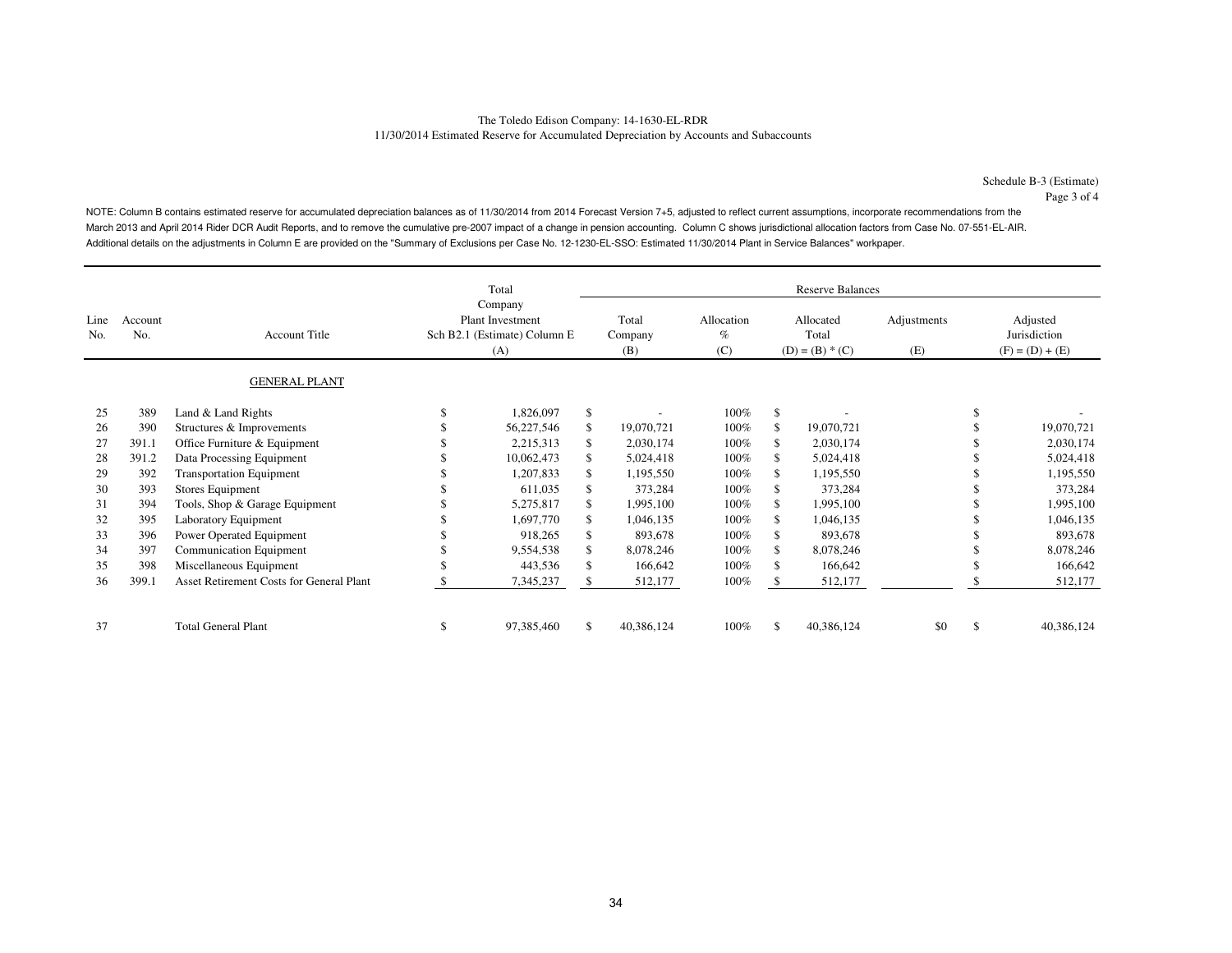The Toledo Edison Company: 14-1630-EL-RDR
11/30/2014 Estimated Reserve for Accumulated Depreciation by Accounts and Subaccounts

Schedule B-3 (Estimate)
Page 3 of 4

NOTE: Column B contains estimated reserve for accumulated depreciation balances as of 11/30/2014 from 2014 Forecast Version 7+5, adjusted to reflect current assumptions, incorporate recommendations from the March 2013 and April 2014 Rider DCR Audit Reports, and to remove the cumulative pre-2007 impact of a change in pension accounting. Column C shows jurisdictional allocation factors from Case No. 07-551-EL-AIR. Additional details on the adjustments in Column E are provided on the "Summary of Exclusions per Case No. 12-1230-EL-SSO: Estimated 11/30/2014 Plant in Service Balances" workpaper.

| | | | Total | Reserve Balances | | | | |
|---|---|---|---|---|---|---|---|---|
| Line No. | Account No. | Account Title | Company Plant Investment Sch B2.1 (Estimate) Column E (A) | Total Company (B) | Allocation % (C) | Allocated Total (D) = (B) * (C) | Adjustments (E) | Adjusted Jurisdiction (F) = (D) + (E) |
| | | GENERAL PLANT | | | | | | |
| 25 | 389 | Land & Land Rights | $ 1,826,097 | $ - | 100% | $ - | | $ - |
| 26 | 390 | Structures & Improvements | $ 56,227,546 | $ 19,070,721 | 100% | $ 19,070,721 | | $ 19,070,721 |
| 27 | 391.1 | Office Furniture & Equipment | $ 2,215,313 | $ 2,030,174 | 100% | $ 2,030,174 | | $ 2,030,174 |
| 28 | 391.2 | Data Processing Equipment | $ 10,062,473 | $ 5,024,418 | 100% | $ 5,024,418 | | $ 5,024,418 |
| 29 | 392 | Transportation Equipment | $ 1,207,833 | $ 1,195,550 | 100% | $ 1,195,550 | | $ 1,195,550 |
| 30 | 393 | Stores Equipment | $ 611,035 | $ 373,284 | 100% | $ 373,284 | | $ 373,284 |
| 31 | 394 | Tools, Shop & Garage Equipment | $ 5,275,817 | $ 1,995,100 | 100% | $ 1,995,100 | | $ 1,995,100 |
| 32 | 395 | Laboratory Equipment | $ 1,697,770 | $ 1,046,135 | 100% | $ 1,046,135 | | $ 1,046,135 |
| 33 | 396 | Power Operated Equipment | $ 918,265 | $ 893,678 | 100% | $ 893,678 | | $ 893,678 |
| 34 | 397 | Communication Equipment | $ 9,554,538 | $ 8,078,246 | 100% | $ 8,078,246 | | $ 8,078,246 |
| 35 | 398 | Miscellaneous Equipment | $ 443,536 | $ 166,642 | 100% | $ 166,642 | | $ 166,642 |
| 36 | 399.1 | Asset Retirement Costs for General Plant | $ 7,345,237 | $ 512,177 | 100% | $ 512,177 | | $ 512,177 |
| 37 | | Total General Plant | $ 97,385,460 | $ 40,386,124 | 100% | $ 40,386,124 | $0 | $ 40,386,124 |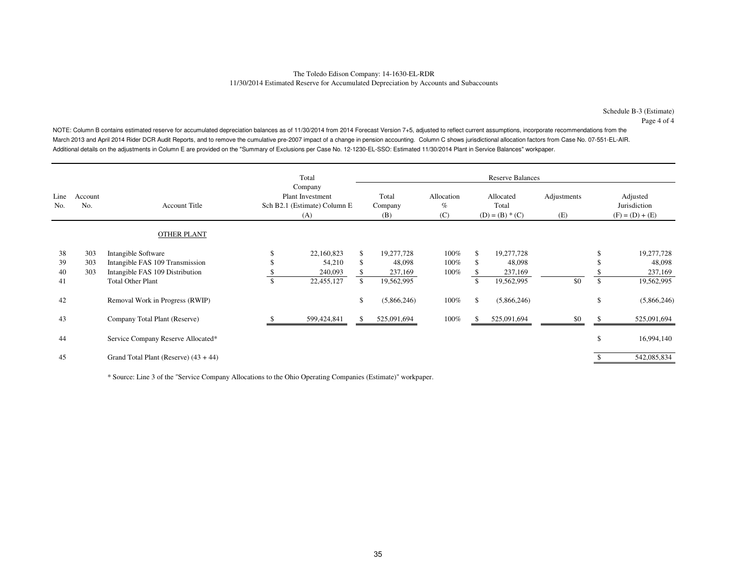The Toledo Edison Company: 14-1630-EL-RDR
11/30/2014 Estimated Reserve for Accumulated Depreciation by Accounts and Subaccounts

Schedule B-3 (Estimate)
Page 4 of 4

NOTE: Column B contains estimated reserve for accumulated depreciation balances as of 11/30/2014 from 2014 Forecast Version 7+5, adjusted to reflect current assumptions, incorporate recommendations from the March 2013 and April 2014 Rider DCR Audit Reports, and to remove the cumulative pre-2007 impact of a change in pension accounting. Column C shows jurisdictional allocation factors from Case No. 07-551-EL-AIR. Additional details on the adjustments in Column E are provided on the "Summary of Exclusions per Case No. 12-1230-EL-SSO: Estimated 11/30/2014 Plant in Service Balances" workpaper.

| Line No. | Account No. | Account Title | Total Company Plant Investment Sch B2.1 (Estimate) Column E (A) | Reserve Balances Total Company (B) | Allocation % (C) | Allocated Total (D) = (B) * (C) | Adjustments (E) | Adjusted Jurisdiction (F) = (D) + (E) |
|---|---|---|---|---|---|---|---|---|
| | | OTHER PLANT | | | | | | |
| 38 | 303 | Intangible Software | $ 22,160,823 | $ 19,277,728 | 100% | $ 19,277,728 | | $ 19,277,728 |
| 39 | 303 | Intangible FAS 109 Transmission | $ 54,210 | $ 48,098 | 100% | $ 48,098 | | $ 48,098 |
| 40 | 303 | Intangible FAS 109 Distribution | $ 240,093 | $ 237,169 | 100% | $ 237,169 | | $ 237,169 |
| 41 | | Total Other Plant | $ 22,455,127 | $ 19,562,995 | | $ 19,562,995 | $0 | $ 19,562,995 |
| 42 | | Removal Work in Progress (RWIP) | | $ (5,866,246) | 100% | $ (5,866,246) | | $ (5,866,246) |
| 43 | | Company Total Plant (Reserve) | $ 599,424,841 | $ 525,091,694 | 100% | $ 525,091,694 | $0 | $ 525,091,694 |
| 44 | | Service Company Reserve Allocated* | | | | | | $ 16,994,140 |
| 45 | | Grand Total Plant (Reserve) (43 + 44) | | | | | | $ 542,085,834 |

* Source: Line 3 of the "Service Company Allocations to the Ohio Operating Companies (Estimate)" workpaper.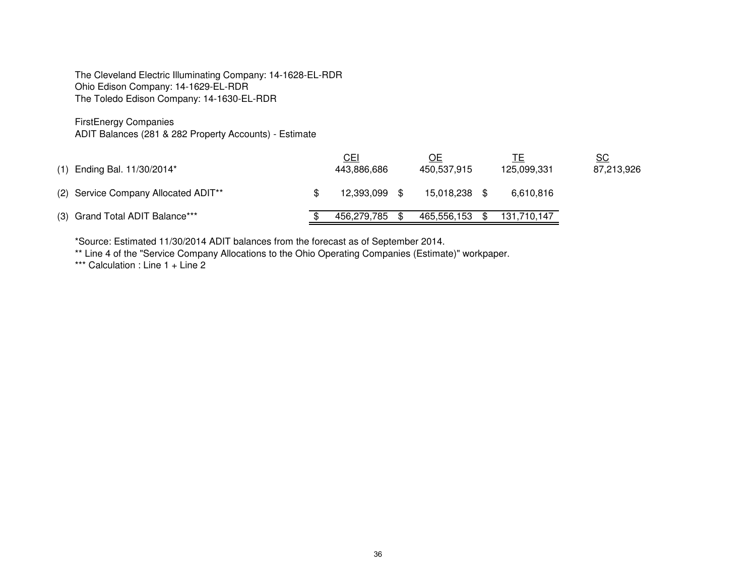The Cleveland Electric Illuminating Company: 14-1628-EL-RDR
Ohio Edison Company: 14-1629-EL-RDR
The Toledo Edison Company: 14-1630-EL-RDR

FirstEnergy Companies
ADIT Balances (281 & 282 Property Accounts) - Estimate

| | | CEI | OE | TE | SC |
|---|---|---|---|---|---|
| (1) | Ending Bal. 11/30/2014* | 443,886,686 | 450,537,915 | 125,099,331 | 87,213,926 |
| (2) | Service Company Allocated ADIT** | $ 12,393,099 | $ 15,018,238 | $ 6,610,816 | |
| (3) | Grand Total ADIT Balance*** | $ 456,279,785 | $ 465,556,153 | $ 131,710,147 | |

*Source: Estimated 11/30/2014 ADIT balances from the forecast as of September 2014.

** Line 4 of the "Service Company Allocations to the Ohio Operating Companies (Estimate)" workpaper.

*** Calculation : Line 1 + Line 2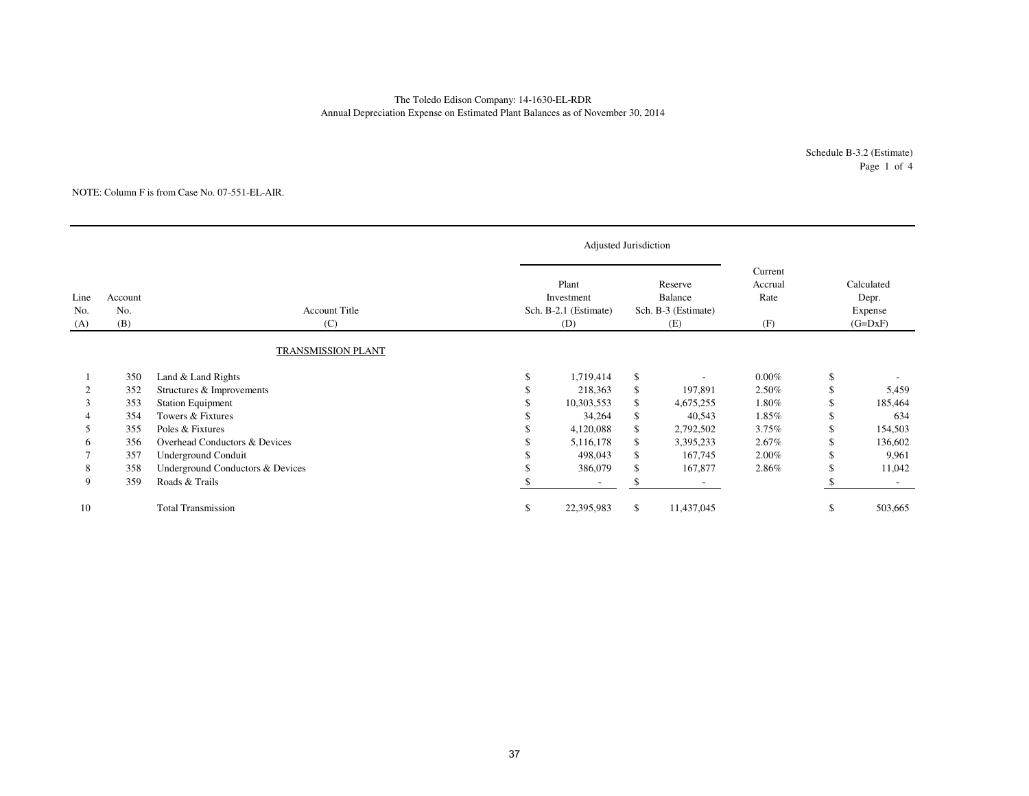The Toledo Edison Company: 14-1630-EL-RDR
Annual Depreciation Expense on Estimated Plant Balances as of November 30, 2014

Schedule B-3.2 (Estimate)
Page 1 of 4

NOTE: Column F is from Case No. 07-551-EL-AIR.

| | | | Adjusted Jurisdiction | | | |
|---|---|---|---|---|---|---|
| Line No. (A) | Account No. (B) | Account Title (C) | Plant Investment Sch. B-2.1 (Estimate) (D) | Reserve Balance Sch. B-3 (Estimate) (E) | Current Accrual Rate (F) | Calculated Depr. Expense (G=DxF) |
| | | TRANSMISSION PLANT | | | | |
| 1 | 350 | Land & Land Rights | $ 1,719,414 | $ - | 0.00% | $ - |
| 2 | 352 | Structures & Improvements | $ 218,363 | $ 197,891 | 2.50% | $ 5,459 |
| 3 | 353 | Station Equipment | $ 10,303,553 | $ 4,675,255 | 1.80% | $ 185,464 |
| 4 | 354 | Towers & Fixtures | $ 34,264 | $ 40,543 | 1.85% | $ 634 |
| 5 | 355 | Poles & Fixtures | $ 4,120,088 | $ 2,792,502 | 3.75% | $ 154,503 |
| 6 | 356 | Overhead Conductors & Devices | $ 5,116,178 | $ 3,395,233 | 2.67% | $ 136,602 |
| 7 | 357 | Underground Conduit | $ 498,043 | $ 167,745 | 2.00% | $ 9,961 |
| 8 | 358 | Underground Conductors & Devices | $ 386,079 | $ 167,877 | 2.86% | $ 11,042 |
| 9 | 359 | Roads & Trails | $ - | $ - | | $ - |
| 10 | | Total Transmission | $ 22,395,983 | $ 11,437,045 | | $ 503,665 |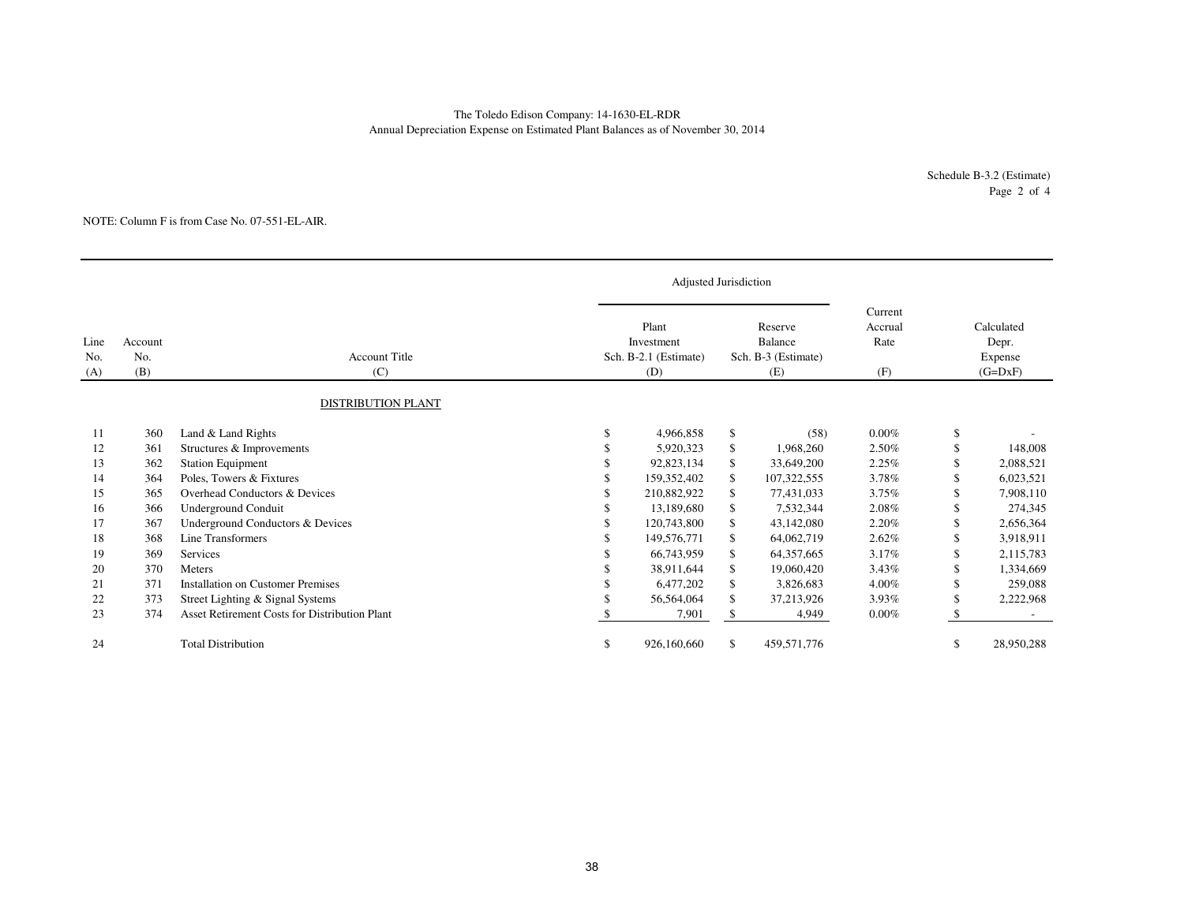The Toledo Edison Company: 14-1630-EL-RDR
Annual Depreciation Expense on Estimated Plant Balances as of November 30, 2014

Schedule B-3.2 (Estimate)
Page 2 of 4

NOTE: Column F is from Case No. 07-551-EL-AIR.

| | | | Adjusted Jurisdiction | | | |
|---|---|---|---|---|---|---|
| Line No. (A) | Account No. (B) | Account Title (C) | Plant Investment Sch. B-2.1 (Estimate) (D) | Reserve Balance Sch. B-3 (Estimate) (E) | Current Accrual Rate (F) | Calculated Depr. Expense (G=DxF) |
| | | DISTRIBUTION PLANT | | | | |
| 11 | 360 | Land & Land Rights | $ 4,966,858 | $ (58) | 0.00% | $ - |
| 12 | 361 | Structures & Improvements | $ 5,920,323 | $ 1,968,260 | 2.50% | $ 148,008 |
| 13 | 362 | Station Equipment | $ 92,823,134 | $ 33,649,200 | 2.25% | $ 2,088,521 |
| 14 | 364 | Poles, Towers & Fixtures | $ 159,352,402 | $ 107,322,555 | 3.78% | $ 6,023,521 |
| 15 | 365 | Overhead Conductors & Devices | $ 210,882,922 | $ 77,431,033 | 3.75% | $ 7,908,110 |
| 16 | 366 | Underground Conduit | $ 13,189,680 | $ 7,532,344 | 2.08% | $ 274,345 |
| 17 | 367 | Underground Conductors & Devices | $ 120,743,800 | $ 43,142,080 | 2.20% | $ 2,656,364 |
| 18 | 368 | Line Transformers | $ 149,576,771 | $ 64,062,719 | 2.62% | $ 3,918,911 |
| 19 | 369 | Services | $ 66,743,959 | $ 64,357,665 | 3.17% | $ 2,115,783 |
| 20 | 370 | Meters | $ 38,911,644 | $ 19,060,420 | 3.43% | $ 1,334,669 |
| 21 | 371 | Installation on Customer Premises | $ 6,477,202 | $ 3,826,683 | 4.00% | $ 259,088 |
| 22 | 373 | Street Lighting & Signal Systems | $ 56,564,064 | $ 37,213,926 | 3.93% | $ 2,222,968 |
| 23 | 374 | Asset Retirement Costs for Distribution Plant | $ 7,901 | $ 4,949 | 0.00% | $ - |
| 24 | | Total Distribution | $ 926,160,660 | $ 459,571,776 | | $ 28,950,288 |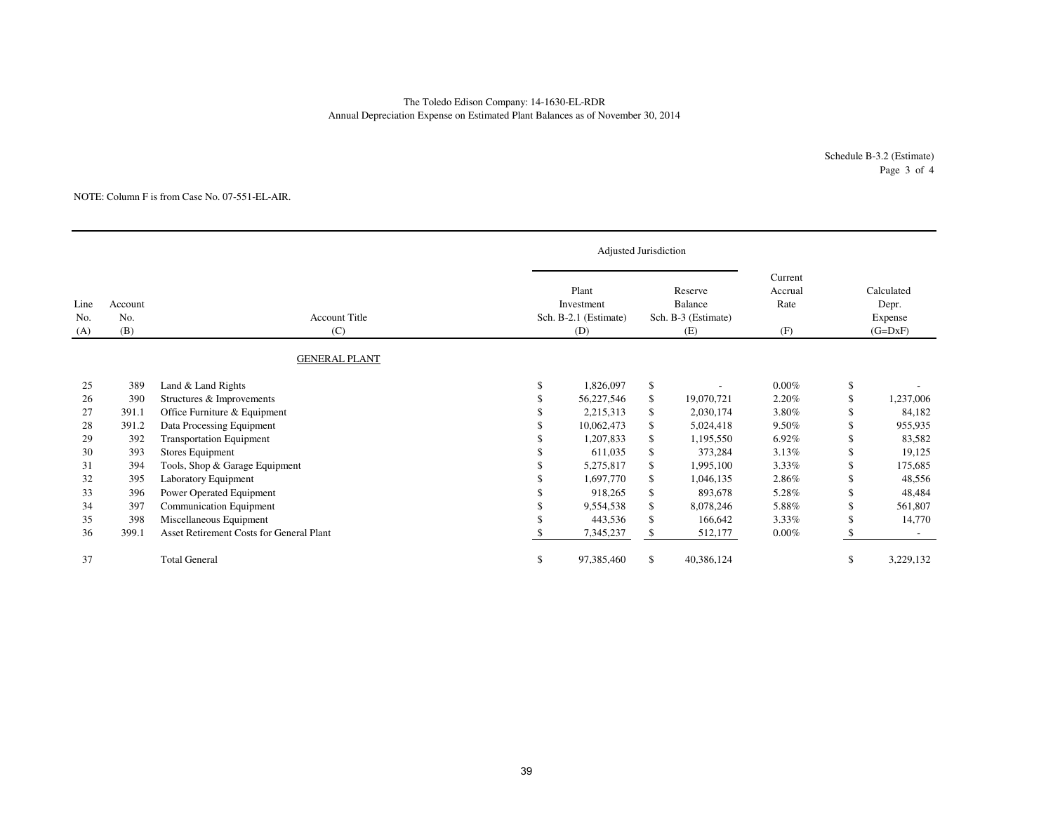The Toledo Edison Company: 14-1630-EL-RDR
Annual Depreciation Expense on Estimated Plant Balances as of November 30, 2014

Schedule B-3.2 (Estimate)
Page 3 of 4

NOTE: Column F is from Case No. 07-551-EL-AIR.

| Line No. (A) | Account No. (B) | Account Title (C) | Adjusted Jurisdiction Plant Investment Sch. B-2.1 (Estimate) (D) | Adjusted Jurisdiction Reserve Balance Sch. B-3 (Estimate) (E) | Current Accrual Rate (F) | Calculated Depr. Expense (G=DxF) |
|---|---|---|---|---|---|---|
| | | GENERAL PLANT | | | | |
| 25 | 389 | Land & Land Rights | $ 1,826,097 | $ - | 0.00% | $ - |
| 26 | 390 | Structures & Improvements | $ 56,227,546 | $ 19,070,721 | 2.20% | $ 1,237,006 |
| 27 | 391.1 | Office Furniture & Equipment | $ 2,215,313 | $ 2,030,174 | 3.80% | $ 84,182 |
| 28 | 391.2 | Data Processing Equipment | $ 10,062,473 | $ 5,024,418 | 9.50% | $ 955,935 |
| 29 | 392 | Transportation Equipment | $ 1,207,833 | $ 1,195,550 | 6.92% | $ 83,582 |
| 30 | 393 | Stores Equipment | $ 611,035 | $ 373,284 | 3.13% | $ 19,125 |
| 31 | 394 | Tools, Shop & Garage Equipment | $ 5,275,817 | $ 1,995,100 | 3.33% | $ 175,685 |
| 32 | 395 | Laboratory Equipment | $ 1,697,770 | $ 1,046,135 | 2.86% | $ 48,556 |
| 33 | 396 | Power Operated Equipment | $ 918,265 | $ 893,678 | 5.28% | $ 48,484 |
| 34 | 397 | Communication Equipment | $ 9,554,538 | $ 8,078,246 | 5.88% | $ 561,807 |
| 35 | 398 | Miscellaneous Equipment | $ 443,536 | $ 166,642 | 3.33% | $ 14,770 |
| 36 | 399.1 | Asset Retirement Costs for General Plant | $ 7,345,237 | $ 512,177 | 0.00% | $ - |
| 37 | | Total General | $ 97,385,460 | $ 40,386,124 | | $ 3,229,132 |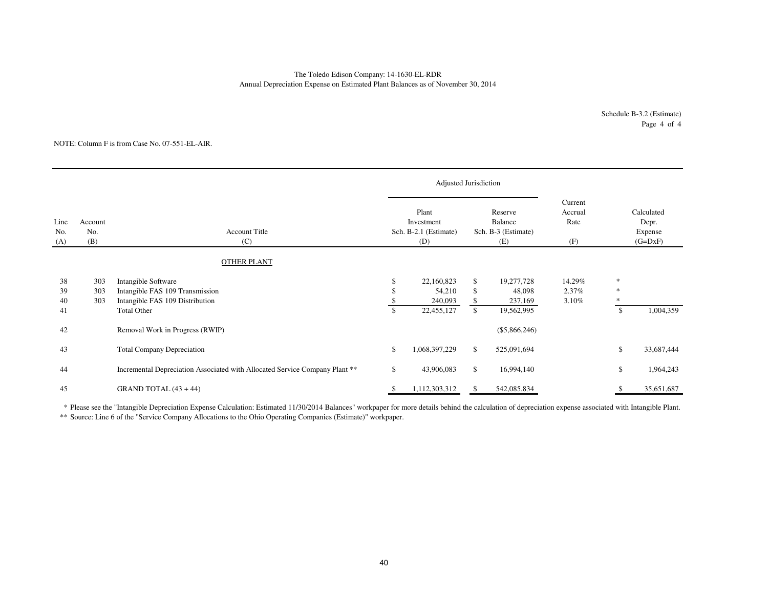The Toledo Edison Company: 14-1630-EL-RDR
Annual Depreciation Expense on Estimated Plant Balances as of November 30, 2014

Schedule B-3.2 (Estimate)
Page 4 of 4

NOTE: Column F is from Case No. 07-551-EL-AIR.

| | | | Adjusted Jurisdiction | | | |
|---|---|---|---|---|---|---|
| Line No. (A) | Account No. (B) | Account Title (C) | Plant Investment Sch. B-2.1 (Estimate) (D) | Reserve Balance Sch. B-3 (Estimate) (E) | Current Accrual Rate (F) | Calculated Depr. Expense (G=DxF) |
| | | OTHER PLANT | | | | |
| 38 | 303 | Intangible Software | $ 22,160,823 | $ 19,277,728 | 14.29% | * |
| 39 | 303 | Intangible FAS 109 Transmission | $ 54,210 | $ 48,098 | 2.37% | * |
| 40 | 303 | Intangible FAS 109 Distribution | $ 240,093 | $ 237,169 | 3.10% | * |
| 41 | | Total Other | $ 22,455,127 | $ 19,562,995 | | $ 1,004,359 |
| 42 | | Removal Work in Progress (RWIP) | | ($5,866,246) | | |
| 43 | | Total Company Depreciation | $ 1,068,397,229 | $ 525,091,694 | | $ 33,687,444 |
| 44 | | Incremental Depreciation Associated with Allocated Service Company Plant ** | $ 43,906,083 | $ 16,994,140 | | $ 1,964,243 |
| 45 | | GRAND TOTAL (43 + 44) | $ 1,112,303,312 | $ 542,085,834 | | $ 35,651,687 |

\* Please see the "Intangible Depreciation Expense Calculation: Estimated 11/30/2014 Balances" workpaper for more details behind the calculation of depreciation expense associated with Intangible Plant.

** Source: Line 6 of the "Service Company Allocations to the Ohio Operating Companies (Estimate)" workpaper.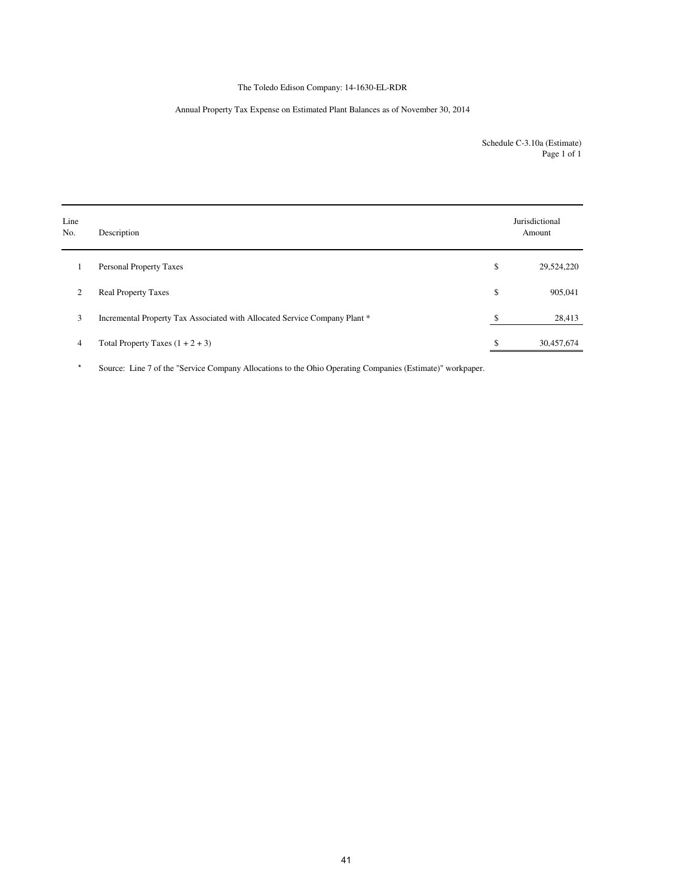The Toledo Edison Company: 14-1630-EL-RDR

Annual Property Tax Expense on Estimated Plant Balances as of November 30, 2014

Schedule C-3.10a (Estimate)
Page 1 of 1

| Line No. | Description | | Jurisdictional Amount |
|---|---|---|---|
| 1 | Personal Property Taxes | $ | 29,524,220 |
| 2 | Real Property Taxes | $ | 905,041 |
| 3 | Incremental Property Tax Associated with Allocated Service Company Plant * | $ | 28,413 |
| 4 | Total Property Taxes (1 + 2 + 3) | $ | 30,457,674 |

\* Source: Line 7 of the "Service Company Allocations to the Ohio Operating Companies (Estimate)" workpaper.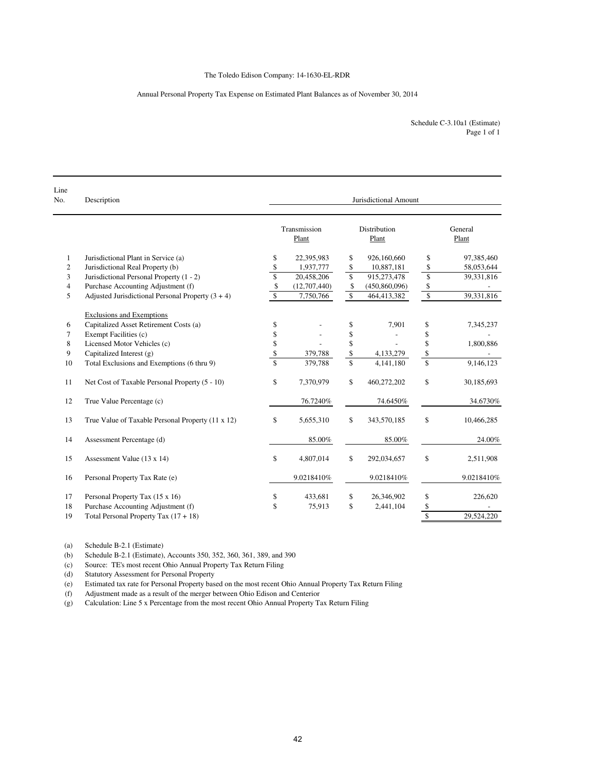The Toledo Edison Company: 14-1630-EL-RDR

Annual Personal Property Tax Expense on Estimated Plant Balances as of November 30, 2014

Schedule C-3.10a1 (Estimate)
Page 1 of 1

| Line No. | Description | Jurisdictional Amount | | |
|---|---|---|---|---|
| | | Transmission Plant | Distribution Plant | General Plant |
| 1 | Jurisdictional Plant in Service (a) | $ 22,395,983 | $ 926,160,660 | $ 97,385,460 |
| 2 | Jurisdictional Real Property (b) | $ 1,937,777 | $ 10,887,181 | $ 58,053,644 |
| 3 | Jurisdictional Personal Property (1 - 2) | $ 20,458,206 | $ 915,273,478 | $ 39,331,816 |
| 4 | Purchase Accounting Adjustment (f) | $ (12,707,440) | $ (450,860,096) | $ - |
| 5 | Adjusted Jurisdictional Personal Property (3 + 4) | $ 7,750,766 | $ 464,413,382 | $ 39,331,816 |
| | Exclusions and Exemptions | | | |
| 6 | Capitalized Asset Retirement Costs (a) | $ - | $ 7,901 | $ 7,345,237 |
| 7 | Exempt Facilities (c) | $ - | $ - | $ - |
| 8 | Licensed Motor Vehicles (c) | $ - | $ - | $ 1,800,886 |
| 9 | Capitalized Interest (g) | $ 379,788 | $ 4,133,279 | $ - |
| 10 | Total Exclusions and Exemptions (6 thru 9) | $ 379,788 | $ 4,141,180 | $ 9,146,123 |
| 11 | Net Cost of Taxable Personal Property (5 - 10) | $ 7,370,979 | $ 460,272,202 | $ 30,185,693 |
| 12 | True Value Percentage (c) | 76.7240% | 74.6450% | 34.6730% |
| 13 | True Value of Taxable Personal Property (11 x 12) | $ 5,655,310 | $ 343,570,185 | $ 10,466,285 |
| 14 | Assessment Percentage (d) | 85.00% | 85.00% | 24.00% |
| 15 | Assessment Value (13 x 14) | $ 4,807,014 | $ 292,034,657 | $ 2,511,908 |
| 16 | Personal Property Tax Rate (e) | 9.0218410% | 9.0218410% | 9.0218410% |
| 17 | Personal Property Tax (15 x 16) | $ 433,681 | $ 26,346,902 | $ 226,620 |
| 18 | Purchase Accounting Adjustment (f) | $ 75,913 | $ 2,441,104 | $ - |
| 19 | Total Personal Property Tax (17 + 18) | | | $ 29,524,220 |

(a) Schedule B-2.1 (Estimate)
(b) Schedule B-2.1 (Estimate), Accounts 350, 352, 360, 361, 389, and 390
(c) Source: TE's most recent Ohio Annual Property Tax Return Filing
(d) Statutory Assessment for Personal Property
(e) Estimated tax rate for Personal Property based on the most recent Ohio Annual Property Tax Return Filing
(f) Adjustment made as a result of the merger between Ohio Edison and Centerior
(g) Calculation: Line 5 x Percentage from the most recent Ohio Annual Property Tax Return Filing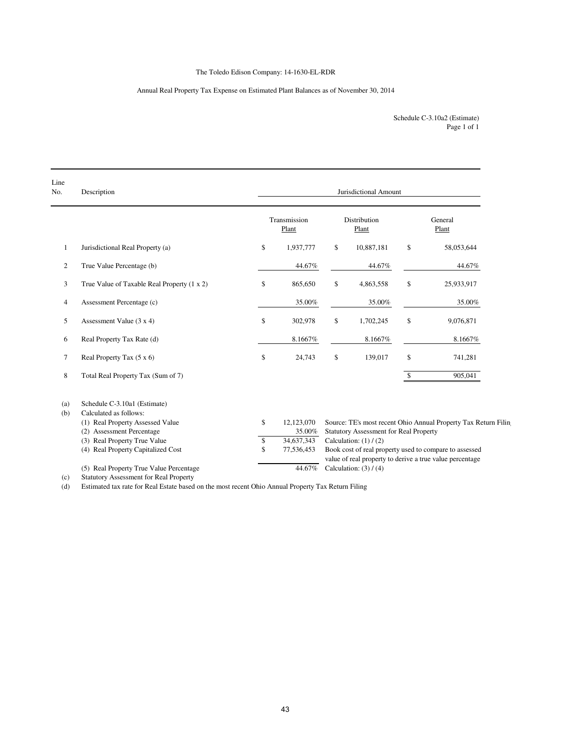The Toledo Edison Company: 14-1630-EL-RDR

Annual Real Property Tax Expense on Estimated Plant Balances as of November 30, 2014

Schedule C-3.10a2 (Estimate)
Page 1 of 1

| Line No. | Description | Jurisdictional Amount | | |
|---|---|---|---|---|
| | | Transmission Plant | Distribution Plant | General Plant |
| 1 | Jurisdictional Real Property (a) | $ 1,937,777 | $ 10,887,181 | $ 58,053,644 |
| 2 | True Value Percentage (b) | 44.67% | 44.67% | 44.67% |
| 3 | True Value of Taxable Real Property (1 x 2) | $ 865,650 | $ 4,863,558 | $ 25,933,917 |
| 4 | Assessment Percentage (c) | 35.00% | 35.00% | 35.00% |
| 5 | Assessment Value (3 x 4) | $ 302,978 | $ 1,702,245 | $ 9,076,871 |
| 6 | Real Property Tax Rate (d) | 8.1667% | 8.1667% | 8.1667% |
| 7 | Real Property Tax (5 x 6) | $ 24,743 | $ 139,017 | $ 741,281 |
| 8 | Total Real Property Tax (Sum of 7) | | | $ 905,041 |

(a) Schedule C-3.10a1 (Estimate)

(b) Calculated as follows:

| | | |
|---|---|---|
| (1) Real Property Assessed Value | $ 12,123,070 | Source: TE's most recent Ohio Annual Property Tax Return Filin |
| (2) Assessment Percentage | 35.00% | Statutory Assessment for Real Property |
| (3) Real Property True Value | $ 34,637,343 | Calculation: (1) / (2) |
| (4) Real Property Capitalized Cost | $ 77,536,453 | Book cost of real property used to compare to assessed value of real property to derive a true value percentage |
| (5) Real Property True Value Percentage | 44.67% | Calculation: (3) / (4) |

(c) Statutory Assessment for Real Property

(d) Estimated tax rate for Real Estate based on the most recent Ohio Annual Property Tax Return Filing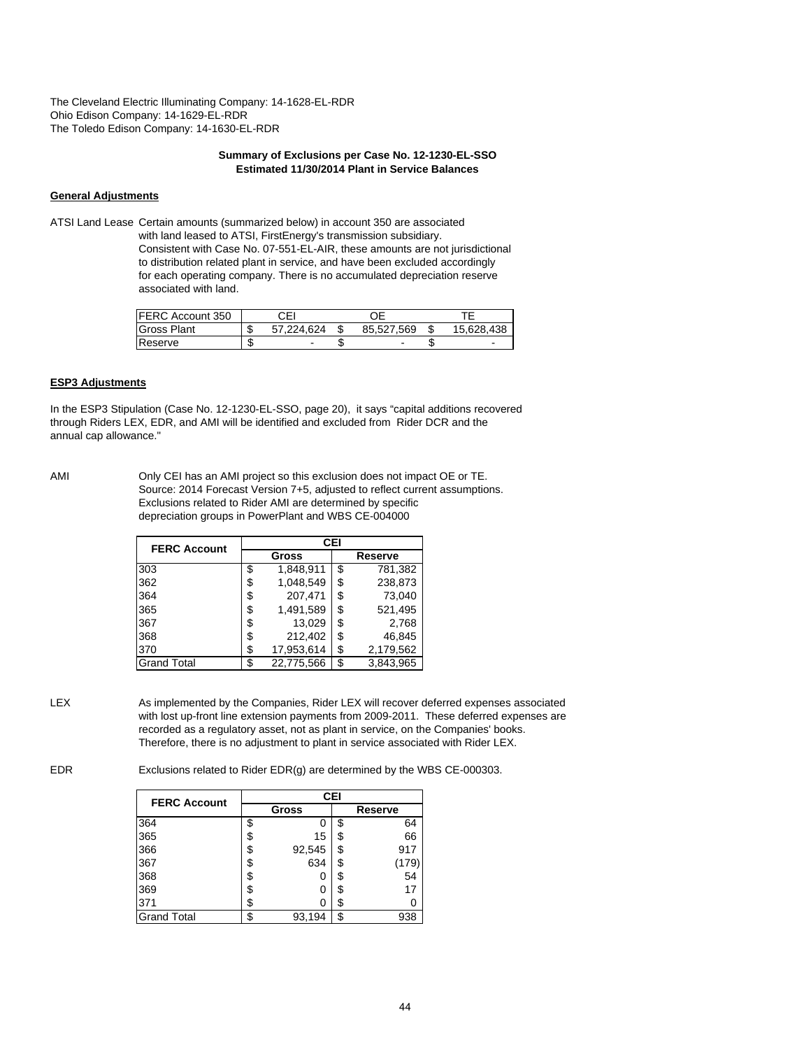The Cleveland Electric Illuminating Company: 14-1628-EL-RDR
Ohio Edison Company: 14-1629-EL-RDR
The Toledo Edison Company: 14-1630-EL-RDR

**Summary of Exclusions per Case No. 12-1230-EL-SSO**
**Estimated 11/30/2014 Plant in Service Balances**

**General Adjustments**

ATSI Land Lease Certain amounts (summarized below) in account 350 are associated with land leased to ATSI, FirstEnergy's transmission subsidiary. Consistent with Case No. 07-551-EL-AIR, these amounts are not jurisdictional to distribution related plant in service, and have been excluded accordingly for each operating company. There is no accumulated depreciation reserve associated with land.

| FERC Account 350 | CEI | OE | TE |
|---|---|---|---|
| Gross Plant | $ 57,224,624 | $ 85,527,569 | $ 15,628,438 |
| Reserve | $ - | $ - | $ - |

**ESP3 Adjustments**

In the ESP3 Stipulation (Case No. 12-1230-EL-SSO, page 20), it says "capital additions recovered through Riders LEX, EDR, and AMI will be identified and excluded from Rider DCR and the annual cap allowance."

AMI Only CEI has an AMI project so this exclusion does not impact OE or TE. Source: 2014 Forecast Version 7+5, adjusted to reflect current assumptions. Exclusions related to Rider AMI are determined by specific depreciation groups in PowerPlant and WBS CE-004000

| FERC Account | CEI | |
|---|---|---|
| | Gross | Reserve |
| 303 | $ 1,848,911 | $ 781,382 |
| 362 | $ 1,048,549 | $ 238,873 |
| 364 | $ 207,471 | $ 73,040 |
| 365 | $ 1,491,589 | $ 521,495 |
| 367 | $ 13,029 | $ 2,768 |
| 368 | $ 212,402 | $ 46,845 |
| 370 | $ 17,953,614 | $ 2,179,562 |
| Grand Total | $ 22,775,566 | $ 3,843,965 |

LEX As implemented by the Companies, Rider LEX will recover deferred expenses associated with lost up-front line extension payments from 2009-2011. These deferred expenses are recorded as a regulatory asset, not as plant in service, on the Companies' books. Therefore, there is no adjustment to plant in service associated with Rider LEX.

EDR Exclusions related to Rider EDR(g) are determined by the WBS CE-000303.

| FERC Account | CEI | |
|---|---|---|
| | Gross | Reserve |
| 364 | $ 0 | $ 64 |
| 365 | $ 15 | $ 66 |
| 366 | $ 92,545 | $ 917 |
| 367 | $ 634 | $ (179) |
| 368 | $ 0 | $ 54 |
| 369 | $ 0 | $ 17 |
| 371 | $ 0 | $ 0 |
| Grand Total | $ 93,194 | $ 938 |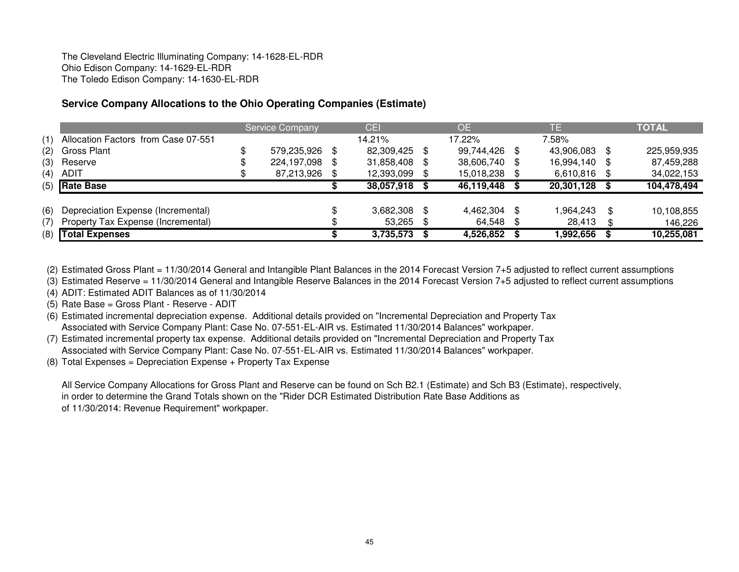The Cleveland Electric Illuminating Company: 14-1628-EL-RDR
Ohio Edison Company: 14-1629-EL-RDR
The Toledo Edison Company: 14-1630-EL-RDR

## Service Company Allocations to the Ohio Operating Companies (Estimate)

| | | Service Company | CEI | OE | TE | TOTAL |
|---|---|---|---|---|---|---|
| (1) | Allocation Factors from Case 07-551 | | 14.21% | 17.22% | 7.58% | |
| (2) | Gross Plant | $ 579,235,926 | $ 82,309,425 | $ 99,744,426 | $ 43,906,083 | $ 225,959,935 |
| (3) | Reserve | $ 224,197,098 | $ 31,858,408 | $ 38,606,740 | $ 16,994,140 | $ 87,459,288 |
| (4) | ADIT | $ 87,213,926 | $ 12,393,099 | $ 15,018,238 | $ 6,610,816 | $ 34,022,153 |
| (5) | **Rate Base** | | **$ 38,057,918** | **$ 46,119,448** | **$ 20,301,128** | **$ 104,478,494** |
| | | | | | | |
| (6) | Depreciation Expense (Incremental) | | $ 3,682,308 | $ 4,462,304 | $ 1,964,243 | $ 10,108,855 |
| (7) | Property Tax Expense (Incremental) | | $ 53,265 | $ 64,548 | $ 28,413 | $ 146,226 |
| (8) | **Total Expenses** | | **$ 3,735,573** | **$ 4,526,852** | **$ 1,992,656** | **$ 10,255,081** |

(2) Estimated Gross Plant = 11/30/2014 General and Intangible Plant Balances in the 2014 Forecast Version 7+5 adjusted to reflect current assumptions
(3) Estimated Reserve = 11/30/2014 General and Intangible Reserve Balances in the 2014 Forecast Version 7+5 adjusted to reflect current assumptions
(4) ADIT: Estimated ADIT Balances as of 11/30/2014
(5) Rate Base = Gross Plant - Reserve - ADIT
(6) Estimated incremental depreciation expense. Additional details provided on "Incremental Depreciation and Property Tax Associated with Service Company Plant: Case No. 07-551-EL-AIR vs. Estimated 11/30/2014 Balances" workpaper.
(7) Estimated incremental property tax expense. Additional details provided on "Incremental Depreciation and Property Tax Associated with Service Company Plant: Case No. 07-551-EL-AIR vs. Estimated 11/30/2014 Balances" workpaper.
(8) Total Expenses = Depreciation Expense + Property Tax Expense

All Service Company Allocations for Gross Plant and Reserve can be found on Sch B2.1 (Estimate) and Sch B3 (Estimate), respectively, in order to determine the Grand Totals shown on the "Rider DCR Estimated Distribution Rate Base Additions as of 11/30/2014: Revenue Requirement" workpaper.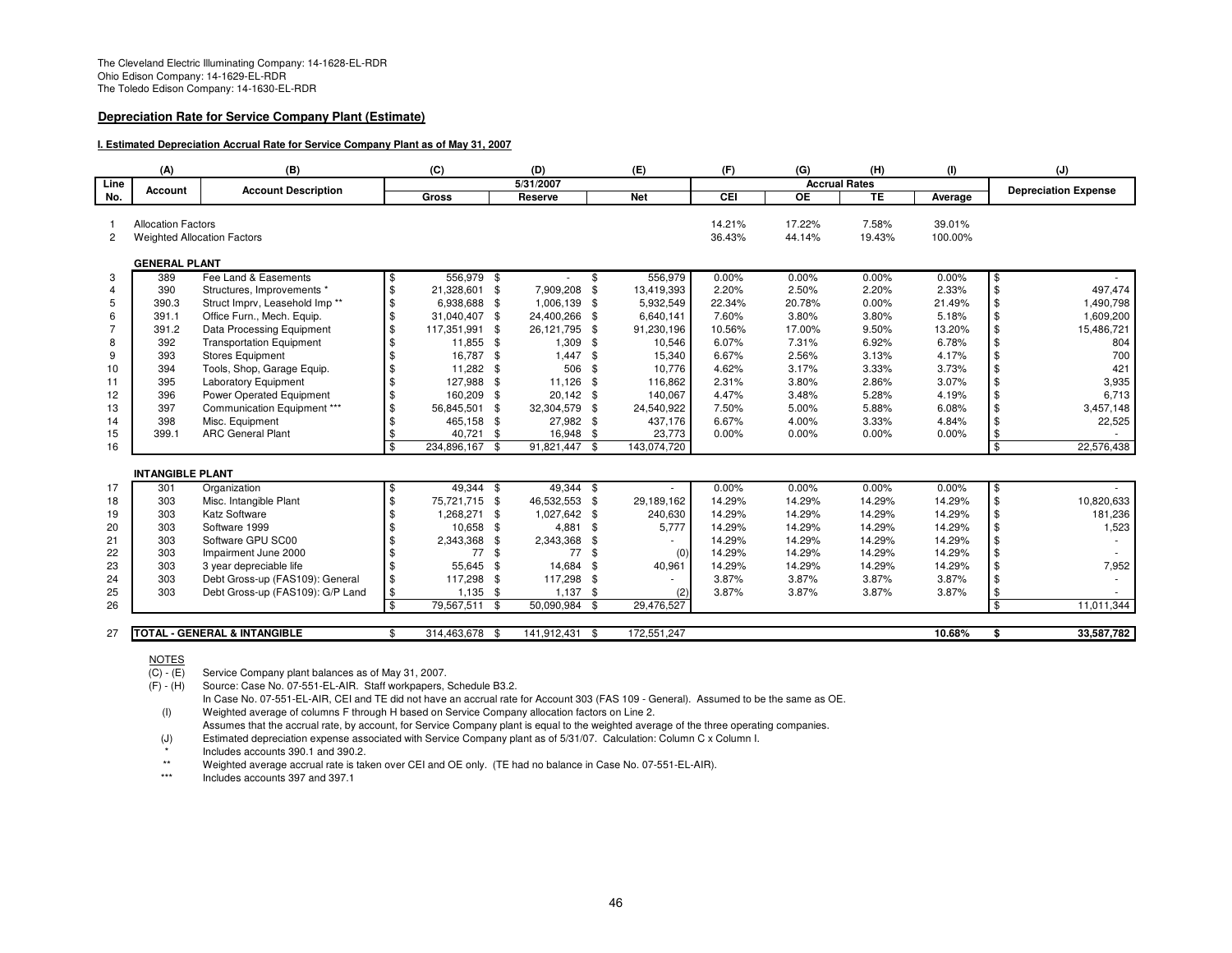The Cleveland Electric Illuminating Company: 14-1628-EL-RDR
Ohio Edison Company: 14-1629-EL-RDR
The Toledo Edison Company: 14-1630-EL-RDR

**Depreciation Rate for Service Company Plant (Estimate)**

**I. Estimated Depreciation Accrual Rate for Service Company Plant as of May 31, 2007**

| | (A) | (B) | (C) | (D) | (E) | (F) | (G) | (H) | (I) | (J) |
|---|---|---|---|---|---|---|---|---|---|---|
| Line | | | 5/31/2007 | | | Accrual Rates | | | | |
| No. | Account | Account Description | Gross | Reserve | Net | CEI | OE | TE | Average | Depreciation Expense |
| 1 | Allocation Factors | | | | | 14.21% | 17.22% | 7.58% | 39.01% | |
| 2 | Weighted Allocation Factors | | | | | 36.43% | 44.14% | 19.43% | 100.00% | |
| | **GENERAL PLANT** | | | | | | | | | |
| 3 | 389 | Fee Land & Easements | $ 556,979 | $ - | $ 556,979 | 0.00% | 0.00% | 0.00% | 0.00% | $ - |
| 4 | 390 | Structures, Improvements * | $ 21,328,601 | $ 7,909,208 | $ 13,419,393 | 2.20% | 2.50% | 2.20% | 2.33% | $ 497,474 |
| 5 | 390.3 | Struct Imprv, Leasehold Imp ** | $ 6,938,688 | $ 1,006,139 | $ 5,932,549 | 22.34% | 20.78% | 0.00% | 21.49% | $ 1,490,798 |
| 6 | 391.1 | Office Furn., Mech. Equip. | $ 31,040,407 | $ 24,400,266 | $ 6,640,141 | 7.60% | 3.80% | 3.80% | 5.18% | $ 1,609,200 |
| 7 | 391.2 | Data Processing Equipment | $ 117,351,991 | $ 26,121,795 | $ 91,230,196 | 10.56% | 17.00% | 9.50% | 13.20% | $ 15,486,721 |
| 8 | 392 | Transportation Equipment | $ 11,855 | $ 1,309 | $ 10,546 | 6.07% | 7.31% | 6.92% | 6.78% | $ 804 |
| 9 | 393 | Stores Equipment | $ 16,787 | $ 1,447 | $ 15,340 | 6.67% | 2.56% | 3.13% | 4.17% | $ 700 |
| 10 | 394 | Tools, Shop, Garage Equip. | $ 11,282 | $ 506 | $ 10,776 | 4.62% | 3.17% | 3.33% | 3.73% | $ 421 |
| 11 | 395 | Laboratory Equipment | $ 127,988 | $ 11,126 | $ 116,862 | 2.31% | 3.80% | 2.86% | 3.07% | $ 3,935 |
| 12 | 396 | Power Operated Equipment | $ 160,209 | $ 20,142 | $ 140,067 | 4.47% | 3.48% | 5.28% | 4.19% | $ 6,713 |
| 13 | 397 | Communication Equipment *** | $ 56,845,501 | $ 32,304,579 | $ 24,540,922 | 7.50% | 5.00% | 5.88% | 6.08% | $ 3,457,148 |
| 14 | 398 | Misc. Equipment | $ 465,158 | $ 27,982 | $ 437,176 | 6.67% | 4.00% | 3.33% | 4.84% | $ 22,525 |
| 15 | 399.1 | ARC General Plant | $ 40,721 | $ 16,948 | $ 23,773 | 0.00% | 0.00% | 0.00% | 0.00% | $ - |
| 16 | | | $ 234,896,167 | $ 91,821,447 | $ 143,074,720 | | | | | $ 22,576,438 |
| | **INTANGIBLE PLANT** | | | | | | | | | |
| 17 | 301 | Organization | $ 49,344 | $ 49,344 | $ - | 0.00% | 0.00% | 0.00% | 0.00% | $ - |
| 18 | 303 | Misc. Intangible Plant | $ 75,721,715 | $ 46,532,553 | $ 29,189,162 | 14.29% | 14.29% | 14.29% | 14.29% | $ 10,820,633 |
| 19 | 303 | Katz Software | $ 1,268,271 | $ 1,027,642 | $ 240,630 | 14.29% | 14.29% | 14.29% | 14.29% | $ 181,236 |
| 20 | 303 | Software 1999 | $ 10,658 | $ 4,881 | $ 5,777 | 14.29% | 14.29% | 14.29% | 14.29% | $ 1,523 |
| 21 | 303 | Software GPU SC00 | $ 2,343,368 | $ 2,343,368 | $ - | 14.29% | 14.29% | 14.29% | 14.29% | $ - |
| 22 | 303 | Impairment June 2000 | $ 77 | $ 77 | $ (0) | 14.29% | 14.29% | 14.29% | 14.29% | $ - |
| 23 | 303 | 3 year depreciable life | $ 55,645 | $ 14,684 | $ 40,961 | 14.29% | 14.29% | 14.29% | 14.29% | $ 7,952 |
| 24 | 303 | Debt Gross-up (FAS109): General | $ 117,298 | $ 117,298 | $ - | 3.87% | 3.87% | 3.87% | 3.87% | $ - |
| 25 | 303 | Debt Gross-up (FAS109): G/P Land | $ 1,135 | $ 1,137 | $ (2) | 3.87% | 3.87% | 3.87% | 3.87% | $ - |
| 26 | | | $ 79,567,511 | $ 50,090,984 | $ 29,476,527 | | | | | $ 11,011,344 |
| 27 | **TOTAL - GENERAL & INTANGIBLE** | | $ 314,463,678 | $ 141,912,431 | $ 172,551,247 | | | | **10.68%** | **$ 33,587,782** |

NOTES

(C) - (E) Service Company plant balances as of May 31, 2007.

(F) - (H) Source: Case No. 07-551-EL-AIR. Staff workpapers, Schedule B3.2.
In Case No. 07-551-EL-AIR, CEI and TE did not have an accrual rate for Account 303 (FAS 109 - General). Assumed to be the same as OE.

(I) Weighted average of columns F through H based on Service Company allocation factors on Line 2.
Assumes that the accrual rate, by account, for Service Company plant is equal to the weighted average of the three operating companies.

(J) Estimated depreciation expense associated with Service Company plant as of 5/31/07. Calculation: Column C x Column I.

\* Includes accounts 390.1 and 390.2.

\** Weighted average accrual rate is taken over CEI and OE only. (TE had no balance in Case No. 07-551-EL-AIR).

\*** Includes accounts 397 and 397.1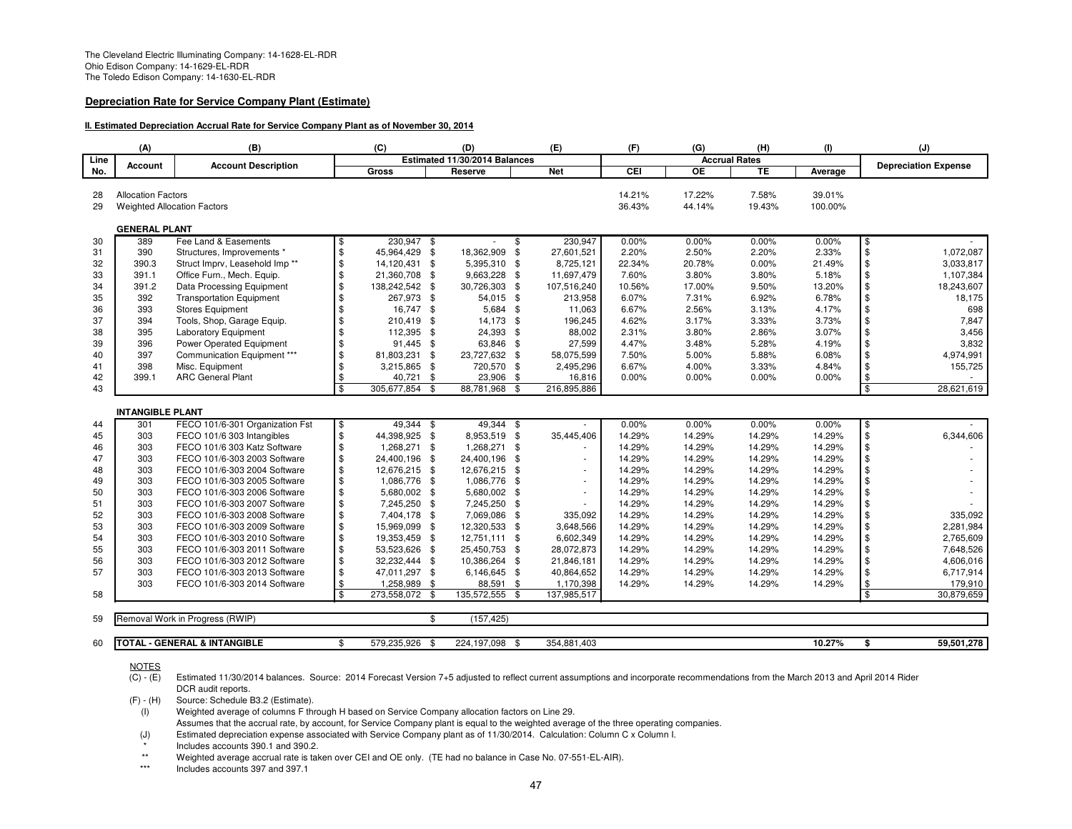The Cleveland Electric Illuminating Company: 14-1628-EL-RDR
Ohio Edison Company: 14-1629-EL-RDR
The Toledo Edison Company: 14-1630-EL-RDR

**Depreciation Rate for Service Company Plant (Estimate)**

**II. Estimated Depreciation Accrual Rate for Service Company Plant as of November 30, 2014**

| | (A) | (B) | (C) | (D) | (E) | (F) | (G) | (H) | (I) | (J) |
|---|---|---|---|---|---|---|---|---|---|---|
| Line | | | Estimated 11/30/2014 Balances | | | Accrual Rates | | | | |
| No. | Account | Account Description | Gross | Reserve | Net | CEI | OE | TE | Average | Depreciation Expense |
| 28 | Allocation Factors | | | | | 14.21% | 17.22% | 7.58% | 39.01% | |
| 29 | Weighted Allocation Factors | | | | | 36.43% | 44.14% | 19.43% | 100.00% | |
| | **GENERAL PLANT** | | | | | | | | | |
| 30 | 389 | Fee Land & Easements | $ 230,947 | $ - | $ 230,947 | 0.00% | 0.00% | 0.00% | 0.00% | $ - |
| 31 | 390 | Structures, Improvements * | $ 45,964,429 | $ 18,362,909 | $ 27,601,521 | 2.20% | 2.50% | 2.20% | 2.33% | $ 1,072,087 |
| 32 | 390.3 | Struct Imprv, Leasehold Imp ** | $ 14,120,431 | $ 5,395,310 | $ 8,725,121 | 22.34% | 20.78% | 0.00% | 21.49% | $ 3,033,817 |
| 33 | 391.1 | Office Furn., Mech. Equip. | $ 21,360,708 | $ 9,663,228 | $ 11,697,479 | 7.60% | 3.80% | 3.80% | 5.18% | $ 1,107,384 |
| 34 | 391.2 | Data Processing Equipment | $ 138,242,542 | $ 30,726,303 | $ 107,516,240 | 10.56% | 17.00% | 9.50% | 13.20% | $ 18,243,607 |
| 35 | 392 | Transportation Equipment | $ 267,973 | $ 54,015 | $ 213,958 | 6.07% | 7.31% | 6.92% | 6.78% | $ 18,175 |
| 36 | 393 | Stores Equipment | $ 16,747 | $ 5,684 | $ 11,063 | 6.67% | 2.56% | 3.13% | 4.17% | $ 698 |
| 37 | 394 | Tools, Shop, Garage Equip. | $ 210,419 | $ 14,173 | $ 196,245 | 4.62% | 3.17% | 3.33% | 3.73% | $ 7,847 |
| 38 | 395 | Laboratory Equipment | $ 112,395 | $ 24,393 | $ 88,002 | 2.31% | 3.80% | 2.86% | 3.07% | $ 3,456 |
| 39 | 396 | Power Operated Equipment | $ 91,445 | $ 63,846 | $ 27,599 | 4.47% | 3.48% | 5.28% | 4.19% | $ 3,832 |
| 40 | 397 | Communication Equipment *** | $ 81,803,231 | $ 23,727,632 | $ 58,075,599 | 7.50% | 5.00% | 5.88% | 6.08% | $ 4,974,991 |
| 41 | 398 | Misc. Equipment | $ 3,215,865 | $ 720,570 | $ 2,495,296 | 6.67% | 4.00% | 3.33% | 4.84% | $ 155,725 |
| 42 | 399.1 | ARC General Plant | $ 40,721 | $ 23,906 | $ 16,816 | 0.00% | 0.00% | 0.00% | 0.00% | $ - |
| 43 | | | $ 305,677,854 | $ 88,781,968 | $ 216,895,886 | | | | | $ 28,621,619 |
| | **INTANGIBLE PLANT** | | | | | | | | | |
| 44 | 301 | FECO 101/6-301 Organization Fst | $ 49,344 | $ 49,344 | $ - | 0.00% | 0.00% | 0.00% | 0.00% | $ - |
| 45 | 303 | FECO 101/6 303 Intangibles | $ 44,398,925 | $ 8,953,519 | $ 35,445,406 | 14.29% | 14.29% | 14.29% | 14.29% | $ 6,344,606 |
| 46 | 303 | FECO 101/6 303 Katz Software | $ 1,268,271 | $ 1,268,271 | $ - | 14.29% | 14.29% | 14.29% | 14.29% | $ - |
| 47 | 303 | FECO 101/6-303 2003 Software | $ 24,400,196 | $ 24,400,196 | $ - | 14.29% | 14.29% | 14.29% | 14.29% | $ - |
| 48 | 303 | FECO 101/6-303 2004 Software | $ 12,676,215 | $ 12,676,215 | $ - | 14.29% | 14.29% | 14.29% | 14.29% | $ - |
| 49 | 303 | FECO 101/6-303 2005 Software | $ 1,086,776 | $ 1,086,776 | $ - | 14.29% | 14.29% | 14.29% | 14.29% | $ - |
| 50 | 303 | FECO 101/6-303 2006 Software | $ 5,680,002 | $ 5,680,002 | $ - | 14.29% | 14.29% | 14.29% | 14.29% | $ - |
| 51 | 303 | FECO 101/6-303 2007 Software | $ 7,245,250 | $ 7,245,250 | $ - | 14.29% | 14.29% | 14.29% | 14.29% | $ - |
| 52 | 303 | FECO 101/6-303 2008 Software | $ 7,404,178 | $ 7,069,086 | $ 335,092 | 14.29% | 14.29% | 14.29% | 14.29% | $ 335,092 |
| 53 | 303 | FECO 101/6-303 2009 Software | $ 15,969,099 | $ 12,320,533 | $ 3,648,566 | 14.29% | 14.29% | 14.29% | 14.29% | $ 2,281,984 |
| 54 | 303 | FECO 101/6-303 2010 Software | $ 19,353,459 | $ 12,751,111 | $ 6,602,349 | 14.29% | 14.29% | 14.29% | 14.29% | $ 2,765,609 |
| 55 | 303 | FECO 101/6-303 2011 Software | $ 53,523,626 | $ 25,450,753 | $ 28,072,873 | 14.29% | 14.29% | 14.29% | 14.29% | $ 7,648,526 |
| 56 | 303 | FECO 101/6-303 2012 Software | $ 32,232,444 | $ 10,386,264 | $ 21,846,181 | 14.29% | 14.29% | 14.29% | 14.29% | $ 4,606,016 |
| 57 | 303 | FECO 101/6-303 2013 Software | $ 47,011,297 | $ 6,146,645 | $ 40,864,652 | 14.29% | 14.29% | 14.29% | 14.29% | $ 6,717,914 |
| | 303 | FECO 101/6-303 2014 Software | $ 1,258,989 | $ 88,591 | $ 1,170,398 | 14.29% | 14.29% | 14.29% | 14.29% | $ 179,910 |
| 58 | | | $ 273,558,072 | $ 135,572,555 | $ 137,985,517 | | | | | $ 30,879,659 |
| 59 | Removal Work in Progress (RWIP) | | | $ (157,425) | | | | | | |
| 60 | **TOTAL - GENERAL & INTANGIBLE** | | $ 579,235,926 | $ 224,197,098 | $ 354,881,403 | | | | **10.27%** | **$ 59,501,278** |

NOTES

(C) - (E) Estimated 11/30/2014 balances. Source: 2014 Forecast Version 7+5 adjusted to reflect current assumptions and incorporate recommendations from the March 2013 and April 2014 Rider DCR audit reports.

(F) - (H) Source: Schedule B3.2 (Estimate).

(I) Weighted average of columns F through H based on Service Company allocation factors on Line 29.
Assumes that the accrual rate, by account, for Service Company plant is equal to the weighted average of the three operating companies.

(J) Estimated depreciation expense associated with Service Company plant as of 11/30/2014. Calculation: Column C x Column I.

\* Includes accounts 390.1 and 390.2.

\*\* Weighted average accrual rate is taken over CEI and OE only. (TE had no balance in Case No. 07-551-EL-AIR).

\*\*\* Includes accounts 397 and 397.1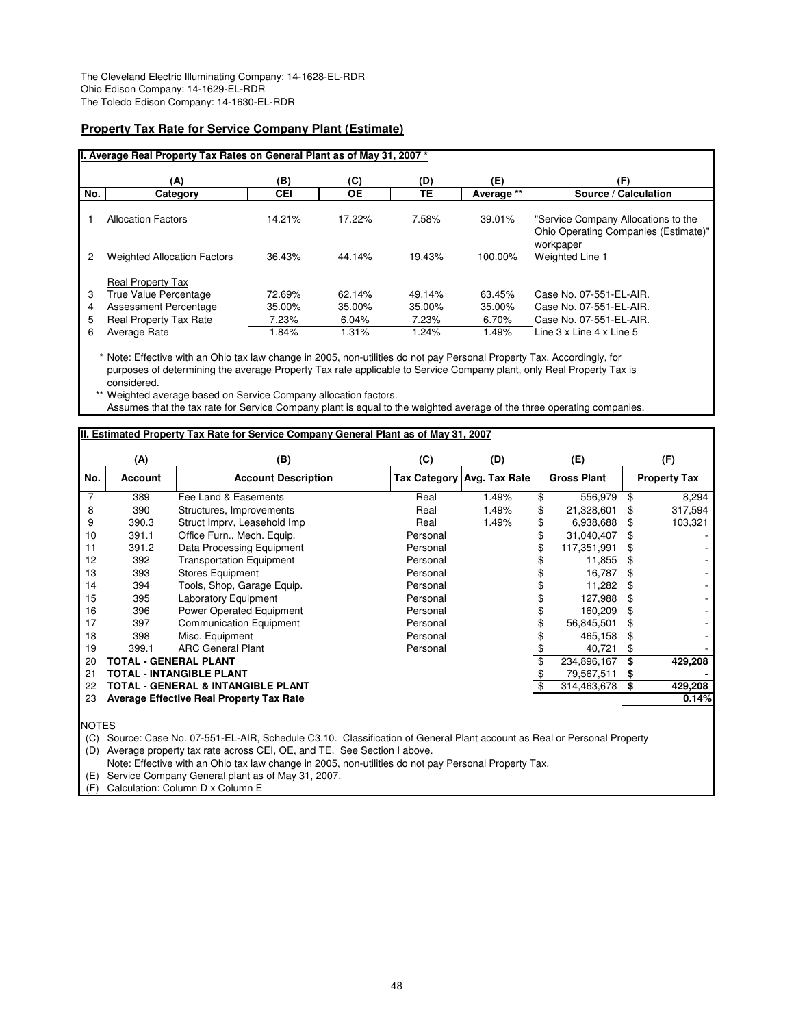The Cleveland Electric Illuminating Company: 14-1628-EL-RDR
Ohio Edison Company: 14-1629-EL-RDR
The Toledo Edison Company: 14-1630-EL-RDR

## Property Tax Rate for Service Company Plant (Estimate)

**I. Average Real Property Tax Rates on General Plant as of May 31, 2007 ***

| | (A) | (B) | (C) | (D) | (E) | (F) |
|---|---|---|---|---|---|---|
| No. | Category | CEI | OE | TE | Average ** | Source / Calculation |
| 1 | Allocation Factors | 14.21% | 17.22% | 7.58% | 39.01% | "Service Company Allocations to the Ohio Operating Companies (Estimate)" workpaper |
| 2 | Weighted Allocation Factors | 36.43% | 44.14% | 19.43% | 100.00% | Weighted Line 1 |
| | Real Property Tax | | | | | |
| 3 | True Value Percentage | 72.69% | 62.14% | 49.14% | 63.45% | Case No. 07-551-EL-AIR. |
| 4 | Assessment Percentage | 35.00% | 35.00% | 35.00% | 35.00% | Case No. 07-551-EL-AIR. |
| 5 | Real Property Tax Rate | 7.23% | 6.04% | 7.23% | 6.70% | Case No. 07-551-EL-AIR. |
| 6 | Average Rate | 1.84% | 1.31% | 1.24% | 1.49% | Line 3 x Line 4 x Line 5 |

\* Note: Effective with an Ohio tax law change in 2005, non-utilities do not pay Personal Property Tax. Accordingly, for purposes of determining the average Property Tax rate applicable to Service Company plant, only Real Property Tax is considered.

\*\* Weighted average based on Service Company allocation factors.
Assumes that the tax rate for Service Company plant is equal to the weighted average of the three operating companies.

**II. Estimated Property Tax Rate for Service Company General Plant as of May 31, 2007**

| | (A) | (B) | (C) | (D) | (E) | (F) |
|---|---|---|---|---|---|---|
| No. | Account | Account Description | Tax Category | Avg. Tax Rate | Gross Plant | Property Tax |
| 7 | 389 | Fee Land & Easements | Real | 1.49% | $ 556,979 | $ 8,294 |
| 8 | 390 | Structures, Improvements | Real | 1.49% | $ 21,328,601 | $ 317,594 |
| 9 | 390.3 | Struct Imprv, Leasehold Imp | Real | 1.49% | $ 6,938,688 | $ 103,321 |
| 10 | 391.1 | Office Furn., Mech. Equip. | Personal | | $ 31,040,407 | $ - |
| 11 | 391.2 | Data Processing Equipment | Personal | | $ 117,351,991 | $ - |
| 12 | 392 | Transportation Equipment | Personal | | $ 11,855 | $ - |
| 13 | 393 | Stores Equipment | Personal | | $ 16,787 | $ - |
| 14 | 394 | Tools, Shop, Garage Equip. | Personal | | $ 11,282 | $ - |
| 15 | 395 | Laboratory Equipment | Personal | | $ 127,988 | $ - |
| 16 | 396 | Power Operated Equipment | Personal | | $ 160,209 | $ - |
| 17 | 397 | Communication Equipment | Personal | | $ 56,845,501 | $ - |
| 18 | 398 | Misc. Equipment | Personal | | $ 465,158 | $ - |
| 19 | 399.1 | ARC General Plant | Personal | | $ 40,721 | $ - |
| 20 | **TOTAL - GENERAL PLANT** | | | | $ 234,896,167 | **$ 429,208** |
| 21 | **TOTAL - INTANGIBLE PLANT** | | | | $ 79,567,511 | **$ -** |
| 22 | **TOTAL - GENERAL & INTANGIBLE PLANT** | | | | $ 314,463,678 | **$ 429,208** |
| 23 | **Average Effective Real Property Tax Rate** | | | | | **0.14%** |

NOTES

(C) Source: Case No. 07-551-EL-AIR, Schedule C3.10. Classification of General Plant account as Real or Personal Property

(D) Average property tax rate across CEI, OE, and TE. See Section I above.
Note: Effective with an Ohio tax law change in 2005, non-utilities do not pay Personal Property Tax.

(E) Service Company General plant as of May 31, 2007.

(F) Calculation: Column D x Column E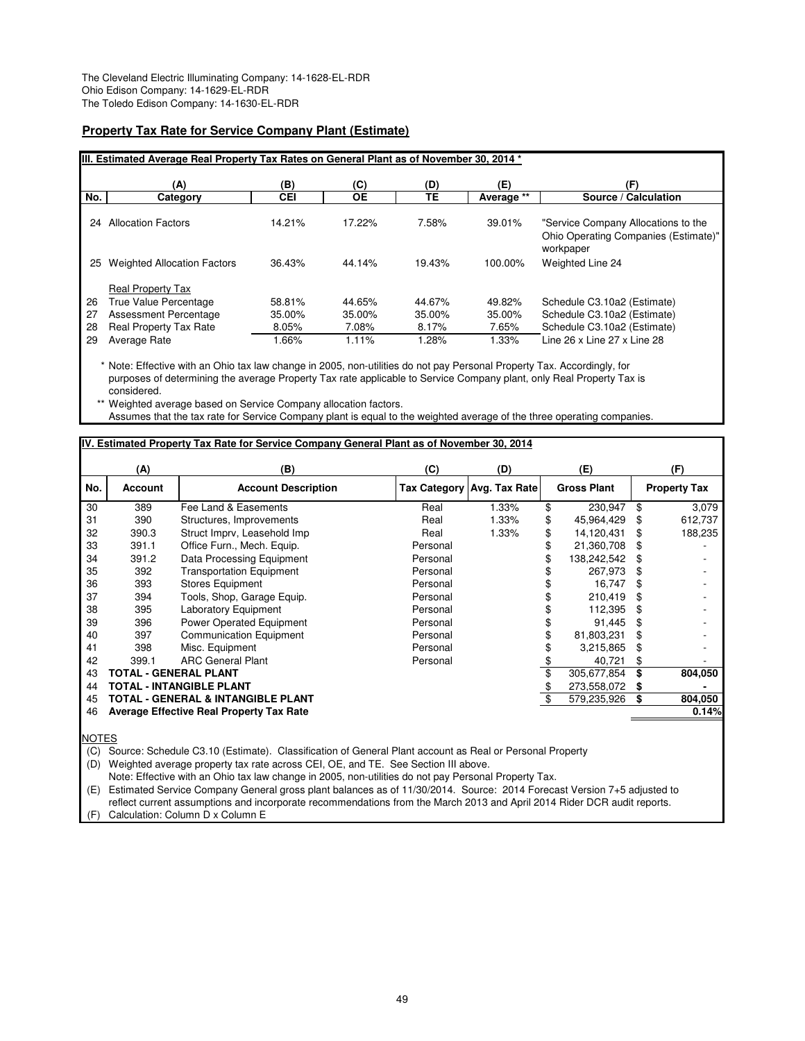The Cleveland Electric Illuminating Company: 14-1628-EL-RDR
Ohio Edison Company: 14-1629-EL-RDR
The Toledo Edison Company: 14-1630-EL-RDR

## Property Tax Rate for Service Company Plant (Estimate)

**III. Estimated Average Real Property Tax Rates on General Plant as of November 30, 2014 ***

| | (A) | (B) | (C) | (D) | (E) | (F) |
|---|---|---|---|---|---|---|
| No. | Category | CEI | OE | TE | Average ** | Source / Calculation |
| 24 | Allocation Factors | 14.21% | 17.22% | 7.58% | 39.01% | "Service Company Allocations to the Ohio Operating Companies (Estimate)" workpaper |
| 25 | Weighted Allocation Factors | 36.43% | 44.14% | 19.43% | 100.00% | Weighted Line 24 |
| | Real Property Tax | | | | | |
| 26 | True Value Percentage | 58.81% | 44.65% | 44.67% | 49.82% | Schedule C3.10a2 (Estimate) |
| 27 | Assessment Percentage | 35.00% | 35.00% | 35.00% | 35.00% | Schedule C3.10a2 (Estimate) |
| 28 | Real Property Tax Rate | 8.05% | 7.08% | 8.17% | 7.65% | Schedule C3.10a2 (Estimate) |
| 29 | Average Rate | 1.66% | 1.11% | 1.28% | 1.33% | Line 26 x Line 27 x Line 28 |

\* Note: Effective with an Ohio tax law change in 2005, non-utilities do not pay Personal Property Tax. Accordingly, for purposes of determining the average Property Tax rate applicable to Service Company plant, only Real Property Tax is considered.

\** Weighted average based on Service Company allocation factors.
Assumes that the tax rate for Service Company plant is equal to the weighted average of the three operating companies.

**IV. Estimated Property Tax Rate for Service Company General Plant as of November 30, 2014**

| | (A) | (B) | (C) | (D) | (E) | (F) |
|---|---|---|---|---|---|---|
| No. | Account | Account Description | Tax Category | Avg. Tax Rate | Gross Plant | Property Tax |
| 30 | 389 | Fee Land & Easements | Real | 1.33% | $ 230,947 | $ 3,079 |
| 31 | 390 | Structures, Improvements | Real | 1.33% | $ 45,964,429 | $ 612,737 |
| 32 | 390.3 | Struct Imprv, Leasehold Imp | Real | 1.33% | $ 14,120,431 | $ 188,235 |
| 33 | 391.1 | Office Furn., Mech. Equip. | Personal | | $ 21,360,708 | $ - |
| 34 | 391.2 | Data Processing Equipment | Personal | | $ 138,242,542 | $ - |
| 35 | 392 | Transportation Equipment | Personal | | $ 267,973 | $ - |
| 36 | 393 | Stores Equipment | Personal | | $ 16,747 | $ - |
| 37 | 394 | Tools, Shop, Garage Equip. | Personal | | $ 210,419 | $ - |
| 38 | 395 | Laboratory Equipment | Personal | | $ 112,395 | $ - |
| 39 | 396 | Power Operated Equipment | Personal | | $ 91,445 | $ - |
| 40 | 397 | Communication Equipment | Personal | | $ 81,803,231 | $ - |
| 41 | 398 | Misc. Equipment | Personal | | $ 3,215,865 | $ - |
| 42 | 399.1 | ARC General Plant | Personal | | $ 40,721 | $ - |
| 43 | **TOTAL - GENERAL PLANT** | | | | $ 305,677,854 | **$ 804,050** |
| 44 | **TOTAL - INTANGIBLE PLANT** | | | | $ 273,558,072 | **$ -** |
| 45 | **TOTAL - GENERAL & INTANGIBLE PLANT** | | | | $ 579,235,926 | **$ 804,050** |
| 46 | **Average Effective Real Property Tax Rate** | | | | | **0.14%** |

NOTES

(C) Source: Schedule C3.10 (Estimate). Classification of General Plant account as Real or Personal Property

(D) Weighted average property tax rate across CEI, OE, and TE. See Section III above.
Note: Effective with an Ohio tax law change in 2005, non-utilities do not pay Personal Property Tax.

(E) Estimated Service Company General gross plant balances as of 11/30/2014. Source: 2014 Forecast Version 7+5 adjusted to reflect current assumptions and incorporate recommendations from the March 2013 and April 2014 Rider DCR audit reports.

(F) Calculation: Column D x Column E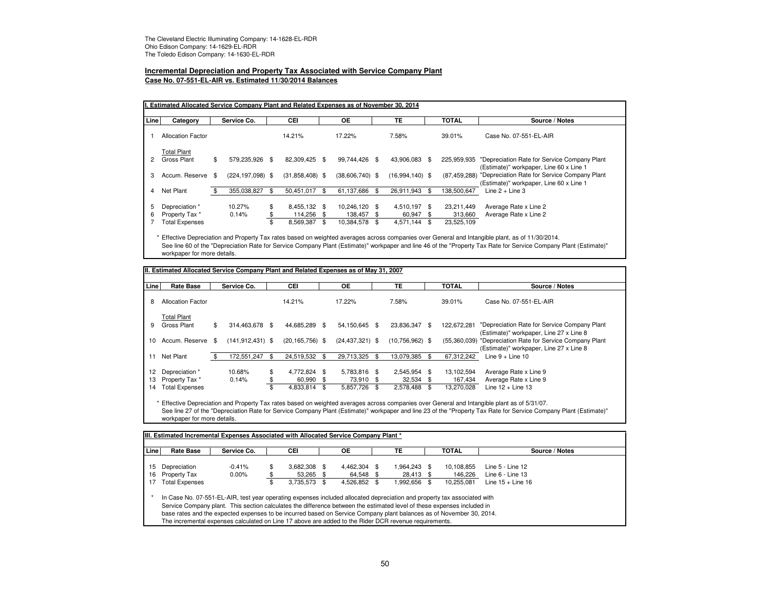The Cleveland Electric Illuminating Company: 14-1628-EL-RDR
Ohio Edison Company: 14-1629-EL-RDR
The Toledo Edison Company: 14-1630-EL-RDR

## Incremental Depreciation and Property Tax Associated with Service Company Plant
**Case No. 07-551-EL-AIR vs. Estimated 11/30/2014 Balances**

**I. Estimated Allocated Service Company Plant and Related Expenses as of November 30, 2014**

| Line | Category | Service Co. | CEI | OE | TE | TOTAL | Source / Notes |
|---|---|---|---|---|---|---|---|
| 1 | Allocation Factor | | 14.21% | 17.22% | 7.58% | 39.01% | Case No. 07-551-EL-AIR |
| | Total Plant | | | | | | |
| 2 | Gross Plant | $ 579,235,926 | $ 82,309,425 | $ 99,744,426 | $ 43,906,083 | $ 225,959,935 | "Depreciation Rate for Service Company Plant (Estimate)" workpaper, Line 60 x Line 1 |
| 3 | Accum. Reserve | $ (224,197,098) | $ (31,858,408) | $ (38,606,740) | $ (16,994,140) | $ (87,459,288) | "Depreciation Rate for Service Company Plant (Estimate)" workpaper, Line 60 x Line 1 |
| 4 | Net Plant | $ 355,038,827 | $ 50,451,017 | $ 61,137,686 | $ 26,911,943 | $ 138,500,647 | Line 2 + Line 3 |
| 5 | Depreciation * | 10.27% | $ 8,455,132 | $ 10,246,120 | $ 4,510,197 | $ 23,211,449 | Average Rate x Line 2 |
| 6 | Property Tax * | 0.14% | $ 114,256 | $ 138,457 | $ 60,947 | $ 313,660 | Average Rate x Line 2 |
| 7 | Total Expenses | | $ 8,569,387 | $ 10,384,578 | $ 4,571,144 | $ 23,525,109 | |

\* Effective Depreciation and Property Tax rates based on weighted averages across companies over General and Intangible plant, as of 11/30/2014. See line 60 of the "Depreciation Rate for Service Company Plant (Estimate)" workpaper and line 46 of the "Property Tax Rate for Service Company Plant (Estimate)" workpaper for more details.

**II. Estimated Allocated Service Company Plant and Related Expenses as of May 31, 2007**

| Line | Rate Base | Service Co. | CEI | OE | TE | TOTAL | Source / Notes |
|---|---|---|---|---|---|---|---|
| 8 | Allocation Factor | | 14.21% | 17.22% | 7.58% | 39.01% | Case No. 07-551-EL-AIR |
| | Total Plant | | | | | | |
| 9 | Gross Plant | $ 314,463,678 | $ 44,685,289 | $ 54,150,645 | $ 23,836,347 | $ 122,672,281 | "Depreciation Rate for Service Company Plant (Estimate)" workpaper, Line 27 x Line 8 |
| 10 | Accum. Reserve | $ (141,912,431) | $ (20,165,756) | $ (24,437,321) | $ (10,756,962) | $ (55,360,039) | "Depreciation Rate for Service Company Plant (Estimate)" workpaper, Line 27 x Line 8 |
| 11 | Net Plant | $ 172,551,247 | $ 24,519,532 | $ 29,713,325 | $ 13,079,385 | $ 67,312,242 | Line 9 + Line 10 |
| 12 | Depreciation * | 10.68% | $ 4,772,824 | $ 5,783,816 | $ 2,545,954 | $ 13,102,594 | Average Rate x Line 9 |
| 13 | Property Tax * | 0.14% | $ 60,990 | $ 73,910 | $ 32,534 | $ 167,434 | Average Rate x Line 9 |
| 14 | Total Expenses | | $ 4,833,814 | $ 5,857,726 | $ 2,578,488 | $ 13,270,028 | Line 12 + Line 13 |

\* Effective Depreciation and Property Tax rates based on weighted averages across companies over General and Intangible plant as of 5/31/07. See line 27 of the "Depreciation Rate for Service Company Plant (Estimate)" workpaper and line 23 of the "Property Tax Rate for Service Company Plant (Estimate)" workpaper for more details.

**III. Estimated Incremental Expenses Associated with Allocated Service Company Plant \***

| Line | Rate Base | Service Co. | CEI | OE | TE | TOTAL | Source / Notes |
|---|---|---|---|---|---|---|---|
| 15 | Depreciation | -0.41% | $ 3,682,308 | $ 4,462,304 | $ 1,964,243 | $ 10,108,855 | Line 5 - Line 12 |
| 16 | Property Tax | 0.00% | $ 53,265 | $ 64,548 | $ 28,413 | $ 146,226 | Line 6 - Line 13 |
| 17 | Total Expenses | | $ 3,735,573 | $ 4,526,852 | $ 1,992,656 | $ 10,255,081 | Line 15 + Line 16 |

\* In Case No. 07-551-EL-AIR, test year operating expenses included allocated depreciation and property tax associated with Service Company plant. This section calculates the difference between the estimated level of these expenses included in base rates and the expected expenses to be incurred based on Service Company plant balances as of November 30, 2014. The incremental expenses calculated on Line 17 above are added to the Rider DCR revenue requirements.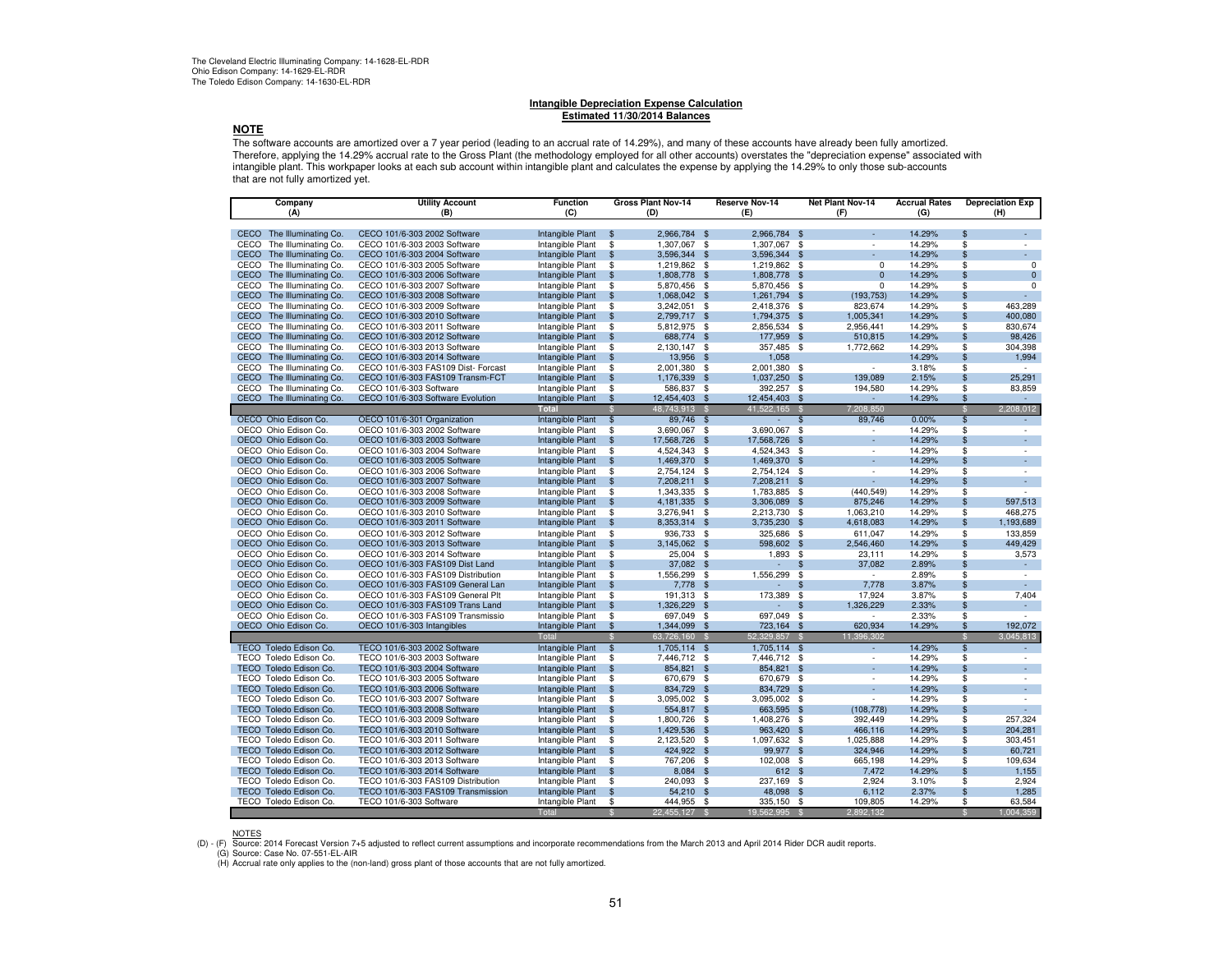The Cleveland Electric Illuminating Company: 14-1628-EL-RDR
Ohio Edison Company: 14-1629-EL-RDR
The Toledo Edison Company: 14-1630-EL-RDR

**Intangible Depreciation Expense Calculation**
**Estimated 11/30/2014 Balances**

**NOTE**

The software accounts are amortized over a 7 year period (leading to an accrual rate of 14.29%), and many of these accounts have already been fully amortized. Therefore, applying the 14.29% accrual rate to the Gross Plant (the methodology employed for all other accounts) overstates the "depreciation expense" associated with intangible plant. This workpaper looks at each sub account within intangible plant and calculates the expense by applying the 14.29% to only those sub-accounts that are not fully amortized yet.

| Company (A) | Utility Account (B) | Function (C) | Gross Plant Nov-14 (D) | Reserve Nov-14 (E) | Net Plant Nov-14 (F) | Accrual Rates (G) | Depreciation Exp (H) |
|---|---|---|---|---|---|---|---|
| CECO The Illuminating Co. | CECO 101/6-303 2002 Software | Intangible Plant | $ 2,966,784 | $ 2,966,784 | $ - | 14.29% | $ - |
| CECO The Illuminating Co. | CECO 101/6-303 2003 Software | Intangible Plant | $ 1,307,067 | $ 1,307,067 | $ - | 14.29% | $ - |
| CECO The Illuminating Co. | CECO 101/6-303 2004 Software | Intangible Plant | $ 3,596,344 | $ 3,596,344 | $ - | 14.29% | $ - |
| CECO The Illuminating Co. | CECO 101/6-303 2005 Software | Intangible Plant | $ 1,219,862 | $ 1,219,862 | $ 0 | 14.29% | $ 0 |
| CECO The Illuminating Co. | CECO 101/6-303 2006 Software | Intangible Plant | $ 1,808,778 | $ 1,808,778 | $ 0 | 14.29% | $ 0 |
| CECO The Illuminating Co. | CECO 101/6-303 2007 Software | Intangible Plant | $ 5,870,456 | $ 5,870,456 | $ 0 | 14.29% | $ 0 |
| CECO The Illuminating Co. | CECO 101/6-303 2008 Software | Intangible Plant | $ 1,068,042 | $ 1,261,794 | $ (193,753) | 14.29% | $ - |
| CECO The Illuminating Co. | CECO 101/6-303 2009 Software | Intangible Plant | $ 3,242,051 | $ 2,418,376 | $ 823,674 | 14.29% | $ 463,289 |
| CECO The Illuminating Co. | CECO 101/6-303 2010 Software | Intangible Plant | $ 2,799,717 | $ 1,794,375 | $ 1,005,341 | 14.29% | $ 400,080 |
| CECO The Illuminating Co. | CECO 101/6-303 2011 Software | Intangible Plant | $ 5,812,975 | $ 2,856,534 | $ 2,956,441 | 14.29% | $ 830,674 |
| CECO The Illuminating Co. | CECO 101/6-303 2012 Software | Intangible Plant | $ 688,774 | $ 177,959 | $ 510,815 | 14.29% | $ 98,426 |
| CECO The Illuminating Co. | CECO 101/6-303 2013 Software | Intangible Plant | $ 2,130,147 | $ 357,485 | $ 1,772,662 | 14.29% | $ 304,398 |
| CECO The Illuminating Co. | CECO 101/6-303 2014 Software | Intangible Plant | $ 13,956 | $ 1,058 | | 14.29% | $ 1,994 |
| CECO The Illuminating Co. | CECO 101/6-303 FAS109 Dist- Forcast | Intangible Plant | $ 2,001,380 | $ 2,001,380 | $ - | 3.18% | $ - |
| CECO The Illuminating Co. | CECO 101/6-303 FAS109 Transm-FCT | Intangible Plant | $ 1,176,339 | $ 1,037,250 | $ 139,089 | 2.15% | $ 25,291 |
| CECO The Illuminating Co. | CECO 101/6-303 Software | Intangible Plant | $ 586,837 | $ 392,257 | $ 194,580 | 14.29% | $ 83,859 |
| CECO The Illuminating Co. | CECO 101/6-303 Software Evolution | Intangible Plant | $ 12,454,403 | $ 12,454,403 | $ - | 14.29% | $ - |
| | | **Total** | $ 48,743,913 | $ 41,522,165 | $ 7,208,850 | | $ 2,208,012 |
| OECO Ohio Edison Co. | OECO 101/6-301 Organization | Intangible Plant | $ 89,746 | $ - | $ 89,746 | 0.00% | $ - |
| OECO Ohio Edison Co. | OECO 101/6-303 2002 Software | Intangible Plant | $ 3,690,067 | $ 3,690,067 | $ - | 14.29% | $ - |
| OECO Ohio Edison Co. | OECO 101/6-303 2003 Software | Intangible Plant | $ 17,568,726 | $ 17,568,726 | $ - | 14.29% | $ - |
| OECO Ohio Edison Co. | OECO 101/6-303 2004 Software | Intangible Plant | $ 4,524,343 | $ 4,524,343 | $ - | 14.29% | $ - |
| OECO Ohio Edison Co. | OECO 101/6-303 2005 Software | Intangible Plant | $ 1,469,370 | $ 1,469,370 | $ - | 14.29% | $ - |
| OECO Ohio Edison Co. | OECO 101/6-303 2006 Software | Intangible Plant | $ 2,754,124 | $ 2,754,124 | $ - | 14.29% | $ - |
| OECO Ohio Edison Co. | OECO 101/6-303 2007 Software | Intangible Plant | $ 7,208,211 | $ 7,208,211 | $ - | 14.29% | $ - |
| OECO Ohio Edison Co. | OECO 101/6-303 2008 Software | Intangible Plant | $ 1,343,335 | $ 1,783,885 | $ (440,549) | 14.29% | $ - |
| OECO Ohio Edison Co. | OECO 101/6-303 2009 Software | Intangible Plant | $ 4,181,335 | $ 3,306,089 | $ 875,246 | 14.29% | $ 597,513 |
| OECO Ohio Edison Co. | OECO 101/6-303 2010 Software | Intangible Plant | $ 3,276,941 | $ 2,213,730 | $ 1,063,210 | 14.29% | $ 468,275 |
| OECO Ohio Edison Co. | OECO 101/6-303 2011 Software | Intangible Plant | $ 8,353,314 | $ 3,735,230 | $ 4,618,083 | 14.29% | $ 1,193,689 |
| OECO Ohio Edison Co. | OECO 101/6-303 2012 Software | Intangible Plant | $ 936,733 | $ 325,686 | $ 611,047 | 14.29% | $ 133,859 |
| OECO Ohio Edison Co. | OECO 101/6-303 2013 Software | Intangible Plant | $ 3,145,062 | $ 598,602 | $ 2,546,460 | 14.29% | $ 449,429 |
| OECO Ohio Edison Co. | OECO 101/6-303 2014 Software | Intangible Plant | $ 25,004 | $ 1,893 | $ 23,111 | 14.29% | $ 3,573 |
| OECO Ohio Edison Co. | OECO 101/6-303 FAS109 Dist Land | Intangible Plant | $ 37,082 | $ - | $ 37,082 | 2.89% | $ - |
| OECO Ohio Edison Co. | OECO 101/6-303 FAS109 Distribution | Intangible Plant | $ 1,556,299 | $ 1,556,299 | $ - | 2.89% | $ - |
| OECO Ohio Edison Co. | OECO 101/6-303 FAS109 General Lan | Intangible Plant | $ 7,778 | $ - | $ 7,778 | 3.87% | $ - |
| OECO Ohio Edison Co. | OECO 101/6-303 FAS109 General Plt | Intangible Plant | $ 191,313 | $ 173,389 | $ 17,924 | 3.87% | $ 7,404 |
| OECO Ohio Edison Co. | OECO 101/6-303 FAS109 Trans Land | Intangible Plant | $ 1,326,229 | $ - | $ 1,326,229 | 2.33% | $ - |
| OECO Ohio Edison Co. | OECO 101/6-303 FAS109 Transmissio | Intangible Plant | $ 697,049 | $ 697,049 | $ - | 2.33% | $ - |
| OECO Ohio Edison Co. | OECO 101/6-303 Intangibles | Intangible Plant | $ 1,344,099 | $ 723,164 | $ 620,934 | 14.29% | $ 192,072 |
| | | Total | $ 63,726,160 | $ 52,329,857 | $ 11,396,302 | | $ 3,045,813 |
| TECO Toledo Edison Co. | TECO 101/6-303 2002 Software | Intangible Plant | $ 1,705,114 | $ 1,705,114 | $ - | 14.29% | $ - |
| TECO Toledo Edison Co. | TECO 101/6-303 2003 Software | Intangible Plant | $ 7,446,712 | $ 7,446,712 | $ - | 14.29% | $ - |
| TECO Toledo Edison Co. | TECO 101/6-303 2004 Software | Intangible Plant | $ 854,821 | $ 854,821 | $ - | 14.29% | $ - |
| TECO Toledo Edison Co. | TECO 101/6-303 2005 Software | Intangible Plant | $ 670,679 | $ 670,679 | $ - | 14.29% | $ - |
| TECO Toledo Edison Co. | TECO 101/6-303 2006 Software | Intangible Plant | $ 834,729 | $ 834,729 | $ - | 14.29% | $ - |
| TECO Toledo Edison Co. | TECO 101/6-303 2007 Software | Intangible Plant | $ 3,095,002 | $ 3,095,002 | $ - | 14.29% | $ - |
| TECO Toledo Edison Co. | TECO 101/6-303 2008 Software | Intangible Plant | $ 554,817 | $ 663,595 | $ (108,778) | 14.29% | $ - |
| TECO Toledo Edison Co. | TECO 101/6-303 2009 Software | Intangible Plant | $ 1,800,726 | $ 1,408,276 | $ 392,449 | 14.29% | $ 257,324 |
| TECO Toledo Edison Co. | TECO 101/6-303 2010 Software | Intangible Plant | $ 1,429,536 | $ 963,420 | $ 466,116 | 14.29% | $ 204,281 |
| TECO Toledo Edison Co. | TECO 101/6-303 2011 Software | Intangible Plant | $ 2,123,520 | $ 1,097,632 | $ 1,025,888 | 14.29% | $ 303,451 |
| TECO Toledo Edison Co. | TECO 101/6-303 2012 Software | Intangible Plant | $ 424,922 | $ 99,977 | $ 324,946 | 14.29% | $ 60,721 |
| TECO Toledo Edison Co. | TECO 101/6-303 2013 Software | Intangible Plant | $ 767,206 | $ 102,008 | $ 665,198 | 14.29% | $ 109,634 |
| TECO Toledo Edison Co. | TECO 101/6-303 2014 Software | Intangible Plant | $ 8,084 | $ 612 | $ 7,472 | 14.29% | $ 1,155 |
| TECO Toledo Edison Co. | TECO 101/6-303 FAS109 Distribution | Intangible Plant | $ 240,093 | $ 237,169 | $ 2,924 | 3.10% | $ 2,924 |
| TECO Toledo Edison Co. | TECO 101/6-303 FAS109 Transmission | Intangible Plant | $ 54,210 | $ 48,098 | $ 6,112 | 2.37% | $ 1,285 |
| TECO Toledo Edison Co. | TECO 101/6-303 Software | Intangible Plant | $ 444,955 | $ 335,150 | $ 109,805 | 14.29% | $ 63,584 |
| | | Total | $ 22,455,127 | $ 19,562,995 | $ 2,892,132 | | $ 1,004,359 |

NOTES

(D) - (F) Source: 2014 Forecast Version 7+5 adjusted to reflect current assumptions and incorporate recommendations from the March 2013 and April 2014 Rider DCR audit reports.

(G) Source: Case No. 07-551-EL-AIR

(H) Accrual rate only applies to the (non-land) gross plant of those accounts that are not fully amortized.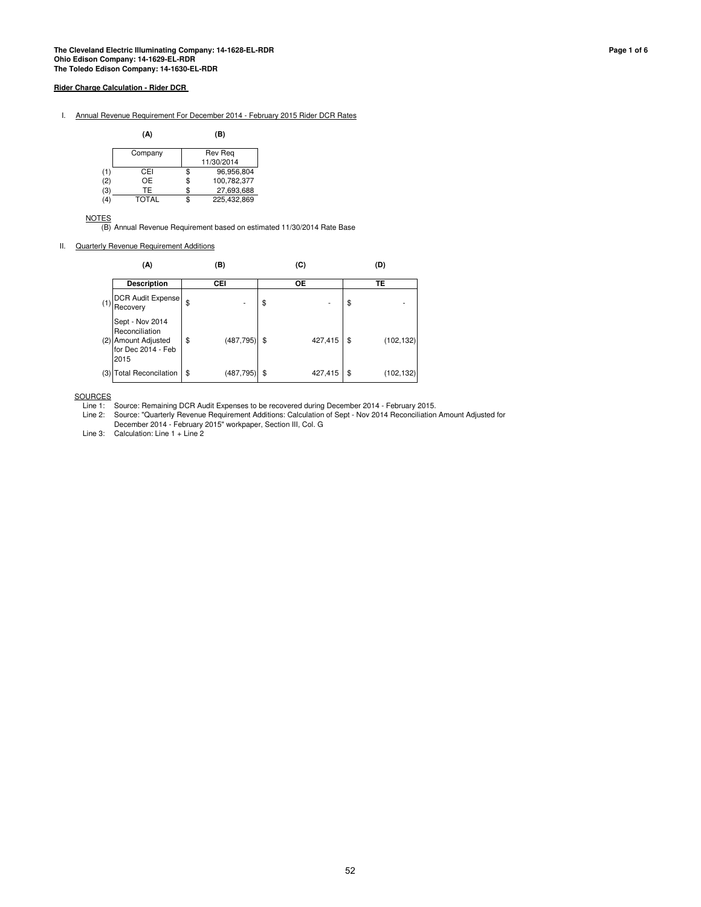**The Cleveland Electric Illuminating Company: 14-1628-EL-RDR**
**Ohio Edison Company: 14-1629-EL-RDR**
**The Toledo Edison Company: 14-1630-EL-RDR**

**Rider Charge Calculation - Rider DCR**

I. Annual Revenue Requirement For December 2014 - February 2015 Rider DCR Rates

| | (A) | (B) |
|---|---|---|
| | Company | Rev Req 11/30/2014 |
| (1) | CEI | $ 96,956,804 |
| (2) | OE | $ 100,782,377 |
| (3) | TE | $ 27,693,688 |
| (4) | TOTAL | $ 225,432,869 |

NOTES

(B) Annual Revenue Requirement based on estimated 11/30/2014 Rate Base

II. Quarterly Revenue Requirement Additions

| | (A) | (B) | (C) | (D) |
|---|---|---|---|---|
| | **Description** | **CEI** | **OE** | **TE** |
| (1) | DCR Audit Expense Recovery | $ - | $ - | $ - |
| (2) | Sept - Nov 2014 Reconciliation Amount Adjusted for Dec 2014 - Feb 2015 | $ (487,795) | $ 427,415 | $ (102,132) |
| (3) | Total Reconcilation | $ (487,795) | $ 427,415 | $ (102,132) |

SOURCES

Line 1: Source: Remaining DCR Audit Expenses to be recovered during December 2014 - February 2015.

Line 2: Source: "Quarterly Revenue Requirement Additions: Calculation of Sept - Nov 2014 Reconciliation Amount Adjusted for December 2014 - February 2015" workpaper, Section III, Col. G

Line 3: Calculation: Line 1 + Line 2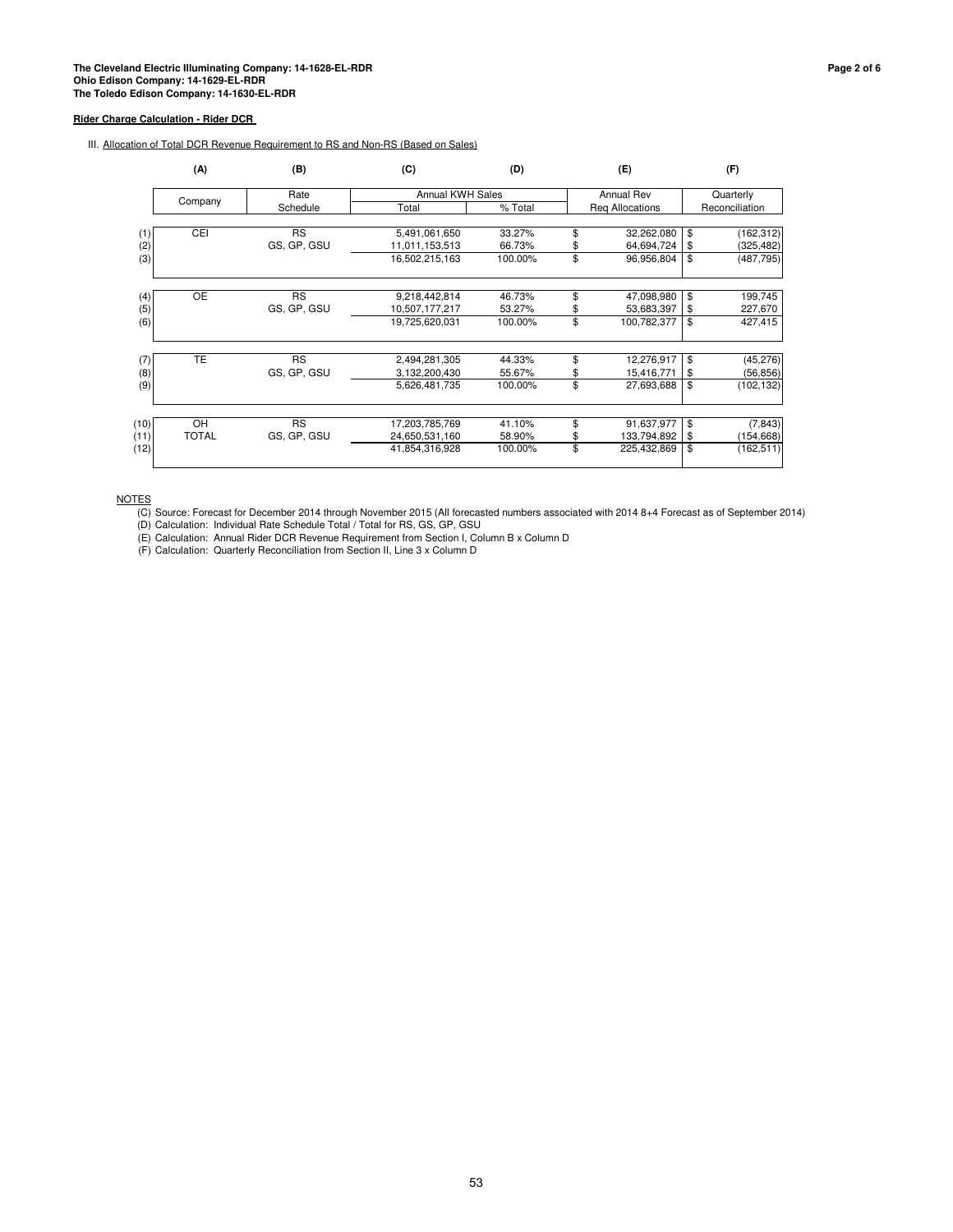**The Cleveland Electric Illuminating Company: 14-1628-EL-RDR**
**Ohio Edison Company: 14-1629-EL-RDR**
**The Toledo Edison Company: 14-1630-EL-RDR**

**Rider Charge Calculation - Rider DCR**

III. Allocation of Total DCR Revenue Requirement to RS and Non-RS (Based on Sales)

| | (A) | (B) | (C) | (D) | (E) | (F) |
|---|---|---|---|---|---|---|
| | Company | Rate Schedule | Annual KWH Sales | | Annual Rev | Quarterly |
| | | | Total | % Total | Req Allocations | Reconciliation |
| (1) | CEI | RS | 5,491,061,650 | 33.27% | $ 32,262,080 | $ (162,312) |
| (2) | | GS, GP, GSU | 11,011,153,513 | 66.73% | $ 64,694,724 | $ (325,482) |
| (3) | | | 16,502,215,163 | 100.00% | $ 96,956,804 | $ (487,795) |
| (4) | OE | RS | 9,218,442,814 | 46.73% | $ 47,098,980 | $ 199,745 |
| (5) | | GS, GP, GSU | 10,507,177,217 | 53.27% | $ 53,683,397 | $ 227,670 |
| (6) | | | 19,725,620,031 | 100.00% | $ 100,782,377 | $ 427,415 |
| (7) | TE | RS | 2,494,281,305 | 44.33% | $ 12,276,917 | $ (45,276) |
| (8) | | GS, GP, GSU | 3,132,200,430 | 55.67% | $ 15,416,771 | $ (56,856) |
| (9) | | | 5,626,481,735 | 100.00% | $ 27,693,688 | $ (102,132) |
| (10) | OH | RS | 17,203,785,769 | 41.10% | $ 91,637,977 | $ (7,843) |
| (11) | TOTAL | GS, GP, GSU | 24,650,531,160 | 58.90% | $ 133,794,892 | $ (154,668) |
| (12) | | | 41,854,316,928 | 100.00% | $ 225,432,869 | $ (162,511) |

NOTES

(C) Source: Forecast for December 2014 through November 2015 (All forecasted numbers associated with 2014 8+4 Forecast as of September 2014)

(D) Calculation: Individual Rate Schedule Total / Total for RS, GS, GP, GSU

(E) Calculation: Annual Rider DCR Revenue Requirement from Section I, Column B x Column D

(F) Calculation: Quarterly Reconciliation from Section II, Line 3 x Column D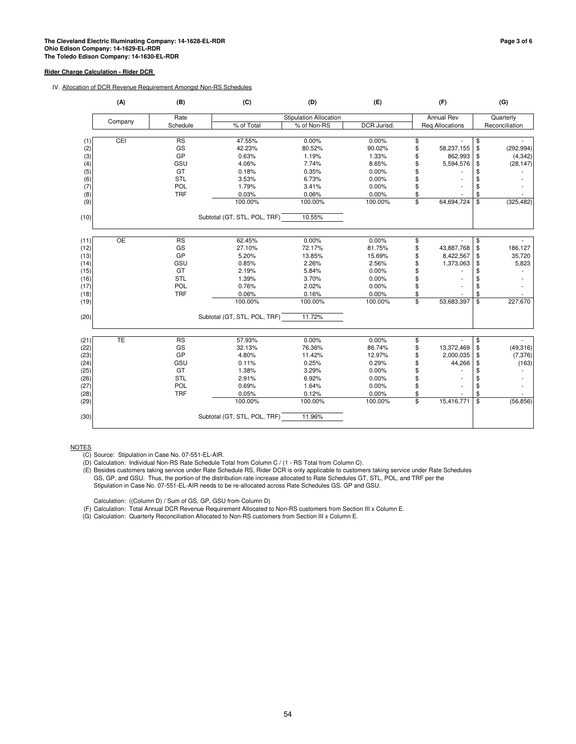**The Cleveland Electric Illuminating Company: 14-1628-EL-RDR**
**Ohio Edison Company: 14-1629-EL-RDR**
**The Toledo Edison Company: 14-1630-EL-RDR**

**Rider Charge Calculation - Rider DCR**

IV. Allocation of DCR Revenue Requirement Amongst Non-RS Schedules

| | (A) | (B) | (C) | (D) | (E) | (F) | (G) |
|---|---|---|---|---|---|---|---|
| | Company | Rate Schedule | Stipulation Allocation | | | Annual Rev | Quarterly |
| | | | % of Total | % of Non-RS | DCR Jurisd. | Req Allocations | Reconciliation |
| (1) | CEI | RS | 47.55% | 0.00% | 0.00% | $ - | $ - |
| (2) | | GS | 42.23% | 80.52% | 90.02% | $ 58,237,155 | $ (292,994) |
| (3) | | GP | 0.63% | 1.19% | 1.33% | $ 862,993 | $ (4,342) |
| (4) | | GSU | 4.06% | 7.74% | 8.65% | $ 5,594,576 | $ (28,147) |
| (5) | | GT | 0.18% | 0.35% | 0.00% | $ - | $ - |
| (6) | | STL | 3.53% | 6.73% | 0.00% | $ - | $ - |
| (7) | | POL | 1.79% | 3.41% | 0.00% | $ - | $ - |
| (8) | | TRF | 0.03% | 0.06% | 0.00% | $ - | $ - |
| (9) | | | 100.00% | 100.00% | 100.00% | $ 64,694,724 | $ (325,482) |
| (10) | | | Subtotal (GT, STL, POL, TRF) | 10.55% | | | |
| (11) | OE | RS | 62.45% | 0.00% | 0.00% | $ - | $ - |
| (12) | | GS | 27.10% | 72.17% | 81.75% | $ 43,887,768 | $ 186,127 |
| (13) | | GP | 5.20% | 13.85% | 15.69% | $ 8,422,567 | $ 35,720 |
| (14) | | GSU | 0.85% | 2.26% | 2.56% | $ 1,373,063 | $ 5,823 |
| (15) | | GT | 2.19% | 5.84% | 0.00% | $ - | $ - |
| (16) | | STL | 1.39% | 3.70% | 0.00% | $ - | $ - |
| (17) | | POL | 0.76% | 2.02% | 0.00% | $ - | $ - |
| (18) | | TRF | 0.06% | 0.16% | 0.00% | $ - | $ - |
| (19) | | | 100.00% | 100.00% | 100.00% | $ 53,683,397 | $ 227,670 |
| (20) | | | Subtotal (GT, STL, POL, TRF) | 11.72% | | | |
| (21) | TE | RS | 57.93% | 0.00% | 0.00% | $ - | $ - |
| (22) | | GS | 32.13% | 76.36% | 86.74% | $ 13,372,469 | $ (49,316) |
| (23) | | GP | 4.80% | 11.42% | 12.97% | $ 2,000,035 | $ (7,376) |
| (24) | | GSU | 0.11% | 0.25% | 0.29% | $ 44,266 | $ (163) |
| (25) | | GT | 1.38% | 3.29% | 0.00% | $ - | $ - |
| (26) | | STL | 2.91% | 6.92% | 0.00% | $ - | $ - |
| (27) | | POL | 0.69% | 1.64% | 0.00% | $ - | $ - |
| (28) | | TRF | 0.05% | 0.12% | 0.00% | $ - | $ - |
| (29) | | | 100.00% | 100.00% | 100.00% | $ 15,416,771 | $ (56,856) |
| (30) | | | Subtotal (GT, STL, POL, TRF) | 11.96% | | | |

NOTES

(C) Source: Stipulation in Case No. 07-551-EL-AIR.

(D) Calculation: Individual Non-RS Rate Schedule Total from Column C / (1 - RS Total from Column C).

(E) Besides customers taking service under Rate Schedule RS, Rider DCR is only applicable to customers taking service under Rate Schedules GS, GP, and GSU. Thus, the portion of the distribution rate increase allocated to Rate Schedules GT, STL, POL, and TRF per the Stipulation in Case No. 07-551-EL-AIR needs to be re-allocated across Rate Schedules GS, GP and GSU.

Calculation: ((Column D) / Sum of GS, GP, GSU from Column D)

(F) Calculation: Total Annual DCR Revenue Requirement Allocated to Non-RS customers from Section III x Column E.

(G) Calculation: Quarterly Reconciliation Allocated to Non-RS customers from Section III x Column E.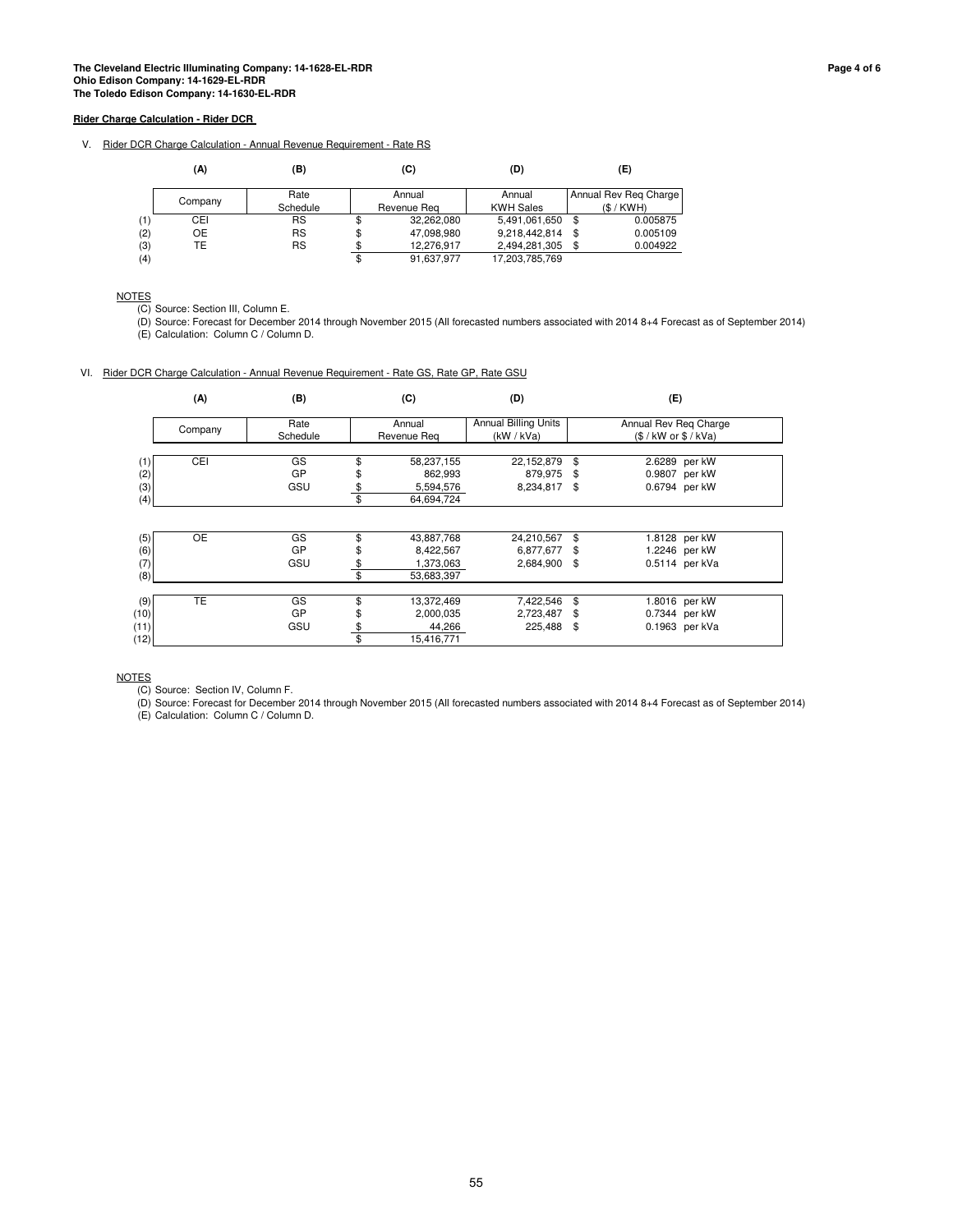**The Cleveland Electric Illuminating Company: 14-1628-EL-RDR**
**Ohio Edison Company: 14-1629-EL-RDR**
**The Toledo Edison Company: 14-1630-EL-RDR**

**Rider Charge Calculation - Rider DCR**

V. Rider DCR Charge Calculation - Annual Revenue Requirement - Rate RS

| | (A) | (B) | (C) | (D) | (E) |
|---|---|---|---|---|---|
| | Company | Rate Schedule | Annual Revenue Req | Annual KWH Sales | Annual Rev Req Charge ($ / KWH) |
| (1) | CEI | RS | $ 32,262,080 | 5,491,061,650 | $ 0.005875 |
| (2) | OE | RS | $ 47,098,980 | 9,218,442,814 | $ 0.005109 |
| (3) | TE | RS | $ 12,276,917 | 2,494,281,305 | $ 0.004922 |
| (4) | | | $ 91,637,977 | 17,203,785,769 | |

NOTES
(C) Source: Section III, Column E.
(D) Source: Forecast for December 2014 through November 2015 (All forecasted numbers associated with 2014 8+4 Forecast as of September 2014)
(E) Calculation: Column C / Column D.

VI. Rider DCR Charge Calculation - Annual Revenue Requirement - Rate GS, Rate GP, Rate GSU

| | (A) | (B) | (C) | (D) | (E) |
|---|---|---|---|---|---|
| | Company | Rate Schedule | Annual Revenue Req | Annual Billing Units (kW / kVa) | Annual Rev Req Charge ($ / kW or $ / kVa) |
| (1) | CEI | GS | $ 58,237,155 | 22,152,879 | $ 2.6289 per kW |
| (2) | | GP | $ 862,993 | 879,975 | $ 0.9807 per kW |
| (3) | | GSU | $ 5,594,576 | 8,234,817 | $ 0.6794 per kW |
| (4) | | | $ 64,694,724 | | |
| (5) | OE | GS | $ 43,887,768 | 24,210,567 | $ 1.8128 per kW |
| (6) | | GP | $ 8,422,567 | 6,877,677 | $ 1.2246 per kW |
| (7) | | GSU | $ 1,373,063 | 2,684,900 | $ 0.5114 per kVa |
| (8) | | | $ 53,683,397 | | |
| (9) | TE | GS | $ 13,372,469 | 7,422,546 | $ 1.8016 per kW |
| (10) | | GP | $ 2,000,035 | 2,723,487 | $ 0.7344 per kW |
| (11) | | GSU | $ 44,266 | 225,488 | $ 0.1963 per kVa |
| (12) | | | $ 15,416,771 | | |

NOTES
(C) Source: Section IV, Column F.
(D) Source: Forecast for December 2014 through November 2015 (All forecasted numbers associated with 2014 8+4 Forecast as of September 2014)
(E) Calculation: Column C / Column D.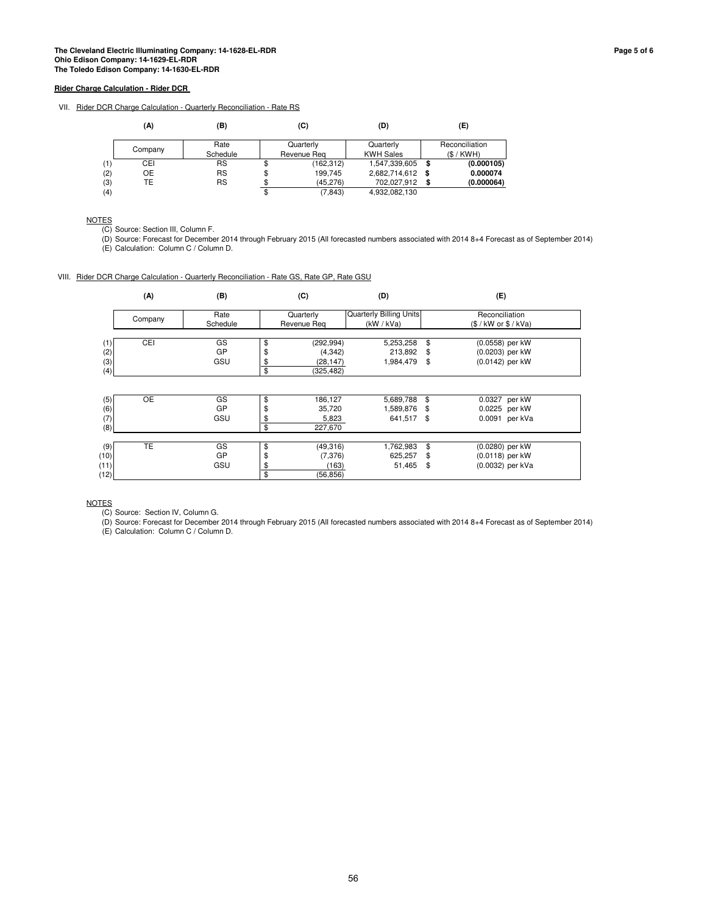**The Cleveland Electric Illuminating Company: 14-1628-EL-RDR**
**Ohio Edison Company: 14-1629-EL-RDR**
**The Toledo Edison Company: 14-1630-EL-RDR**

**Rider Charge Calculation - Rider DCR**

VII. Rider DCR Charge Calculation - Quarterly Reconciliation - Rate RS

| | (A) | (B) | (C) | (D) | (E) |
|---|---|---|---|---|---|
| | Company | Rate Schedule | Quarterly Revenue Req | Quarterly KWH Sales | Reconciliation ($ / KWH) |
| (1) | CEI | RS | $ (162,312) | 1,547,339,605 | **$ (0.000105)** |
| (2) | OE | RS | $ 199,745 | 2,682,714,612 | **$ 0.000074** |
| (3) | TE | RS | $ (45,276) | 702,027,912 | **$ (0.000064)** |
| (4) | | | $ (7,843) | 4,932,082,130 | |

NOTES
(C) Source: Section III, Column F.
(D) Source: Forecast for December 2014 through February 2015 (All forecasted numbers associated with 2014 8+4 Forecast as of September 2014)
(E) Calculation: Column C / Column D.

VIII. Rider DCR Charge Calculation - Quarterly Reconciliation - Rate GS, Rate GP, Rate GSU

| | (A) | (B) | (C) | (D) | (E) |
|---|---|---|---|---|---|
| | Company | Rate Schedule | Quarterly Revenue Req | Quarterly Billing Units (kW / kVa) | Reconciliation ($ / kW or $ / kVa) |
| (1) | CEI | GS | $ (292,994) | 5,253,258 | $ (0.0558) per kW |
| (2) | | GP | $ (4,342) | 213,892 | $ (0.0203) per kW |
| (3) | | GSU | $ (28,147) | 1,984,479 | $ (0.0142) per kW |
| (4) | | | $ (325,482) | | |
| (5) | OE | GS | $ 186,127 | 5,689,788 | $ 0.0327 per kW |
| (6) | | GP | $ 35,720 | 1,589,876 | $ 0.0225 per kW |
| (7) | | GSU | $ 5,823 | 641,517 | $ 0.0091 per kVa |
| (8) | | | $ 227,670 | | |
| (9) | TE | GS | $ (49,316) | 1,762,983 | $ (0.0280) per kW |
| (10) | | GP | $ (7,376) | 625,257 | $ (0.0118) per kW |
| (11) | | GSU | $ (163) | 51,465 | $ (0.0032) per kVa |
| (12) | | | $ (56,856) | | |

NOTES
(C) Source: Section IV, Column G.
(D) Source: Forecast for December 2014 through February 2015 (All forecasted numbers associated with 2014 8+4 Forecast as of September 2014)
(E) Calculation: Column C / Column D.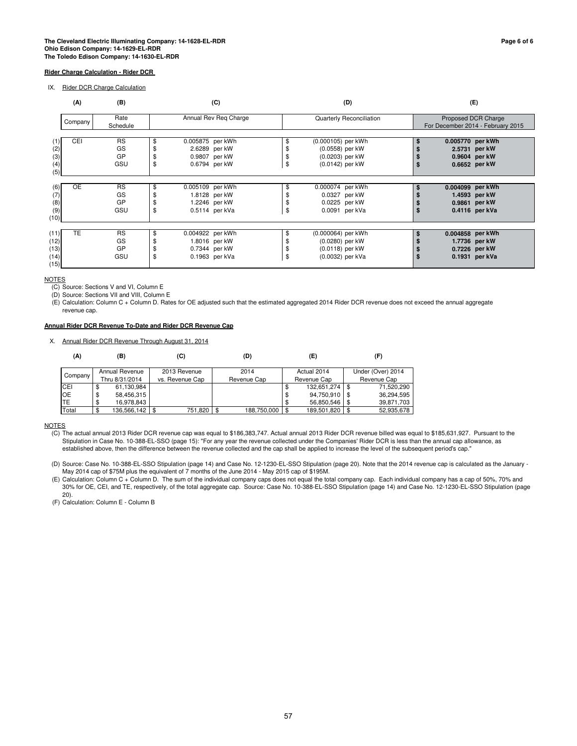**The Cleveland Electric Illuminating Company: 14-1628-EL-RDR**
**Ohio Edison Company: 14-1629-EL-RDR**
**The Toledo Edison Company: 14-1630-EL-RDR**

**Rider Charge Calculation - Rider DCR**

IX. Rider DCR Charge Calculation

| | (A) | (B) | (C) | (D) | (E) |
|---|---|---|---|---|---|
| | Company | Rate Schedule | Annual Rev Req Charge | Quarterly Reconciliation | Proposed DCR Charge For December 2014 - February 2015 |
| (1) | CEI | RS | $ 0.005875 per kWh | $ (0.000105) per kWh | **$ 0.005770 per kWh** |
| (2) | | GS | $ 2.6289 per kW | $ (0.0558) per kW | **$ 2.5731 per kW** |
| (3) | | GP | $ 0.9807 per kW | $ (0.0203) per kW | **$ 0.9604 per kW** |
| (4) | | GSU | $ 0.6794 per kW | $ (0.0142) per kW | **$ 0.6652 per kW** |
| (5) | | | | | |
| (6) | OE | RS | $ 0.005109 per kWh | $ 0.000074 per kWh | **$ 0.004099 per kWh** |
| (7) | | GS | $ 1.8128 per kW | $ 0.0327 per kW | **$ 1.4593 per kW** |
| (8) | | GP | $ 1.2246 per kW | $ 0.0225 per kW | **$ 0.9861 per kW** |
| (9) | | GSU | $ 0.5114 per kVa | $ 0.0091 per kVa | **$ 0.4116 per kVa** |
| (10) | | | | | |
| (11) | TE | RS | $ 0.004922 per kWh | $ (0.000064) per kWh | **$ 0.004858 per kWh** |
| (12) | | GS | $ 1.8016 per kW | $ (0.0280) per kW | **$ 1.7736 per kW** |
| (13) | | GP | $ 0.7344 per kW | $ (0.0118) per kW | **$ 0.7226 per kW** |
| (14) | | GSU | $ 0.1963 per kVa | $ (0.0032) per kVa | **$ 0.1931 per kVa** |
| (15) | | | | | |

NOTES

(C) Source: Sections V and VI, Column E

(D) Source: Sections VII and VIII, Column E

(E) Calculation: Column C + Column D. Rates for OE adjusted such that the estimated aggregated 2014 Rider DCR revenue does not exceed the annual aggregate revenue cap.

**Annual Rider DCR Revenue To-Date and Rider DCR Revenue Cap**

X. Annual Rider DCR Revenue Through August 31, 2014

| (A) | (B) | (C) | (D) | (E) | (F) |
|---|---|---|---|---|---|
| Company | Annual Revenue Thru 8/31/2014 | 2013 Revenue vs. Revenue Cap | 2014 Revenue Cap | Actual 2014 Revenue Cap | Under (Over) 2014 Revenue Cap |
| CEI | $ 61,130,984 | | | $ 132,651,274 | $ 71,520,290 |
| OE | $ 58,456,315 | | | $ 94,750,910 | $ 36,294,595 |
| TE | $ 16,978,843 | | | $ 56,850,546 | $ 39,871,703 |
| Total | $ 136,566,142 | $ 751,820 | $ 188,750,000 | $ 189,501,820 | $ 52,935,678 |

NOTES

(C) The actual annual 2013 Rider DCR revenue cap was equal to $186,383,747. Actual annual 2013 Rider DCR revenue billed was equal to $185,631,927. Pursuant to the Stipulation in Case No. 10-388-EL-SSO (page 15): "For any year the revenue collected under the Companies' Rider DCR is less than the annual cap allowance, as established above, then the difference between the revenue collected and the cap shall be applied to increase the level of the subsequent period's cap."

(D) Source: Case No. 10-388-EL-SSO Stipulation (page 14) and Case No. 12-1230-EL-SSO Stipulation (page 20). Note that the 2014 revenue cap is calculated as the January - May 2014 cap of $75M plus the equivalent of 7 months of the June 2014 - May 2015 cap of $195M.

(E) Calculation: Column C + Column D. The sum of the individual company caps does not equal the total company cap. Each individual company has a cap of 50%, 70% and 30% for OE, CEI, and TE, respectively, of the total aggregate cap. Source: Case No. 10-388-EL-SSO Stipulation (page 14) and Case No. 12-1230-EL-SSO Stipulation (page 20).

(F) Calculation: Column E - Column B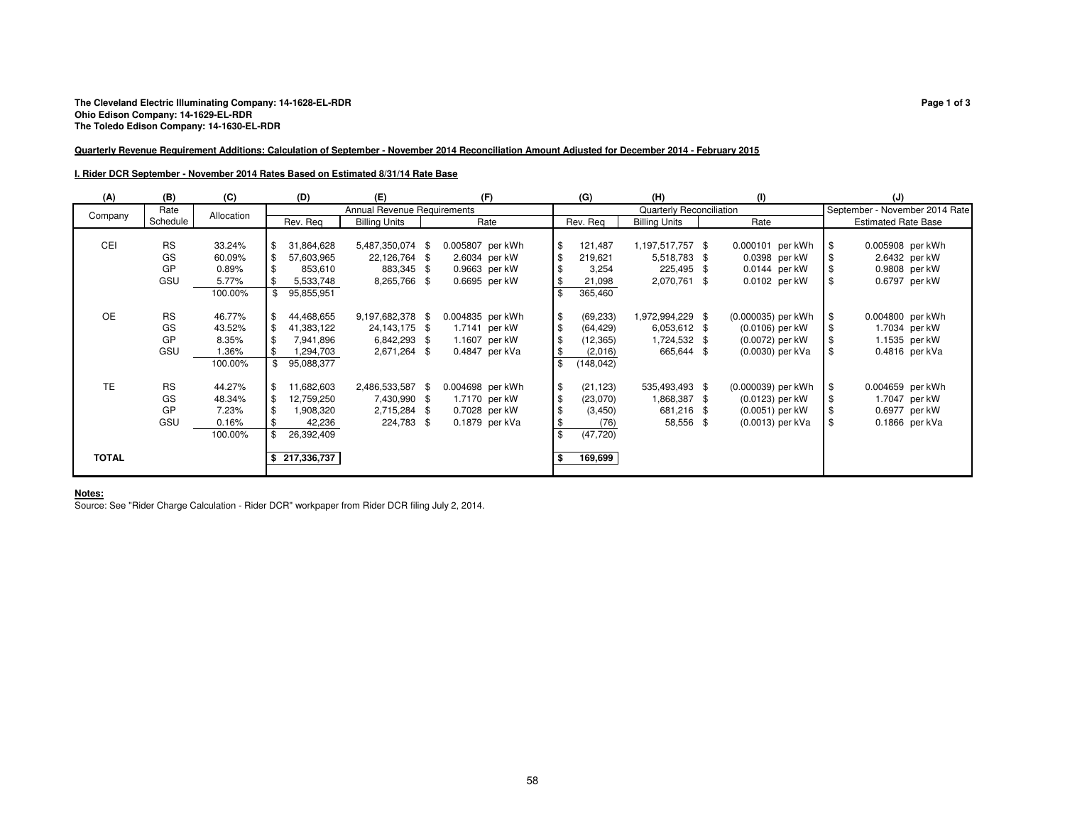**The Cleveland Electric Illuminating Company: 14-1628-EL-RDR**
**Ohio Edison Company: 14-1629-EL-RDR**
**The Toledo Edison Company: 14-1630-EL-RDR**

**Quarterly Revenue Requirement Additions: Calculation of September - November 2014 Reconciliation Amount Adjusted for December 2014 - February 2015**

**I. Rider DCR September - November 2014 Rates Based on Estimated 8/31/14 Rate Base**

| (A) | (B) | (C) | (D) | (E) | (F) | (G) | (H) | (I) | (J) |
|---|---|---|---|---|---|---|---|---|---|
| Company | Rate Schedule | Allocation | Annual Revenue Requirements | | | Quarterly Reconciliation | | | September - November 2014 Rate |
| | | | Rev. Req | Billing Units | Rate | Rev. Req | Billing Units | Rate | Estimated Rate Base |
| CEI | RS | 33.24% | $ 31,864,628 | 5,487,350,074 | $ 0.005807 per kWh | $ 121,487 | 1,197,517,757 | $ 0.000101 per kWh | $ 0.005908 per kWh |
| | GS | 60.09% | $ 57,603,965 | 22,126,764 | $ 2.6034 per kW | $ 219,621 | 5,518,783 | $ 0.0398 per kW | $ 2.6432 per kW |
| | GP | 0.89% | $ 853,610 | 883,345 | $ 0.9663 per kW | $ 3,254 | 225,495 | $ 0.0144 per kW | $ 0.9808 per kW |
| | GSU | 5.77% | $ 5,533,748 | 8,265,766 | $ 0.6695 per kW | $ 21,098 | 2,070,761 | $ 0.0102 per kW | $ 0.6797 per kW |
| | | 100.00% | $ 95,855,951 | | | $ 365,460 | | | |
| OE | RS | 46.77% | $ 44,468,655 | 9,197,682,378 | $ 0.004835 per kWh | $ (69,233) | 1,972,994,229 | $ (0.000035) per kWh | $ 0.004800 per kWh |
| | GS | 43.52% | $ 41,383,122 | 24,143,175 | $ 1.7141 per kW | $ (64,429) | 6,053,612 | $ (0.0106) per kW | $ 1.7034 per kW |
| | GP | 8.35% | $ 7,941,896 | 6,842,293 | $ 1.1607 per kW | $ (12,365) | 1,724,532 | $ (0.0072) per kW | $ 1.1535 per kW |
| | GSU | 1.36% | $ 1,294,703 | 2,671,264 | $ 0.4847 per kVa | $ (2,016) | 665,644 | $ (0.0030) per kVa | $ 0.4816 per kVa |
| | | 100.00% | $ 95,088,377 | | | $ (148,042) | | | |
| TE | RS | 44.27% | $ 11,682,603 | 2,486,533,587 | $ 0.004698 per kWh | $ (21,123) | 535,493,493 | $ (0.000039) per kWh | $ 0.004659 per kWh |
| | GS | 48.34% | $ 12,759,250 | 7,430,990 | $ 1.7170 per kW | $ (23,070) | 1,868,387 | $ (0.0123) per kW | $ 1.7047 per kW |
| | GP | 7.23% | $ 1,908,320 | 2,715,284 | $ 0.7028 per kW | $ (3,450) | 681,216 | $ (0.0051) per kW | $ 0.6977 per kW |
| | GSU | 0.16% | $ 42,236 | 224,783 | $ 0.1879 per kVa | $ (76) | 58,556 | $ (0.0013) per kVa | $ 0.1866 per kVa |
| | | 100.00% | $ 26,392,409 | | | $ (47,720) | | | |
| **TOTAL** | | | **$ 217,336,737** | | | **$ 169,699** | | | |

**Notes:**
Source: See "Rider Charge Calculation - Rider DCR" workpaper from Rider DCR filing July 2, 2014.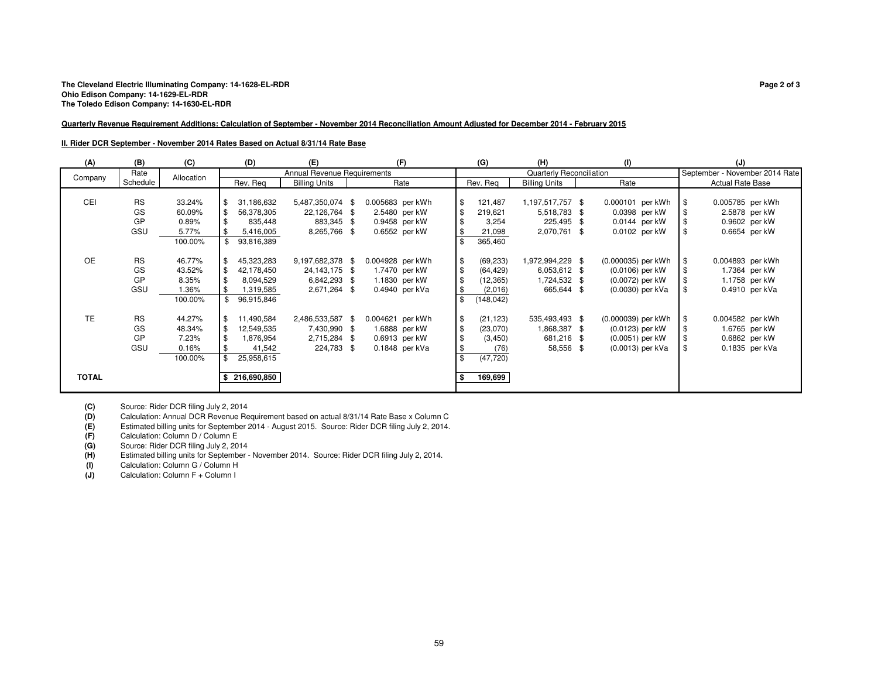**The Cleveland Electric Illuminating Company: 14-1628-EL-RDR**
**Ohio Edison Company: 14-1629-EL-RDR**
**The Toledo Edison Company: 14-1630-EL-RDR**

**Quarterly Revenue Requirement Additions: Calculation of September - November 2014 Reconciliation Amount Adjusted for December 2014 - February 2015**

**II. Rider DCR September - November 2014 Rates Based on Actual 8/31/14 Rate Base**

| (A) | (B) | (C) | (D) | (E) | (F) | (G) | (H) | (I) | (J) |
|---|---|---|---|---|---|---|---|---|---|
| | | | Annual Revenue Requirements | | | Quarterly Reconciliation | | | September - November 2014 Rate |
| Company | Rate Schedule | Allocation | Rev. Req | Billing Units | Rate | Rev. Req | Billing Units | Rate | Actual Rate Base |
| CEI | RS | 33.24% | $ 31,186,632 | 5,487,350,074 | $ 0.005683 per kWh | $ 121,487 | 1,197,517,757 | $ 0.000101 per kWh | $ 0.005785 per kWh |
| | GS | 60.09% | $ 56,378,305 | 22,126,764 | $ 2.5480 per kW | $ 219,621 | 5,518,783 | $ 0.0398 per kW | $ 2.5878 per kW |
| | GP | 0.89% | $ 835,448 | 883,345 | $ 0.9458 per kW | $ 3,254 | 225,495 | $ 0.0144 per kW | $ 0.9602 per kW |
| | GSU | 5.77% | $ 5,416,005 | 8,265,766 | $ 0.6552 per kW | $ 21,098 | 2,070,761 | $ 0.0102 per kW | $ 0.6654 per kW |
| | | 100.00% | $ 93,816,389 | | | $ 365,460 | | | |
| OE | RS | 46.77% | $ 45,323,283 | 9,197,682,378 | $ 0.004928 per kWh | $ (69,233) | 1,972,994,229 | $ (0.000035) per kWh | $ 0.004893 per kWh |
| | GS | 43.52% | $ 42,178,450 | 24,143,175 | $ 1.7470 per kW | $ (64,429) | 6,053,612 | $ (0.0106) per kW | $ 1.7364 per kW |
| | GP | 8.35% | $ 8,094,529 | 6,842,293 | $ 1.1830 per kW | $ (12,365) | 1,724,532 | $ (0.0072) per kW | $ 1.1758 per kW |
| | GSU | 1.36% | $ 1,319,585 | 2,671,264 | $ 0.4940 per kVa | $ (2,016) | 665,644 | $ (0.0030) per kVa | $ 0.4910 per kVa |
| | | 100.00% | $ 96,915,846 | | | $ (148,042) | | | |
| TE | RS | 44.27% | $ 11,490,584 | 2,486,533,587 | $ 0.004621 per kWh | $ (21,123) | 535,493,493 | $ (0.000039) per kWh | $ 0.004582 per kWh |
| | GS | 48.34% | $ 12,549,535 | 7,430,990 | $ 1.6888 per kW | $ (23,070) | 1,868,387 | $ (0.0123) per kW | $ 1.6765 per kW |
| | GP | 7.23% | $ 1,876,954 | 2,715,284 | $ 0.6913 per kW | $ (3,450) | 681,216 | $ (0.0051) per kW | $ 0.6862 per kW |
| | GSU | 0.16% | $ 41,542 | 224,783 | $ 0.1848 per kVa | $ (76) | 58,556 | $ (0.0013) per kVa | $ 0.1835 per kVa |
| | | 100.00% | $ 25,958,615 | | | $ (47,720) | | | |
| **TOTAL** | | | **$ 216,690,850** | | | **$ 169,699** | | | |

**(C)** Source: Rider DCR filing July 2, 2014
**(D)** Calculation: Annual DCR Revenue Requirement based on actual 8/31/14 Rate Base x Column C
**(E)** Estimated billing units for September 2014 - August 2015. Source: Rider DCR filing July 2, 2014.
**(F)** Calculation: Column D / Column E
**(G)** Source: Rider DCR filing July 2, 2014
**(H)** Estimated billing units for September - November 2014. Source: Rider DCR filing July 2, 2014.
**(I)** Calculation: Column G / Column H
**(J)** Calculation: Column F + Column I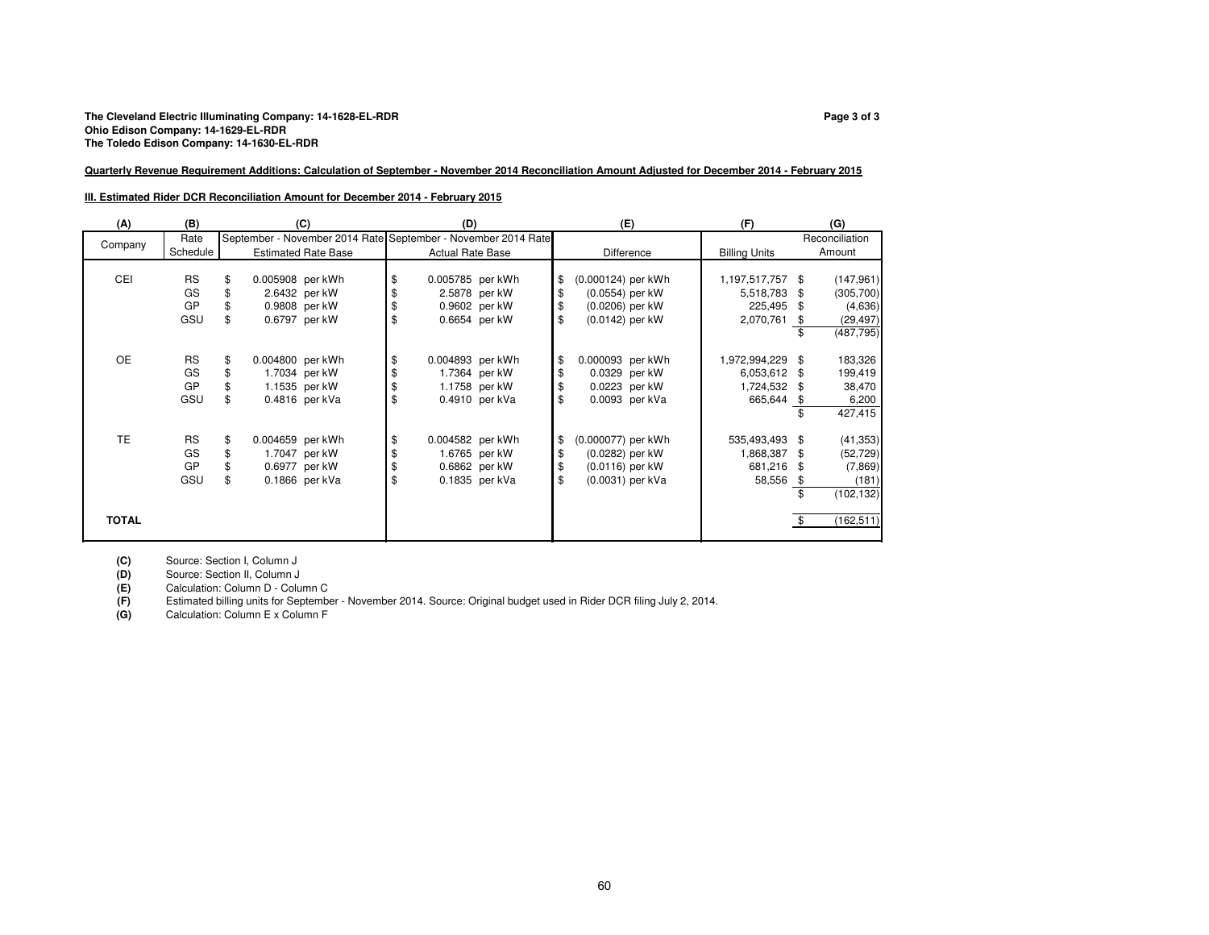**The Cleveland Electric Illuminating Company: 14-1628-EL-RDR**
**Ohio Edison Company: 14-1629-EL-RDR**
**The Toledo Edison Company: 14-1630-EL-RDR**

**Quarterly Revenue Requirement Additions: Calculation of September - November 2014 Reconciliation Amount Adjusted for December 2014 - February 2015**

**III. Estimated Rider DCR Reconciliation Amount for December 2014 - February 2015**

| (A) | (B) | (C) | (D) | (E) | (F) | (G) |
|---|---|---|---|---|---|---|
| Company | Rate Schedule | September - November 2014 Rate Estimated Rate Base | September - November 2014 Rate Actual Rate Base | Difference | Billing Units | Reconciliation Amount |
| CEI | RS | $ 0.005908 per kWh | $ 0.005785 per kWh | $ (0.000124) per kWh | 1,197,517,757 | $ (147,961) |
| | GS | $ 2.6432 per kW | $ 2.5878 per kW | $ (0.0554) per kW | 5,518,783 | $ (305,700) |
| | GP | $ 0.9808 per kW | $ 0.9602 per kW | $ (0.0206) per kW | 225,495 | $ (4,636) |
| | GSU | $ 0.6797 per kW | $ 0.6654 per kW | $ (0.0142) per kW | 2,070,761 | $ (29,497) |
| | | | | | | $ (487,795) |
| OE | RS | $ 0.004800 per kWh | $ 0.004893 per kWh | $ 0.000093 per kWh | 1,972,994,229 | $ 183,326 |
| | GS | $ 1.7034 per kW | $ 1.7364 per kW | $ 0.0329 per kW | 6,053,612 | $ 199,419 |
| | GP | $ 1.1535 per kW | $ 1.1758 per kW | $ 0.0223 per kW | 1,724,532 | $ 38,470 |
| | GSU | $ 0.4816 per kVa | $ 0.4910 per kVa | $ 0.0093 per kVa | 665,644 | $ 6,200 |
| | | | | | | $ 427,415 |
| TE | RS | $ 0.004659 per kWh | $ 0.004582 per kWh | $ (0.000077) per kWh | 535,493,493 | $ (41,353) |
| | GS | $ 1.7047 per kW | $ 1.6765 per kW | $ (0.0282) per kW | 1,868,387 | $ (52,729) |
| | GP | $ 0.6977 per kW | $ 0.6862 per kW | $ (0.0116) per kW | 681,216 | $ (7,869) |
| | GSU | $ 0.1866 per kVa | $ 0.1835 per kVa | $ (0.0031) per kVa | 58,556 | $ (181) |
| | | | | | | $ (102,132) |
| **TOTAL** | | | | | | $ (162,511) |

**(C)** Source: Section I, Column J
**(D)** Source: Section II, Column J
**(E)** Calculation: Column D - Column C
**(F)** Estimated billing units for September - November 2014. Source: Original budget used in Rider DCR filing July 2, 2014.
**(G)** Calculation: Column E x Column F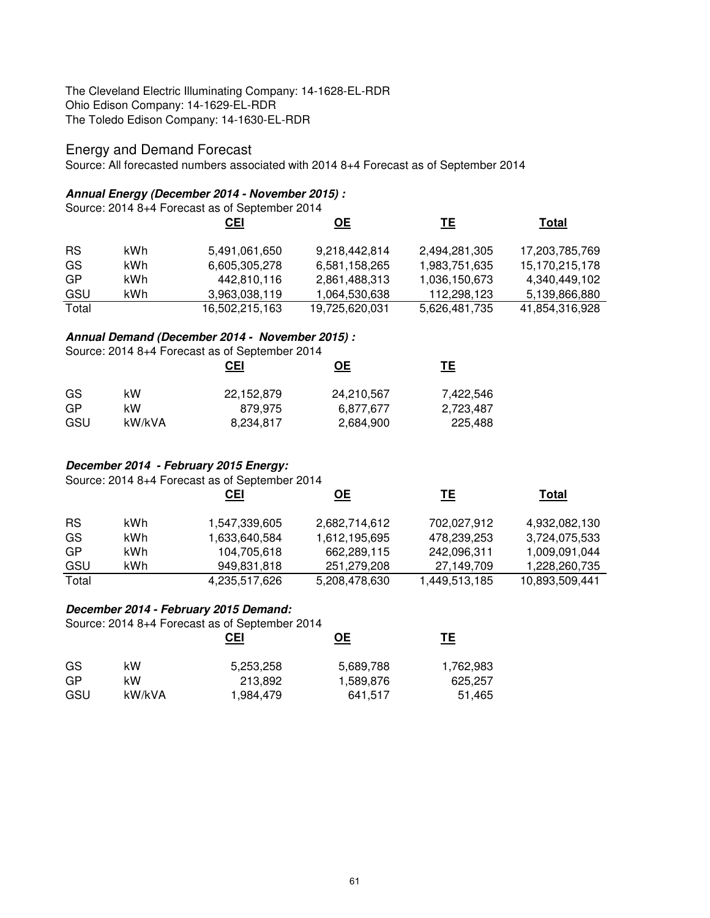The Cleveland Electric Illuminating Company: 14-1628-EL-RDR
Ohio Edison Company: 14-1629-EL-RDR
The Toledo Edison Company: 14-1630-EL-RDR

## Energy and Demand Forecast

Source: All forecasted numbers associated with 2014 8+4 Forecast as of September 2014

### *Annual Energy (December 2014 - November 2015) :*

Source: 2014 8+4 Forecast as of September 2014

| | | CEI | OE | TE | Total |
|---|---|---|---|---|---|
| RS | kWh | 5,491,061,650 | 9,218,442,814 | 2,494,281,305 | 17,203,785,769 |
| GS | kWh | 6,605,305,278 | 6,581,158,265 | 1,983,751,635 | 15,170,215,178 |
| GP | kWh | 442,810,116 | 2,861,488,313 | 1,036,150,673 | 4,340,449,102 |
| GSU | kWh | 3,963,038,119 | 1,064,530,638 | 112,298,123 | 5,139,866,880 |
| Total | | 16,502,215,163 | 19,725,620,031 | 5,626,481,735 | 41,854,316,928 |

### *Annual Demand (December 2014 - November 2015) :*

Source: 2014 8+4 Forecast as of September 2014

| | | CEI | OE | TE |
|---|---|---|---|---|
| GS | kW | 22,152,879 | 24,210,567 | 7,422,546 |
| GP | kW | 879,975 | 6,877,677 | 2,723,487 |
| GSU | kW/kVA | 8,234,817 | 2,684,900 | 225,488 |

### *December 2014 - February 2015 Energy:*

Source: 2014 8+4 Forecast as of September 2014

| | | CEI | OE | TE | Total |
|---|---|---|---|---|---|
| RS | kWh | 1,547,339,605 | 2,682,714,612 | 702,027,912 | 4,932,082,130 |
| GS | kWh | 1,633,640,584 | 1,612,195,695 | 478,239,253 | 3,724,075,533 |
| GP | kWh | 104,705,618 | 662,289,115 | 242,096,311 | 1,009,091,044 |
| GSU | kWh | 949,831,818 | 251,279,208 | 27,149,709 | 1,228,260,735 |
| Total | | 4,235,517,626 | 5,208,478,630 | 1,449,513,185 | 10,893,509,441 |

### *December 2014 - February 2015 Demand:*

Source: 2014 8+4 Forecast as of September 2014

| | | CEI | OE | TE |
|---|---|---|---|---|
| GS | kW | 5,253,258 | 5,689,788 | 1,762,983 |
| GP | kW | 213,892 | 1,589,876 | 625,257 |
| GSU | kW/kVA | 1,984,479 | 641,517 | 51,465 |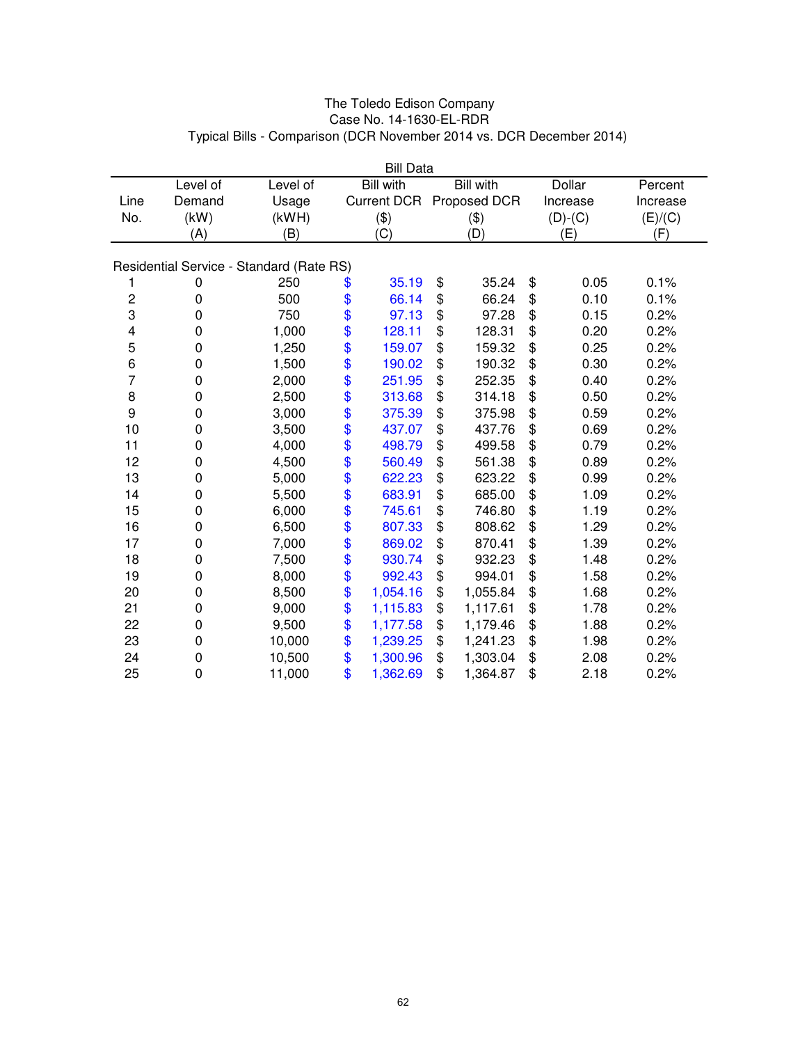The Toledo Edison Company
Case No. 14-1630-EL-RDR
Typical Bills - Comparison (DCR November 2014 vs. DCR December 2014)

| | | | Bill Data | | | |
|---|---|---|---|---|---|---|
| Line No. | Level of Demand (kW) (A) | Level of Usage (kWH) (B) | Bill with Current DCR ($) (C) | Bill with Proposed DCR ($) (D) | Dollar Increase (D)-(C) (E) | Percent Increase (E)/(C) (F) |
| **Residential Service - Standard (Rate RS)** | | | | | | |
| 1 | 0 | 250 | $ 35.19 | $ 35.24 | $ 0.05 | 0.1% |
| 2 | 0 | 500 | $ 66.14 | $ 66.24 | $ 0.10 | 0.1% |
| 3 | 0 | 750 | $ 97.13 | $ 97.28 | $ 0.15 | 0.2% |
| 4 | 0 | 1,000 | $ 128.11 | $ 128.31 | $ 0.20 | 0.2% |
| 5 | 0 | 1,250 | $ 159.07 | $ 159.32 | $ 0.25 | 0.2% |
| 6 | 0 | 1,500 | $ 190.02 | $ 190.32 | $ 0.30 | 0.2% |
| 7 | 0 | 2,000 | $ 251.95 | $ 252.35 | $ 0.40 | 0.2% |
| 8 | 0 | 2,500 | $ 313.68 | $ 314.18 | $ 0.50 | 0.2% |
| 9 | 0 | 3,000 | $ 375.39 | $ 375.98 | $ 0.59 | 0.2% |
| 10 | 0 | 3,500 | $ 437.07 | $ 437.76 | $ 0.69 | 0.2% |
| 11 | 0 | 4,000 | $ 498.79 | $ 499.58 | $ 0.79 | 0.2% |
| 12 | 0 | 4,500 | $ 560.49 | $ 561.38 | $ 0.89 | 0.2% |
| 13 | 0 | 5,000 | $ 622.23 | $ 623.22 | $ 0.99 | 0.2% |
| 14 | 0 | 5,500 | $ 683.91 | $ 685.00 | $ 1.09 | 0.2% |
| 15 | 0 | 6,000 | $ 745.61 | $ 746.80 | $ 1.19 | 0.2% |
| 16 | 0 | 6,500 | $ 807.33 | $ 808.62 | $ 1.29 | 0.2% |
| 17 | 0 | 7,000 | $ 869.02 | $ 870.41 | $ 1.39 | 0.2% |
| 18 | 0 | 7,500 | $ 930.74 | $ 932.23 | $ 1.48 | 0.2% |
| 19 | 0 | 8,000 | $ 992.43 | $ 994.01 | $ 1.58 | 0.2% |
| 20 | 0 | 8,500 | $ 1,054.16 | $ 1,055.84 | $ 1.68 | 0.2% |
| 21 | 0 | 9,000 | $ 1,115.83 | $ 1,117.61 | $ 1.78 | 0.2% |
| 22 | 0 | 9,500 | $ 1,177.58 | $ 1,179.46 | $ 1.88 | 0.2% |
| 23 | 0 | 10,000 | $ 1,239.25 | $ 1,241.23 | $ 1.98 | 0.2% |
| 24 | 0 | 10,500 | $ 1,300.96 | $ 1,303.04 | $ 2.08 | 0.2% |
| 25 | 0 | 11,000 | $ 1,362.69 | $ 1,364.87 | $ 2.18 | 0.2% |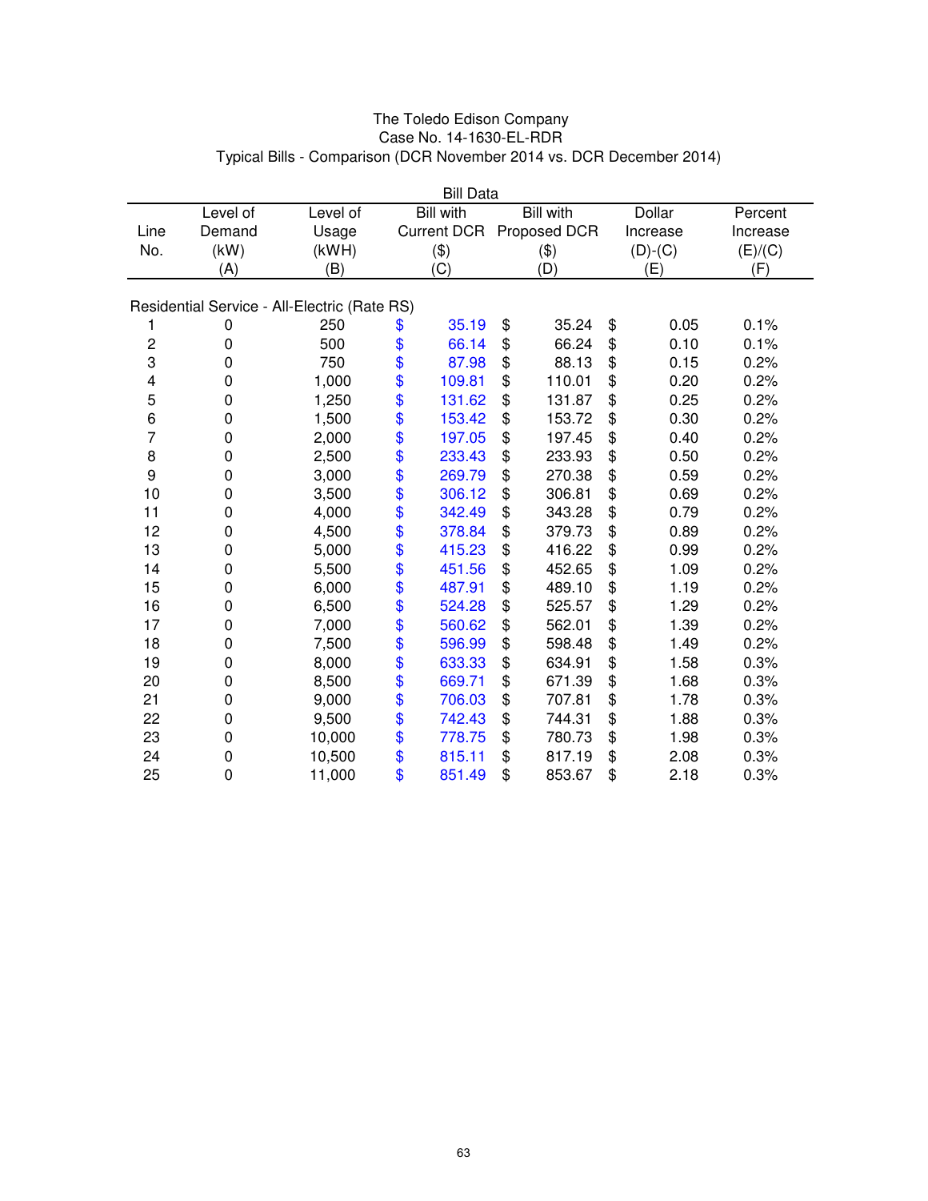The Toledo Edison Company
Case No. 14-1630-EL-RDR
Typical Bills - Comparison (DCR November 2014 vs. DCR December 2014)

| | | | Bill Data | | | |
|---|---|---|---|---|---|---|
| Line No. | Level of Demand (kW) (A) | Level of Usage (kWH) (B) | Bill with Current DCR ($) (C) | Bill with Proposed DCR ($) (D) | Dollar Increase (D)-(C) (E) | Percent Increase (E)/(C) (F) |
| **Residential Service - All-Electric (Rate RS)** | | | | | | |
| 1 | 0 | 250 | $ 35.19 | $ 35.24 | $ 0.05 | 0.1% |
| 2 | 0 | 500 | $ 66.14 | $ 66.24 | $ 0.10 | 0.1% |
| 3 | 0 | 750 | $ 87.98 | $ 88.13 | $ 0.15 | 0.2% |
| 4 | 0 | 1,000 | $ 109.81 | $ 110.01 | $ 0.20 | 0.2% |
| 5 | 0 | 1,250 | $ 131.62 | $ 131.87 | $ 0.25 | 0.2% |
| 6 | 0 | 1,500 | $ 153.42 | $ 153.72 | $ 0.30 | 0.2% |
| 7 | 0 | 2,000 | $ 197.05 | $ 197.45 | $ 0.40 | 0.2% |
| 8 | 0 | 2,500 | $ 233.43 | $ 233.93 | $ 0.50 | 0.2% |
| 9 | 0 | 3,000 | $ 269.79 | $ 270.38 | $ 0.59 | 0.2% |
| 10 | 0 | 3,500 | $ 306.12 | $ 306.81 | $ 0.69 | 0.2% |
| 11 | 0 | 4,000 | $ 342.49 | $ 343.28 | $ 0.79 | 0.2% |
| 12 | 0 | 4,500 | $ 378.84 | $ 379.73 | $ 0.89 | 0.2% |
| 13 | 0 | 5,000 | $ 415.23 | $ 416.22 | $ 0.99 | 0.2% |
| 14 | 0 | 5,500 | $ 451.56 | $ 452.65 | $ 1.09 | 0.2% |
| 15 | 0 | 6,000 | $ 487.91 | $ 489.10 | $ 1.19 | 0.2% |
| 16 | 0 | 6,500 | $ 524.28 | $ 525.57 | $ 1.29 | 0.2% |
| 17 | 0 | 7,000 | $ 560.62 | $ 562.01 | $ 1.39 | 0.2% |
| 18 | 0 | 7,500 | $ 596.99 | $ 598.48 | $ 1.49 | 0.2% |
| 19 | 0 | 8,000 | $ 633.33 | $ 634.91 | $ 1.58 | 0.3% |
| 20 | 0 | 8,500 | $ 669.71 | $ 671.39 | $ 1.68 | 0.3% |
| 21 | 0 | 9,000 | $ 706.03 | $ 707.81 | $ 1.78 | 0.3% |
| 22 | 0 | 9,500 | $ 742.43 | $ 744.31 | $ 1.88 | 0.3% |
| 23 | 0 | 10,000 | $ 778.75 | $ 780.73 | $ 1.98 | 0.3% |
| 24 | 0 | 10,500 | $ 815.11 | $ 817.19 | $ 2.08 | 0.3% |
| 25 | 0 | 11,000 | $ 851.49 | $ 853.67 | $ 2.18 | 0.3% |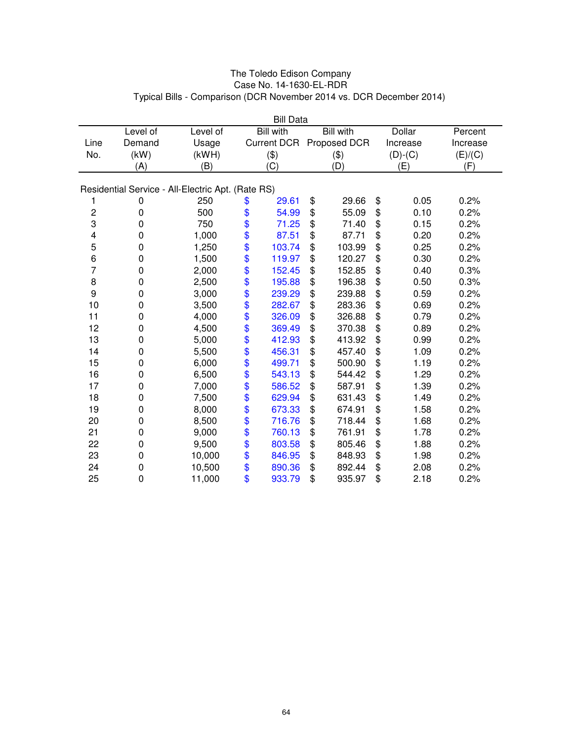The Toledo Edison Company
Case No. 14-1630-EL-RDR
Typical Bills - Comparison (DCR November 2014 vs. DCR December 2014)

| | | | Bill Data | | | |
|---|---|---|---|---|---|---|
| Line No. | Level of Demand (kW) (A) | Level of Usage (kWH) (B) | Bill with Current DCR ($) (C) | Bill with Proposed DCR ($) (D) | Dollar Increase (D)-(C) (E) | Percent Increase (E)/(C) (F) |
| **Residential Service - All-Electric Apt. (Rate RS)** | | | | | | |
| 1 | 0 | 250 | $ 29.61 | $ 29.66 | $ 0.05 | 0.2% |
| 2 | 0 | 500 | $ 54.99 | $ 55.09 | $ 0.10 | 0.2% |
| 3 | 0 | 750 | $ 71.25 | $ 71.40 | $ 0.15 | 0.2% |
| 4 | 0 | 1,000 | $ 87.51 | $ 87.71 | $ 0.20 | 0.2% |
| 5 | 0 | 1,250 | $ 103.74 | $ 103.99 | $ 0.25 | 0.2% |
| 6 | 0 | 1,500 | $ 119.97 | $ 120.27 | $ 0.30 | 0.2% |
| 7 | 0 | 2,000 | $ 152.45 | $ 152.85 | $ 0.40 | 0.3% |
| 8 | 0 | 2,500 | $ 195.88 | $ 196.38 | $ 0.50 | 0.3% |
| 9 | 0 | 3,000 | $ 239.29 | $ 239.88 | $ 0.59 | 0.2% |
| 10 | 0 | 3,500 | $ 282.67 | $ 283.36 | $ 0.69 | 0.2% |
| 11 | 0 | 4,000 | $ 326.09 | $ 326.88 | $ 0.79 | 0.2% |
| 12 | 0 | 4,500 | $ 369.49 | $ 370.38 | $ 0.89 | 0.2% |
| 13 | 0 | 5,000 | $ 412.93 | $ 413.92 | $ 0.99 | 0.2% |
| 14 | 0 | 5,500 | $ 456.31 | $ 457.40 | $ 1.09 | 0.2% |
| 15 | 0 | 6,000 | $ 499.71 | $ 500.90 | $ 1.19 | 0.2% |
| 16 | 0 | 6,500 | $ 543.13 | $ 544.42 | $ 1.29 | 0.2% |
| 17 | 0 | 7,000 | $ 586.52 | $ 587.91 | $ 1.39 | 0.2% |
| 18 | 0 | 7,500 | $ 629.94 | $ 631.43 | $ 1.49 | 0.2% |
| 19 | 0 | 8,000 | $ 673.33 | $ 674.91 | $ 1.58 | 0.2% |
| 20 | 0 | 8,500 | $ 716.76 | $ 718.44 | $ 1.68 | 0.2% |
| 21 | 0 | 9,000 | $ 760.13 | $ 761.91 | $ 1.78 | 0.2% |
| 22 | 0 | 9,500 | $ 803.58 | $ 805.46 | $ 1.88 | 0.2% |
| 23 | 0 | 10,000 | $ 846.95 | $ 848.93 | $ 1.98 | 0.2% |
| 24 | 0 | 10,500 | $ 890.36 | $ 892.44 | $ 2.08 | 0.2% |
| 25 | 0 | 11,000 | $ 933.79 | $ 935.97 | $ 2.18 | 0.2% |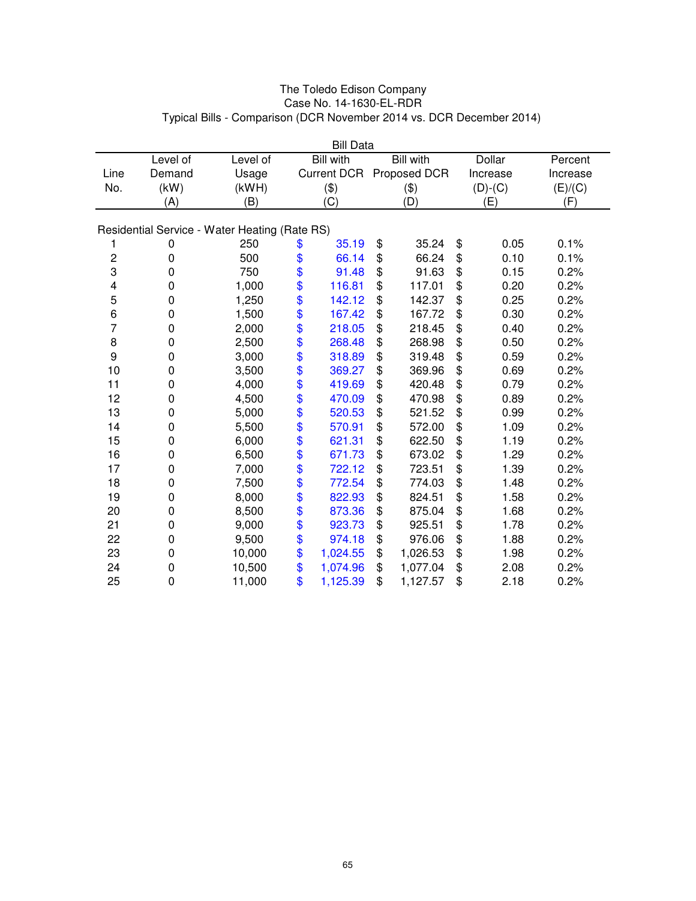The Toledo Edison Company
Case No. 14-1630-EL-RDR
Typical Bills - Comparison (DCR November 2014 vs. DCR December 2014)

| | | | Bill Data | | | |
|---|---|---|---|---|---|---|
| Line No. | Level of Demand (kW) (A) | Level of Usage (kWH) (B) | Bill with Current DCR ($) (C) | Bill with Proposed DCR ($) (D) | Dollar Increase (D)-(C) (E) | Percent Increase (E)/(C) (F) |
| **Residential Service - Water Heating (Rate RS)** | | | | | | |
| 1 | 0 | 250 | $ 35.19 | $ 35.24 | $ 0.05 | 0.1% |
| 2 | 0 | 500 | $ 66.14 | $ 66.24 | $ 0.10 | 0.1% |
| 3 | 0 | 750 | $ 91.48 | $ 91.63 | $ 0.15 | 0.2% |
| 4 | 0 | 1,000 | $ 116.81 | $ 117.01 | $ 0.20 | 0.2% |
| 5 | 0 | 1,250 | $ 142.12 | $ 142.37 | $ 0.25 | 0.2% |
| 6 | 0 | 1,500 | $ 167.42 | $ 167.72 | $ 0.30 | 0.2% |
| 7 | 0 | 2,000 | $ 218.05 | $ 218.45 | $ 0.40 | 0.2% |
| 8 | 0 | 2,500 | $ 268.48 | $ 268.98 | $ 0.50 | 0.2% |
| 9 | 0 | 3,000 | $ 318.89 | $ 319.48 | $ 0.59 | 0.2% |
| 10 | 0 | 3,500 | $ 369.27 | $ 369.96 | $ 0.69 | 0.2% |
| 11 | 0 | 4,000 | $ 419.69 | $ 420.48 | $ 0.79 | 0.2% |
| 12 | 0 | 4,500 | $ 470.09 | $ 470.98 | $ 0.89 | 0.2% |
| 13 | 0 | 5,000 | $ 520.53 | $ 521.52 | $ 0.99 | 0.2% |
| 14 | 0 | 5,500 | $ 570.91 | $ 572.00 | $ 1.09 | 0.2% |
| 15 | 0 | 6,000 | $ 621.31 | $ 622.50 | $ 1.19 | 0.2% |
| 16 | 0 | 6,500 | $ 671.73 | $ 673.02 | $ 1.29 | 0.2% |
| 17 | 0 | 7,000 | $ 722.12 | $ 723.51 | $ 1.39 | 0.2% |
| 18 | 0 | 7,500 | $ 772.54 | $ 774.03 | $ 1.48 | 0.2% |
| 19 | 0 | 8,000 | $ 822.93 | $ 824.51 | $ 1.58 | 0.2% |
| 20 | 0 | 8,500 | $ 873.36 | $ 875.04 | $ 1.68 | 0.2% |
| 21 | 0 | 9,000 | $ 923.73 | $ 925.51 | $ 1.78 | 0.2% |
| 22 | 0 | 9,500 | $ 974.18 | $ 976.06 | $ 1.88 | 0.2% |
| 23 | 0 | 10,000 | $ 1,024.55 | $ 1,026.53 | $ 1.98 | 0.2% |
| 24 | 0 | 10,500 | $ 1,074.96 | $ 1,077.04 | $ 2.08 | 0.2% |
| 25 | 0 | 11,000 | $ 1,125.39 | $ 1,127.57 | $ 2.18 | 0.2% |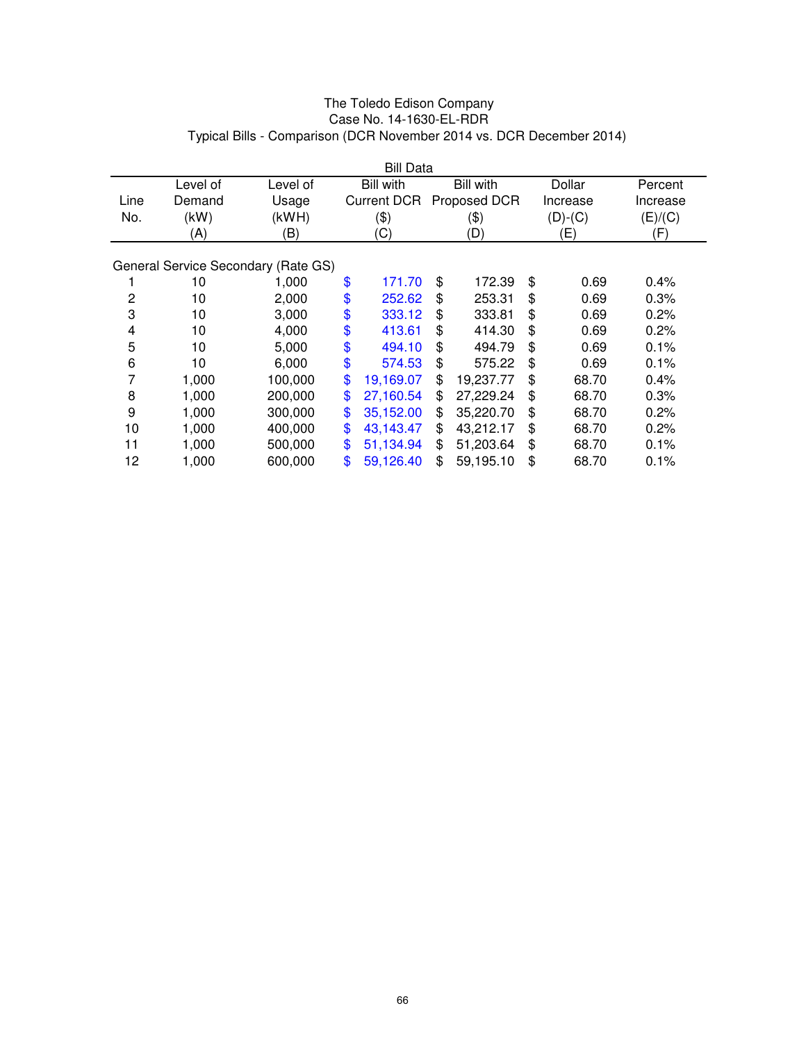The Toledo Edison Company
Case No. 14-1630-EL-RDR
Typical Bills - Comparison (DCR November 2014 vs. DCR December 2014)

| | | | Bill Data | | | |
|---|---|---|---|---|---|---|
| Line No. | Level of Demand (kW) (A) | Level of Usage (kWH) (B) | Bill with Current DCR ($) (C) | Bill with Proposed DCR ($) (D) | Dollar Increase (D)-(C) (E) | Percent Increase (E)/(C) (F) |
| General Service Secondary (Rate GS) | | | | | | |
| 1 | 10 | 1,000 | $ 171.70 | $ 172.39 | $ 0.69 | 0.4% |
| 2 | 10 | 2,000 | $ 252.62 | $ 253.31 | $ 0.69 | 0.3% |
| 3 | 10 | 3,000 | $ 333.12 | $ 333.81 | $ 0.69 | 0.2% |
| 4 | 10 | 4,000 | $ 413.61 | $ 414.30 | $ 0.69 | 0.2% |
| 5 | 10 | 5,000 | $ 494.10 | $ 494.79 | $ 0.69 | 0.1% |
| 6 | 10 | 6,000 | $ 574.53 | $ 575.22 | $ 0.69 | 0.1% |
| 7 | 1,000 | 100,000 | $ 19,169.07 | $ 19,237.77 | $ 68.70 | 0.4% |
| 8 | 1,000 | 200,000 | $ 27,160.54 | $ 27,229.24 | $ 68.70 | 0.3% |
| 9 | 1,000 | 300,000 | $ 35,152.00 | $ 35,220.70 | $ 68.70 | 0.2% |
| 10 | 1,000 | 400,000 | $ 43,143.47 | $ 43,212.17 | $ 68.70 | 0.2% |
| 11 | 1,000 | 500,000 | $ 51,134.94 | $ 51,203.64 | $ 68.70 | 0.1% |
| 12 | 1,000 | 600,000 | $ 59,126.40 | $ 59,195.10 | $ 68.70 | 0.1% |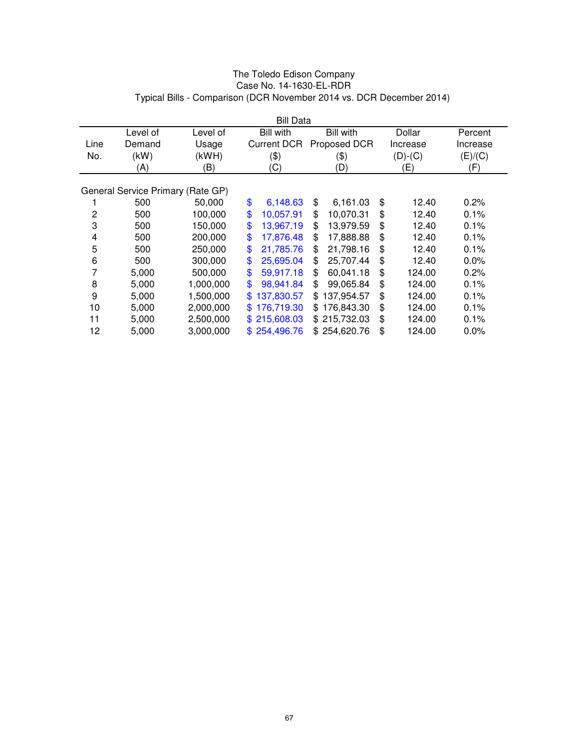The Toledo Edison Company
Case No. 14-1630-EL-RDR
Typical Bills - Comparison (DCR November 2014 vs. DCR December 2014)

| | | Bill Data | | | | |
|---|---|---|---|---|---|---|
| Line No. | Level of Demand (kW) (A) | Level of Usage (kWH) (B) | Bill with Current DCR ($) (C) | Bill with Proposed DCR ($) (D) | Dollar Increase (D)-(C) (E) | Percent Increase (E)/(C) (F) |
| General Service Primary (Rate GP) | | | | | | |
| 1 | 500 | 50,000 | $ 6,148.63 | $ 6,161.03 | $ 12.40 | 0.2% |
| 2 | 500 | 100,000 | $ 10,057.91 | $ 10,070.31 | $ 12.40 | 0.1% |
| 3 | 500 | 150,000 | $ 13,967.19 | $ 13,979.59 | $ 12.40 | 0.1% |
| 4 | 500 | 200,000 | $ 17,876.48 | $ 17,888.88 | $ 12.40 | 0.1% |
| 5 | 500 | 250,000 | $ 21,785.76 | $ 21,798.16 | $ 12.40 | 0.1% |
| 6 | 500 | 300,000 | $ 25,695.04 | $ 25,707.44 | $ 12.40 | 0.0% |
| 7 | 5,000 | 500,000 | $ 59,917.18 | $ 60,041.18 | $ 124.00 | 0.2% |
| 8 | 5,000 | 1,000,000 | $ 98,941.84 | $ 99,065.84 | $ 124.00 | 0.1% |
| 9 | 5,000 | 1,500,000 | $ 137,830.57 | $ 137,954.57 | $ 124.00 | 0.1% |
| 10 | 5,000 | 2,000,000 | $ 176,719.30 | $ 176,843.30 | $ 124.00 | 0.1% |
| 11 | 5,000 | 2,500,000 | $ 215,608.03 | $ 215,732.03 | $ 124.00 | 0.1% |
| 12 | 5,000 | 3,000,000 | $ 254,496.76 | $ 254,620.76 | $ 124.00 | 0.0% |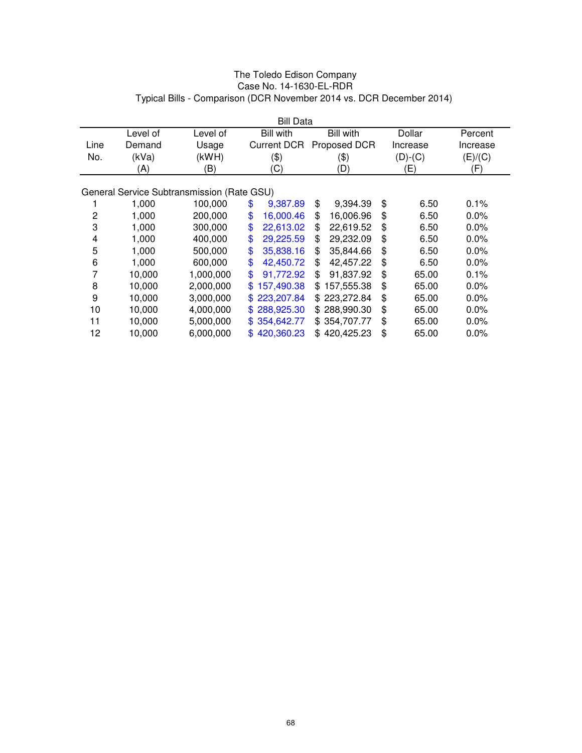The Toledo Edison Company
Case No. 14-1630-EL-RDR
Typical Bills - Comparison (DCR November 2014 vs. DCR December 2014)

| | | Bill Data | | | | |
|---|---|---|---|---|---|---|
| Line No. | Level of Demand (kVa) (A) | Level of Usage (kWH) (B) | Bill with Current DCR ($) (C) | Bill with Proposed DCR ($) (D) | Dollar Increase (D)-(C) (E) | Percent Increase (E)/(C) (F) |
| | General Service Subtransmission (Rate GSU) | | | | | |
| 1 | 1,000 | 100,000 | $ 9,387.89 | $ 9,394.39 | $ 6.50 | 0.1% |
| 2 | 1,000 | 200,000 | $ 16,000.46 | $ 16,006.96 | $ 6.50 | 0.0% |
| 3 | 1,000 | 300,000 | $ 22,613.02 | $ 22,619.52 | $ 6.50 | 0.0% |
| 4 | 1,000 | 400,000 | $ 29,225.59 | $ 29,232.09 | $ 6.50 | 0.0% |
| 5 | 1,000 | 500,000 | $ 35,838.16 | $ 35,844.66 | $ 6.50 | 0.0% |
| 6 | 1,000 | 600,000 | $ 42,450.72 | $ 42,457.22 | $ 6.50 | 0.0% |
| 7 | 10,000 | 1,000,000 | $ 91,772.92 | $ 91,837.92 | $ 65.00 | 0.1% |
| 8 | 10,000 | 2,000,000 | $ 157,490.38 | $ 157,555.38 | $ 65.00 | 0.0% |
| 9 | 10,000 | 3,000,000 | $ 223,207.84 | $ 223,272.84 | $ 65.00 | 0.0% |
| 10 | 10,000 | 4,000,000 | $ 288,925.30 | $ 288,990.30 | $ 65.00 | 0.0% |
| 11 | 10,000 | 5,000,000 | $ 354,642.77 | $ 354,707.77 | $ 65.00 | 0.0% |
| 12 | 10,000 | 6,000,000 | $ 420,360.23 | $ 420,425.23 | $ 65.00 | 0.0% |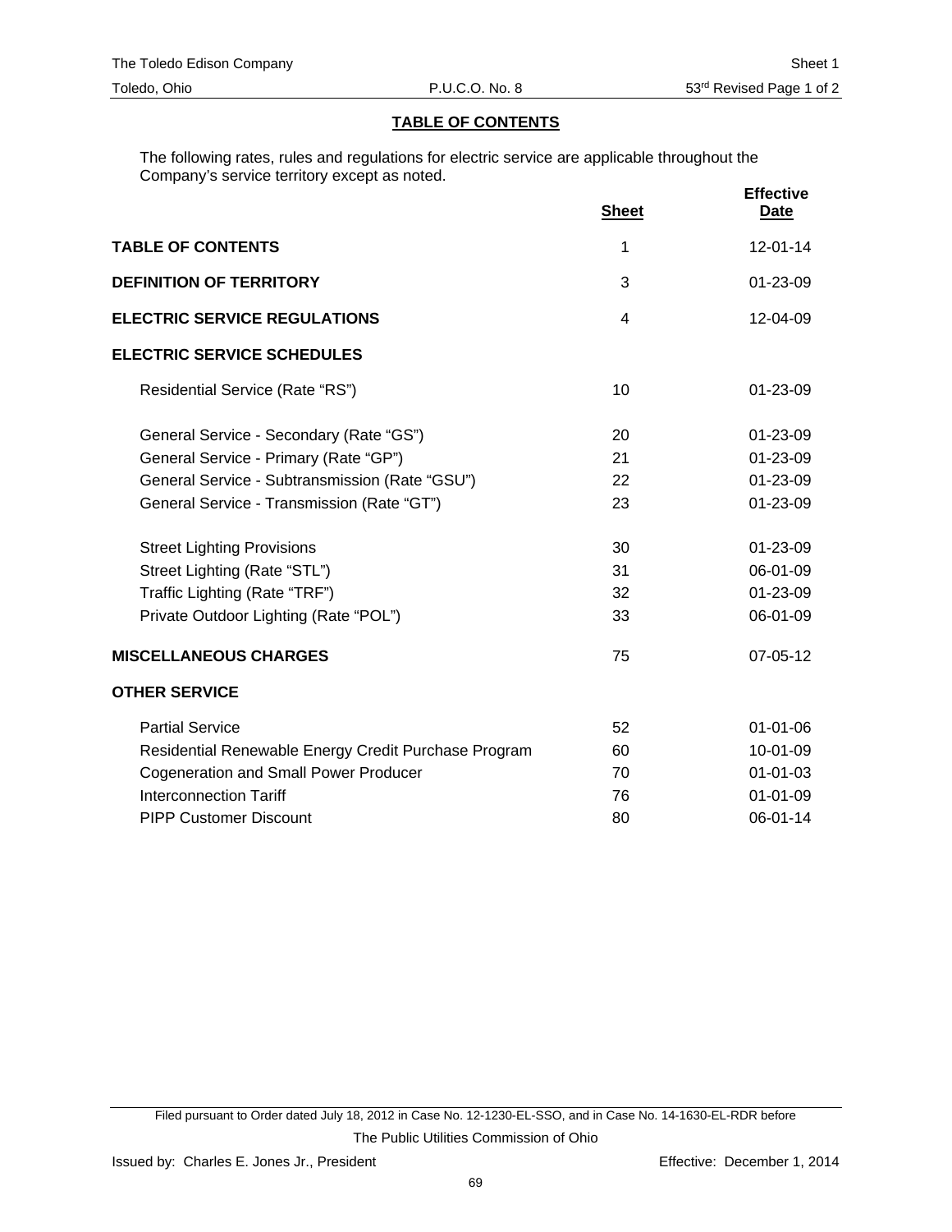The Toledo Edison Company — Sheet 1

Toledo, Ohio — P.U.C.O. No. 8 — 53rd Revised Page 1 of 2

## TABLE OF CONTENTS

The following rates, rules and regulations for electric service are applicable throughout the Company's service territory except as noted.

| | Sheet | Effective Date |
|---|---|---|
| **TABLE OF CONTENTS** | 1 | 12-01-14 |
| **DEFINITION OF TERRITORY** | 3 | 01-23-09 |
| **ELECTRIC SERVICE REGULATIONS** | 4 | 12-04-09 |
| **ELECTRIC SERVICE SCHEDULES** | | |
| Residential Service (Rate "RS") | 10 | 01-23-09 |
| General Service - Secondary (Rate "GS") | 20 | 01-23-09 |
| General Service - Primary (Rate "GP") | 21 | 01-23-09 |
| General Service - Subtransmission (Rate "GSU") | 22 | 01-23-09 |
| General Service - Transmission (Rate "GT") | 23 | 01-23-09 |
| Street Lighting Provisions | 30 | 01-23-09 |
| Street Lighting (Rate "STL") | 31 | 06-01-09 |
| Traffic Lighting (Rate "TRF") | 32 | 01-23-09 |
| Private Outdoor Lighting (Rate "POL") | 33 | 06-01-09 |
| **MISCELLANEOUS CHARGES** | 75 | 07-05-12 |
| **OTHER SERVICE** | | |
| Partial Service | 52 | 01-01-06 |
| Residential Renewable Energy Credit Purchase Program | 60 | 10-01-09 |
| Cogeneration and Small Power Producer | 70 | 01-01-03 |
| Interconnection Tariff | 76 | 01-01-09 |
| PIPP Customer Discount | 80 | 06-01-14 |

Filed pursuant to Order dated July 18, 2012 in Case No. 12-1230-EL-SSO, and in Case No. 14-1630-EL-RDR before The Public Utilities Commission of Ohio

Issued by: Charles E. Jones Jr., President — Effective: December 1, 2014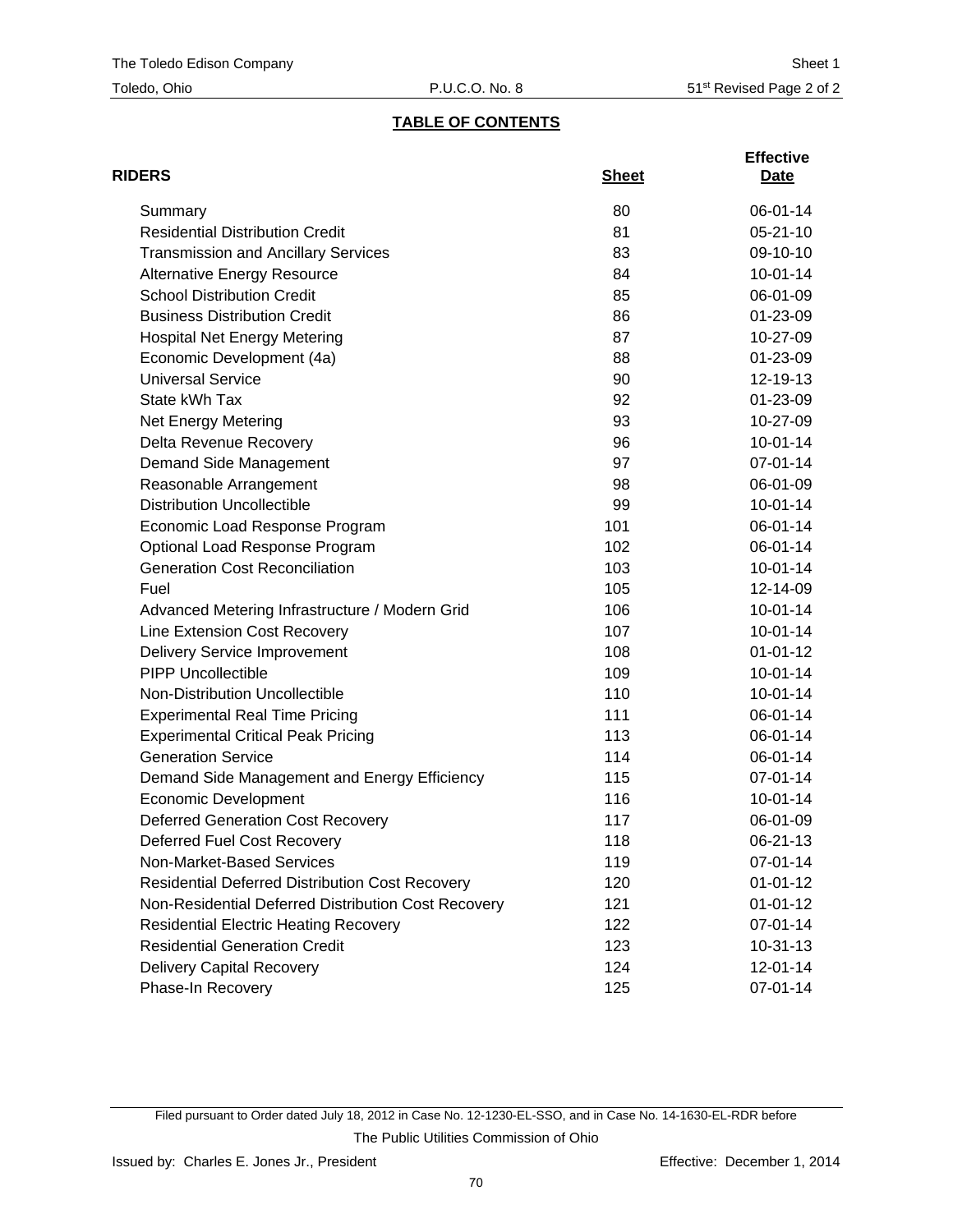## TABLE OF CONTENTS

| RIDERS | Sheet | Effective Date |
|---|---|---|
| Summary | 80 | 06-01-14 |
| Residential Distribution Credit | 81 | 05-21-10 |
| Transmission and Ancillary Services | 83 | 09-10-10 |
| Alternative Energy Resource | 84 | 10-01-14 |
| School Distribution Credit | 85 | 06-01-09 |
| Business Distribution Credit | 86 | 01-23-09 |
| Hospital Net Energy Metering | 87 | 10-27-09 |
| Economic Development (4a) | 88 | 01-23-09 |
| Universal Service | 90 | 12-19-13 |
| State kWh Tax | 92 | 01-23-09 |
| Net Energy Metering | 93 | 10-27-09 |
| Delta Revenue Recovery | 96 | 10-01-14 |
| Demand Side Management | 97 | 07-01-14 |
| Reasonable Arrangement | 98 | 06-01-09 |
| Distribution Uncollectible | 99 | 10-01-14 |
| Economic Load Response Program | 101 | 06-01-14 |
| Optional Load Response Program | 102 | 06-01-14 |
| Generation Cost Reconciliation | 103 | 10-01-14 |
| Fuel | 105 | 12-14-09 |
| Advanced Metering Infrastructure / Modern Grid | 106 | 10-01-14 |
| Line Extension Cost Recovery | 107 | 10-01-14 |
| Delivery Service Improvement | 108 | 01-01-12 |
| PIPP Uncollectible | 109 | 10-01-14 |
| Non-Distribution Uncollectible | 110 | 10-01-14 |
| Experimental Real Time Pricing | 111 | 06-01-14 |
| Experimental Critical Peak Pricing | 113 | 06-01-14 |
| Generation Service | 114 | 06-01-14 |
| Demand Side Management and Energy Efficiency | 115 | 07-01-14 |
| Economic Development | 116 | 10-01-14 |
| Deferred Generation Cost Recovery | 117 | 06-01-09 |
| Deferred Fuel Cost Recovery | 118 | 06-21-13 |
| Non-Market-Based Services | 119 | 07-01-14 |
| Residential Deferred Distribution Cost Recovery | 120 | 01-01-12 |
| Non-Residential Deferred Distribution Cost Recovery | 121 | 01-01-12 |
| Residential Electric Heating Recovery | 122 | 07-01-14 |
| Residential Generation Credit | 123 | 10-31-13 |
| Delivery Capital Recovery | 124 | 12-01-14 |
| Phase-In Recovery | 125 | 07-01-14 |

Filed pursuant to Order dated July 18, 2012 in Case No. 12-1230-EL-SSO, and in Case No. 14-1630-EL-RDR before The Public Utilities Commission of Ohio

Issued by: Charles E. Jones Jr., President

Effective: December 1, 2014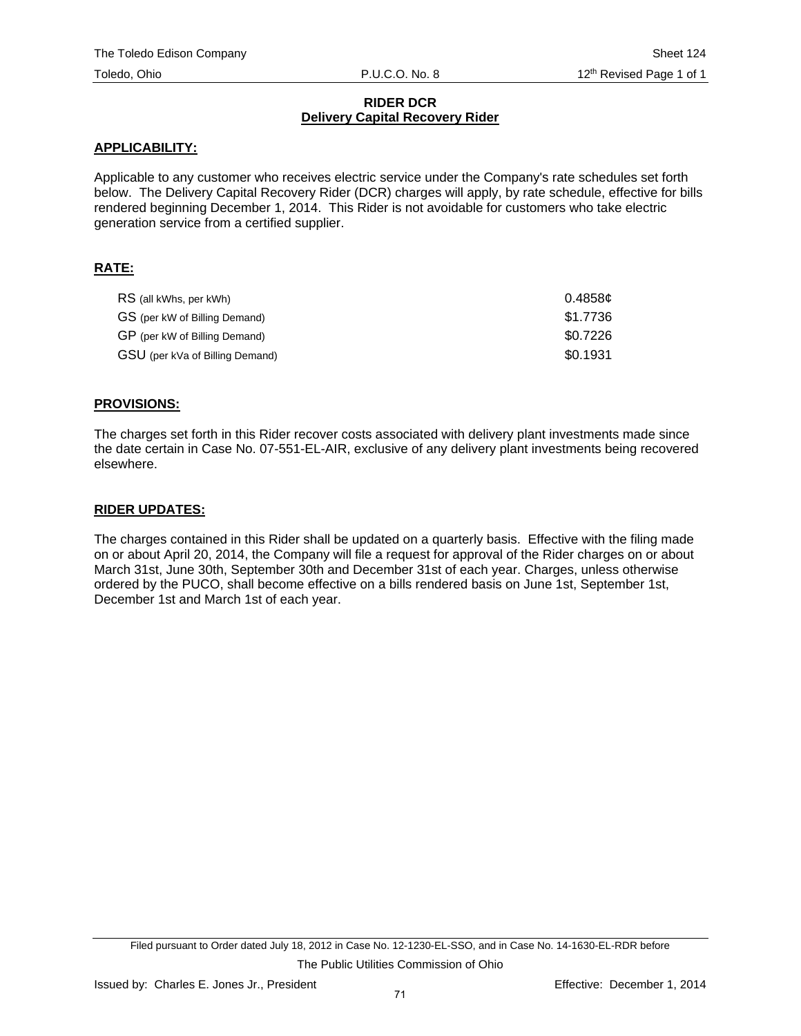# RIDER DCR
## Delivery Capital Recovery Rider

**APPLICABILITY:**

Applicable to any customer who receives electric service under the Company's rate schedules set forth below. The Delivery Capital Recovery Rider (DCR) charges will apply, by rate schedule, effective for bills rendered beginning December 1, 2014. This Rider is not avoidable for customers who take electric generation service from a certified supplier.

**RATE:**

| | |
|---|---|
| RS (all kWhs, per kWh) | 0.4858¢ |
| GS (per kW of Billing Demand) | $1.7736 |
| GP (per kW of Billing Demand) | $0.7226 |
| GSU (per kVa of Billing Demand) | $0.1931 |

**PROVISIONS:**

The charges set forth in this Rider recover costs associated with delivery plant investments made since the date certain in Case No. 07-551-EL-AIR, exclusive of any delivery plant investments being recovered elsewhere.

**RIDER UPDATES:**

The charges contained in this Rider shall be updated on a quarterly basis. Effective with the filing made on or about April 20, 2014, the Company will file a request for approval of the Rider charges on or about March 31st, June 30th, September 30th and December 31st of each year. Charges, unless otherwise ordered by the PUCO, shall become effective on a bills rendered basis on June 1st, September 1st, December 1st and March 1st of each year.

Filed pursuant to Order dated July 18, 2012 in Case No. 12-1230-EL-SSO, and in Case No. 14-1630-EL-RDR before The Public Utilities Commission of Ohio

Issued by: Charles E. Jones Jr., President

Effective: December 1, 2014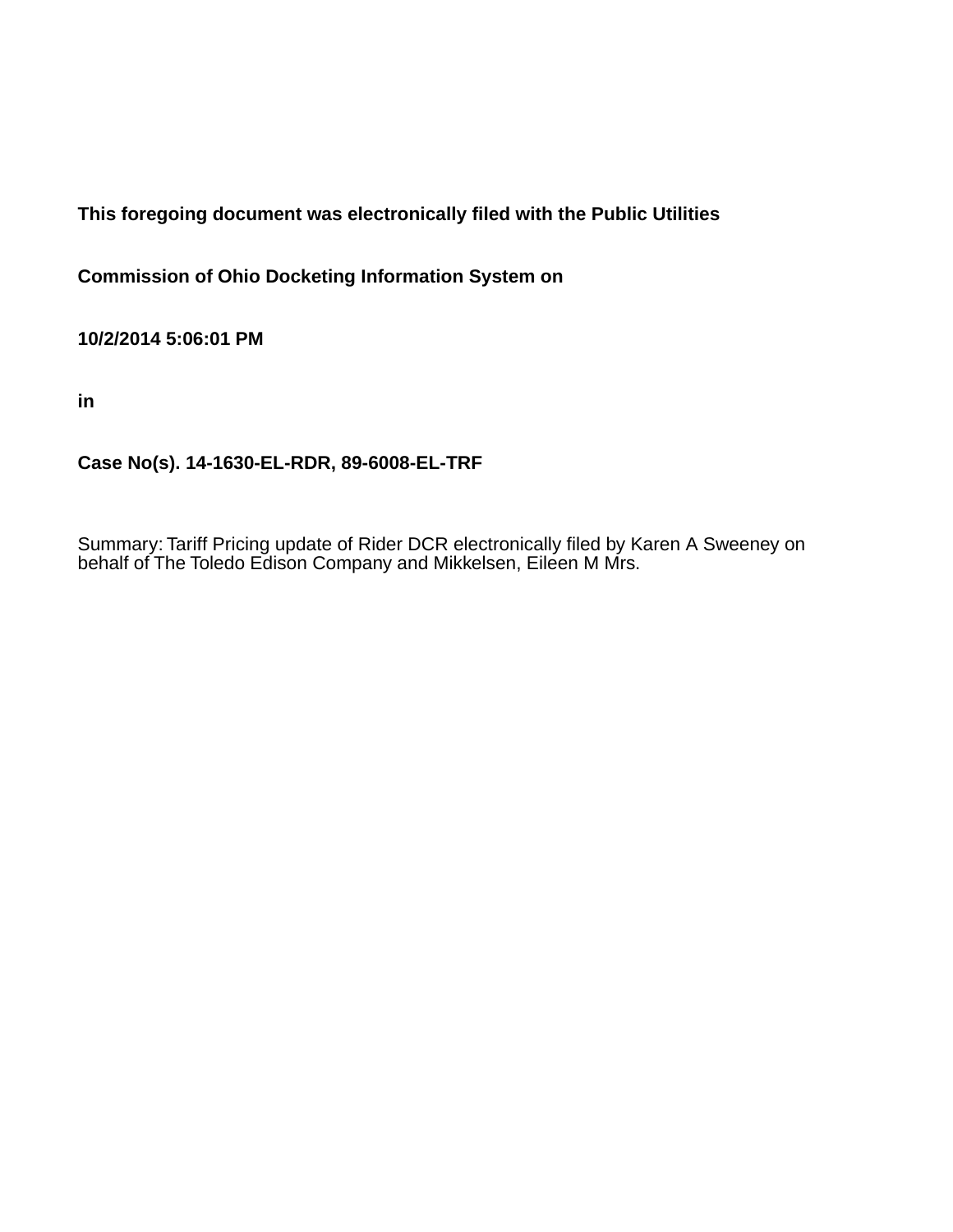**This foregoing document was electronically filed with the Public Utilities**

**Commission of Ohio Docketing Information System on**

**10/2/2014 5:06:01 PM**

**in**

**Case No(s). 14-1630-EL-RDR, 89-6008-EL-TRF**

Summary: Tariff Pricing update of Rider DCR electronically filed by Karen A Sweeney on behalf of The Toledo Edison Company and Mikkelsen, Eileen M Mrs.